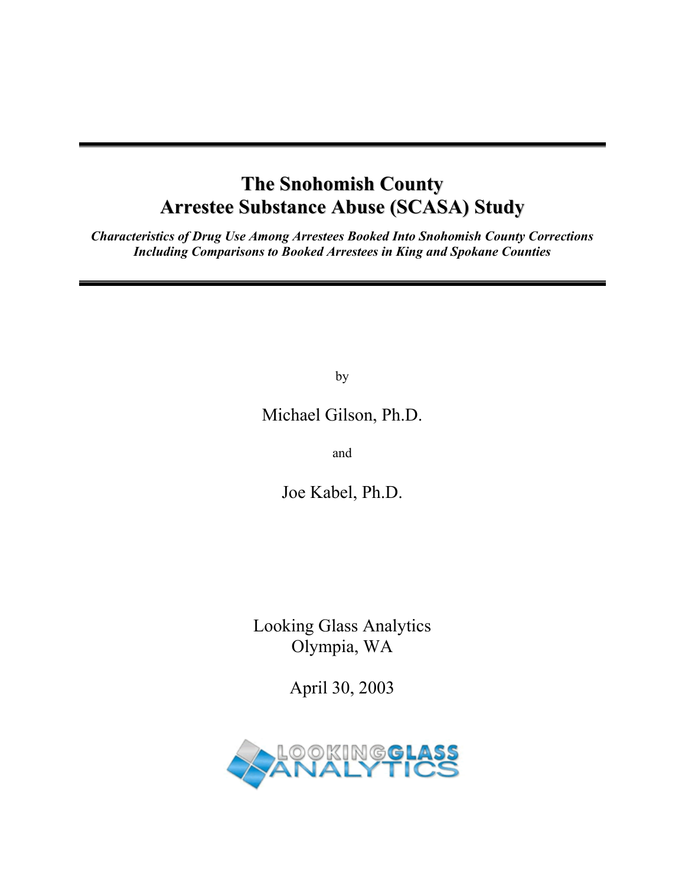# The Snohomish County Arrestee Substance Abuse (SCASA) Study

***Characteristics of Drug Use Among Arrestees Booked Into Snohomish County Corrections Including Comparisons to Booked Arrestees in King and Spokane Counties***

by

Michael Gilson, Ph.D.

and

Joe Kabel, Ph.D.

Looking Glass Analytics
Olympia, WA

April 30, 2003

LOOKING GLASS ANALYTICS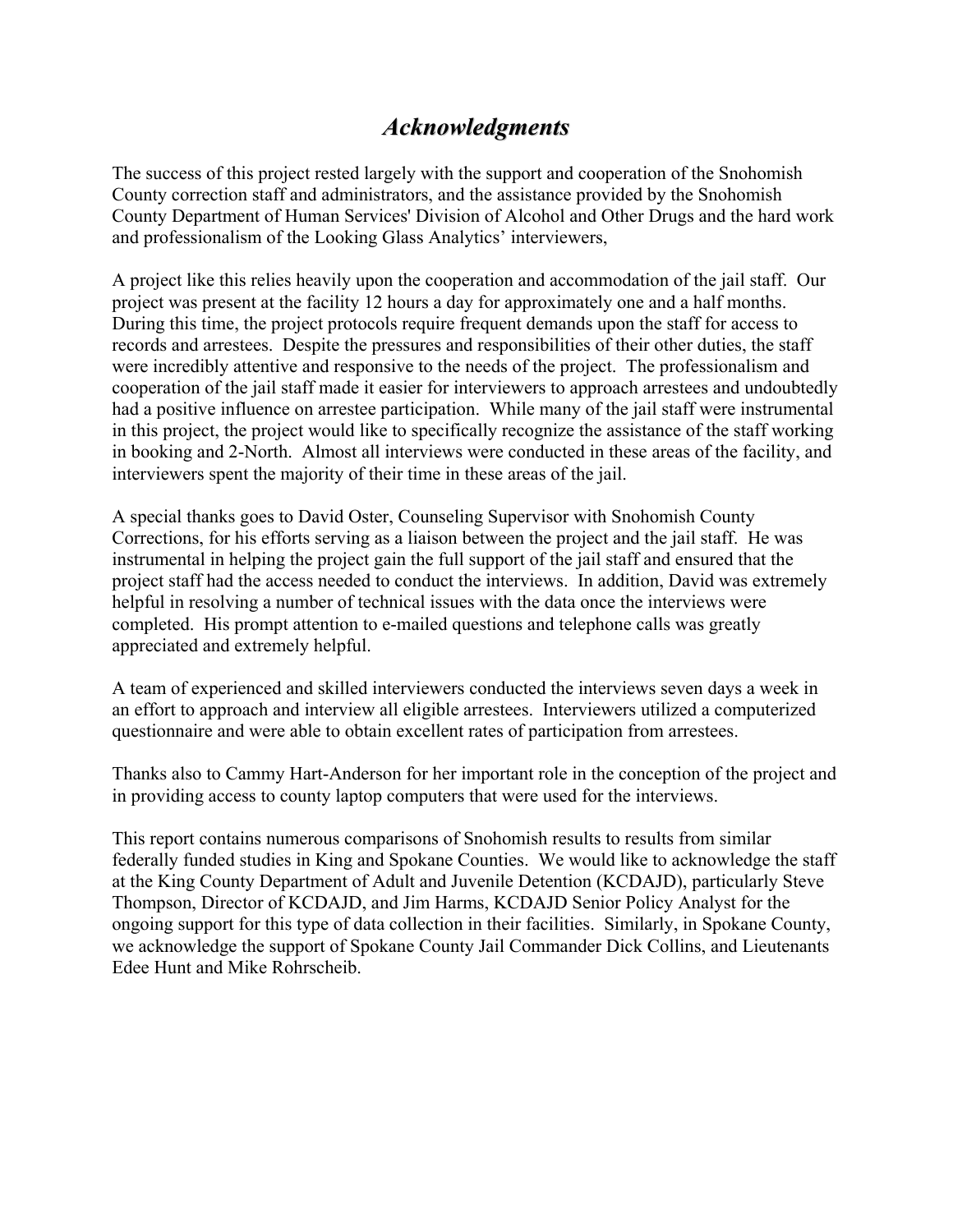# *Acknowledgments*

The success of this project rested largely with the support and cooperation of the Snohomish County correction staff and administrators, and the assistance provided by the Snohomish County Department of Human Services' Division of Alcohol and Other Drugs and the hard work and professionalism of the Looking Glass Analytics' interviewers,

A project like this relies heavily upon the cooperation and accommodation of the jail staff. Our project was present at the facility 12 hours a day for approximately one and a half months. During this time, the project protocols require frequent demands upon the staff for access to records and arrestees. Despite the pressures and responsibilities of their other duties, the staff were incredibly attentive and responsive to the needs of the project. The professionalism and cooperation of the jail staff made it easier for interviewers to approach arrestees and undoubtedly had a positive influence on arrestee participation. While many of the jail staff were instrumental in this project, the project would like to specifically recognize the assistance of the staff working in booking and 2-North. Almost all interviews were conducted in these areas of the facility, and interviewers spent the majority of their time in these areas of the jail.

A special thanks goes to David Oster, Counseling Supervisor with Snohomish County Corrections, for his efforts serving as a liaison between the project and the jail staff. He was instrumental in helping the project gain the full support of the jail staff and ensured that the project staff had the access needed to conduct the interviews. In addition, David was extremely helpful in resolving a number of technical issues with the data once the interviews were completed. His prompt attention to e-mailed questions and telephone calls was greatly appreciated and extremely helpful.

A team of experienced and skilled interviewers conducted the interviews seven days a week in an effort to approach and interview all eligible arrestees. Interviewers utilized a computerized questionnaire and were able to obtain excellent rates of participation from arrestees.

Thanks also to Cammy Hart-Anderson for her important role in the conception of the project and in providing access to county laptop computers that were used for the interviews.

This report contains numerous comparisons of Snohomish results to results from similar federally funded studies in King and Spokane Counties. We would like to acknowledge the staff at the King County Department of Adult and Juvenile Detention (KCDAJD), particularly Steve Thompson, Director of KCDAJD, and Jim Harms, KCDAJD Senior Policy Analyst for the ongoing support for this type of data collection in their facilities. Similarly, in Spokane County, we acknowledge the support of Spokane County Jail Commander Dick Collins, and Lieutenants Edee Hunt and Mike Rohrscheib.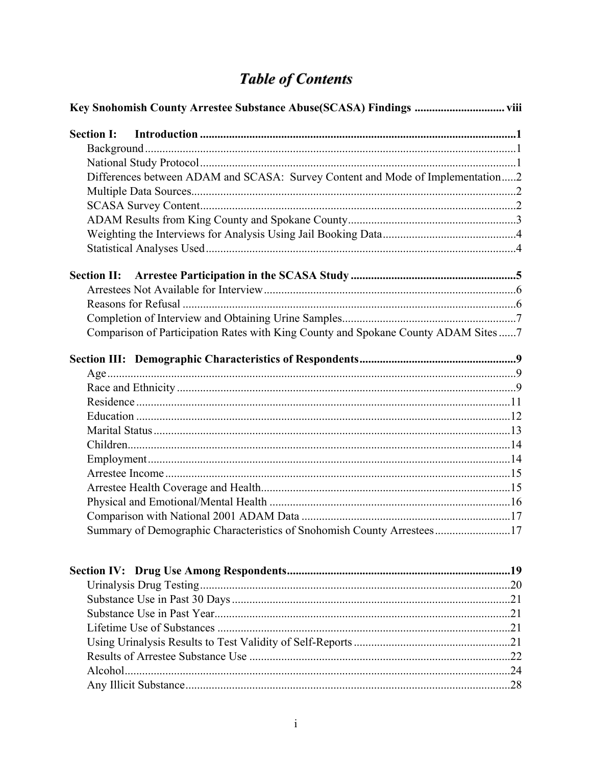# *Table of Contents*

**Key Snohomish County Arrestee Substance Abuse(SCASA) Findings .............................. viii**

**Section I: Introduction ............................................................................................................1**

- Background ..............................................................................................................1
- National Study Protocol ............................................................................................1
- Differences between ADAM and SCASA: Survey Content and Mode of Implementation.....2
- Multiple Data Sources...............................................................................................2
- SCASA Survey Content.............................................................................................2
- ADAM Results from King County and Spokane County...............................................3
- Weighting the Interviews for Analysis Using Jail Booking Data.......................................4
- Statistical Analyses Used...........................................................................................4

**Section II: Arrestee Participation in the SCASA Study .........................................................5**

- Arrestees Not Available for Interview........................................................................6
- Reasons for Refusal ..................................................................................................6
- Completion of Interview and Obtaining Urine Samples.................................................7
- Comparison of Participation Rates with King County and Spokane County ADAM Sites ......7

**Section III: Demographic Characteristics of Respondents......................................................9**

- Age..........................................................................................................................9
- Race and Ethnicity ....................................................................................................9
- Residence ...............................................................................................................11
- Education ...............................................................................................................12
- Marital Status ..........................................................................................................13
- Children..................................................................................................................14
- Employment ............................................................................................................14
- Arrestee Income ......................................................................................................15
- Arrestee Health Coverage and Health.........................................................................15
- Physical and Emotional/Mental Health .......................................................................16
- Comparison with National 2001 ADAM Data ..............................................................17
- Summary of Demographic Characteristics of Snohomish County Arrestees....................17

**Section IV: Drug Use Among Respondents..............................................................................19**

- Urinalysis Drug Testing.............................................................................................20
- Substance Use in Past 30 Days ..................................................................................21
- Substance Use in Past Year........................................................................................21
- Lifetime Use of Substances .......................................................................................21
- Using Urinalysis Results to Test Validity of Self-Reports ..............................................21
- Results of Arrestee Substance Use .............................................................................22
- Alcohol....................................................................................................................24
- Any Illicit Substance..................................................................................................28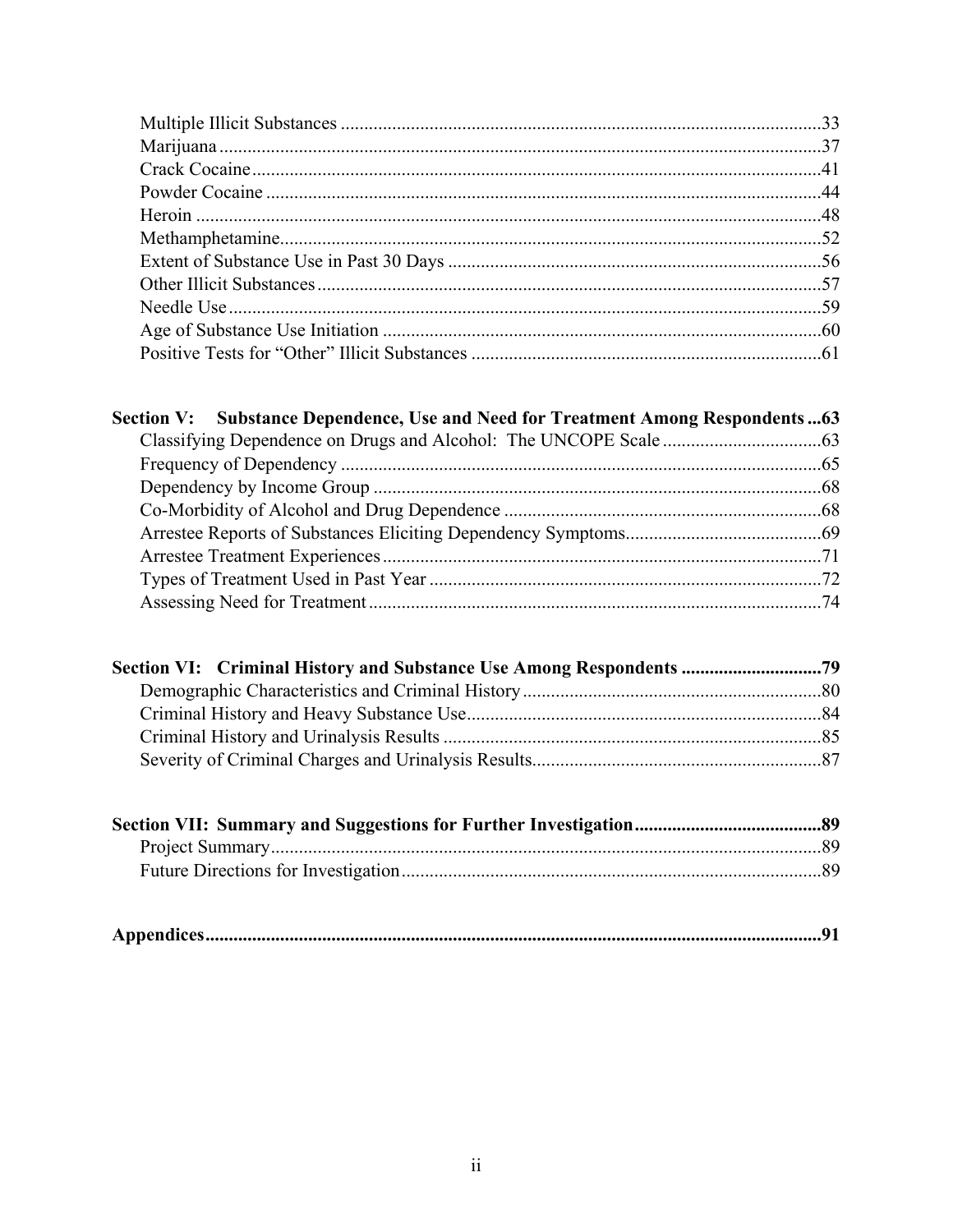Multiple Illicit Substances .....................................................................................................33
Marijuana ...............................................................................................................................37
Crack Cocaine ........................................................................................................................41
Powder Cocaine .....................................................................................................................44
Heroin ....................................................................................................................................48
Methamphetamine..................................................................................................................52
Extent of Substance Use in Past 30 Days ..............................................................................56
Other Illicit Substances ..........................................................................................................57
Needle Use .............................................................................................................................59
Age of Substance Use Initiation ............................................................................................60
Positive Tests for "Other" Illicit Substances ..........................................................................61

**Section V: Substance Dependence, Use and Need for Treatment Among Respondents ...63**
Classifying Dependence on Drugs and Alcohol: The UNCOPE Scale ..................................63
Frequency of Dependency ......................................................................................................65
Dependency by Income Group ...............................................................................................68
Co-Morbidity of Alcohol and Drug Dependence ...................................................................68
Arrestee Reports of Substances Eliciting Dependency Symptoms..........................................69
Arrestee Treatment Experiences .............................................................................................71
Types of Treatment Used in Past Year ...................................................................................72
Assessing Need for Treatment ................................................................................................74

**Section VI: Criminal History and Substance Use Among Respondents .............................79**
Demographic Characteristics and Criminal History ...............................................................80
Criminal History and Heavy Substance Use...........................................................................84
Criminal History and Urinalysis Results ................................................................................85
Severity of Criminal Charges and Urinalysis Results.............................................................87

**Section VII: Summary and Suggestions for Further Investigation........................................89**
Project Summary.....................................................................................................................89
Future Directions for Investigation .........................................................................................89

**Appendices...................................................................................................................................91**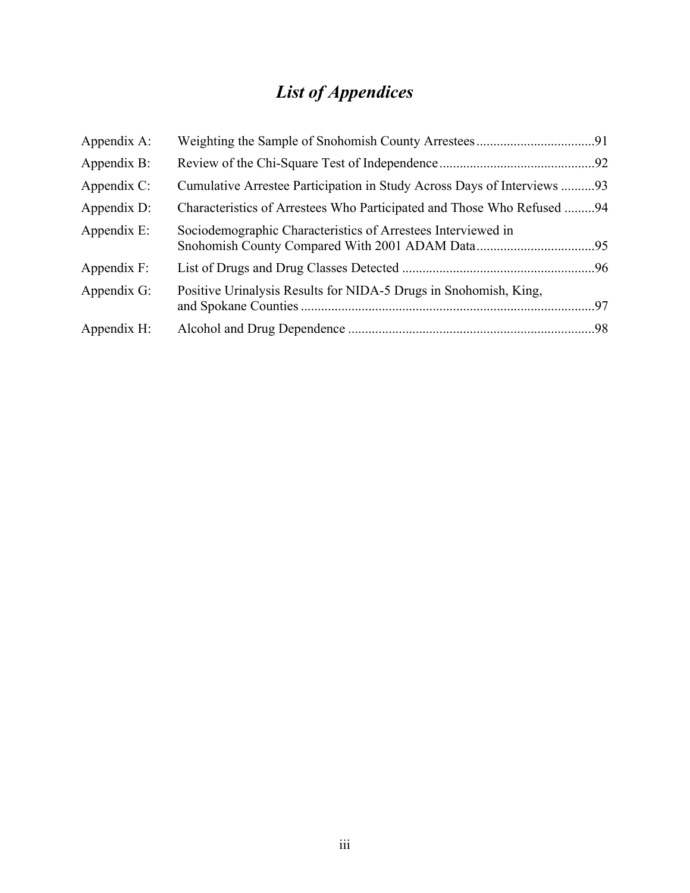# *List of Appendices*

| | | |
|---|---|---|
| Appendix A: | Weighting the Sample of Snohomish County Arrestees | 91 |
| Appendix B: | Review of the Chi-Square Test of Independence | 92 |
| Appendix C: | Cumulative Arrestee Participation in Study Across Days of Interviews | 93 |
| Appendix D: | Characteristics of Arrestees Who Participated and Those Who Refused | 94 |
| Appendix E: | Sociodemographic Characteristics of Arrestees Interviewed in Snohomish County Compared With 2001 ADAM Data | 95 |
| Appendix F: | List of Drugs and Drug Classes Detected | 96 |
| Appendix G: | Positive Urinalysis Results for NIDA-5 Drugs in Snohomish, King, and Spokane Counties | 97 |
| Appendix H: | Alcohol and Drug Dependence | 98 |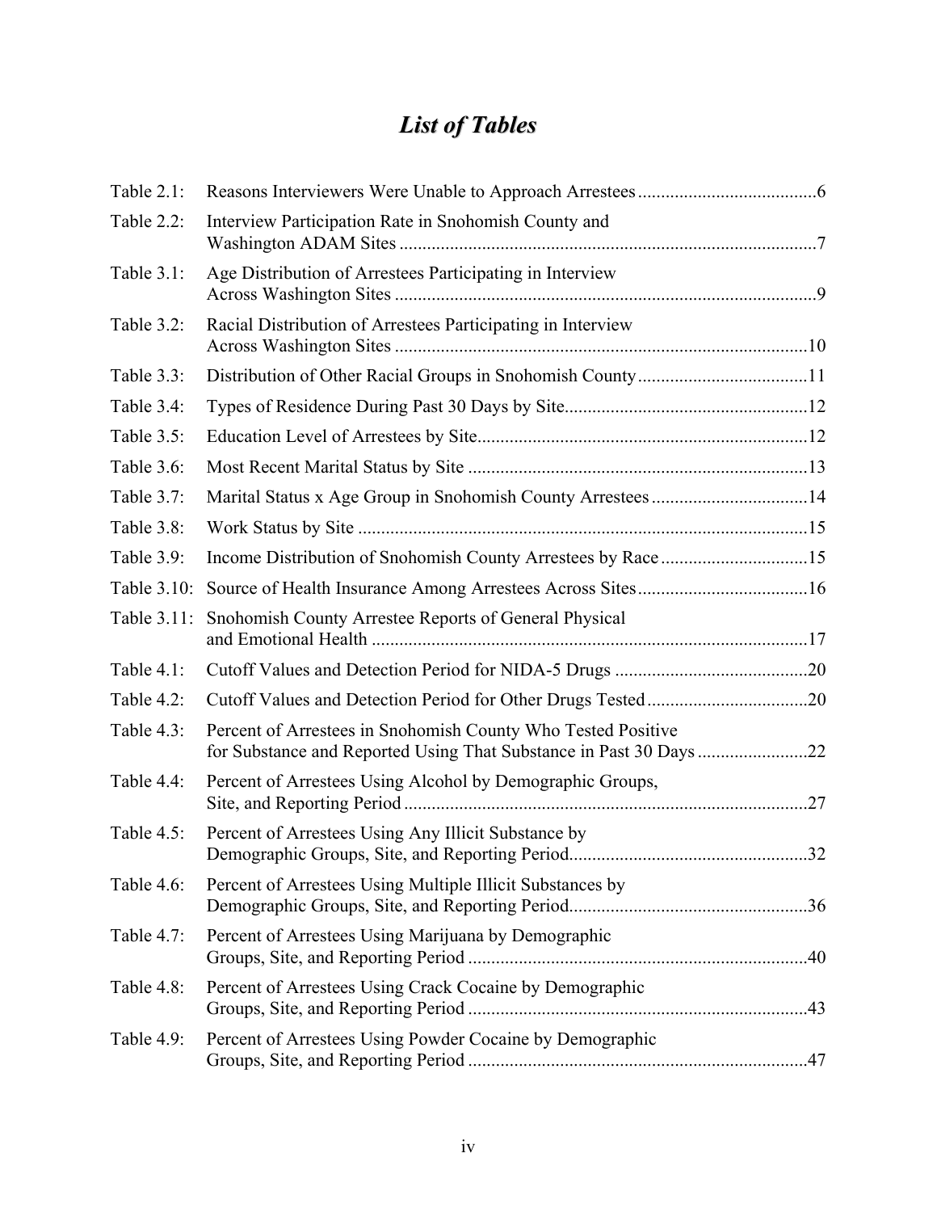# *List of Tables*

| | | |
|---|---|---|
| Table 2.1: | Reasons Interviewers Were Unable to Approach Arrestees | 6 |
| Table 2.2: | Interview Participation Rate in Snohomish County and Washington ADAM Sites | 7 |
| Table 3.1: | Age Distribution of Arrestees Participating in Interview Across Washington Sites | 9 |
| Table 3.2: | Racial Distribution of Arrestees Participating in Interview Across Washington Sites | 10 |
| Table 3.3: | Distribution of Other Racial Groups in Snohomish County | 11 |
| Table 3.4: | Types of Residence During Past 30 Days by Site | 12 |
| Table 3.5: | Education Level of Arrestees by Site | 12 |
| Table 3.6: | Most Recent Marital Status by Site | 13 |
| Table 3.7: | Marital Status x Age Group in Snohomish County Arrestees | 14 |
| Table 3.8: | Work Status by Site | 15 |
| Table 3.9: | Income Distribution of Snohomish County Arrestees by Race | 15 |
| Table 3.10: | Source of Health Insurance Among Arrestees Across Sites | 16 |
| Table 3.11: | Snohomish County Arrestee Reports of General Physical and Emotional Health | 17 |
| Table 4.1: | Cutoff Values and Detection Period for NIDA-5 Drugs | 20 |
| Table 4.2: | Cutoff Values and Detection Period for Other Drugs Tested | 20 |
| Table 4.3: | Percent of Arrestees in Snohomish County Who Tested Positive for Substance and Reported Using That Substance in Past 30 Days | 22 |
| Table 4.4: | Percent of Arrestees Using Alcohol by Demographic Groups, Site, and Reporting Period | 27 |
| Table 4.5: | Percent of Arrestees Using Any Illicit Substance by Demographic Groups, Site, and Reporting Period | 32 |
| Table 4.6: | Percent of Arrestees Using Multiple Illicit Substances by Demographic Groups, Site, and Reporting Period | 36 |
| Table 4.7: | Percent of Arrestees Using Marijuana by Demographic Groups, Site, and Reporting Period | 40 |
| Table 4.8: | Percent of Arrestees Using Crack Cocaine by Demographic Groups, Site, and Reporting Period | 43 |
| Table 4.9: | Percent of Arrestees Using Powder Cocaine by Demographic Groups, Site, and Reporting Period | 47 |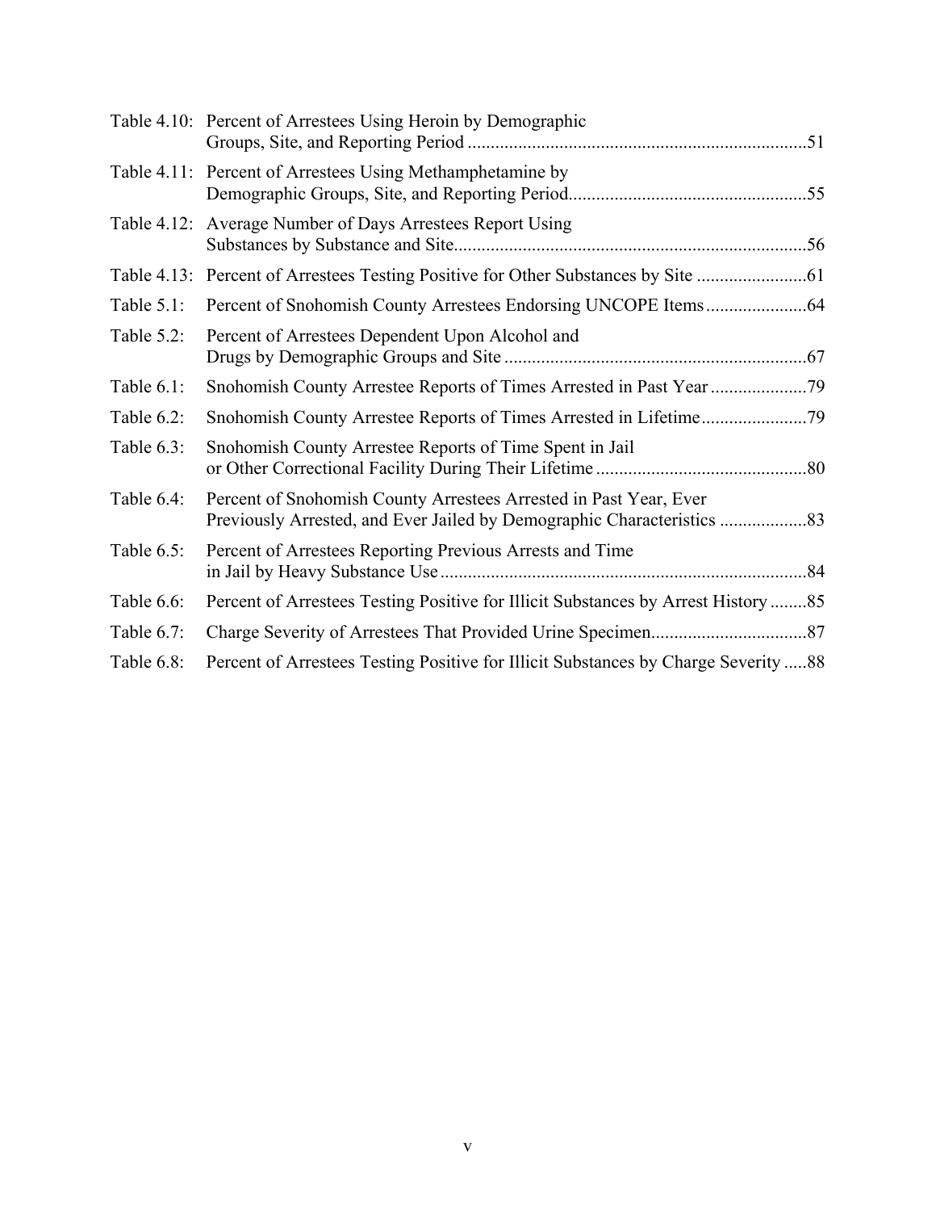| | | |
|---|---|---|
| Table 4.10: | Percent of Arrestees Using Heroin by Demographic Groups, Site, and Reporting Period | 51 |
| Table 4.11: | Percent of Arrestees Using Methamphetamine by Demographic Groups, Site, and Reporting Period | 55 |
| Table 4.12: | Average Number of Days Arrestees Report Using Substances by Substance and Site | 56 |
| Table 4.13: | Percent of Arrestees Testing Positive for Other Substances by Site | 61 |
| Table 5.1: | Percent of Snohomish County Arrestees Endorsing UNCOPE Items | 64 |
| Table 5.2: | Percent of Arrestees Dependent Upon Alcohol and Drugs by Demographic Groups and Site | 67 |
| Table 6.1: | Snohomish County Arrestee Reports of Times Arrested in Past Year | 79 |
| Table 6.2: | Snohomish County Arrestee Reports of Times Arrested in Lifetime | 79 |
| Table 6.3: | Snohomish County Arrestee Reports of Time Spent in Jail or Other Correctional Facility During Their Lifetime | 80 |
| Table 6.4: | Percent of Snohomish County Arrestees Arrested in Past Year, Ever Previously Arrested, and Ever Jailed by Demographic Characteristics | 83 |
| Table 6.5: | Percent of Arrestees Reporting Previous Arrests and Time in Jail by Heavy Substance Use | 84 |
| Table 6.6: | Percent of Arrestees Testing Positive for Illicit Substances by Arrest History | 85 |
| Table 6.7: | Charge Severity of Arrestees That Provided Urine Specimen | 87 |
| Table 6.8: | Percent of Arrestees Testing Positive for Illicit Substances by Charge Severity | 88 |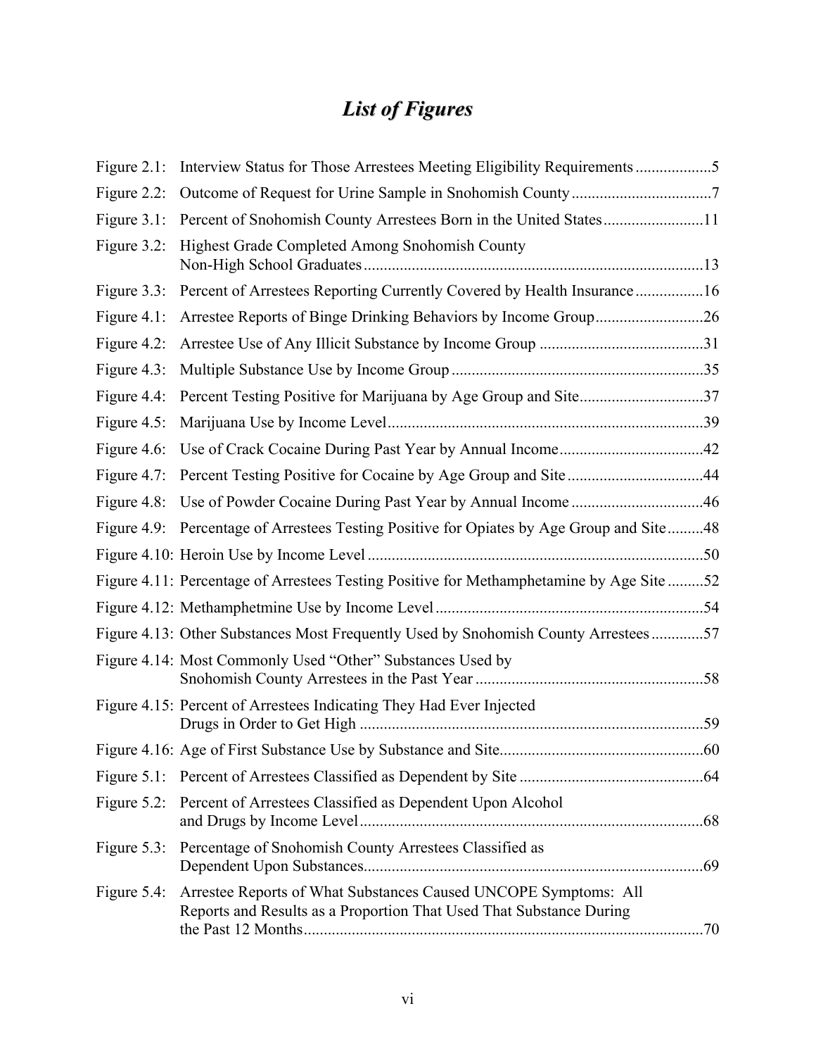# *List of Figures*

Figure 2.1: Interview Status for Those Arrestees Meeting Eligibility Requirements ...................5

Figure 2.2: Outcome of Request for Urine Sample in Snohomish County ...................................7

Figure 3.1: Percent of Snohomish County Arrestees Born in the United States.........................11

Figure 3.2: Highest Grade Completed Among Snohomish County Non-High School Graduates....................................................................................13

Figure 3.3: Percent of Arrestees Reporting Currently Covered by Health Insurance .................16

Figure 4.1: Arrestee Reports of Binge Drinking Behaviors by Income Group...........................26

Figure 4.2: Arrestee Use of Any Illicit Substance by Income Group .........................................31

Figure 4.3: Multiple Substance Use by Income Group ...............................................................35

Figure 4.4: Percent Testing Positive for Marijuana by Age Group and Site...............................37

Figure 4.5: Marijuana Use by Income Level...............................................................................39

Figure 4.6: Use of Crack Cocaine During Past Year by Annual Income....................................42

Figure 4.7: Percent Testing Positive for Cocaine by Age Group and Site ..................................44

Figure 4.8: Use of Powder Cocaine During Past Year by Annual Income .................................46

Figure 4.9: Percentage of Arrestees Testing Positive for Opiates by Age Group and Site .........48

Figure 4.10: Heroin Use by Income Level ....................................................................................50

Figure 4.11: Percentage of Arrestees Testing Positive for Methamphetamine by Age Site .........52

Figure 4.12: Methamphetmine Use by Income Level ...................................................................54

Figure 4.13: Other Substances Most Frequently Used by Snohomish County Arrestees .............57

Figure 4.14: Most Commonly Used "Other" Substances Used by Snohomish County Arrestees in the Past Year .........................................................58

Figure 4.15: Percent of Arrestees Indicating They Had Ever Injected Drugs in Order to Get High .....................................................................................59

Figure 4.16: Age of First Substance Use by Substance and Site..................................................60

Figure 5.1: Percent of Arrestees Classified as Dependent by Site .............................................64

Figure 5.2: Percent of Arrestees Classified as Dependent Upon Alcohol and Drugs by Income Level.....................................................................................68

Figure 5.3: Percentage of Snohomish County Arrestees Classified as Dependent Upon Substances....................................................................................69

Figure 5.4: Arrestee Reports of What Substances Caused UNCOPE Symptoms: All Reports and Results as a Proportion That Used That Substance During the Past 12 Months...................................................................................................70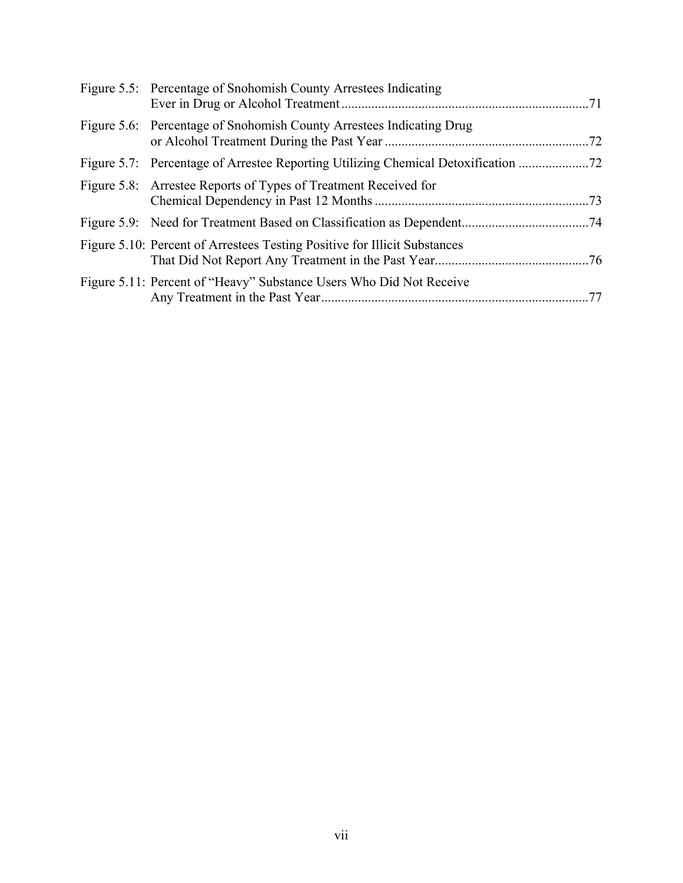Figure 5.5: Percentage of Snohomish County Arrestees Indicating Ever in Drug or Alcohol Treatment ..........71

Figure 5.6: Percentage of Snohomish County Arrestees Indicating Drug or Alcohol Treatment During the Past Year ..........72

Figure 5.7: Percentage of Arrestee Reporting Utilizing Chemical Detoxification ..........72

Figure 5.8: Arrestee Reports of Types of Treatment Received for Chemical Dependency in Past 12 Months ..........73

Figure 5.9: Need for Treatment Based on Classification as Dependent..........74

Figure 5.10: Percent of Arrestees Testing Positive for Illicit Substances That Did Not Report Any Treatment in the Past Year..........76

Figure 5.11: Percent of "Heavy" Substance Users Who Did Not Receive Any Treatment in the Past Year..........77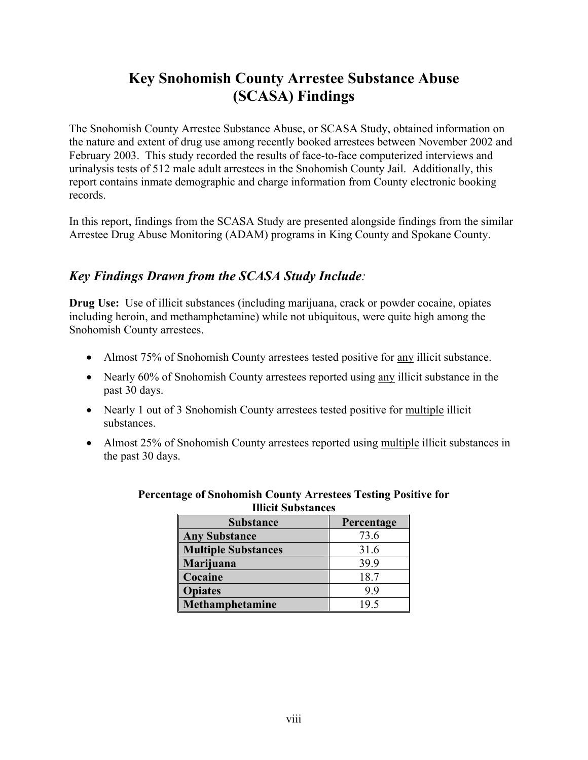# Key Snohomish County Arrestee Substance Abuse (SCASA) Findings

The Snohomish County Arrestee Substance Abuse, or SCASA Study, obtained information on the nature and extent of drug use among recently booked arrestees between November 2002 and February 2003. This study recorded the results of face-to-face computerized interviews and urinalysis tests of 512 male adult arrestees in the Snohomish County Jail. Additionally, this report contains inmate demographic and charge information from County electronic booking records.

In this report, findings from the SCASA Study are presented alongside findings from the similar Arrestee Drug Abuse Monitoring (ADAM) programs in King County and Spokane County.

## *Key Findings Drawn from the SCASA Study Include:*

**Drug Use:** Use of illicit substances (including marijuana, crack or powder cocaine, opiates including heroin, and methamphetamine) while not ubiquitous, were quite high among the Snohomish County arrestees.

- Almost 75% of Snohomish County arrestees tested positive for any illicit substance.
- Nearly 60% of Snohomish County arrestees reported using any illicit substance in the past 30 days.
- Nearly 1 out of 3 Snohomish County arrestees tested positive for multiple illicit substances.
- Almost 25% of Snohomish County arrestees reported using multiple illicit substances in the past 30 days.

**Percentage of Snohomish County Arrestees Testing Positive for Illicit Substances**

| Substance | Percentage |
|---|---|
| **Any Substance** | 73.6 |
| **Multiple Substances** | 31.6 |
| **Marijuana** | 39.9 |
| **Cocaine** | 18.7 |
| **Opiates** | 9.9 |
| **Methamphetamine** | 19.5 |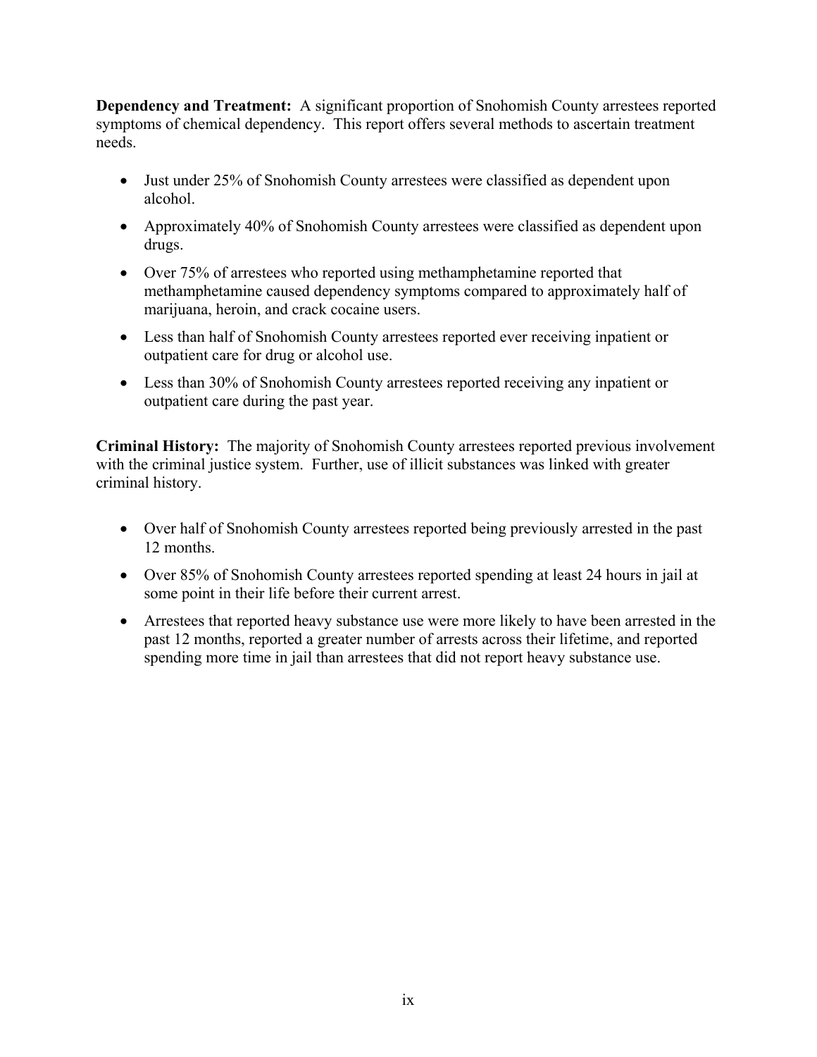**Dependency and Treatment:** A significant proportion of Snohomish County arrestees reported symptoms of chemical dependency. This report offers several methods to ascertain treatment needs.

- Just under 25% of Snohomish County arrestees were classified as dependent upon alcohol.
- Approximately 40% of Snohomish County arrestees were classified as dependent upon drugs.
- Over 75% of arrestees who reported using methamphetamine reported that methamphetamine caused dependency symptoms compared to approximately half of marijuana, heroin, and crack cocaine users.
- Less than half of Snohomish County arrestees reported ever receiving inpatient or outpatient care for drug or alcohol use.
- Less than 30% of Snohomish County arrestees reported receiving any inpatient or outpatient care during the past year.

**Criminal History:** The majority of Snohomish County arrestees reported previous involvement with the criminal justice system. Further, use of illicit substances was linked with greater criminal history.

- Over half of Snohomish County arrestees reported being previously arrested in the past 12 months.
- Over 85% of Snohomish County arrestees reported spending at least 24 hours in jail at some point in their life before their current arrest.
- Arrestees that reported heavy substance use were more likely to have been arrested in the past 12 months, reported a greater number of arrests across their lifetime, and reported spending more time in jail than arrestees that did not report heavy substance use.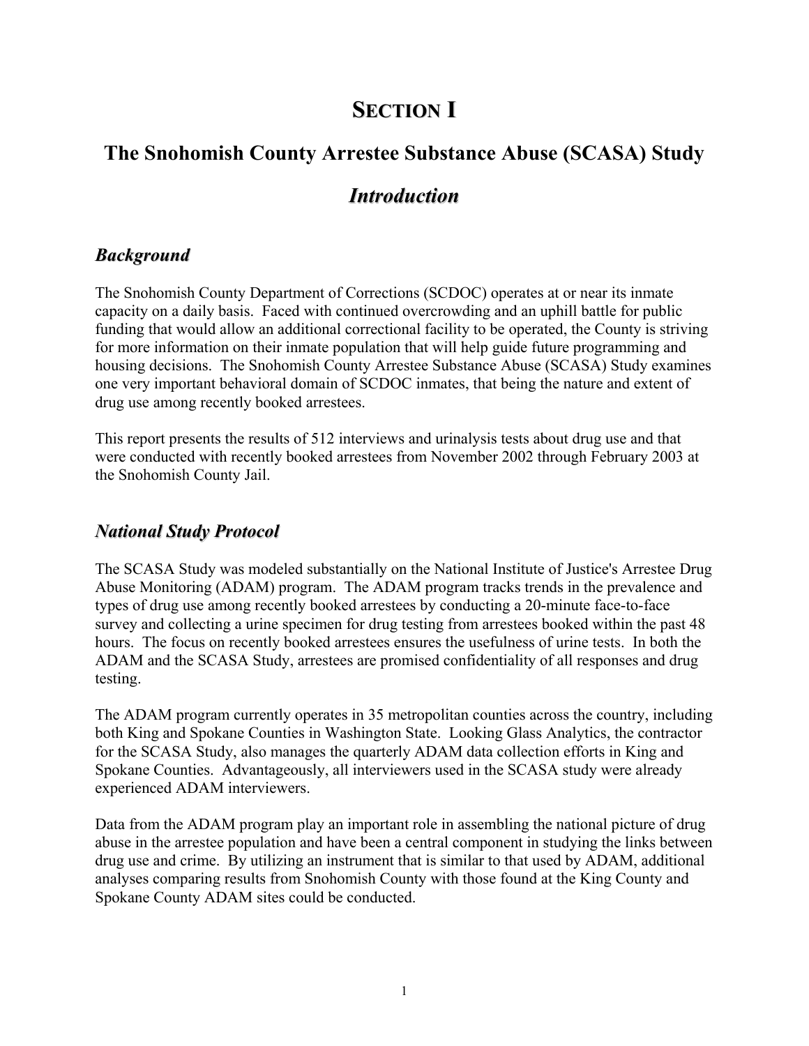# SECTION I

## The Snohomish County Arrestee Substance Abuse (SCASA) Study

## *Introduction*

### *Background*

The Snohomish County Department of Corrections (SCDOC) operates at or near its inmate capacity on a daily basis. Faced with continued overcrowding and an uphill battle for public funding that would allow an additional correctional facility to be operated, the County is striving for more information on their inmate population that will help guide future programming and housing decisions. The Snohomish County Arrestee Substance Abuse (SCASA) Study examines one very important behavioral domain of SCDOC inmates, that being the nature and extent of drug use among recently booked arrestees.

This report presents the results of 512 interviews and urinalysis tests about drug use and that were conducted with recently booked arrestees from November 2002 through February 2003 at the Snohomish County Jail.

### *National Study Protocol*

The SCASA Study was modeled substantially on the National Institute of Justice's Arrestee Drug Abuse Monitoring (ADAM) program. The ADAM program tracks trends in the prevalence and types of drug use among recently booked arrestees by conducting a 20-minute face-to-face survey and collecting a urine specimen for drug testing from arrestees booked within the past 48 hours. The focus on recently booked arrestees ensures the usefulness of urine tests. In both the ADAM and the SCASA Study, arrestees are promised confidentiality of all responses and drug testing.

The ADAM program currently operates in 35 metropolitan counties across the country, including both King and Spokane Counties in Washington State. Looking Glass Analytics, the contractor for the SCASA Study, also manages the quarterly ADAM data collection efforts in King and Spokane Counties. Advantageously, all interviewers used in the SCASA study were already experienced ADAM interviewers.

Data from the ADAM program play an important role in assembling the national picture of drug abuse in the arrestee population and have been a central component in studying the links between drug use and crime. By utilizing an instrument that is similar to that used by ADAM, additional analyses comparing results from Snohomish County with those found at the King County and Spokane County ADAM sites could be conducted.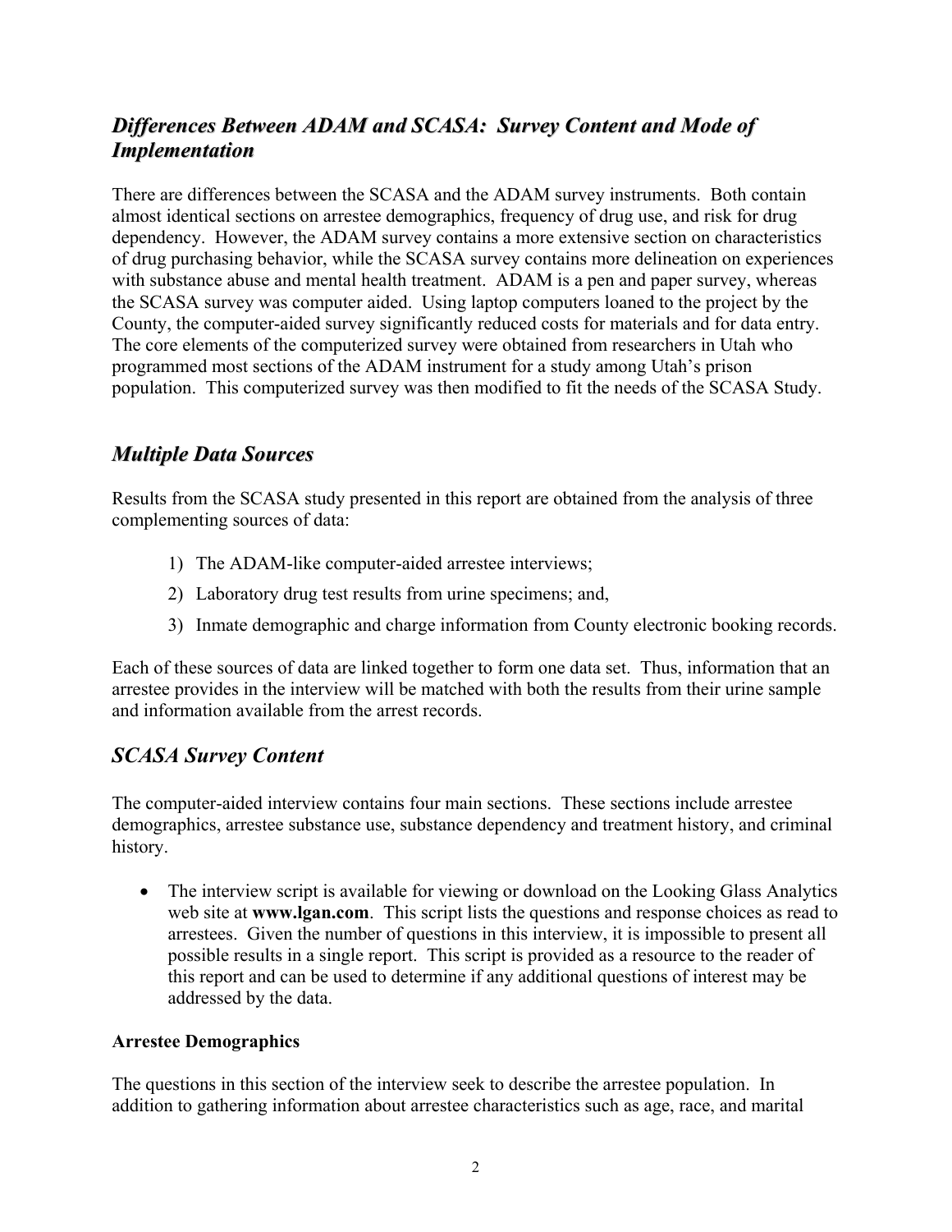## *Differences Between ADAM and SCASA: Survey Content and Mode of Implementation*

There are differences between the SCASA and the ADAM survey instruments. Both contain almost identical sections on arrestee demographics, frequency of drug use, and risk for drug dependency. However, the ADAM survey contains a more extensive section on characteristics of drug purchasing behavior, while the SCASA survey contains more delineation on experiences with substance abuse and mental health treatment. ADAM is a pen and paper survey, whereas the SCASA survey was computer aided. Using laptop computers loaned to the project by the County, the computer-aided survey significantly reduced costs for materials and for data entry. The core elements of the computerized survey were obtained from researchers in Utah who programmed most sections of the ADAM instrument for a study among Utah's prison population. This computerized survey was then modified to fit the needs of the SCASA Study.

## *Multiple Data Sources*

Results from the SCASA study presented in this report are obtained from the analysis of three complementing sources of data:

1) The ADAM-like computer-aided arrestee interviews;
2) Laboratory drug test results from urine specimens; and,
3) Inmate demographic and charge information from County electronic booking records.

Each of these sources of data are linked together to form one data set. Thus, information that an arrestee provides in the interview will be matched with both the results from their urine sample and information available from the arrest records.

## *SCASA Survey Content*

The computer-aided interview contains four main sections. These sections include arrestee demographics, arrestee substance use, substance dependency and treatment history, and criminal history.

- The interview script is available for viewing or download on the Looking Glass Analytics web site at **www.lgan.com**. This script lists the questions and response choices as read to arrestees. Given the number of questions in this interview, it is impossible to present all possible results in a single report. This script is provided as a resource to the reader of this report and can be used to determine if any additional questions of interest may be addressed by the data.

**Arrestee Demographics**

The questions in this section of the interview seek to describe the arrestee population. In addition to gathering information about arrestee characteristics such as age, race, and marital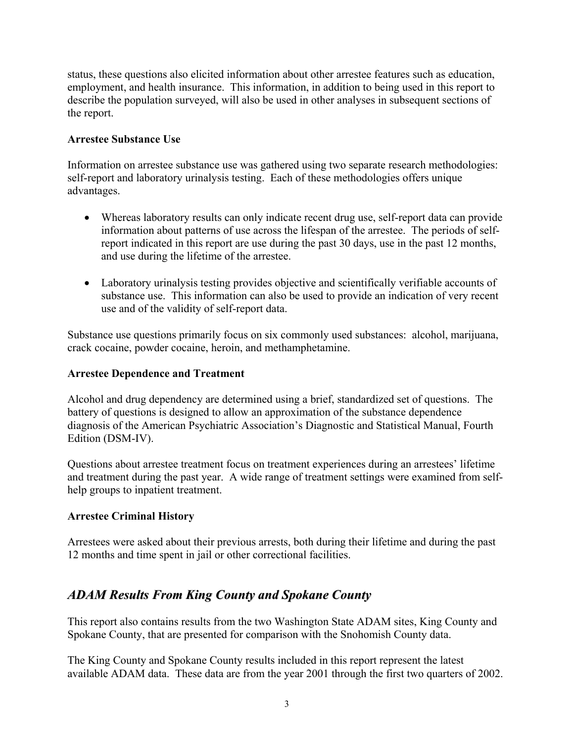status, these questions also elicited information about other arrestee features such as education, employment, and health insurance. This information, in addition to being used in this report to describe the population surveyed, will also be used in other analyses in subsequent sections of the report.

### Arrestee Substance Use

Information on arrestee substance use was gathered using two separate research methodologies: self-report and laboratory urinalysis testing. Each of these methodologies offers unique advantages.

- Whereas laboratory results can only indicate recent drug use, self-report data can provide information about patterns of use across the lifespan of the arrestee. The periods of self-report indicated in this report are use during the past 30 days, use in the past 12 months, and use during the lifetime of the arrestee.

- Laboratory urinalysis testing provides objective and scientifically verifiable accounts of substance use. This information can also be used to provide an indication of very recent use and of the validity of self-report data.

Substance use questions primarily focus on six commonly used substances: alcohol, marijuana, crack cocaine, powder cocaine, heroin, and methamphetamine.

### Arrestee Dependence and Treatment

Alcohol and drug dependency are determined using a brief, standardized set of questions. The battery of questions is designed to allow an approximation of the substance dependence diagnosis of the American Psychiatric Association's Diagnostic and Statistical Manual, Fourth Edition (DSM-IV).

Questions about arrestee treatment focus on treatment experiences during an arrestees' lifetime and treatment during the past year. A wide range of treatment settings were examined from self-help groups to inpatient treatment.

### Arrestee Criminal History

Arrestees were asked about their previous arrests, both during their lifetime and during the past 12 months and time spent in jail or other correctional facilities.

## *ADAM Results From King County and Spokane County*

This report also contains results from the two Washington State ADAM sites, King County and Spokane County, that are presented for comparison with the Snohomish County data.

The King County and Spokane County results included in this report represent the latest available ADAM data. These data are from the year 2001 through the first two quarters of 2002.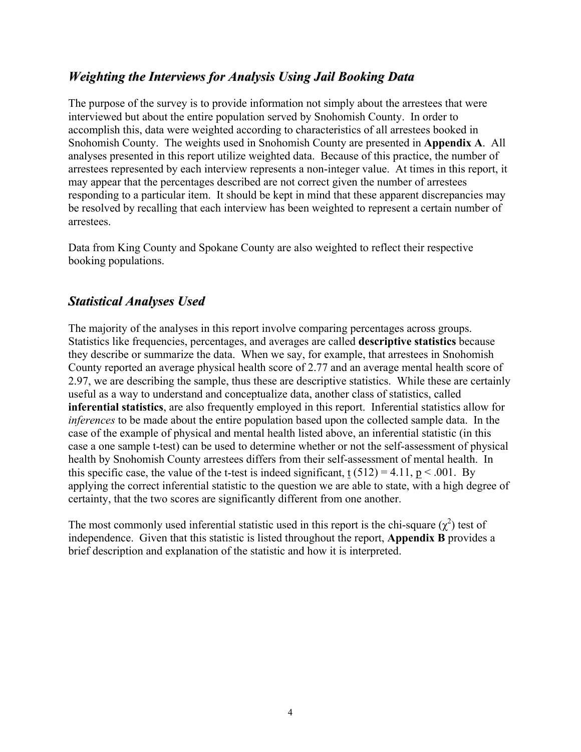## *Weighting the Interviews for Analysis Using Jail Booking Data*

The purpose of the survey is to provide information not simply about the arrestees that were interviewed but about the entire population served by Snohomish County. In order to accomplish this, data were weighted according to characteristics of all arrestees booked in Snohomish County. The weights used in Snohomish County are presented in **Appendix A**. All analyses presented in this report utilize weighted data. Because of this practice, the number of arrestees represented by each interview represents a non-integer value. At times in this report, it may appear that the percentages described are not correct given the number of arrestees responding to a particular item. It should be kept in mind that these apparent discrepancies may be resolved by recalling that each interview has been weighted to represent a certain number of arrestees.

Data from King County and Spokane County are also weighted to reflect their respective booking populations.

## *Statistical Analyses Used*

The majority of the analyses in this report involve comparing percentages across groups. Statistics like frequencies, percentages, and averages are called **descriptive statistics** because they describe or summarize the data. When we say, for example, that arrestees in Snohomish County reported an average physical health score of 2.77 and an average mental health score of 2.97, we are describing the sample, thus these are descriptive statistics. While these are certainly useful as a way to understand and conceptualize data, another class of statistics, called **inferential statistics**, are also frequently employed in this report. Inferential statistics allow for *inferences* to be made about the entire population based upon the collected sample data. In the case of the example of physical and mental health listed above, an inferential statistic (in this case a one sample t-test) can be used to determine whether or not the self-assessment of physical health by Snohomish County arrestees differs from their self-assessment of mental health. In this specific case, the value of the t-test is indeed significant, $t\ (512) = 4.11$, $p < .001$. By applying the correct inferential statistic to the question we are able to state, with a high degree of certainty, that the two scores are significantly different from one another.

The most commonly used inferential statistic used in this report is the chi-square ($\chi^2$) test of independence. Given that this statistic is listed throughout the report, **Appendix B** provides a brief description and explanation of the statistic and how it is interpreted.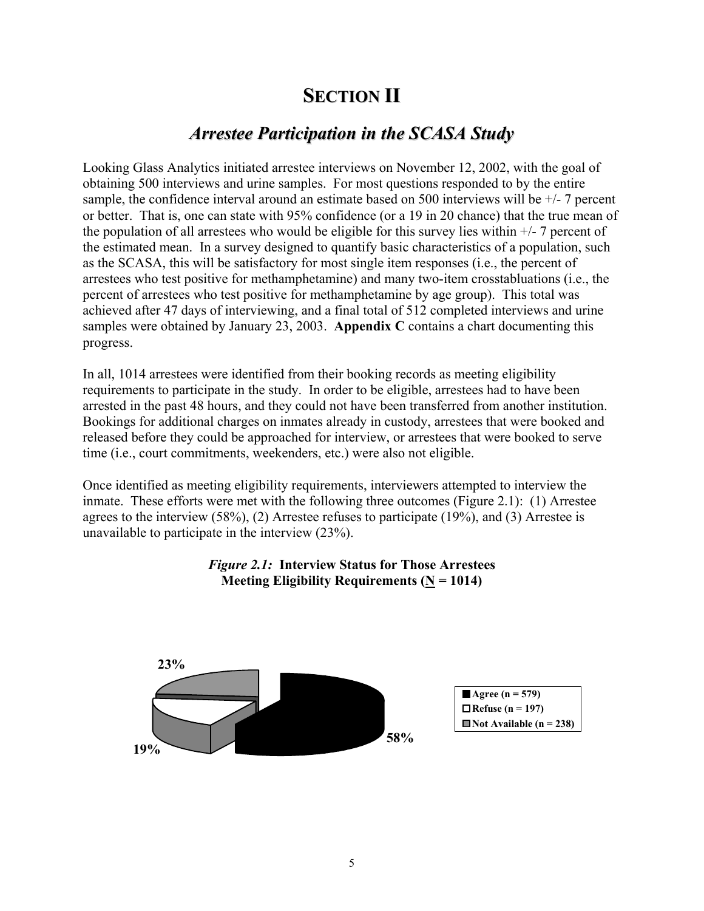# SECTION II

## *Arrestee Participation in the SCASA Study*

Looking Glass Analytics initiated arrestee interviews on November 12, 2002, with the goal of obtaining 500 interviews and urine samples. For most questions responded to by the entire sample, the confidence interval around an estimate based on 500 interviews will be +/- 7 percent or better. That is, one can state with 95% confidence (or a 19 in 20 chance) that the true mean of the population of all arrestees who would be eligible for this survey lies within +/- 7 percent of the estimated mean. In a survey designed to quantify basic characteristics of a population, such as the SCASA, this will be satisfactory for most single item responses (i.e., the percent of arrestees who test positive for methamphetamine) and many two-item crosstabluations (i.e., the percent of arrestees who test positive for methamphetamine by age group). This total was achieved after 47 days of interviewing, and a final total of 512 completed interviews and urine samples were obtained by January 23, 2003. **Appendix C** contains a chart documenting this progress.

In all, 1014 arrestees were identified from their booking records as meeting eligibility requirements to participate in the study. In order to be eligible, arrestees had to have been arrested in the past 48 hours, and they could not have been transferred from another institution. Bookings for additional charges on inmates already in custody, arrestees that were booked and released before they could be approached for interview, or arrestees that were booked to serve time (i.e., court commitments, weekenders, etc.) were also not eligible.

Once identified as meeting eligibility requirements, interviewers attempted to interview the inmate. These efforts were met with the following three outcomes (Figure 2.1): (1) Arrestee agrees to the interview (58%), (2) Arrestee refuses to participate (19%), and (3) Arrestee is unavailable to participate in the interview (23%).

***Figure 2.1:*** **Interview Status for Those Arrestees Meeting Eligibility Requirements (N = 1014)**

| Status | n | Percent |
|---|---|---|
| Agree | 579 | 58% |
| Refuse | 197 | 19% |
| Not Available | 238 | 23% |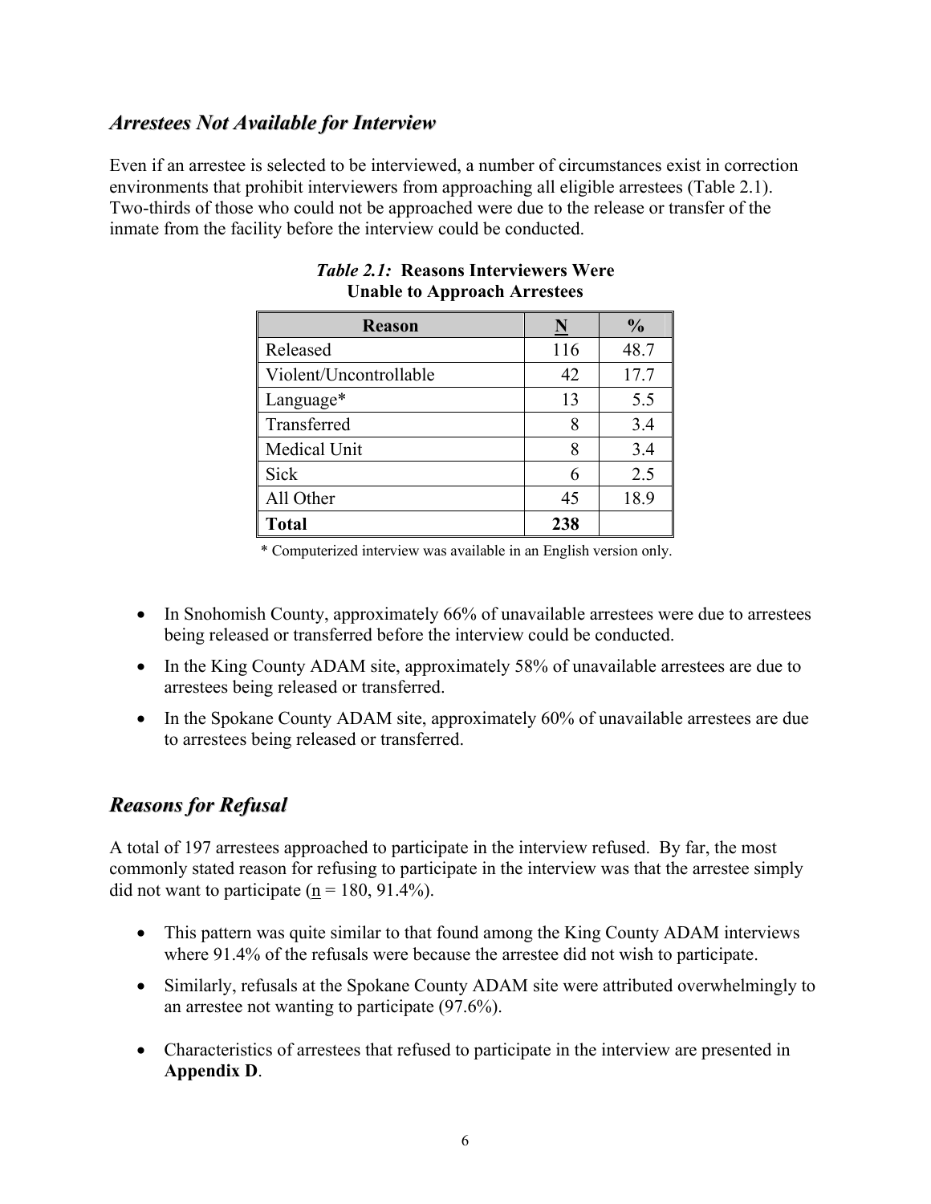## *Arrestees Not Available for Interview*

Even if an arrestee is selected to be interviewed, a number of circumstances exist in correction environments that prohibit interviewers from approaching all eligible arrestees (Table 2.1). Two-thirds of those who could not be approached were due to the release or transfer of the inmate from the facility before the interview could be conducted.

***Table 2.1:*** **Reasons Interviewers Were Unable to Approach Arrestees**

| Reason | N | % |
|---|---|---|
| Released | 116 | 48.7 |
| Violent/Uncontrollable | 42 | 17.7 |
| Language* | 13 | 5.5 |
| Transferred | 8 | 3.4 |
| Medical Unit | 8 | 3.4 |
| Sick | 6 | 2.5 |
| All Other | 45 | 18.9 |
| **Total** | **238** | |

\* Computerized interview was available in an English version only.

- In Snohomish County, approximately 66% of unavailable arrestees were due to arrestees being released or transferred before the interview could be conducted.
- In the King County ADAM site, approximately 58% of unavailable arrestees are due to arrestees being released or transferred.
- In the Spokane County ADAM site, approximately 60% of unavailable arrestees are due to arrestees being released or transferred.

## *Reasons for Refusal*

A total of 197 arrestees approached to participate in the interview refused. By far, the most commonly stated reason for refusing to participate in the interview was that the arrestee simply did not want to participate (n = 180, 91.4%).

- This pattern was quite similar to that found among the King County ADAM interviews where 91.4% of the refusals were because the arrestee did not wish to participate.
- Similarly, refusals at the Spokane County ADAM site were attributed overwhelmingly to an arrestee not wanting to participate (97.6%).
- Characteristics of arrestees that refused to participate in the interview are presented in **Appendix D**.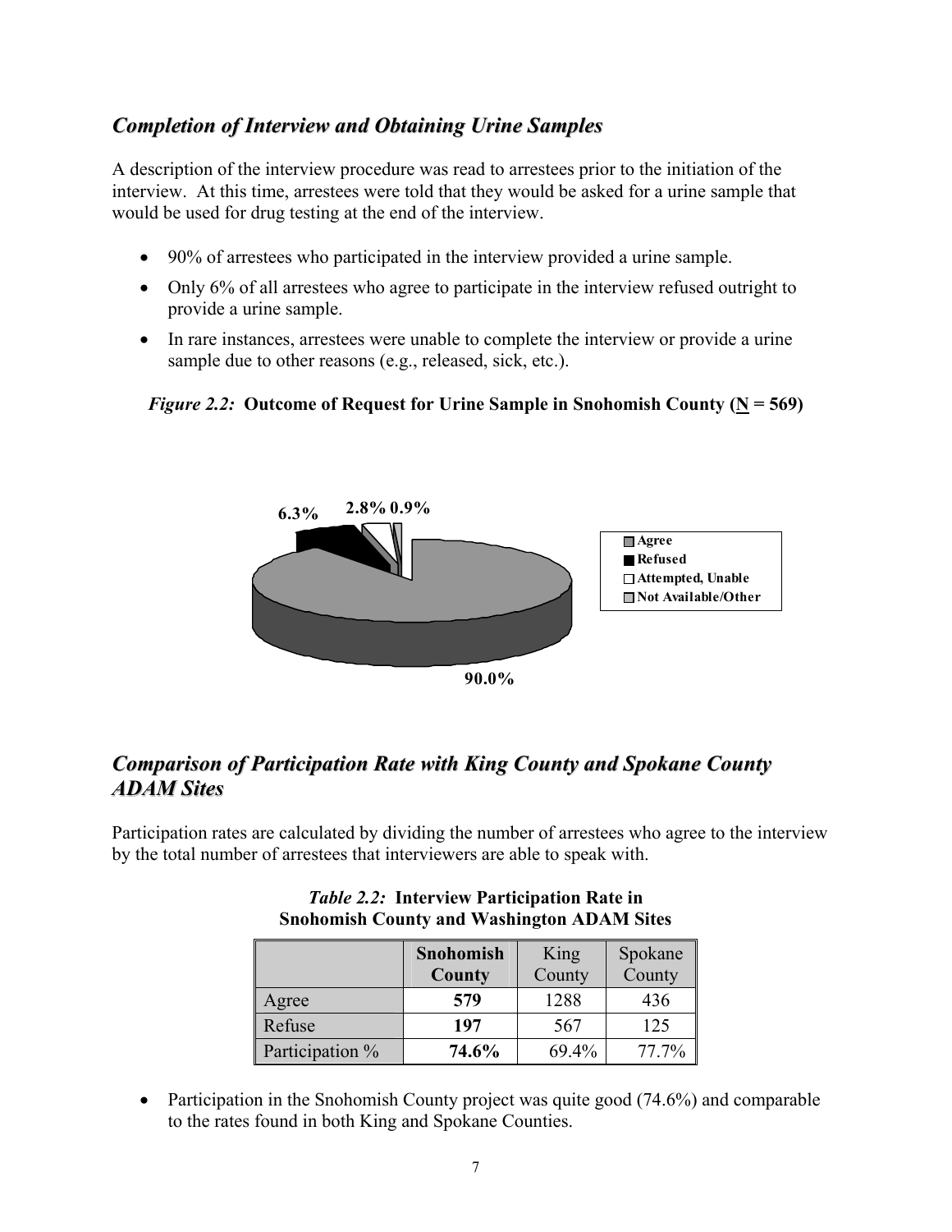## *Completion of Interview and Obtaining Urine Samples*

A description of the interview procedure was read to arrestees prior to the initiation of the interview. At this time, arrestees were told that they would be asked for a urine sample that would be used for drug testing at the end of the interview.

- 90% of arrestees who participated in the interview provided a urine sample.
- Only 6% of all arrestees who agree to participate in the interview refused outright to provide a urine sample.
- In rare instances, arrestees were unable to complete the interview or provide a urine sample due to other reasons (e.g., released, sick, etc.).

*Figure 2.2:* **Outcome of Request for Urine Sample in Snohomish County (N = 569)**

6.3% 2.8% 0.9%

Agree
Refused
Attempted, Unable
Not Available/Other

90.0%

## *Comparison of Participation Rate with King County and Spokane County ADAM Sites*

Participation rates are calculated by dividing the number of arrestees who agree to the interview by the total number of arrestees that interviewers are able to speak with.

*Table 2.2:* **Interview Participation Rate in Snohomish County and Washington ADAM Sites**

| | **Snohomish County** | King County | Spokane County |
|---|---|---|---|
| Agree | **579** | 1288 | 436 |
| Refuse | **197** | 567 | 125 |
| Participation % | **74.6%** | 69.4% | 77.7% |

- Participation in the Snohomish County project was quite good (74.6%) and comparable to the rates found in both King and Spokane Counties.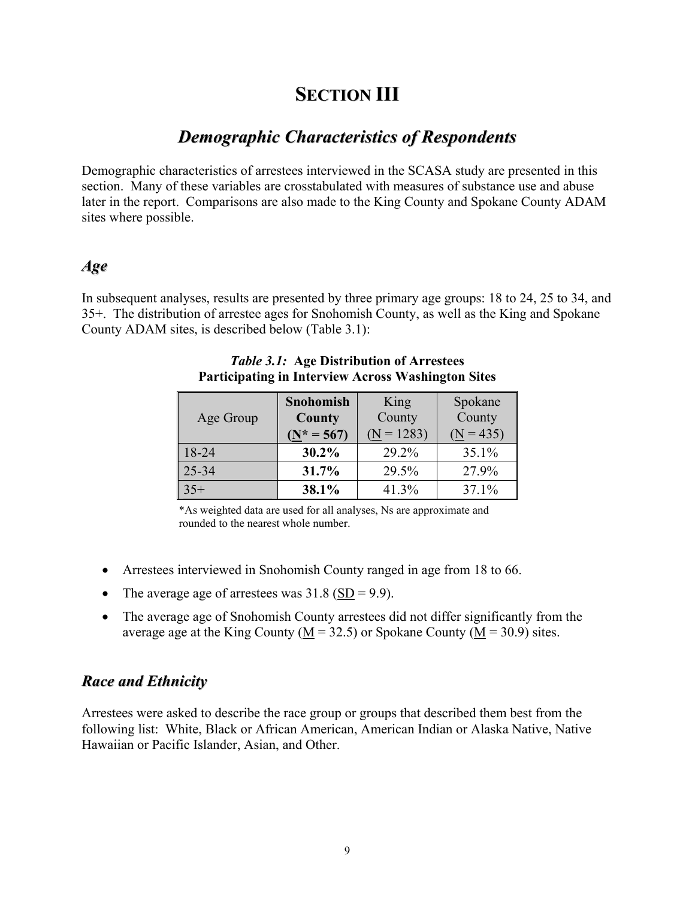# SECTION III

## *Demographic Characteristics of Respondents*

Demographic characteristics of arrestees interviewed in the SCASA study are presented in this section. Many of these variables are crosstabulated with measures of substance use and abuse later in the report. Comparisons are also made to the King County and Spokane County ADAM sites where possible.

### *Age*

In subsequent analyses, results are presented by three primary age groups: 18 to 24, 25 to 34, and 35+. The distribution of arrestee ages for Snohomish County, as well as the King and Spokane County ADAM sites, is described below (Table 3.1):

***Table 3.1:*** **Age Distribution of Arrestees Participating in Interview Across Washington Sites**

| Age Group | **Snohomish County (N* = 567)** | King County (N = 1283) | Spokane County (N = 435) |
|---|---|---|---|
| 18-24 | **30.2%** | 29.2% | 35.1% |
| 25-34 | **31.7%** | 29.5% | 27.9% |
| 35+ | **38.1%** | 41.3% | 37.1% |

*As weighted data are used for all analyses, Ns are approximate and rounded to the nearest whole number.

- Arrestees interviewed in Snohomish County ranged in age from 18 to 66.
- The average age of arrestees was 31.8 (SD = 9.9).
- The average age of Snohomish County arrestees did not differ significantly from the average age at the King County (M = 32.5) or Spokane County (M = 30.9) sites.

### *Race and Ethnicity*

Arrestees were asked to describe the race group or groups that described them best from the following list: White, Black or African American, American Indian or Alaska Native, Native Hawaiian or Pacific Islander, Asian, and Other.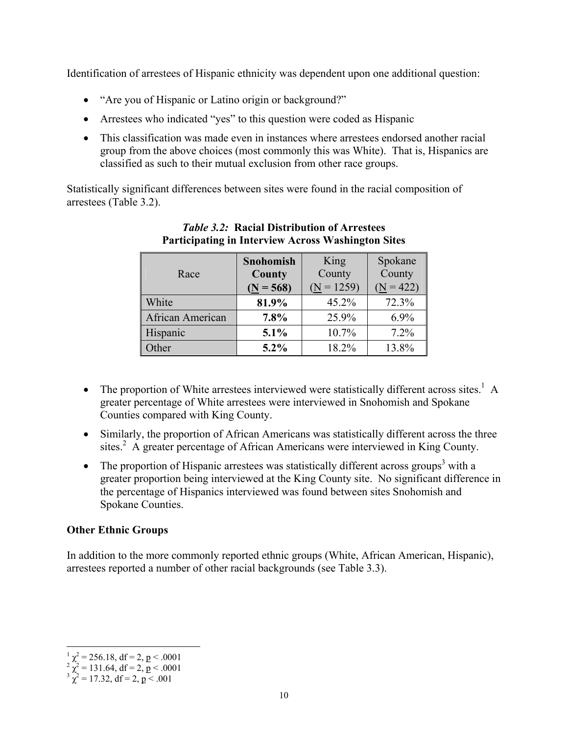Identification of arrestees of Hispanic ethnicity was dependent upon one additional question:

- "Are you of Hispanic or Latino origin or background?"
- Arrestees who indicated "yes" to this question were coded as Hispanic
- This classification was made even in instances where arrestees endorsed another racial group from the above choices (most commonly this was White). That is, Hispanics are classified as such to their mutual exclusion from other race groups.

Statistically significant differences between sites were found in the racial composition of arrestees (Table 3.2).

***Table 3.2:*** **Racial Distribution of Arrestees Participating in Interview Across Washington Sites**

| Race | **Snohomish County (N = 568)** | King County (N = 1259) | Spokane County (N = 422) |
|---|---|---|---|
| White | **81.9%** | 45.2% | 72.3% |
| African American | **7.8%** | 25.9% | 6.9% |
| Hispanic | **5.1%** | 10.7% | 7.2% |
| Other | **5.2%** | 18.2% | 13.8% |

- The proportion of White arrestees interviewed were statistically different across sites.[1] A greater percentage of White arrestees were interviewed in Snohomish and Spokane Counties compared with King County.
- Similarly, the proportion of African Americans was statistically different across the three sites.[2] A greater percentage of African Americans were interviewed in King County.
- The proportion of Hispanic arrestees was statistically different across groups[3] with a greater proportion being interviewed at the King County site. No significant difference in the percentage of Hispanics interviewed was found between sites Snohomish and Spokane Counties.

**Other Ethnic Groups**

In addition to the more commonly reported ethnic groups (White, African American, Hispanic), arrestees reported a number of other racial backgrounds (see Table 3.3).

[1] $\chi^2 = 256.18$, df = 2, $p < .0001$
[2] $\chi^2 = 131.64$, df = 2, $p < .0001$
[3] $\chi^2 = 17.32$, df = 2, $p < .001$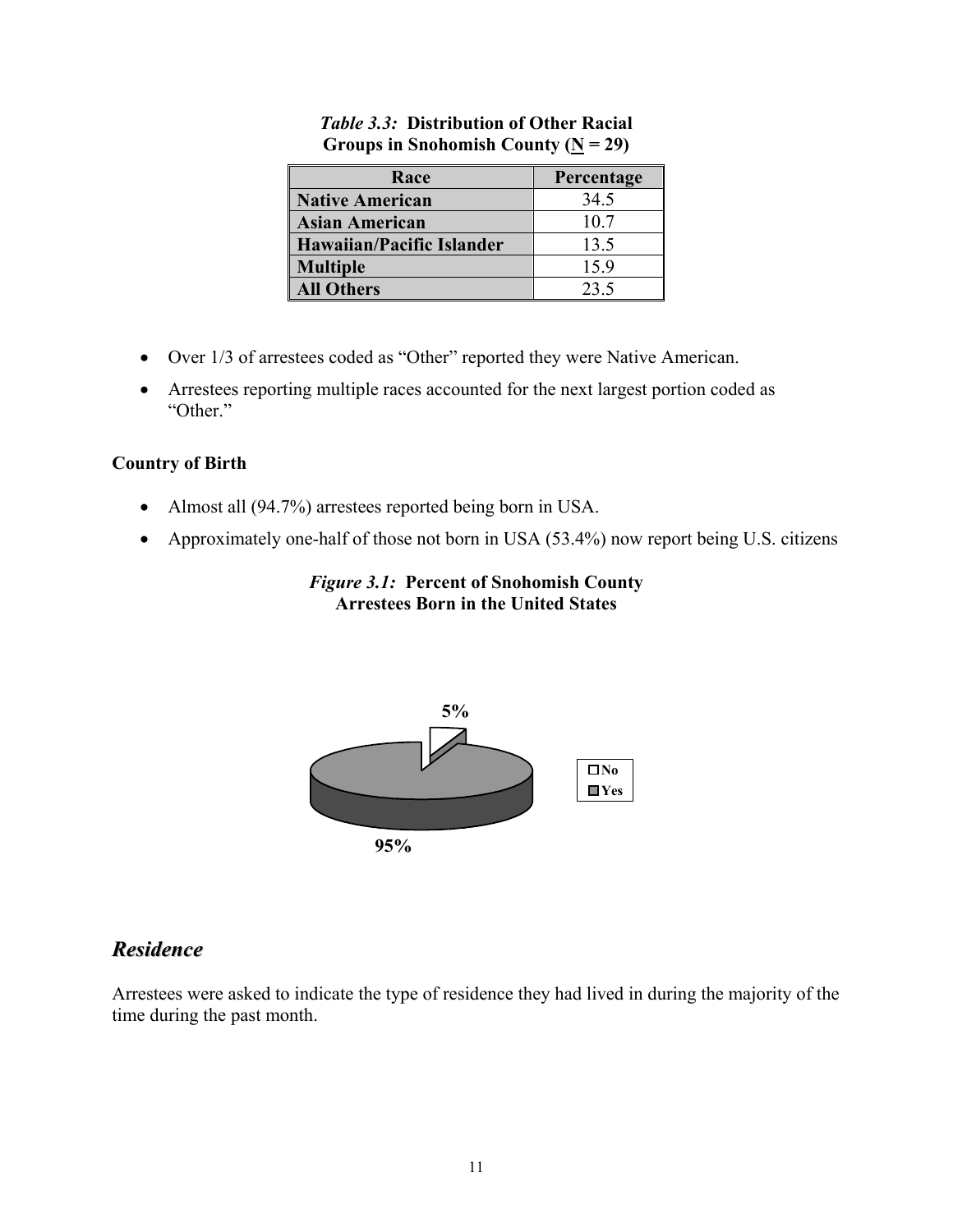*Table 3.3:* **Distribution of Other Racial Groups in Snohomish County (N = 29)**

| Race | Percentage |
|---|---|
| **Native American** | 34.5 |
| **Asian American** | 10.7 |
| **Hawaiian/Pacific Islander** | 13.5 |
| **Multiple** | 15.9 |
| **All Others** | 23.5 |

- Over 1/3 of arrestees coded as "Other" reported they were Native American.
- Arrestees reporting multiple races accounted for the next largest portion coded as "Other."

### Country of Birth

- Almost all (94.7%) arrestees reported being born in USA.
- Approximately one-half of those not born in USA (53.4%) now report being U.S. citizens

*Figure 3.1:* **Percent of Snohomish County Arrestees Born in the United States**

5%

No
Yes

95%

## *Residence*

Arrestees were asked to indicate the type of residence they had lived in during the majority of the time during the past month.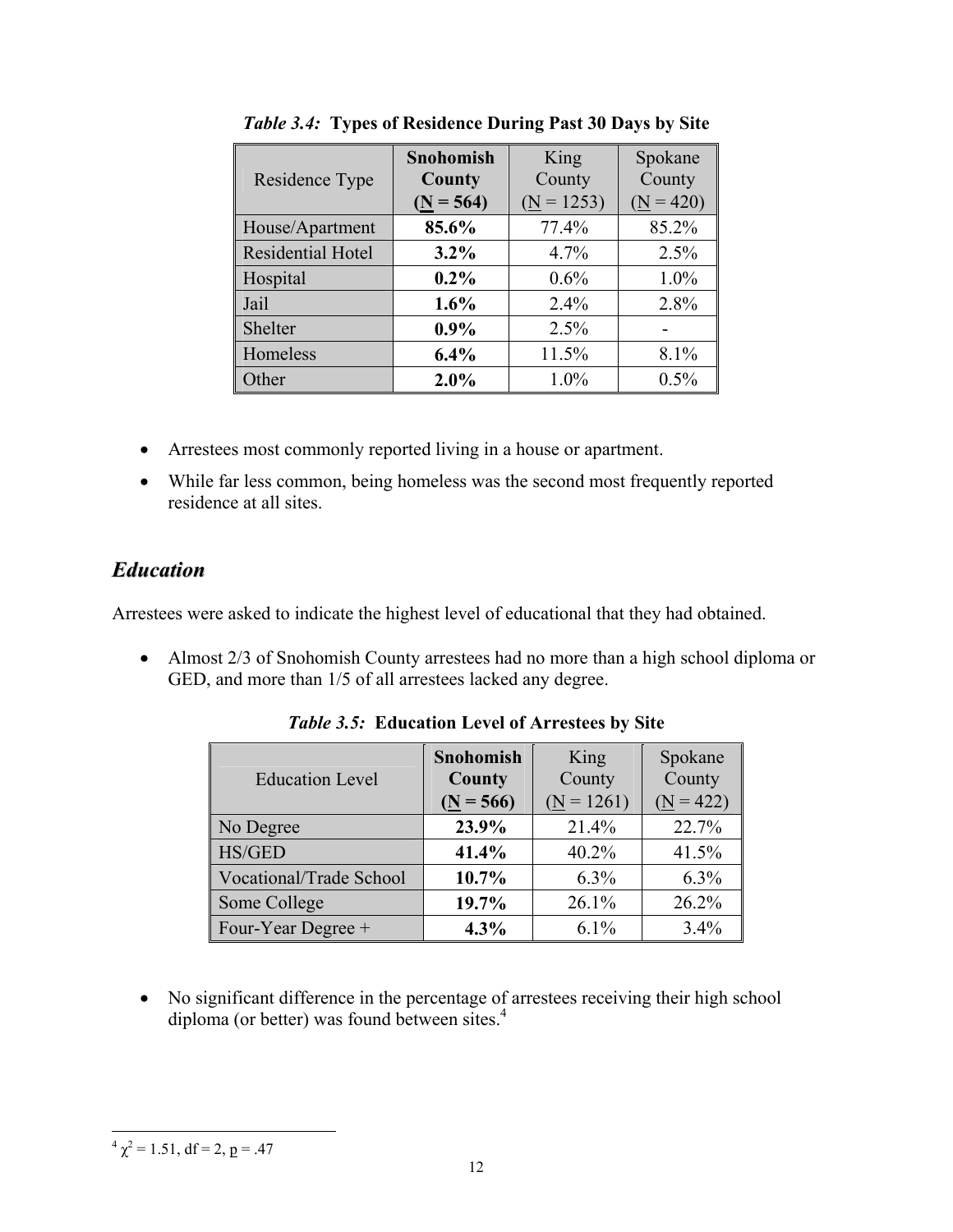*Table 3.4:* **Types of Residence During Past 30 Days by Site**

| Residence Type | **Snohomish County (N = 564)** | King County (N = 1253) | Spokane County (N = 420) |
|---|---|---|---|
| House/Apartment | **85.6%** | 77.4% | 85.2% |
| Residential Hotel | **3.2%** | 4.7% | 2.5% |
| Hospital | **0.2%** | 0.6% | 1.0% |
| Jail | **1.6%** | 2.4% | 2.8% |
| Shelter | **0.9%** | 2.5% | - |
| Homeless | **6.4%** | 11.5% | 8.1% |
| Other | **2.0%** | 1.0% | 0.5% |

- Arrestees most commonly reported living in a house or apartment.
- While far less common, being homeless was the second most frequently reported residence at all sites.

## *Education*

Arrestees were asked to indicate the highest level of educational that they had obtained.

- Almost 2/3 of Snohomish County arrestees had no more than a high school diploma or GED, and more than 1/5 of all arrestees lacked any degree.

*Table 3.5:* **Education Level of Arrestees by Site**

| Education Level | **Snohomish County (N = 566)** | King County (N = 1261) | Spokane County (N = 422) |
|---|---|---|---|
| No Degree | **23.9%** | 21.4% | 22.7% |
| HS/GED | **41.4%** | 40.2% | 41.5% |
| Vocational/Trade School | **10.7%** | 6.3% | 6.3% |
| Some College | **19.7%** | 26.1% | 26.2% |
| Four-Year Degree + | **4.3%** | 6.1% | 3.4% |

- No significant difference in the percentage of arrestees receiving their high school diploma (or better) was found between sites.[4]

---

[4] $\chi^2 = 1.51$, df = 2, $p = .47$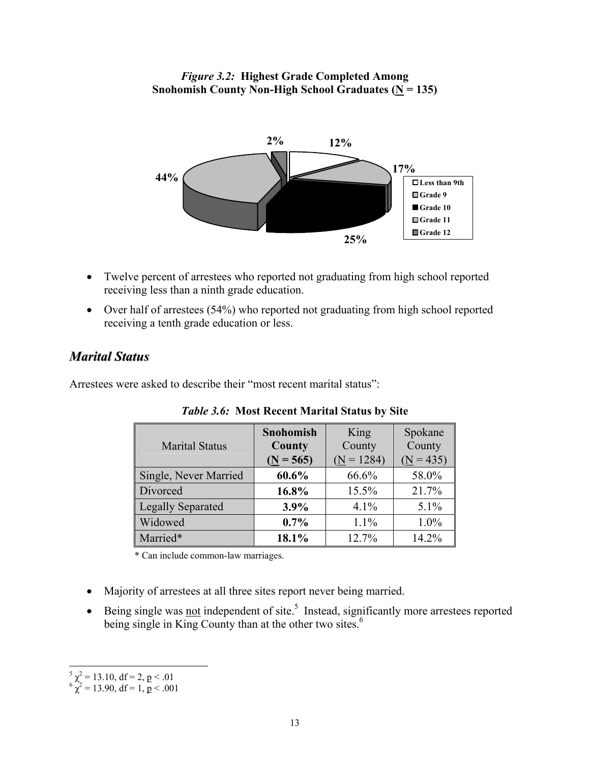*Figure 3.2:* **Highest Grade Completed Among Snohomish County Non-High School Graduates (N = 135)**

- Twelve percent of arrestees who reported not graduating from high school reported receiving less than a ninth grade education.
- Over half of arrestees (54%) who reported not graduating from high school reported receiving a tenth grade education or less.

## *Marital Status*

Arrestees were asked to describe their "most recent marital status":

*Table 3.6:* **Most Recent Marital Status by Site**

| Marital Status | **Snohomish County (N = 565)** | King County (N = 1284) | Spokane County (N = 435) |
|---|---|---|---|
| Single, Never Married | **60.6%** | 66.6% | 58.0% |
| Divorced | **16.8%** | 15.5% | 21.7% |
| Legally Separated | **3.9%** | 4.1% | 5.1% |
| Widowed | **0.7%** | 1.1% | 1.0% |
| Married* | **18.1%** | 12.7% | 14.2% |

\* Can include common-law marriages.

- Majority of arrestees at all three sites report never being married.
- Being single was not independent of site.[5] Instead, significantly more arrestees reported being single in King County than at the other two sites.[6]

[5] $\chi^2 = 13.10$, df = 2, $p < .01$

[6] $\chi^2 = 13.90$, df = 1, $p < .001$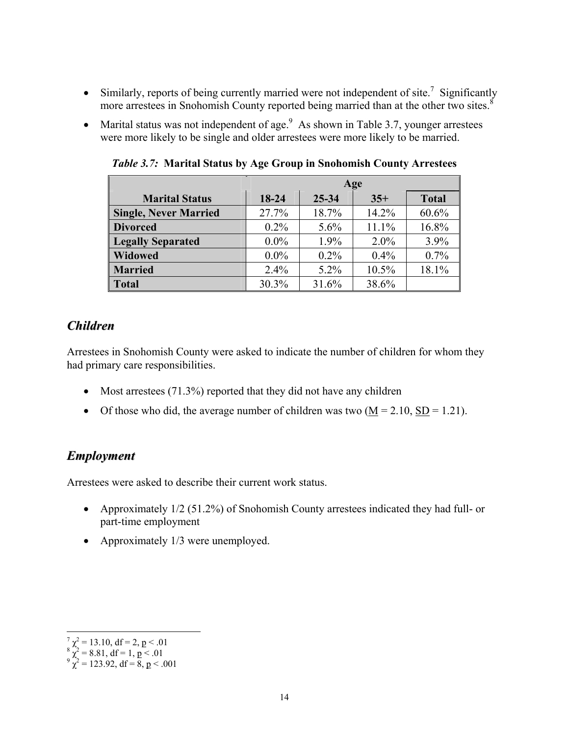- Similarly, reports of being currently married were not independent of site.[7] Significantly more arrestees in Snohomish County reported being married than at the other two sites.[8]
- Marital status was not independent of age.[9] As shown in Table 3.7, younger arrestees were more likely to be single and older arrestees were more likely to be married.

***Table 3.7:*** **Marital Status by Age Group in Snohomish County Arrestees**

| | Age | | | |
|---|---|---|---|---|
| **Marital Status** | **18-24** | **25-34** | **35+** | **Total** |
| **Single, Never Married** | 27.7% | 18.7% | 14.2% | 60.6% |
| **Divorced** | 0.2% | 5.6% | 11.1% | 16.8% |
| **Legally Separated** | 0.0% | 1.9% | 2.0% | 3.9% |
| **Widowed** | 0.0% | 0.2% | 0.4% | 0.7% |
| **Married** | 2.4% | 5.2% | 10.5% | 18.1% |
| **Total** | 30.3% | 31.6% | 38.6% | |

## *Children*

Arrestees in Snohomish County were asked to indicate the number of children for whom they had primary care responsibilities.

- Most arrestees (71.3%) reported that they did not have any children
- Of those who did, the average number of children was two ($\underline{M}$ = 2.10, $\underline{SD}$ = 1.21).

## *Employment*

Arrestees were asked to describe their current work status.

- Approximately 1/2 (51.2%) of Snohomish County arrestees indicated they had full- or part-time employment
- Approximately 1/3 were unemployed.

---

[7] $\chi^2 = 13.10$, df = 2, $\underline{p} < .01$

[8] $\chi^2 = 8.81$, df = 1, $\underline{p} < .01$

[9] $\chi^2 = 123.92$, df = 8, $\underline{p} < .001$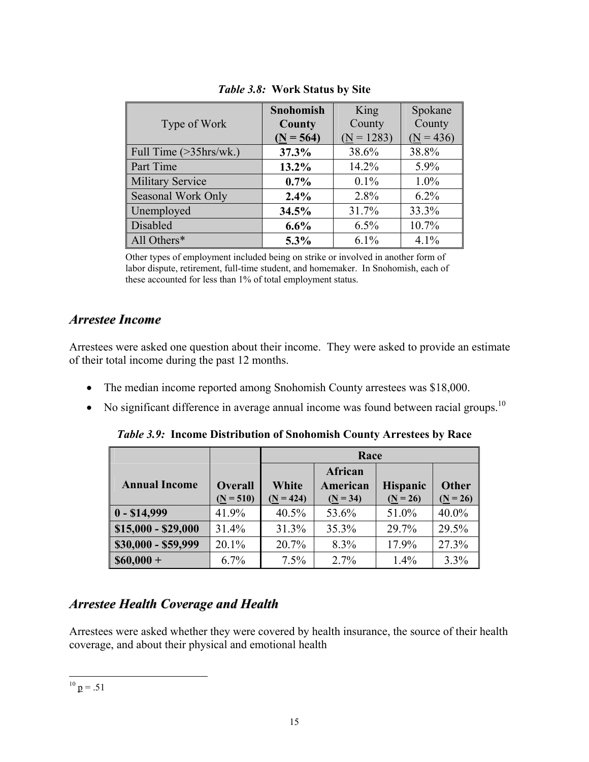*Table 3.8:* **Work Status by Site**

| Type of Work | **Snohomish County (N = 564)** | King County (N = 1283) | Spokane County (N = 436) |
|---|---|---|---|
| Full Time (>35hrs/wk.) | **37.3%** | 38.6% | 38.8% |
| Part Time | **13.2%** | 14.2% | 5.9% |
| Military Service | **0.7%** | 0.1% | 1.0% |
| Seasonal Work Only | **2.4%** | 2.8% | 6.2% |
| Unemployed | **34.5%** | 31.7% | 33.3% |
| Disabled | **6.6%** | 6.5% | 10.7% |
| All Others* | **5.3%** | 6.1% | 4.1% |

Other types of employment included being on strike or involved in another form of labor dispute, retirement, full-time student, and homemaker. In Snohomish, each of these accounted for less than 1% of total employment status.

## *Arrestee Income*

Arrestees were asked one question about their income. They were asked to provide an estimate of their total income during the past 12 months.

- The median income reported among Snohomish County arrestees was $18,000.
- No significant difference in average annual income was found between racial groups.[10]

*Table 3.9:* **Income Distribution of Snohomish County Arrestees by Race**

| | | **Race** | | | |
|---|---|---|---|---|---|
| **Annual Income** | **Overall (N = 510)** | **White (N = 424)** | **African American (N = 34)** | **Hispanic (N = 26)** | **Other (N = 26)** |
| **0 - $14,999** | 41.9% | 40.5% | 53.6% | 51.0% | 40.0% |
| **$15,000 - $29,000** | 31.4% | 31.3% | 35.3% | 29.7% | 29.5% |
| **$30,000 - $59,999** | 20.1% | 20.7% | 8.3% | 17.9% | 27.3% |
| **$60,000 +** | 6.7% | 7.5% | 2.7% | 1.4% | 3.3% |

## *Arrestee Health Coverage and Health*

Arrestees were asked whether they were covered by health insurance, the source of their health coverage, and about their physical and emotional health

[10] $p = .51$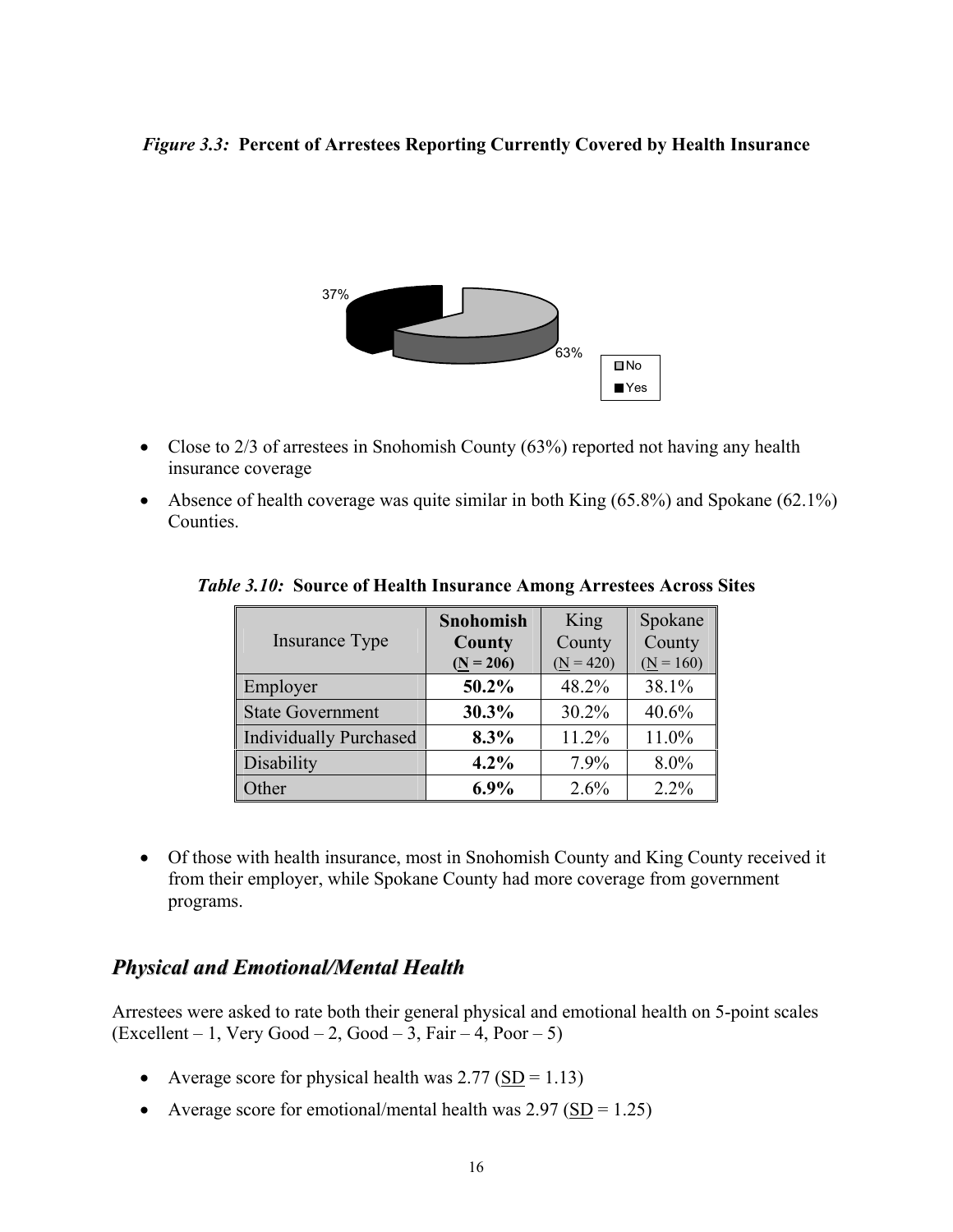*Figure 3.3:* **Percent of Arrestees Reporting Currently Covered by Health Insurance**

37%

63%

No
Yes

- Close to 2/3 of arrestees in Snohomish County (63%) reported not having any health insurance coverage
- Absence of health coverage was quite similar in both King (65.8%) and Spokane (62.1%) Counties.

*Table 3.10:* **Source of Health Insurance Among Arrestees Across Sites**

| Insurance Type | **Snohomish County (N = 206)** | King County (N = 420) | Spokane County (N = 160) |
|---|---|---|---|
| Employer | **50.2%** | 48.2% | 38.1% |
| State Government | **30.3%** | 30.2% | 40.6% |
| Individually Purchased | **8.3%** | 11.2% | 11.0% |
| Disability | **4.2%** | 7.9% | 8.0% |
| Other | **6.9%** | 2.6% | 2.2% |

- Of those with health insurance, most in Snohomish County and King County received it from their employer, while Spokane County had more coverage from government programs.

## *Physical and Emotional/Mental Health*

Arrestees were asked to rate both their general physical and emotional health on 5-point scales (Excellent – 1, Very Good – 2, Good – 3, Fair – 4, Poor – 5)

- Average score for physical health was 2.77 (SD = 1.13)
- Average score for emotional/mental health was 2.97 (SD = 1.25)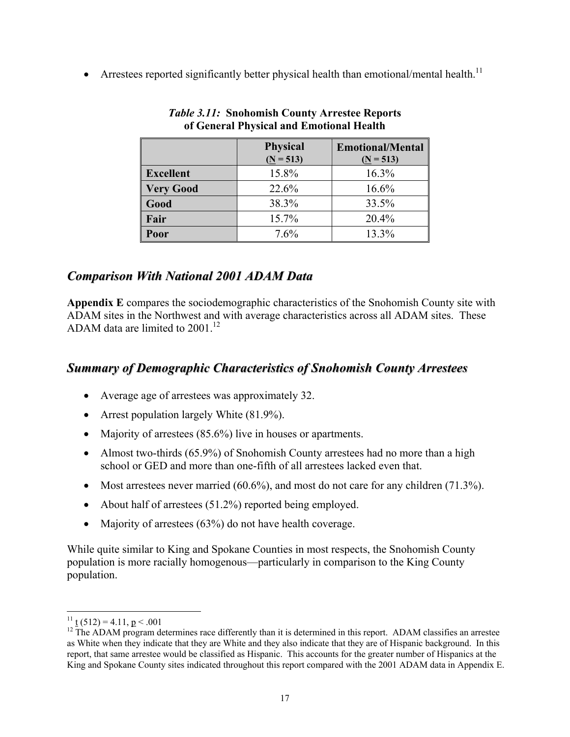- Arrestees reported significantly better physical health than emotional/mental health.[11]

*Table 3.11:* **Snohomish County Arrestee Reports of General Physical and Emotional Health**

| | Physical ($\underline{N}$ = 513) | Emotional/Mental ($\underline{N}$ = 513) |
|---|---|---|
| **Excellent** | 15.8% | 16.3% |
| **Very Good** | 22.6% | 16.6% |
| **Good** | 38.3% | 33.5% |
| **Fair** | 15.7% | 20.4% |
| **Poor** | 7.6% | 13.3% |

## *Comparison With National 2001 ADAM Data*

**Appendix E** compares the sociodemographic characteristics of the Snohomish County site with ADAM sites in the Northwest and with average characteristics across all ADAM sites. These ADAM data are limited to 2001.[12]

## *Summary of Demographic Characteristics of Snohomish County Arrestees*

- Average age of arrestees was approximately 32.
- Arrest population largely White (81.9%).
- Majority of arrestees (85.6%) live in houses or apartments.
- Almost two-thirds (65.9%) of Snohomish County arrestees had no more than a high school or GED and more than one-fifth of all arrestees lacked even that.
- Most arrestees never married (60.6%), and most do not care for any children (71.3%).
- About half of arrestees (51.2%) reported being employed.
- Majority of arrestees (63%) do not have health coverage.

While quite similar to King and Spokane Counties in most respects, the Snohomish County population is more racially homogenous—particularly in comparison to the King County population.

---

[11] $\underline{t}\,(512) = 4.11$, $\underline{p} < .001$

[12] The ADAM program determines race differently than it is determined in this report. ADAM classifies an arrestee as White when they indicate that they are White and they also indicate that they are of Hispanic background. In this report, that same arrestee would be classified as Hispanic. This accounts for the greater number of Hispanics at the King and Spokane County sites indicated throughout this report compared with the 2001 ADAM data in Appendix E.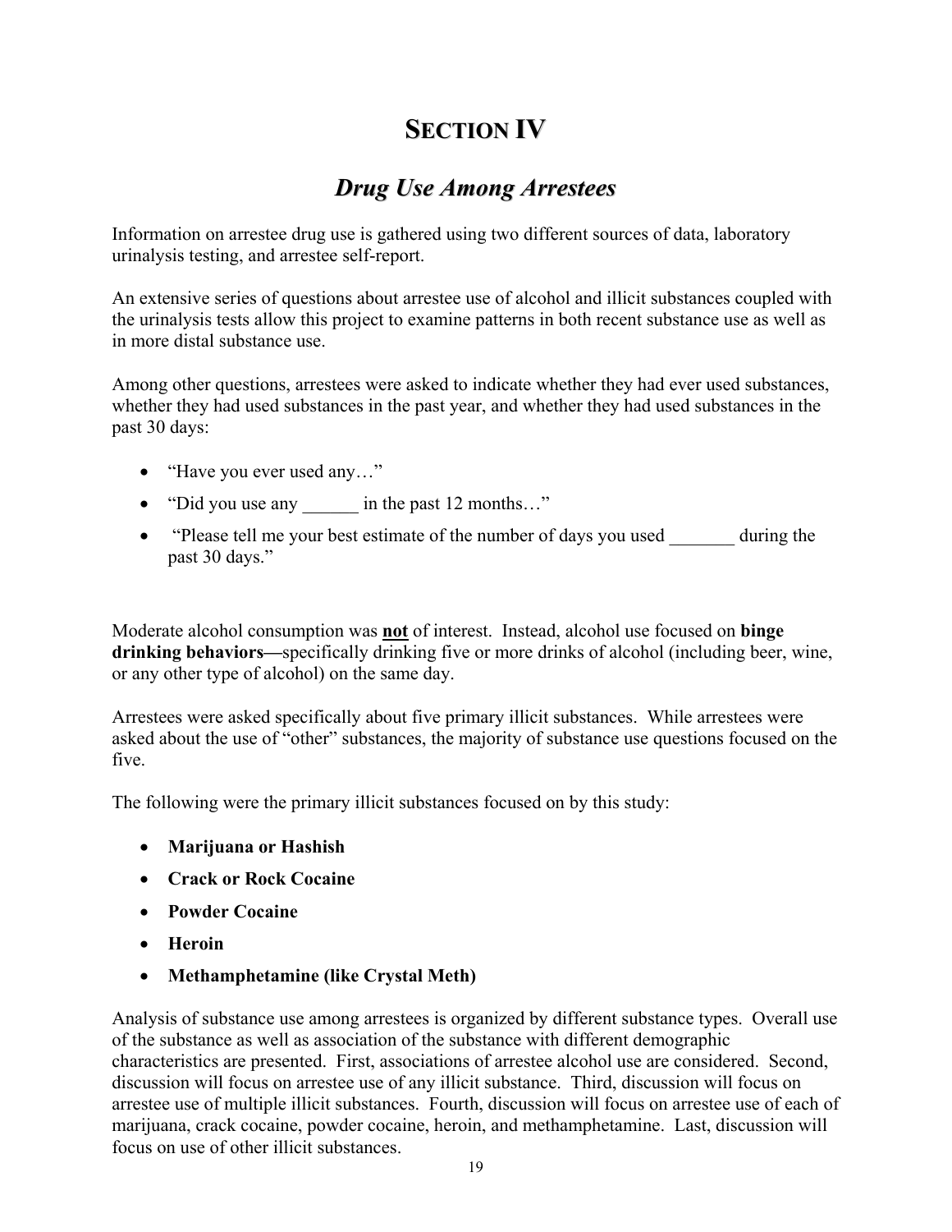# SECTION IV

## *Drug Use Among Arrestees*

Information on arrestee drug use is gathered using two different sources of data, laboratory urinalysis testing, and arrestee self-report.

An extensive series of questions about arrestee use of alcohol and illicit substances coupled with the urinalysis tests allow this project to examine patterns in both recent substance use as well as in more distal substance use.

Among other questions, arrestees were asked to indicate whether they had ever used substances, whether they had used substances in the past year, and whether they had used substances in the past 30 days:

- "Have you ever used any…"
- "Did you use any ______ in the past 12 months…"
- "Please tell me your best estimate of the number of days you used _______ during the past 30 days."

Moderate alcohol consumption was **not** of interest. Instead, alcohol use focused on **binge drinking behaviors—**specifically drinking five or more drinks of alcohol (including beer, wine, or any other type of alcohol) on the same day.

Arrestees were asked specifically about five primary illicit substances. While arrestees were asked about the use of "other" substances, the majority of substance use questions focused on the five.

The following were the primary illicit substances focused on by this study:

- **Marijuana or Hashish**
- **Crack or Rock Cocaine**
- **Powder Cocaine**
- **Heroin**
- **Methamphetamine (like Crystal Meth)**

Analysis of substance use among arrestees is organized by different substance types. Overall use of the substance as well as association of the substance with different demographic characteristics are presented. First, associations of arrestee alcohol use are considered. Second, discussion will focus on arrestee use of any illicit substance. Third, discussion will focus on arrestee use of multiple illicit substances. Fourth, discussion will focus on arrestee use of each of marijuana, crack cocaine, powder cocaine, heroin, and methamphetamine. Last, discussion will focus on use of other illicit substances.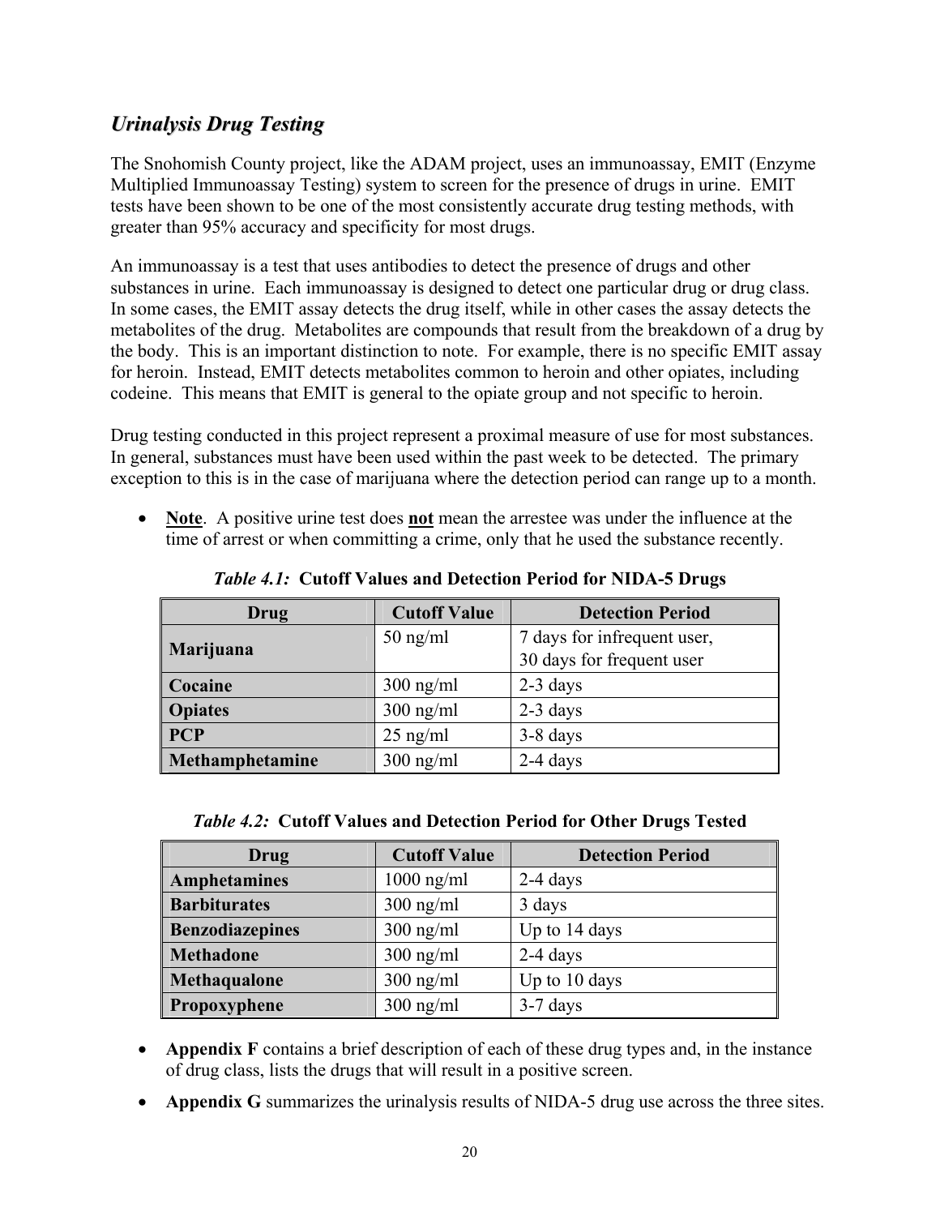## *Urinalysis Drug Testing*

The Snohomish County project, like the ADAM project, uses an immunoassay, EMIT (Enzyme Multiplied Immunoassay Testing) system to screen for the presence of drugs in urine. EMIT tests have been shown to be one of the most consistently accurate drug testing methods, with greater than 95% accuracy and specificity for most drugs.

An immunoassay is a test that uses antibodies to detect the presence of drugs and other substances in urine. Each immunoassay is designed to detect one particular drug or drug class. In some cases, the EMIT assay detects the drug itself, while in other cases the assay detects the metabolites of the drug. Metabolites are compounds that result from the breakdown of a drug by the body. This is an important distinction to note. For example, there is no specific EMIT assay for heroin. Instead, EMIT detects metabolites common to heroin and other opiates, including codeine. This means that EMIT is general to the opiate group and not specific to heroin.

Drug testing conducted in this project represent a proximal measure of use for most substances. In general, substances must have been used within the past week to be detected. The primary exception to this is in the case of marijuana where the detection period can range up to a month.

- **Note**. A positive urine test does **not** mean the arrestee was under the influence at the time of arrest or when committing a crime, only that he used the substance recently.

***Table 4.1:*** **Cutoff Values and Detection Period for NIDA-5 Drugs**

| Drug | Cutoff Value | Detection Period |
|---|---|---|
| **Marijuana** | 50 ng/ml | 7 days for infrequent user, 30 days for frequent user |
| **Cocaine** | 300 ng/ml | 2-3 days |
| **Opiates** | 300 ng/ml | 2-3 days |
| **PCP** | 25 ng/ml | 3-8 days |
| **Methamphetamine** | 300 ng/ml | 2-4 days |

***Table 4.2:*** **Cutoff Values and Detection Period for Other Drugs Tested**

| Drug | Cutoff Value | Detection Period |
|---|---|---|
| **Amphetamines** | 1000 ng/ml | 2-4 days |
| **Barbiturates** | 300 ng/ml | 3 days |
| **Benzodiazepines** | 300 ng/ml | Up to 14 days |
| **Methadone** | 300 ng/ml | 2-4 days |
| **Methaqualone** | 300 ng/ml | Up to 10 days |
| **Propoxyphene** | 300 ng/ml | 3-7 days |

- **Appendix F** contains a brief description of each of these drug types and, in the instance of drug class, lists the drugs that will result in a positive screen.
- **Appendix G** summarizes the urinalysis results of NIDA-5 drug use across the three sites.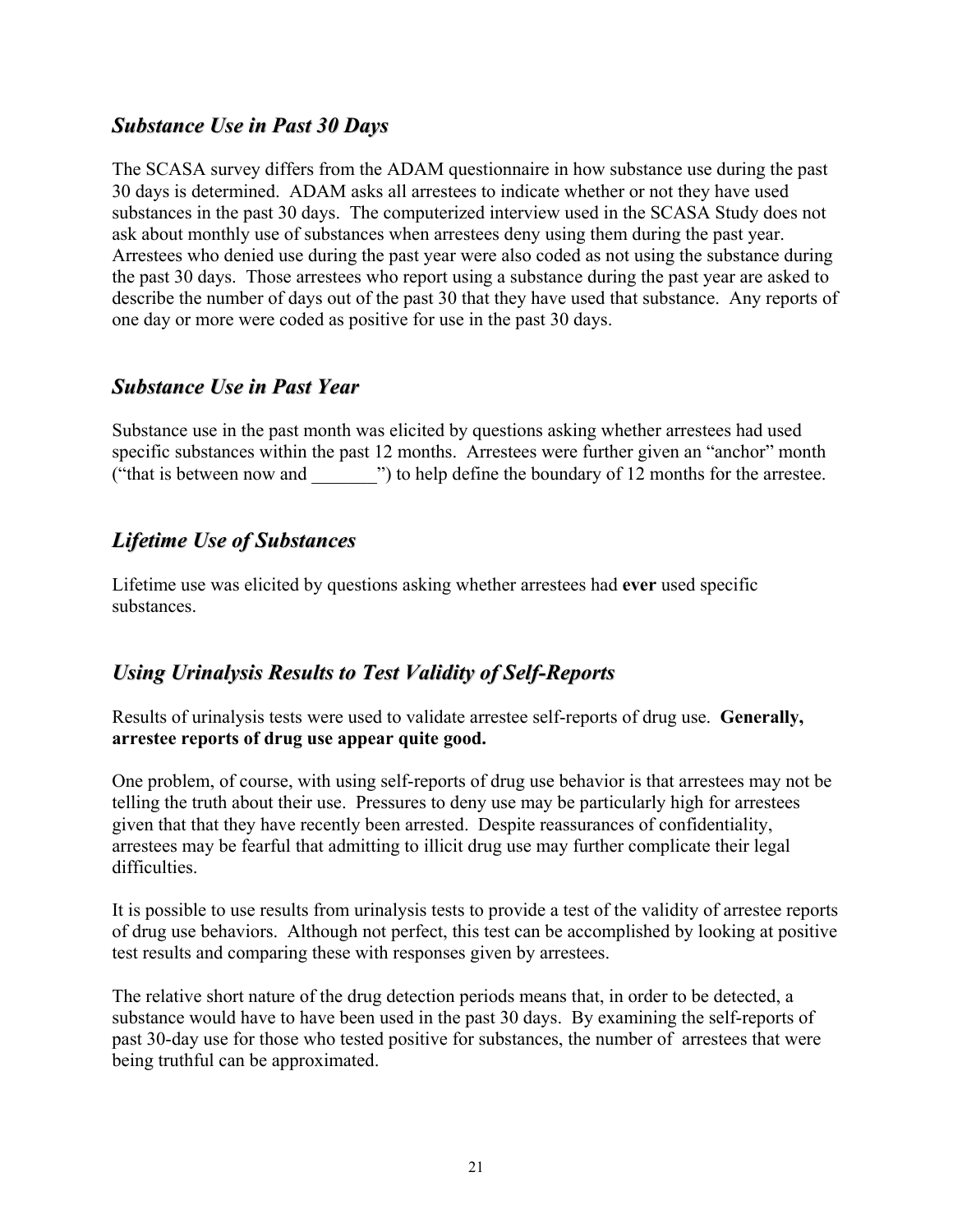## *Substance Use in Past 30 Days*

The SCASA survey differs from the ADAM questionnaire in how substance use during the past 30 days is determined. ADAM asks all arrestees to indicate whether or not they have used substances in the past 30 days. The computerized interview used in the SCASA Study does not ask about monthly use of substances when arrestees deny using them during the past year. Arrestees who denied use during the past year were also coded as not using the substance during the past 30 days. Those arrestees who report using a substance during the past year are asked to describe the number of days out of the past 30 that they have used that substance. Any reports of one day or more were coded as positive for use in the past 30 days.

## *Substance Use in Past Year*

Substance use in the past month was elicited by questions asking whether arrestees had used specific substances within the past 12 months. Arrestees were further given an "anchor" month ("that is between now and _______") to help define the boundary of 12 months for the arrestee.

## *Lifetime Use of Substances*

Lifetime use was elicited by questions asking whether arrestees had **ever** used specific substances.

## *Using Urinalysis Results to Test Validity of Self-Reports*

Results of urinalysis tests were used to validate arrestee self-reports of drug use. **Generally, arrestee reports of drug use appear quite good.**

One problem, of course, with using self-reports of drug use behavior is that arrestees may not be telling the truth about their use. Pressures to deny use may be particularly high for arrestees given that that they have recently been arrested. Despite reassurances of confidentiality, arrestees may be fearful that admitting to illicit drug use may further complicate their legal difficulties.

It is possible to use results from urinalysis tests to provide a test of the validity of arrestee reports of drug use behaviors. Although not perfect, this test can be accomplished by looking at positive test results and comparing these with responses given by arrestees.

The relative short nature of the drug detection periods means that, in order to be detected, a substance would have to have been used in the past 30 days. By examining the self-reports of past 30-day use for those who tested positive for substances, the number of arrestees that were being truthful can be approximated.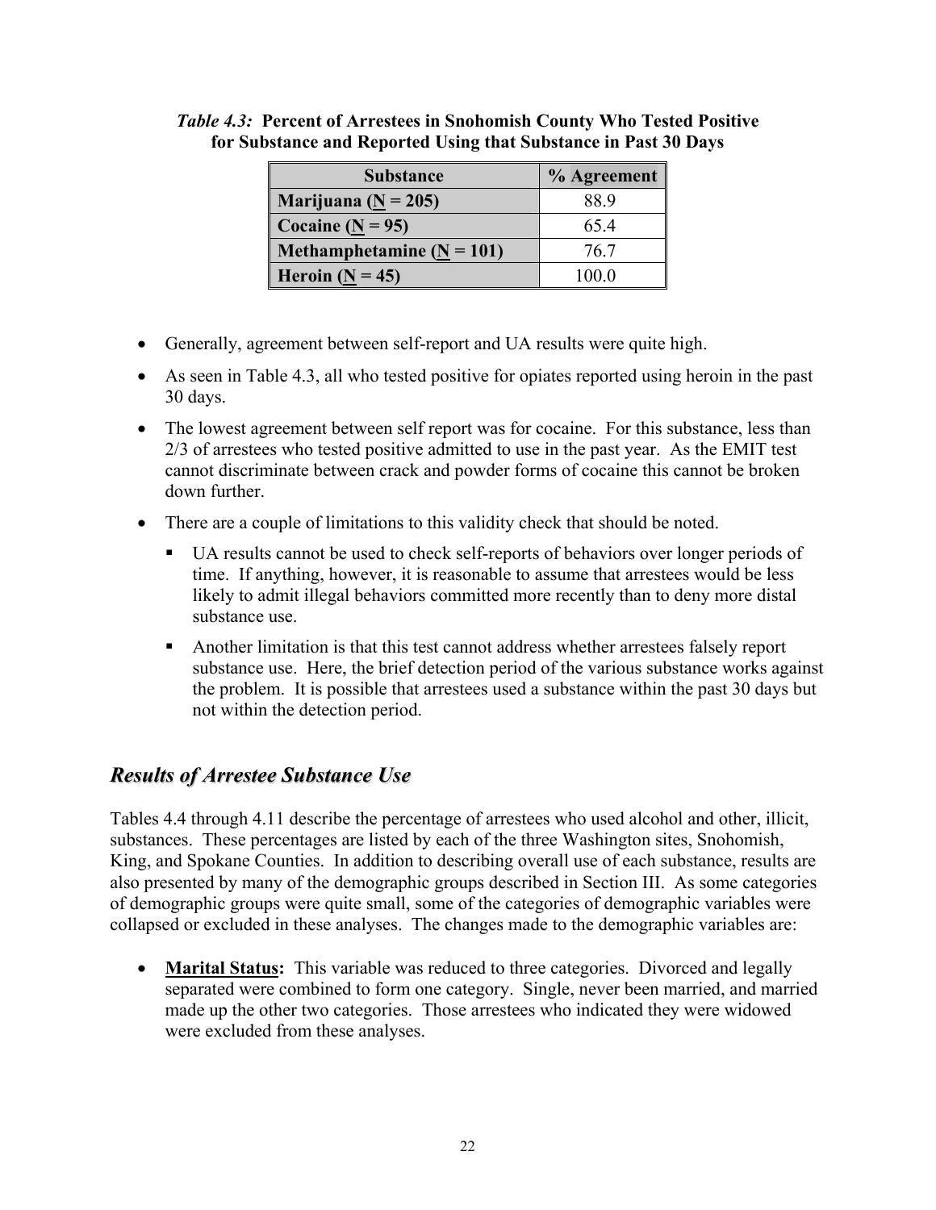*Table 4.3:* **Percent of Arrestees in Snohomish County Who Tested Positive for Substance and Reported Using that Substance in Past 30 Days**

| Substance | % Agreement |
|---|---|
| **Marijuana (N = 205)** | 88.9 |
| **Cocaine (N = 95)** | 65.4 |
| **Methamphetamine (N = 101)** | 76.7 |
| **Heroin (N = 45)** | 100.0 |

- Generally, agreement between self-report and UA results were quite high.
- As seen in Table 4.3, all who tested positive for opiates reported using heroin in the past 30 days.
- The lowest agreement between self report was for cocaine. For this substance, less than 2/3 of arrestees who tested positive admitted to use in the past year. As the EMIT test cannot discriminate between crack and powder forms of cocaine this cannot be broken down further.
- There are a couple of limitations to this validity check that should be noted.
  - UA results cannot be used to check self-reports of behaviors over longer periods of time. If anything, however, it is reasonable to assume that arrestees would be less likely to admit illegal behaviors committed more recently than to deny more distal substance use.
  - Another limitation is that this test cannot address whether arrestees falsely report substance use. Here, the brief detection period of the various substance works against the problem. It is possible that arrestees used a substance within the past 30 days but not within the detection period.

## *Results of Arrestee Substance Use*

Tables 4.4 through 4.11 describe the percentage of arrestees who used alcohol and other, illicit, substances. These percentages are listed by each of the three Washington sites, Snohomish, King, and Spokane Counties. In addition to describing overall use of each substance, results are also presented by many of the demographic groups described in Section III. As some categories of demographic groups were quite small, some of the categories of demographic variables were collapsed or excluded in these analyses. The changes made to the demographic variables are:

- **Marital Status:** This variable was reduced to three categories. Divorced and legally separated were combined to form one category. Single, never been married, and married made up the other two categories. Those arrestees who indicated they were widowed were excluded from these analyses.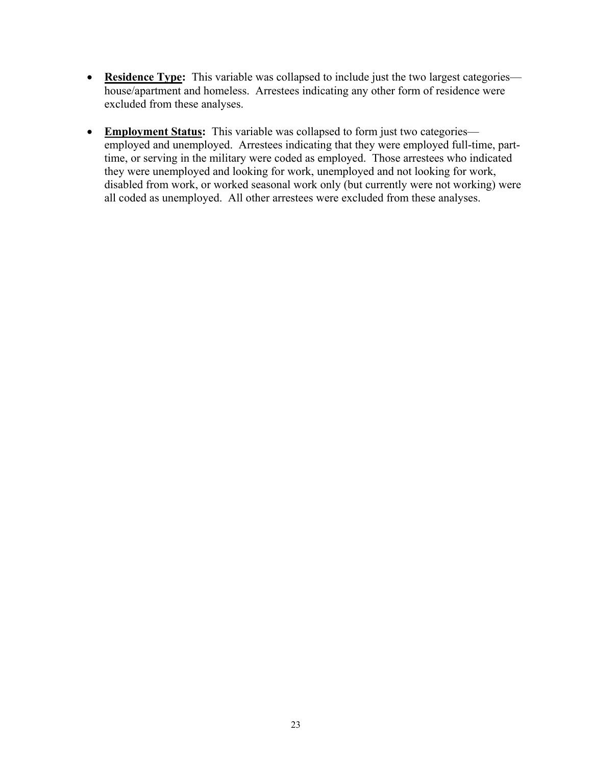- **<u>Residence Type</u>:** This variable was collapsed to include just the two largest categories—house/apartment and homeless. Arrestees indicating any other form of residence were excluded from these analyses.

- **<u>Employment Status</u>:** This variable was collapsed to form just two categories—employed and unemployed. Arrestees indicating that they were employed full-time, part-time, or serving in the military were coded as employed. Those arrestees who indicated they were unemployed and looking for work, unemployed and not looking for work, disabled from work, or worked seasonal work only (but currently were not working) were all coded as unemployed. All other arrestees were excluded from these analyses.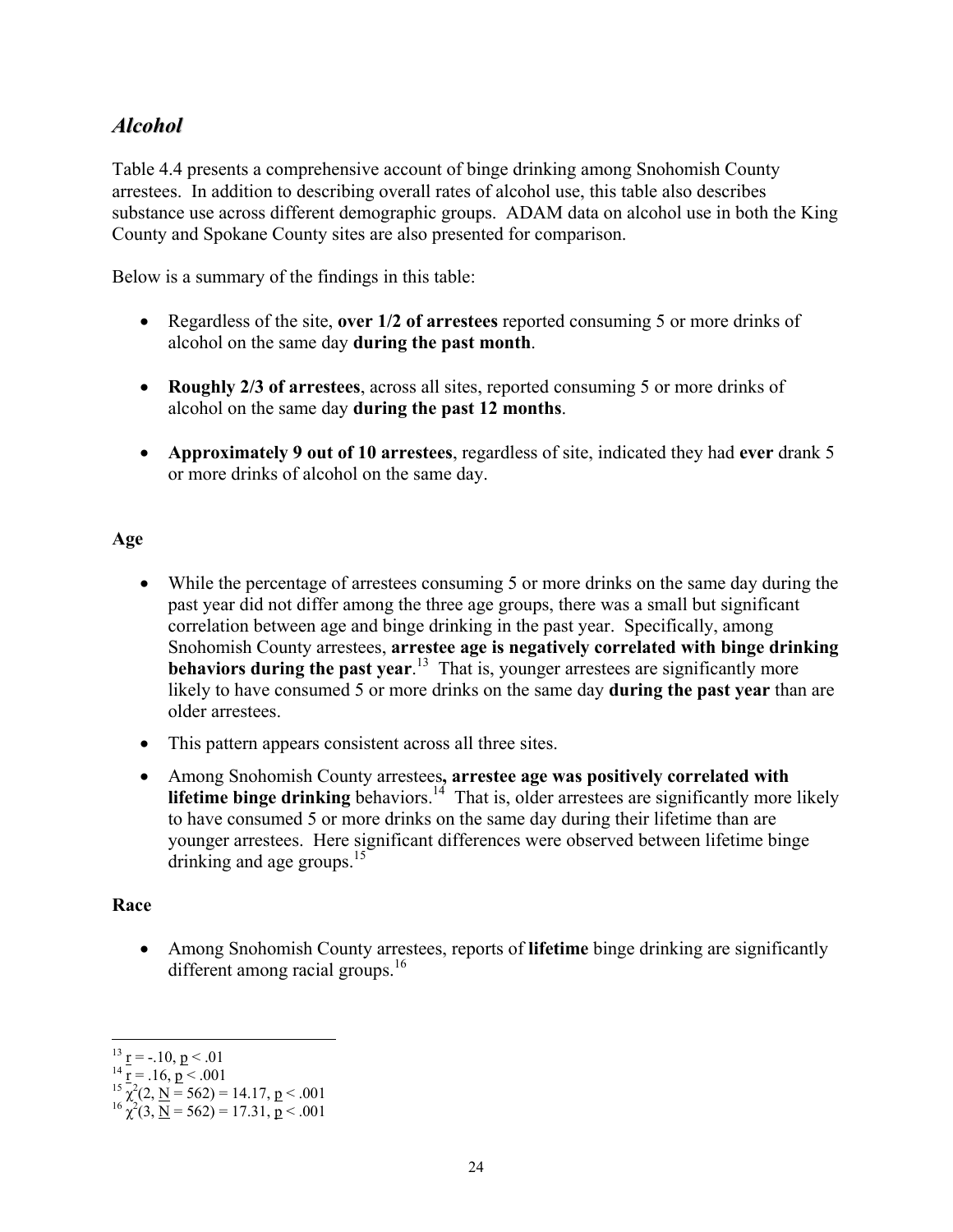## ***Alcohol***

Table 4.4 presents a comprehensive account of binge drinking among Snohomish County arrestees. In addition to describing overall rates of alcohol use, this table also describes substance use across different demographic groups. ADAM data on alcohol use in both the King County and Spokane County sites are also presented for comparison.

Below is a summary of the findings in this table:

- Regardless of the site, **over 1/2 of arrestees** reported consuming 5 or more drinks of alcohol on the same day **during the past month**.
- **Roughly 2/3 of arrestees**, across all sites, reported consuming 5 or more drinks of alcohol on the same day **during the past 12 months**.
- **Approximately 9 out of 10 arrestees**, regardless of site, indicated they had **ever** drank 5 or more drinks of alcohol on the same day.

**Age**

- While the percentage of arrestees consuming 5 or more drinks on the same day during the past year did not differ among the three age groups, there was a small but significant correlation between age and binge drinking in the past year. Specifically, among Snohomish County arrestees, **arrestee age is negatively correlated with binge drinking behaviors during the past year**.[13] That is, younger arrestees are significantly more likely to have consumed 5 or more drinks on the same day **during the past year** than are older arrestees.
- This pattern appears consistent across all three sites.
- Among Snohomish County arrestees**, arrestee age was positively correlated with lifetime binge drinking** behaviors.[14] That is, older arrestees are significantly more likely to have consumed 5 or more drinks on the same day during their lifetime than are younger arrestees. Here significant differences were observed between lifetime binge drinking and age groups.[15]

**Race**

- Among Snohomish County arrestees, reports of **lifetime** binge drinking are significantly different among racial groups.[16]

---

[13] $r = -.10$, $p < .01$

[14] $r = .16$, $p < .001$

[15] $\chi^2(2, N = 562) = 14.17$, $p < .001$

[16] $\chi^2(3, N = 562) = 17.31$, $p < .001$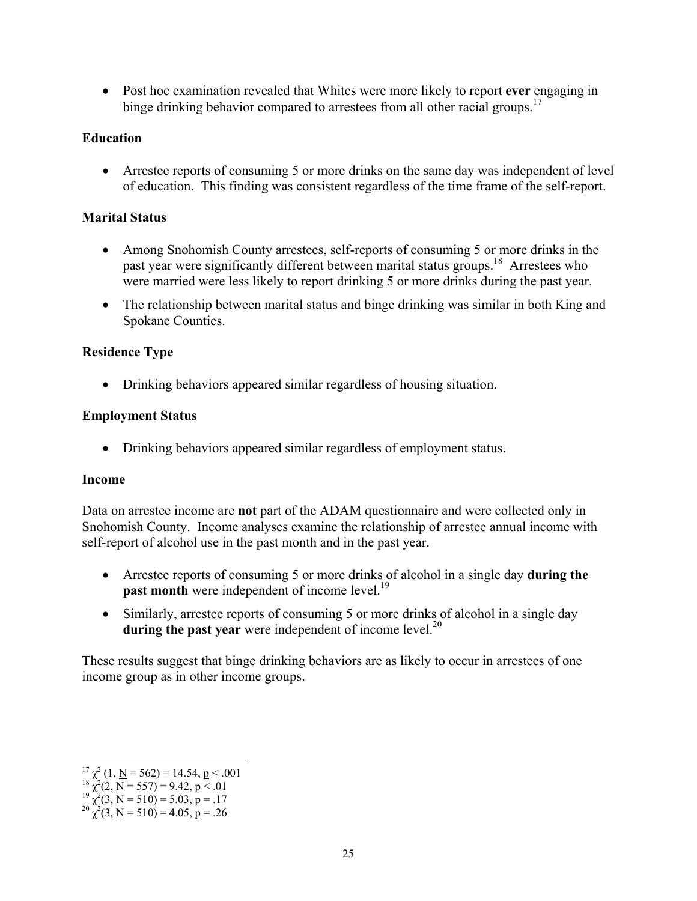- Post hoc examination revealed that Whites were more likely to report **ever** engaging in binge drinking behavior compared to arrestees from all other racial groups.[17]

**Education**

- Arrestee reports of consuming 5 or more drinks on the same day was independent of level of education. This finding was consistent regardless of the time frame of the self-report.

**Marital Status**

- Among Snohomish County arrestees, self-reports of consuming 5 or more drinks in the past year were significantly different between marital status groups.[18] Arrestees who were married were less likely to report drinking 5 or more drinks during the past year.
- The relationship between marital status and binge drinking was similar in both King and Spokane Counties.

**Residence Type**

- Drinking behaviors appeared similar regardless of housing situation.

**Employment Status**

- Drinking behaviors appeared similar regardless of employment status.

**Income**

Data on arrestee income are **not** part of the ADAM questionnaire and were collected only in Snohomish County. Income analyses examine the relationship of arrestee annual income with self-report of alcohol use in the past month and in the past year.

- Arrestee reports of consuming 5 or more drinks of alcohol in a single day **during the past month** were independent of income level.[19]
- Similarly, arrestee reports of consuming 5 or more drinks of alcohol in a single day **during the past year** were independent of income level.[20]

These results suggest that binge drinking behaviors are as likely to occur in arrestees of one income group as in other income groups.

---

[17] $\chi^2$ (1, $\underline{N}$ = 562) = 14.54, $\underline{p}$ < .001

[18] $\chi^2$(2, $\underline{N}$ = 557) = 9.42, $\underline{p}$ < .01

[19] $\chi^2$(3, $\underline{N}$ = 510) = 5.03, $\underline{p}$ = .17

[20] $\chi^2$(3, $\underline{N}$ = 510) = 4.05, $\underline{p}$ = .26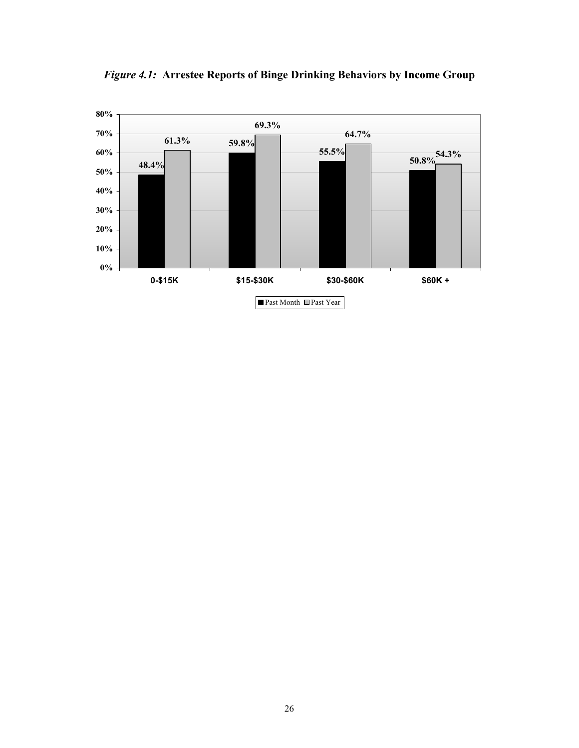*Figure 4.1:* **Arrestee Reports of Binge Drinking Behaviors by Income Group**

| Income Group | Past Month | Past Year |
|---|---|---|
| 0-$15K | 48.4% | 61.3% |
| $15-$30K | 59.8% | 69.3% |
| $30-$60K | 55.5% | 64.7% |
| $60K + | 50.8% | 54.3% |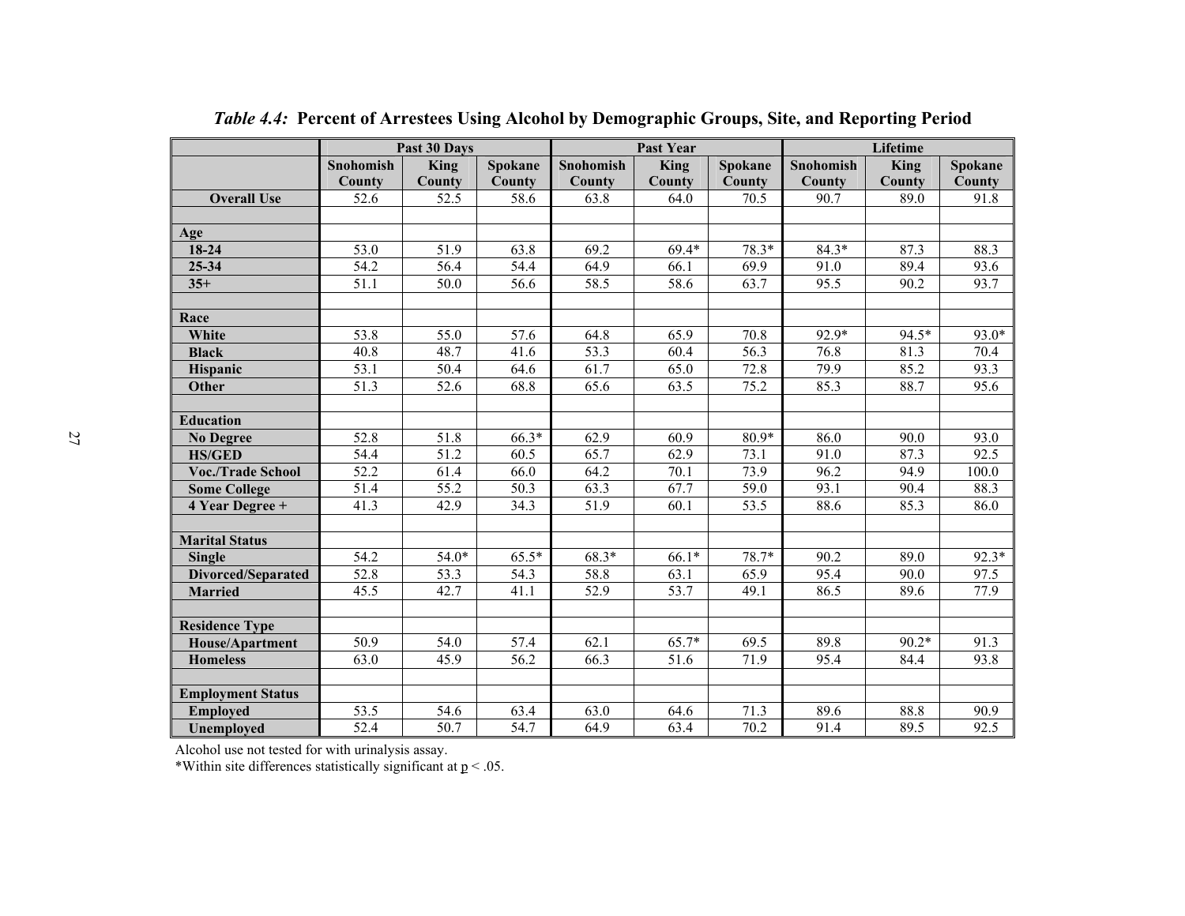*Table 4.4:* **Percent of Arrestees Using Alcohol by Demographic Groups, Site, and Reporting Period**

| | Past 30 Days | | | Past Year | | | Lifetime | | |
|---|---|---|---|---|---|---|---|---|---|
| | Snohomish County | King County | Spokane County | Snohomish County | King County | Spokane County | Snohomish County | King County | Spokane County |
| **Overall Use** | 52.6 | 52.5 | 58.6 | 63.8 | 64.0 | 70.5 | 90.7 | 89.0 | 91.8 |
| | | | | | | | | | |
| **Age** | | | | | | | | | |
| **18-24** | 53.0 | 51.9 | 63.8 | 69.2 | 69.4* | 78.3* | 84.3* | 87.3 | 88.3 |
| **25-34** | 54.2 | 56.4 | 54.4 | 64.9 | 66.1 | 69.9 | 91.0 | 89.4 | 93.6 |
| **35+** | 51.1 | 50.0 | 56.6 | 58.5 | 58.6 | 63.7 | 95.5 | 90.2 | 93.7 |
| | | | | | | | | | |
| **Race** | | | | | | | | | |
| **White** | 53.8 | 55.0 | 57.6 | 64.8 | 65.9 | 70.8 | 92.9* | 94.5* | 93.0* |
| **Black** | 40.8 | 48.7 | 41.6 | 53.3 | 60.4 | 56.3 | 76.8 | 81.3 | 70.4 |
| **Hispanic** | 53.1 | 50.4 | 64.6 | 61.7 | 65.0 | 72.8 | 79.9 | 85.2 | 93.3 |
| **Other** | 51.3 | 52.6 | 68.8 | 65.6 | 63.5 | 75.2 | 85.3 | 88.7 | 95.6 |
| | | | | | | | | | |
| **Education** | | | | | | | | | |
| **No Degree** | 52.8 | 51.8 | 66.3* | 62.9 | 60.9 | 80.9* | 86.0 | 90.0 | 93.0 |
| **HS/GED** | 54.4 | 51.2 | 60.5 | 65.7 | 62.9 | 73.1 | 91.0 | 87.3 | 92.5 |
| **Voc./Trade School** | 52.2 | 61.4 | 66.0 | 64.2 | 70.1 | 73.9 | 96.2 | 94.9 | 100.0 |
| **Some College** | 51.4 | 55.2 | 50.3 | 63.3 | 67.7 | 59.0 | 93.1 | 90.4 | 88.3 |
| **4 Year Degree +** | 41.3 | 42.9 | 34.3 | 51.9 | 60.1 | 53.5 | 88.6 | 85.3 | 86.0 |
| | | | | | | | | | |
| **Marital Status** | | | | | | | | | |
| **Single** | 54.2 | 54.0* | 65.5* | 68.3* | 66.1* | 78.7* | 90.2 | 89.0 | 92.3* |
| **Divorced/Separated** | 52.8 | 53.3 | 54.3 | 58.8 | 63.1 | 65.9 | 95.4 | 90.0 | 97.5 |
| **Married** | 45.5 | 42.7 | 41.1 | 52.9 | 53.7 | 49.1 | 86.5 | 89.6 | 77.9 |
| | | | | | | | | | |
| **Residence Type** | | | | | | | | | |
| **House/Apartment** | 50.9 | 54.0 | 57.4 | 62.1 | 65.7* | 69.5 | 89.8 | 90.2* | 91.3 |
| **Homeless** | 63.0 | 45.9 | 56.2 | 66.3 | 51.6 | 71.9 | 95.4 | 84.4 | 93.8 |
| | | | | | | | | | |
| **Employment Status** | | | | | | | | | |
| **Employed** | 53.5 | 54.6 | 63.4 | 63.0 | 64.6 | 71.3 | 89.6 | 88.8 | 90.9 |
| **Unemployed** | 52.4 | 50.7 | 54.7 | 64.9 | 63.4 | 70.2 | 91.4 | 89.5 | 92.5 |

Alcohol use not tested for with urinalysis assay.

*Within site differences statistically significant at $p < .05$.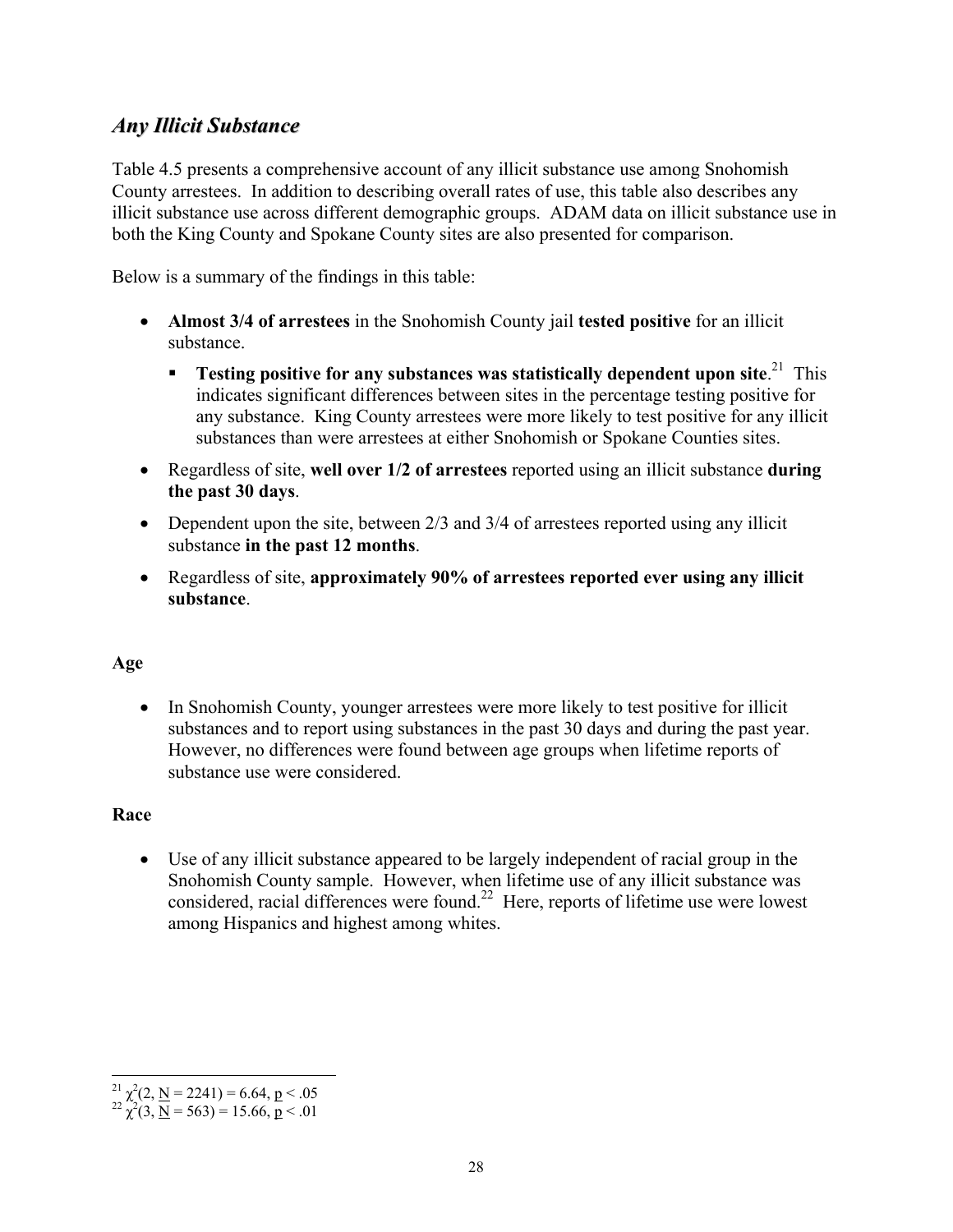## *Any Illicit Substance*

Table 4.5 presents a comprehensive account of any illicit substance use among Snohomish County arrestees. In addition to describing overall rates of use, this table also describes any illicit substance use across different demographic groups. ADAM data on illicit substance use in both the King County and Spokane County sites are also presented for comparison.

Below is a summary of the findings in this table:

- **Almost 3/4 of arrestees** in the Snohomish County jail **tested positive** for an illicit substance.
  - **Testing positive for any substances was statistically dependent upon site**.[21] This indicates significant differences between sites in the percentage testing positive for any substance. King County arrestees were more likely to test positive for any illicit substances than were arrestees at either Snohomish or Spokane Counties sites.
- Regardless of site, **well over 1/2 of arrestees** reported using an illicit substance **during the past 30 days**.
- Dependent upon the site, between 2/3 and 3/4 of arrestees reported using any illicit substance **in the past 12 months**.
- Regardless of site, **approximately 90% of arrestees reported ever using any illicit substance**.

**Age**

- In Snohomish County, younger arrestees were more likely to test positive for illicit substances and to report using substances in the past 30 days and during the past year. However, no differences were found between age groups when lifetime reports of substance use were considered.

**Race**

- Use of any illicit substance appeared to be largely independent of racial group in the Snohomish County sample. However, when lifetime use of any illicit substance was considered, racial differences were found.[22] Here, reports of lifetime use were lowest among Hispanics and highest among whites.

---

[21] $\chi^2(2, \underline{N} = 2241) = 6.64, \underline{p} < .05$

[22] $\chi^2(3, \underline{N} = 563) = 15.66, \underline{p} < .01$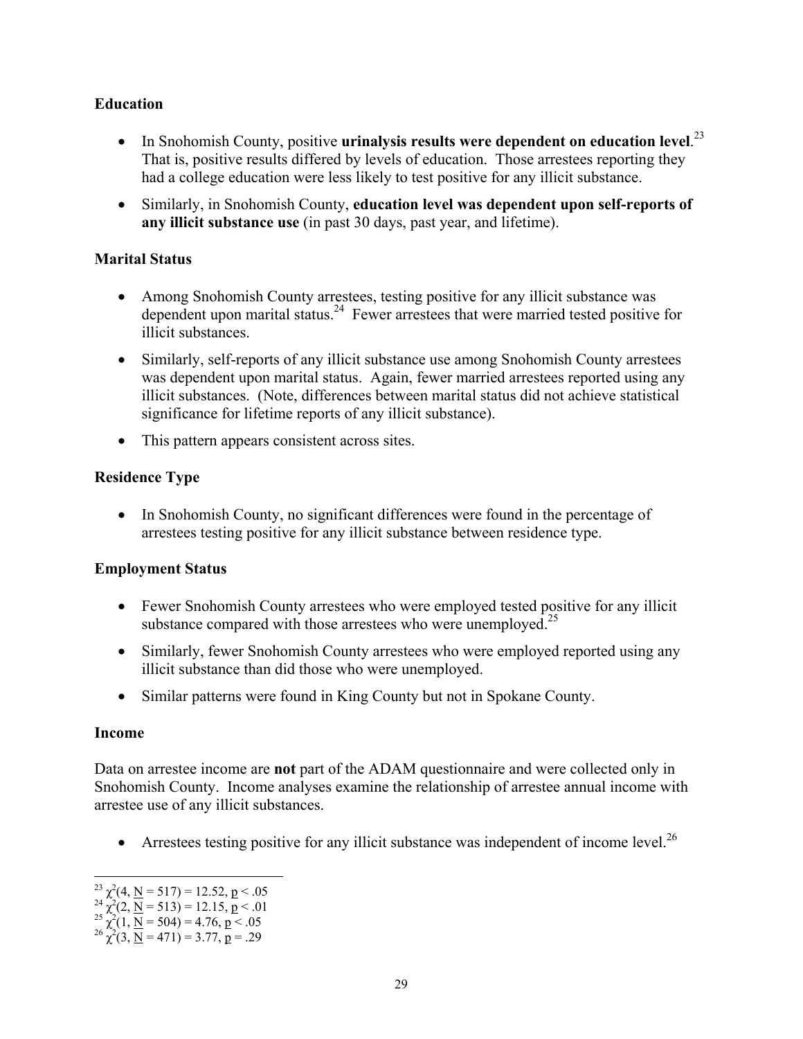### Education

- In Snohomish County, positive **urinalysis results were dependent on education level**.[23] That is, positive results differed by levels of education. Those arrestees reporting they had a college education were less likely to test positive for any illicit substance.
- Similarly, in Snohomish County, **education level was dependent upon self-reports of any illicit substance use** (in past 30 days, past year, and lifetime).

### Marital Status

- Among Snohomish County arrestees, testing positive for any illicit substance was dependent upon marital status.[24] Fewer arrestees that were married tested positive for illicit substances.
- Similarly, self-reports of any illicit substance use among Snohomish County arrestees was dependent upon marital status. Again, fewer married arrestees reported using any illicit substances. (Note, differences between marital status did not achieve statistical significance for lifetime reports of any illicit substance).
- This pattern appears consistent across sites.

### Residence Type

- In Snohomish County, no significant differences were found in the percentage of arrestees testing positive for any illicit substance between residence type.

### Employment Status

- Fewer Snohomish County arrestees who were employed tested positive for any illicit substance compared with those arrestees who were unemployed.[25]
- Similarly, fewer Snohomish County arrestees who were employed reported using any illicit substance than did those who were unemployed.
- Similar patterns were found in King County but not in Spokane County.

### Income

Data on arrestee income are **not** part of the ADAM questionnaire and were collected only in Snohomish County. Income analyses examine the relationship of arrestee annual income with arrestee use of any illicit substances.

- Arrestees testing positive for any illicit substance was independent of income level.[26]

---

[23] $\chi^2(4, \underline{N} = 517) = 12.52, \underline{p} < .05$

[24] $\chi^2(2, \underline{N} = 513) = 12.15, \underline{p} < .01$

[25] $\chi^2(1, \underline{N} = 504) = 4.76, \underline{p} < .05$

[26] $\chi^2(3, \underline{N} = 471) = 3.77, \underline{p} = .29$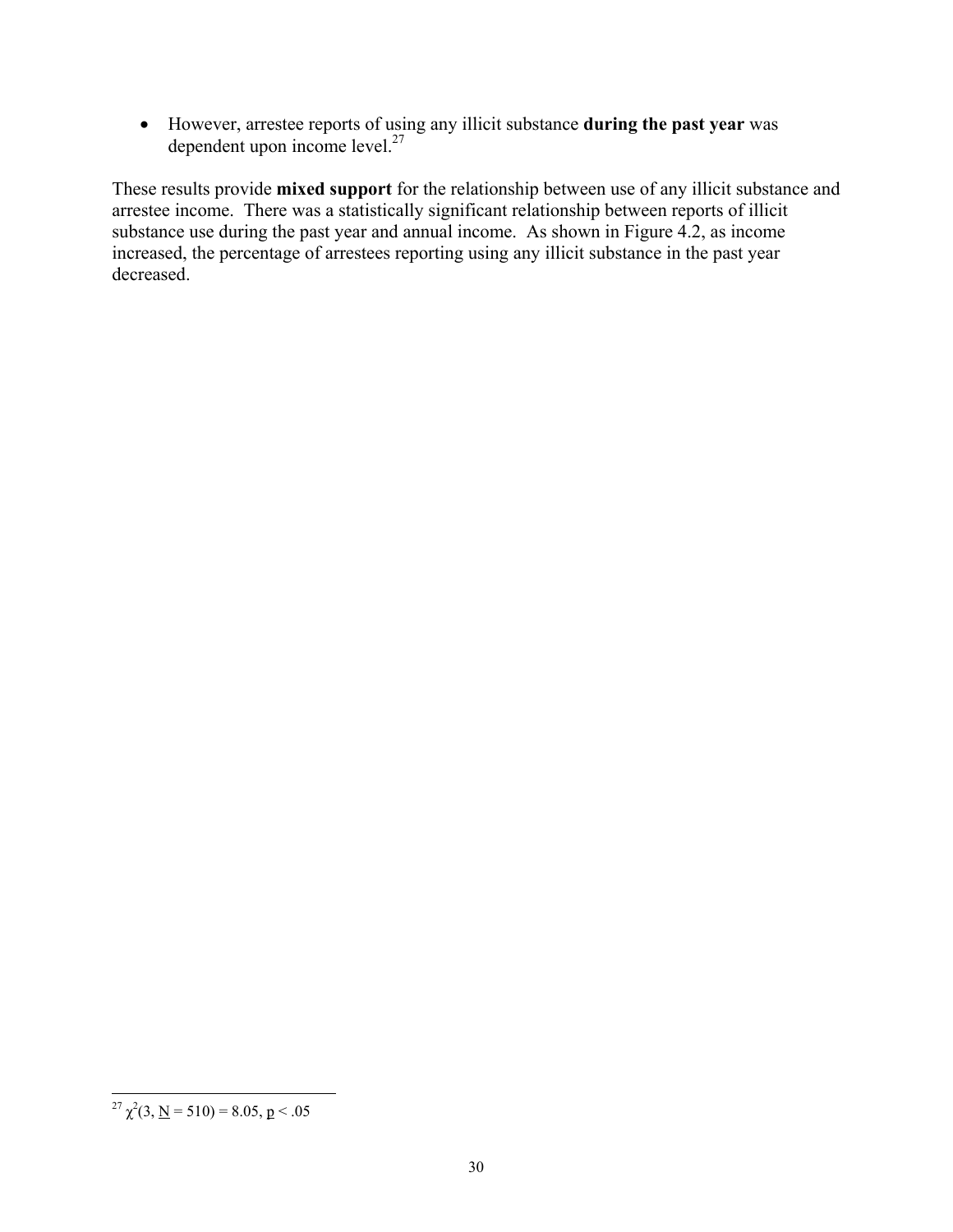- However, arrestee reports of using any illicit substance **during the past year** was dependent upon income level.[27]

These results provide **mixed support** for the relationship between use of any illicit substance and arrestee income. There was a statistically significant relationship between reports of illicit substance use during the past year and annual income. As shown in Figure 4.2, as income increased, the percentage of arrestees reporting using any illicit substance in the past year decreased.

---

[27] $\chi^2(3, \underline{N} = 510) = 8.05$, $\underline{p} < .05$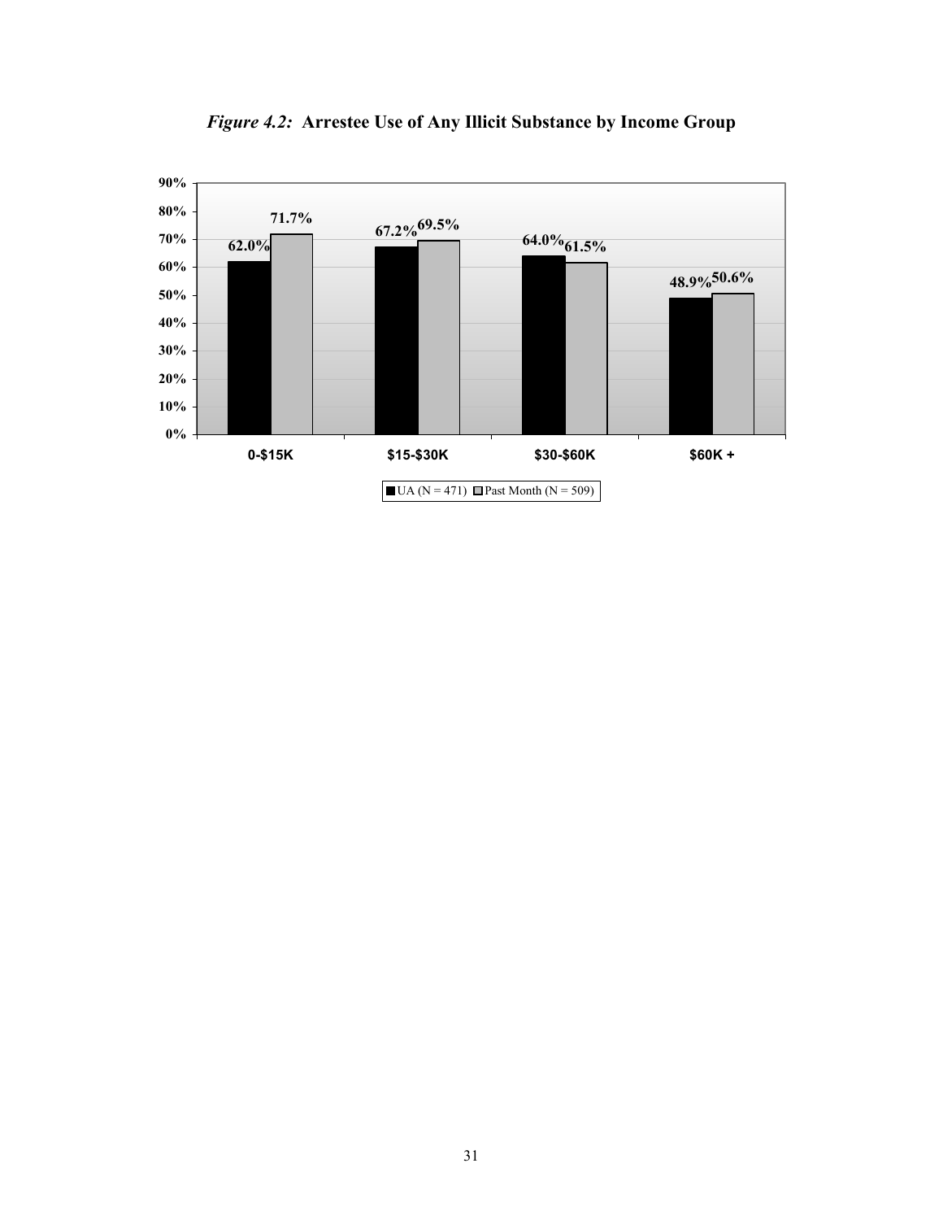*Figure 4.2:* **Arrestee Use of Any Illicit Substance by Income Group**

| Income Group | UA (N = 471) | Past Month (N = 509) |
| --- | --- | --- |
| 0-$15K | 62.0% | 71.7% |
| $15-$30K | 67.2% | 69.5% |
| $30-$60K | 64.0% | 61.5% |
| $60K + | 48.9% | 50.6% |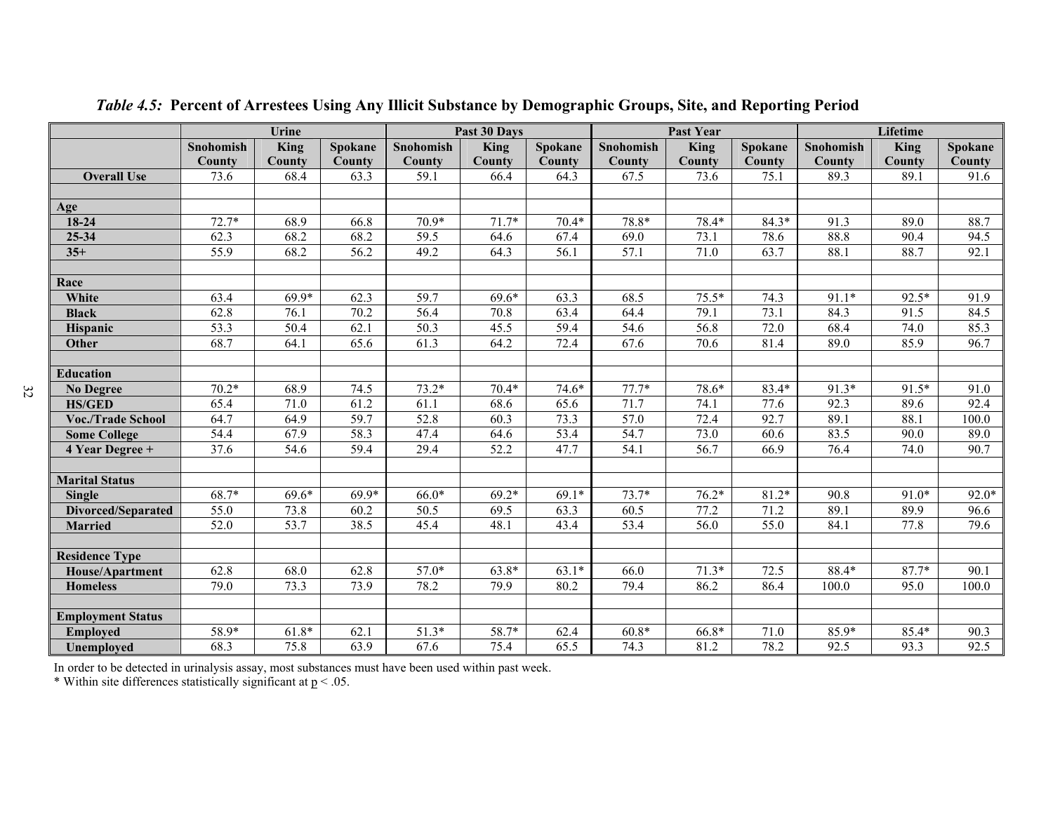*Table 4.5:* **Percent of Arrestees Using Any Illicit Substance by Demographic Groups, Site, and Reporting Period**

| | Urine | | | Past 30 Days | | | Past Year | | | Lifetime | | |
|---|---|---|---|---|---|---|---|---|---|---|---|---|
| | **Snohomish County** | **King County** | **Spokane County** | **Snohomish County** | **King County** | **Spokane County** | **Snohomish County** | **King County** | **Spokane County** | **Snohomish County** | **King County** | **Spokane County** |
| **Overall Use** | 73.6 | 68.4 | 63.3 | 59.1 | 66.4 | 64.3 | 67.5 | 73.6 | 75.1 | 89.3 | 89.1 | 91.6 |
| | | | | | | | | | | | | |
| **Age** | | | | | | | | | | | | |
| **18-24** | 72.7* | 68.9 | 66.8 | 70.9* | 71.7* | 70.4* | 78.8* | 78.4* | 84.3* | 91.3 | 89.0 | 88.7 |
| **25-34** | 62.3 | 68.2 | 68.2 | 59.5 | 64.6 | 67.4 | 69.0 | 73.1 | 78.6 | 88.8 | 90.4 | 94.5 |
| **35+** | 55.9 | 68.2 | 56.2 | 49.2 | 64.3 | 56.1 | 57.1 | 71.0 | 63.7 | 88.1 | 88.7 | 92.1 |
| | | | | | | | | | | | | |
| **Race** | | | | | | | | | | | | |
| **White** | 63.4 | 69.9* | 62.3 | 59.7 | 69.6* | 63.3 | 68.5 | 75.5* | 74.3 | 91.1* | 92.5* | 91.9 |
| **Black** | 62.8 | 76.1 | 70.2 | 56.4 | 70.8 | 63.4 | 64.4 | 79.1 | 73.1 | 84.3 | 91.5 | 84.5 |
| **Hispanic** | 53.3 | 50.4 | 62.1 | 50.3 | 45.5 | 59.4 | 54.6 | 56.8 | 72.0 | 68.4 | 74.0 | 85.3 |
| **Other** | 68.7 | 64.1 | 65.6 | 61.3 | 64.2 | 72.4 | 67.6 | 70.6 | 81.4 | 89.0 | 85.9 | 96.7 |
| | | | | | | | | | | | | |
| **Education** | | | | | | | | | | | | |
| **No Degree** | 70.2* | 68.9 | 74.5 | 73.2* | 70.4* | 74.6* | 77.7* | 78.6* | 83.4* | 91.3* | 91.5* | 91.0 |
| **HS/GED** | 65.4 | 71.0 | 61.2 | 61.1 | 68.6 | 65.6 | 71.7 | 74.1 | 77.6 | 92.3 | 89.6 | 92.4 |
| **Voc./Trade School** | 64.7 | 64.9 | 59.7 | 52.8 | 60.3 | 73.3 | 57.0 | 72.4 | 92.7 | 89.1 | 88.1 | 100.0 |
| **Some College** | 54.4 | 67.9 | 58.3 | 47.4 | 64.6 | 53.4 | 54.7 | 73.0 | 60.6 | 83.5 | 90.0 | 89.0 |
| **4 Year Degree +** | 37.6 | 54.6 | 59.4 | 29.4 | 52.2 | 47.7 | 54.1 | 56.7 | 66.9 | 76.4 | 74.0 | 90.7 |
| | | | | | | | | | | | | |
| **Marital Status** | | | | | | | | | | | | |
| **Single** | 68.7* | 69.6* | 69.9* | 66.0* | 69.2* | 69.1* | 73.7* | 76.2* | 81.2* | 90.8 | 91.0* | 92.0* |
| **Divorced/Separated** | 55.0 | 73.8 | 60.2 | 50.5 | 69.5 | 63.3 | 60.5 | 77.2 | 71.2 | 89.1 | 89.9 | 96.6 |
| **Married** | 52.0 | 53.7 | 38.5 | 45.4 | 48.1 | 43.4 | 53.4 | 56.0 | 55.0 | 84.1 | 77.8 | 79.6 |
| | | | | | | | | | | | | |
| **Residence Type** | | | | | | | | | | | | |
| **House/Apartment** | 62.8 | 68.0 | 62.8 | 57.0* | 63.8* | 63.1* | 66.0 | 71.3* | 72.5 | 88.4* | 87.7* | 90.1 |
| **Homeless** | 79.0 | 73.3 | 73.9 | 78.2 | 79.9 | 80.2 | 79.4 | 86.2 | 86.4 | 100.0 | 95.0 | 100.0 |
| | | | | | | | | | | | | |
| **Employment Status** | | | | | | | | | | | | |
| **Employed** | 58.9* | 61.8* | 62.1 | 51.3* | 58.7* | 62.4 | 60.8* | 66.8* | 71.0 | 85.9* | 85.4* | 90.3 |
| **Unemployed** | 68.3 | 75.8 | 63.9 | 67.6 | 75.4 | 65.5 | 74.3 | 81.2 | 78.2 | 92.5 | 93.3 | 92.5 |

In order to be detected in urinalysis assay, most substances must have been used within past week.
* Within site differences statistically significant at $p < .05$.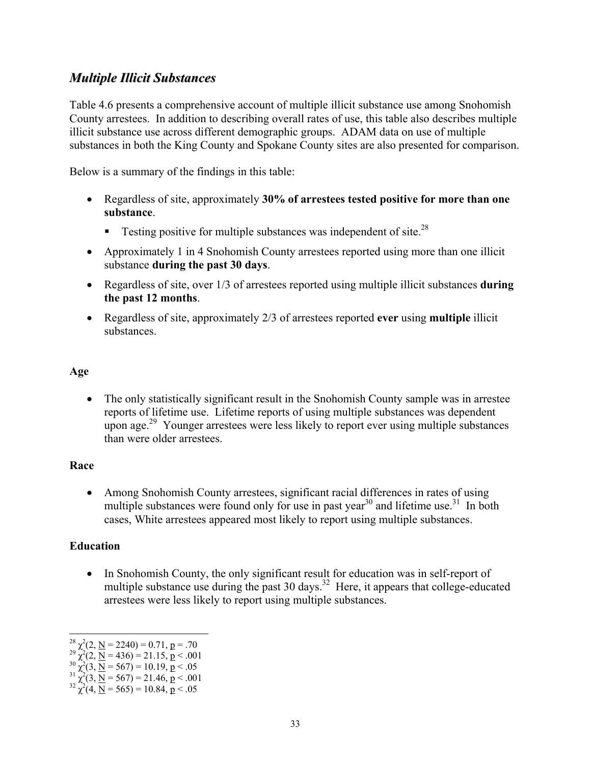## *Multiple Illicit Substances*

Table 4.6 presents a comprehensive account of multiple illicit substance use among Snohomish County arrestees. In addition to describing overall rates of use, this table also describes multiple illicit substance use across different demographic groups. ADAM data on use of multiple substances in both the King County and Spokane County sites are also presented for comparison.

Below is a summary of the findings in this table:

- Regardless of site, approximately **30% of arrestees tested positive for more than one substance**.
  - Testing positive for multiple substances was independent of site.[28]
- Approximately 1 in 4 Snohomish County arrestees reported using more than one illicit substance **during the past 30 days**.
- Regardless of site, over 1/3 of arrestees reported using multiple illicit substances **during the past 12 months**.
- Regardless of site, approximately 2/3 of arrestees reported **ever** using **multiple** illicit substances.

**Age**

- The only statistically significant result in the Snohomish County sample was in arrestee reports of lifetime use. Lifetime reports of using multiple substances was dependent upon age.[29] Younger arrestees were less likely to report ever using multiple substances than were older arrestees.

**Race**

- Among Snohomish County arrestees, significant racial differences in rates of using multiple substances were found only for use in past year[30] and lifetime use.[31] In both cases, White arrestees appeared most likely to report using multiple substances.

**Education**

- In Snohomish County, the only significant result for education was in self-report of multiple substance use during the past 30 days.[32] Here, it appears that college-educated arrestees were less likely to report using multiple substances.

---

[28] $\chi^2(2, \underline{N} = 2240) = 0.71, \underline{p} = .70$

[29] $\chi^2(2, \underline{N} = 436) = 21.15, \underline{p} < .001$

[30] $\chi^2(3, \underline{N} = 567) = 10.19, \underline{p} < .05$

[31] $\chi^2(3, \underline{N} = 567) = 21.46, \underline{p} < .001$

[32] $\chi^2(4, \underline{N} = 565) = 10.84, \underline{p} < .05$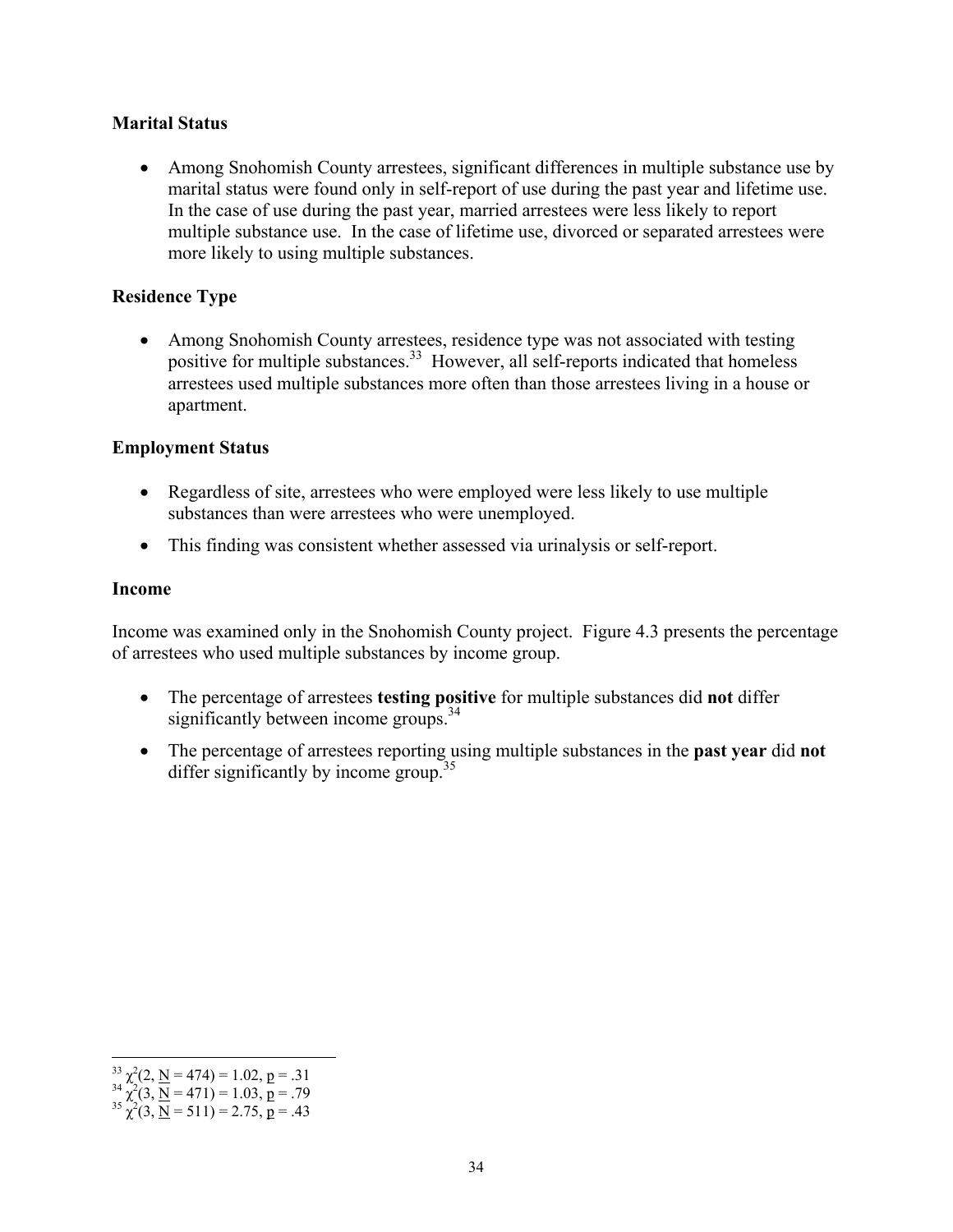### Marital Status

- Among Snohomish County arrestees, significant differences in multiple substance use by marital status were found only in self-report of use during the past year and lifetime use. In the case of use during the past year, married arrestees were less likely to report multiple substance use. In the case of lifetime use, divorced or separated arrestees were more likely to using multiple substances.

### Residence Type

- Among Snohomish County arrestees, residence type was not associated with testing positive for multiple substances.[33] However, all self-reports indicated that homeless arrestees used multiple substances more often than those arrestees living in a house or apartment.

### Employment Status

- Regardless of site, arrestees who were employed were less likely to use multiple substances than were arrestees who were unemployed.
- This finding was consistent whether assessed via urinalysis or self-report.

### Income

Income was examined only in the Snohomish County project. Figure 4.3 presents the percentage of arrestees who used multiple substances by income group.

- The percentage of arrestees **testing positive** for multiple substances did **not** differ significantly between income groups.[34]
- The percentage of arrestees reporting using multiple substances in the **past year** did **not** differ significantly by income group.[35]

---

[33] $\chi^2(2, \underline{N} = 474) = 1.02, \underline{p} = .31$
[34] $\chi^2(3, \underline{N} = 471) = 1.03, \underline{p} = .79$
[35] $\chi^2(3, \underline{N} = 511) = 2.75, \underline{p} = .43$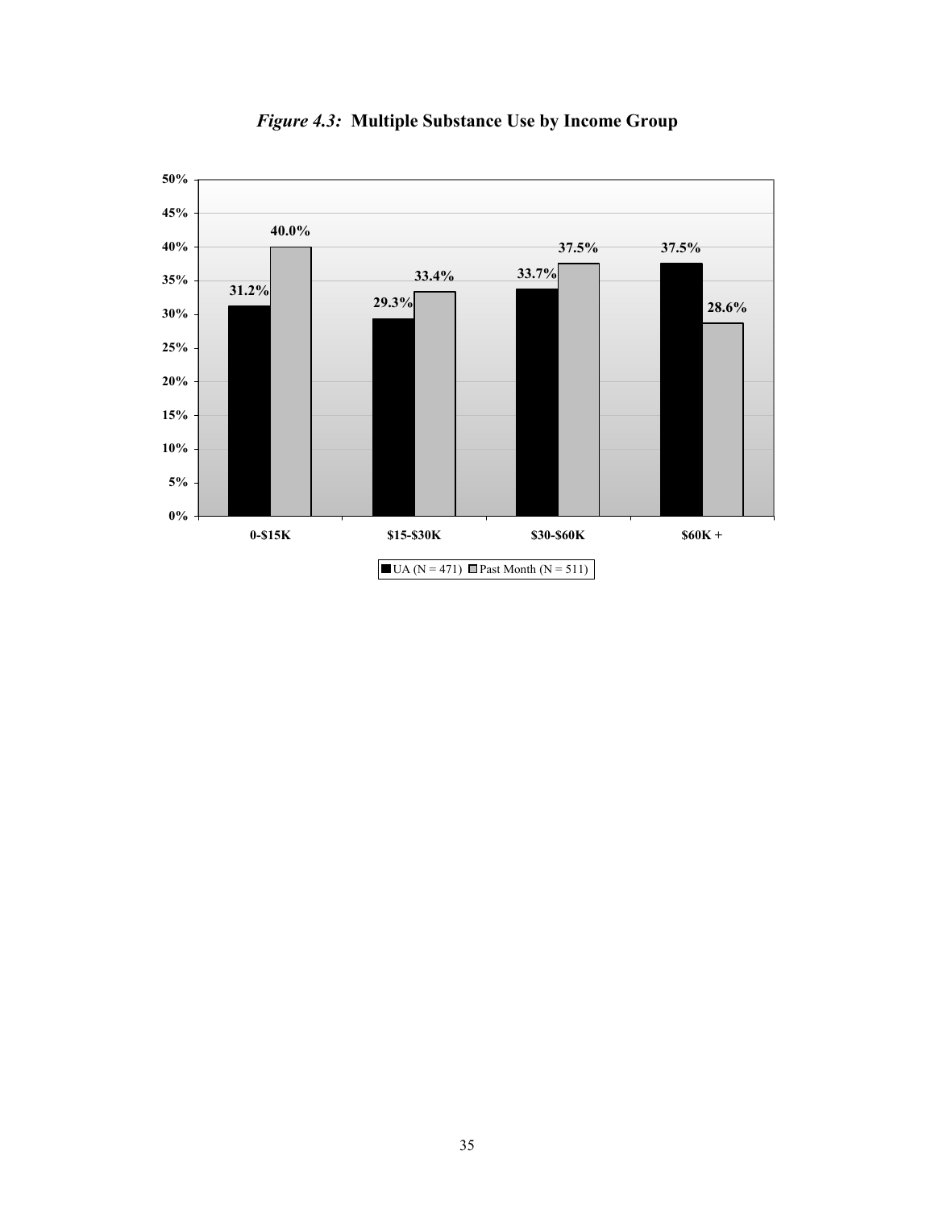***Figure 4.3:* Multiple Substance Use by Income Group**

| Income Group | UA (N = 471) | Past Month (N = 511) |
|---|---|---|
| 0-$15K | 31.2% | 40.0% |
| $15-$30K | 29.3% | 33.4% |
| $30-$60K | 33.7% | 37.5% |
| $60K + | 37.5% | 28.6% |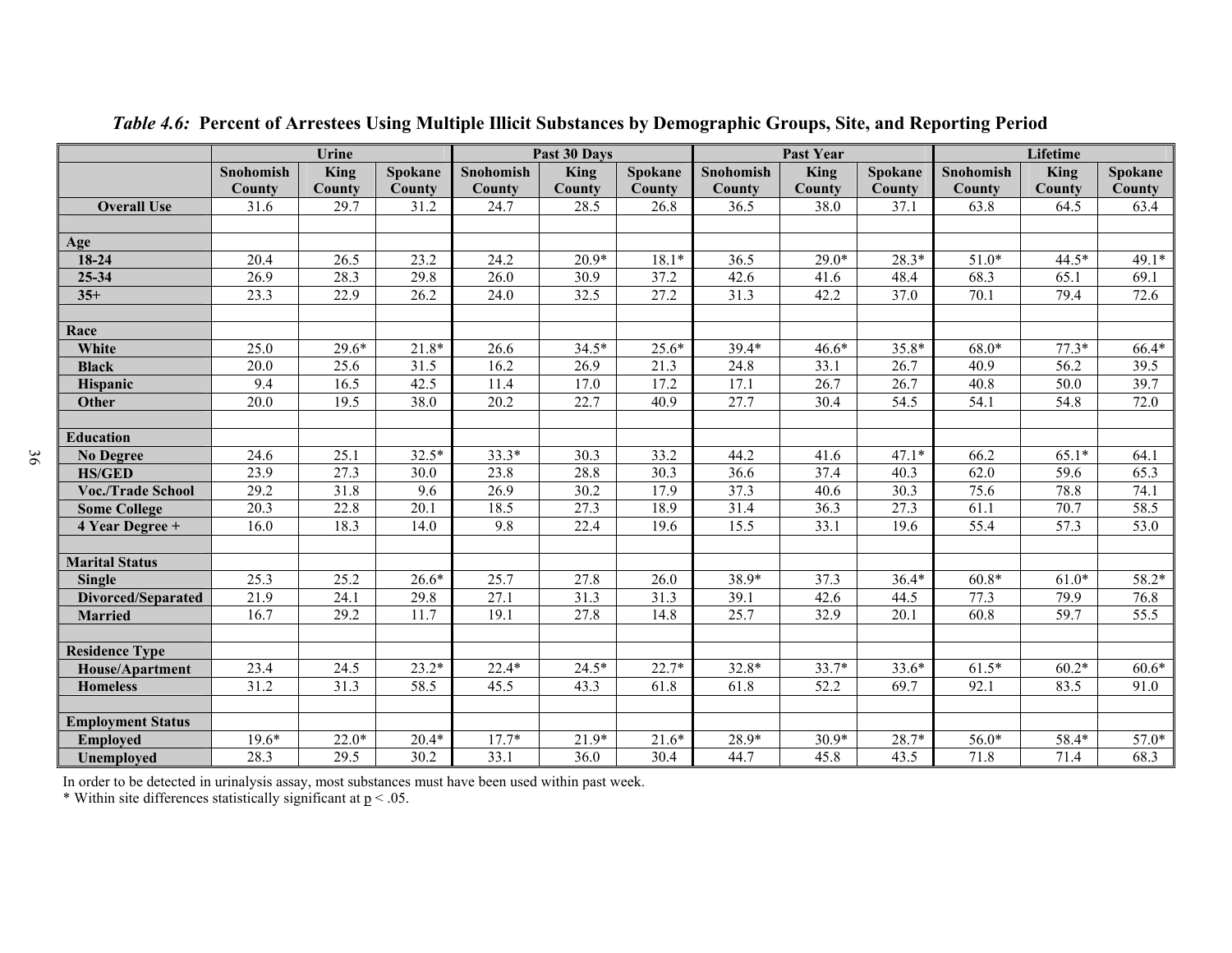*Table 4.6:* **Percent of Arrestees Using Multiple Illicit Substances by Demographic Groups, Site, and Reporting Period**

| | Urine | | | Past 30 Days | | | Past Year | | | Lifetime | | |
|---|---|---|---|---|---|---|---|---|---|---|---|---|
| | Snohomish County | King County | Spokane County | Snohomish County | King County | Spokane County | Snohomish County | King County | Spokane County | Snohomish County | King County | Spokane County |
| **Overall Use** | 31.6 | 29.7 | 31.2 | 24.7 | 28.5 | 26.8 | 36.5 | 38.0 | 37.1 | 63.8 | 64.5 | 63.4 |
| | | | | | | | | | | | | |
| **Age** | | | | | | | | | | | | |
| **18-24** | 20.4 | 26.5 | 23.2 | 24.2 | 20.9* | 18.1* | 36.5 | 29.0* | 28.3* | 51.0* | 44.5* | 49.1* |
| **25-34** | 26.9 | 28.3 | 29.8 | 26.0 | 30.9 | 37.2 | 42.6 | 41.6 | 48.4 | 68.3 | 65.1 | 69.1 |
| **35+** | 23.3 | 22.9 | 26.2 | 24.0 | 32.5 | 27.2 | 31.3 | 42.2 | 37.0 | 70.1 | 79.4 | 72.6 |
| | | | | | | | | | | | | |
| **Race** | | | | | | | | | | | | |
| **White** | 25.0 | 29.6* | 21.8* | 26.6 | 34.5* | 25.6* | 39.4* | 46.6* | 35.8* | 68.0* | 77.3* | 66.4* |
| **Black** | 20.0 | 25.6 | 31.5 | 16.2 | 26.9 | 21.3 | 24.8 | 33.1 | 26.7 | 40.9 | 56.2 | 39.5 |
| **Hispanic** | 9.4 | 16.5 | 42.5 | 11.4 | 17.0 | 17.2 | 17.1 | 26.7 | 26.7 | 40.8 | 50.0 | 39.7 |
| **Other** | 20.0 | 19.5 | 38.0 | 20.2 | 22.7 | 40.9 | 27.7 | 30.4 | 54.5 | 54.1 | 54.8 | 72.0 |
| | | | | | | | | | | | | |
| **Education** | | | | | | | | | | | | |
| **No Degree** | 24.6 | 25.1 | 32.5* | 33.3* | 30.3 | 33.2 | 44.2 | 41.6 | 47.1* | 66.2 | 65.1* | 64.1 |
| **HS/GED** | 23.9 | 27.3 | 30.0 | 23.8 | 28.8 | 30.3 | 36.6 | 37.4 | 40.3 | 62.0 | 59.6 | 65.3 |
| **Voc./Trade School** | 29.2 | 31.8 | 9.6 | 26.9 | 30.2 | 17.9 | 37.3 | 40.6 | 30.3 | 75.6 | 78.8 | 74.1 |
| **Some College** | 20.3 | 22.8 | 20.1 | 18.5 | 27.3 | 18.9 | 31.4 | 36.3 | 27.3 | 61.1 | 70.7 | 58.5 |
| **4 Year Degree +** | 16.0 | 18.3 | 14.0 | 9.8 | 22.4 | 19.6 | 15.5 | 33.1 | 19.6 | 55.4 | 57.3 | 53.0 |
| | | | | | | | | | | | | |
| **Marital Status** | | | | | | | | | | | | |
| **Single** | 25.3 | 25.2 | 26.6* | 25.7 | 27.8 | 26.0 | 38.9* | 37.3 | 36.4* | 60.8* | 61.0* | 58.2* |
| **Divorced/Separated** | 21.9 | 24.1 | 29.8 | 27.1 | 31.3 | 31.3 | 39.1 | 42.6 | 44.5 | 77.3 | 79.9 | 76.8 |
| **Married** | 16.7 | 29.2 | 11.7 | 19.1 | 27.8 | 14.8 | 25.7 | 32.9 | 20.1 | 60.8 | 59.7 | 55.5 |
| | | | | | | | | | | | | |
| **Residence Type** | | | | | | | | | | | | |
| **House/Apartment** | 23.4 | 24.5 | 23.2* | 22.4* | 24.5* | 22.7* | 32.8* | 33.7* | 33.6* | 61.5* | 60.2* | 60.6* |
| **Homeless** | 31.2 | 31.3 | 58.5 | 45.5 | 43.3 | 61.8 | 61.8 | 52.2 | 69.7 | 92.1 | 83.5 | 91.0 |
| | | | | | | | | | | | | |
| **Employment Status** | | | | | | | | | | | | |
| **Employed** | 19.6* | 22.0* | 20.4* | 17.7* | 21.9* | 21.6* | 28.9* | 30.9* | 28.7* | 56.0* | 58.4* | 57.0* |
| **Unemployed** | 28.3 | 29.5 | 30.2 | 33.1 | 36.0 | 30.4 | 44.7 | 45.8 | 43.5 | 71.8 | 71.4 | 68.3 |

In order to be detected in urinalysis assay, most substances must have been used within past week.
* Within site differences statistically significant at $p < .05$.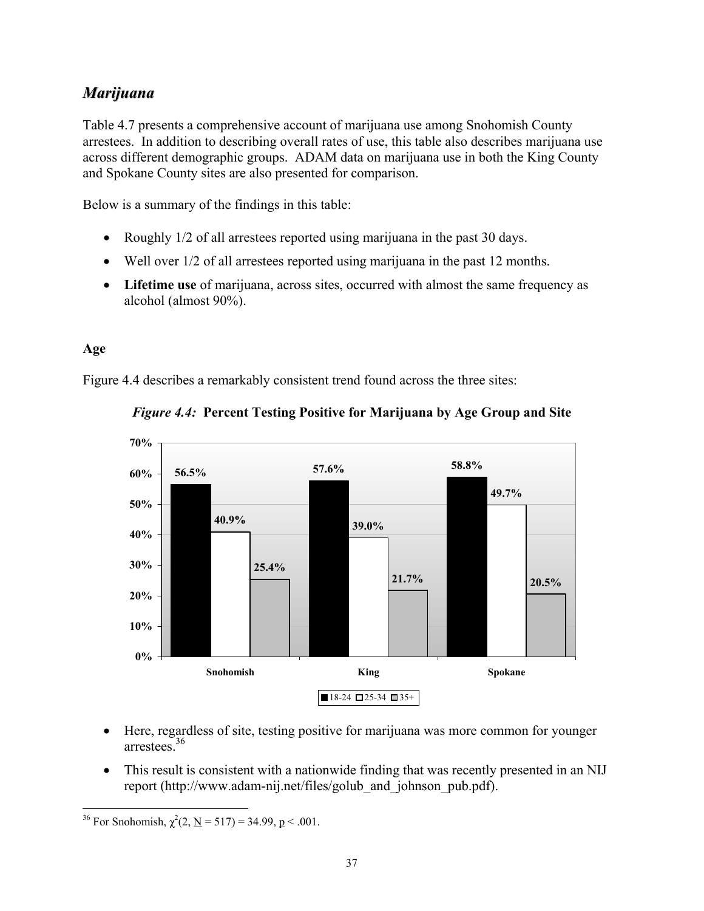## *Marijuana*

Table 4.7 presents a comprehensive account of marijuana use among Snohomish County arrestees. In addition to describing overall rates of use, this table also describes marijuana use across different demographic groups. ADAM data on marijuana use in both the King County and Spokane County sites are also presented for comparison.

Below is a summary of the findings in this table:

- Roughly 1/2 of all arrestees reported using marijuana in the past 30 days.
- Well over 1/2 of all arrestees reported using marijuana in the past 12 months.
- **Lifetime use** of marijuana, across sites, occurred with almost the same frequency as alcohol (almost 90%).

### Age

Figure 4.4 describes a remarkably consistent trend found across the three sites:

*Figure 4.4:* **Percent Testing Positive for Marijuana by Age Group and Site**

| Site | 18-24 | 25-34 | 35+ |
|---|---|---|---|
| Snohomish | 56.5% | 40.9% | 25.4% |
| King | 57.6% | 39.0% | 21.7% |
| Spokane | 58.8% | 49.7% | 20.5% |

- Here, regardless of site, testing positive for marijuana was more common for younger arrestees.[36]
- This result is consistent with a nationwide finding that was recently presented in an NIJ report (http://www.adam-nij.net/files/golub_and_johnson_pub.pdf).

[36] For Snohomish, $\chi^2(2, \underline{N} = 517) = 34.99$, $\underline{p} < .001$.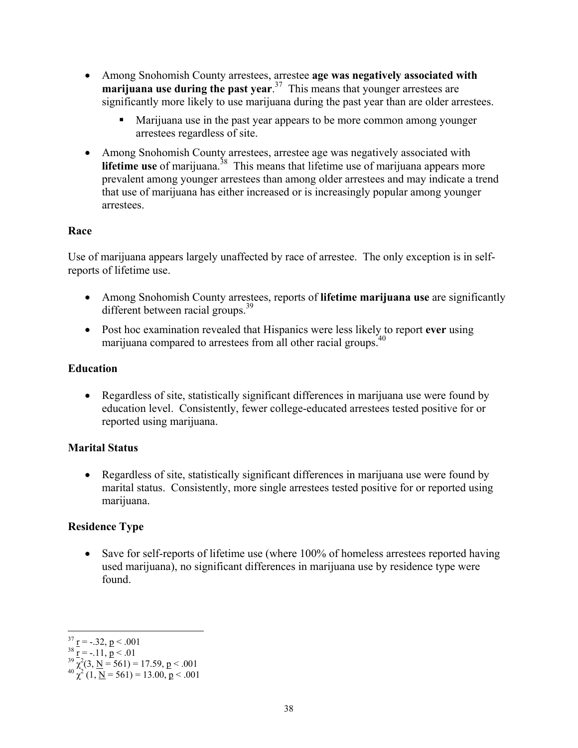- Among Snohomish County arrestees, arrestee **age was negatively associated with marijuana use during the past year**.[37] This means that younger arrestees are significantly more likely to use marijuana during the past year than are older arrestees.
    - Marijuana use in the past year appears to be more common among younger arrestees regardless of site.
- Among Snohomish County arrestees, arrestee age was negatively associated with **lifetime use** of marijuana.[38] This means that lifetime use of marijuana appears more prevalent among younger arrestees than among older arrestees and may indicate a trend that use of marijuana has either increased or is increasingly popular among younger arrestees.

### Race

Use of marijuana appears largely unaffected by race of arrestee. The only exception is in self-reports of lifetime use.

- Among Snohomish County arrestees, reports of **lifetime marijuana use** are significantly different between racial groups.[39]
- Post hoc examination revealed that Hispanics were less likely to report **ever** using marijuana compared to arrestees from all other racial groups.[40]

### Education

- Regardless of site, statistically significant differences in marijuana use were found by education level. Consistently, fewer college-educated arrestees tested positive for or reported using marijuana.

### Marital Status

- Regardless of site, statistically significant differences in marijuana use were found by marital status. Consistently, more single arrestees tested positive for or reported using marijuana.

### Residence Type

- Save for self-reports of lifetime use (where 100% of homeless arrestees reported having used marijuana), no significant differences in marijuana use by residence type were found.

---

[37] $\underline{r} = -.32$, $\underline{p} < .001$

[38] $\underline{r} = -.11$, $\underline{p} < .01$

[39] $\chi^2(3, \underline{N} = 561) = 17.59$, $\underline{p} < .001$

[40] $\chi^2(1, \underline{N} = 561) = 13.00$, $\underline{p} < .001$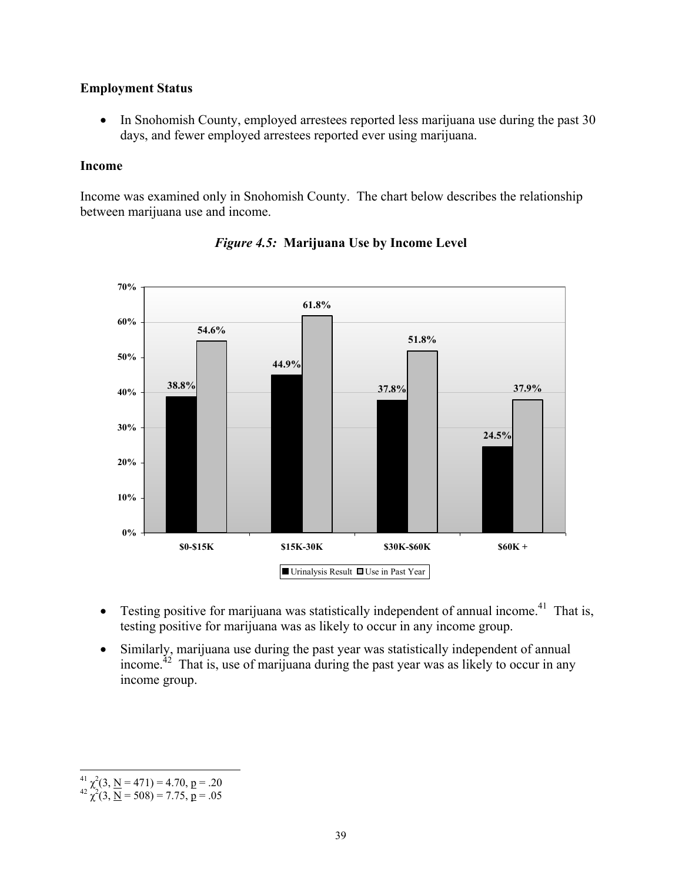**Employment Status**

- In Snohomish County, employed arrestees reported less marijuana use during the past 30 days, and fewer employed arrestees reported ever using marijuana.

**Income**

Income was examined only in Snohomish County. The chart below describes the relationship between marijuana use and income.

***Figure 4.5:*** **Marijuana Use by Income Level**

| | \$0-\$15K | \$15K-30K | \$30K-\$60K | \$60K + |
|---|---|---|---|---|
| Urinalysis Result | 38.8% | 44.9% | 37.8% | 24.5% |
| Use in Past Year | 54.6% | 61.8% | 51.8% | 37.9% |

- Testing positive for marijuana was statistically independent of annual income.[41] That is, testing positive for marijuana was as likely to occur in any income group.
- Similarly, marijuana use during the past year was statistically independent of annual income.[42] That is, use of marijuana during the past year was as likely to occur in any income group.

---

[41] $\chi^2(3, \underline{N} = 471) = 4.70, \underline{p} = .20$

[42] $\chi^2(3, \underline{N} = 508) = 7.75, \underline{p} = .05$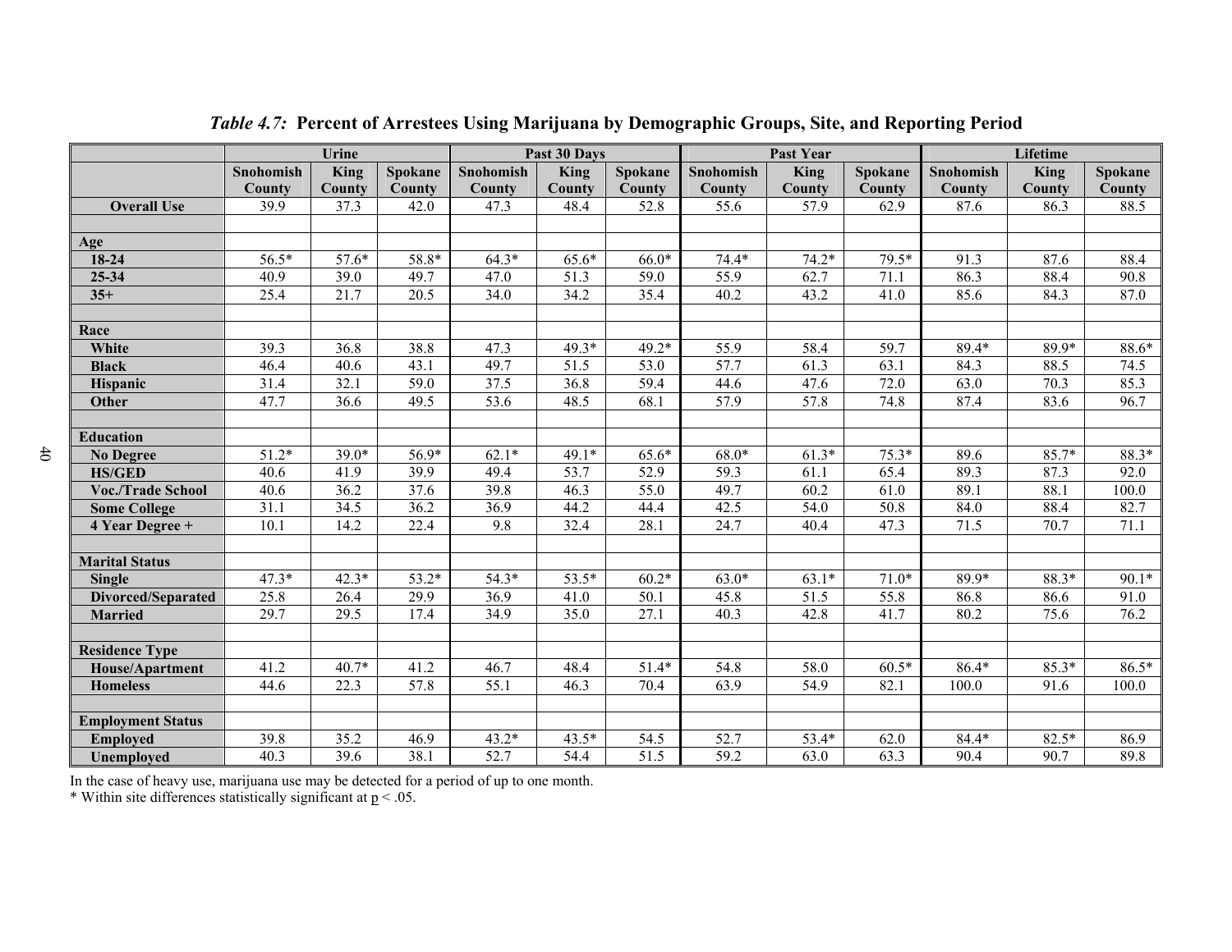*Table 4.7:* **Percent of Arrestees Using Marijuana by Demographic Groups, Site, and Reporting Period**

| | Urine | | | Past 30 Days | | | Past Year | | | Lifetime | | |
|---|---|---|---|---|---|---|---|---|---|---|---|---|
| | Snohomish County | King County | Spokane County | Snohomish County | King County | Spokane County | Snohomish County | King County | Spokane County | Snohomish County | King County | Spokane County |
| **Overall Use** | 39.9 | 37.3 | 42.0 | 47.3 | 48.4 | 52.8 | 55.6 | 57.9 | 62.9 | 87.6 | 86.3 | 88.5 |
| | | | | | | | | | | | | |
| **Age** | | | | | | | | | | | | |
| **18-24** | 56.5* | 57.6* | 58.8* | 64.3* | 65.6* | 66.0* | 74.4* | 74.2* | 79.5* | 91.3 | 87.6 | 88.4 |
| **25-34** | 40.9 | 39.0 | 49.7 | 47.0 | 51.3 | 59.0 | 55.9 | 62.7 | 71.1 | 86.3 | 88.4 | 90.8 |
| **35+** | 25.4 | 21.7 | 20.5 | 34.0 | 34.2 | 35.4 | 40.2 | 43.2 | 41.0 | 85.6 | 84.3 | 87.0 |
| | | | | | | | | | | | | |
| **Race** | | | | | | | | | | | | |
| **White** | 39.3 | 36.8 | 38.8 | 47.3 | 49.3* | 49.2* | 55.9 | 58.4 | 59.7 | 89.4* | 89.9* | 88.6* |
| **Black** | 46.4 | 40.6 | 43.1 | 49.7 | 51.5 | 53.0 | 57.7 | 61.3 | 63.1 | 84.3 | 88.5 | 74.5 |
| **Hispanic** | 31.4 | 32.1 | 59.0 | 37.5 | 36.8 | 59.4 | 44.6 | 47.6 | 72.0 | 63.0 | 70.3 | 85.3 |
| **Other** | 47.7 | 36.6 | 49.5 | 53.6 | 48.5 | 68.1 | 57.9 | 57.8 | 74.8 | 87.4 | 83.6 | 96.7 |
| | | | | | | | | | | | | |
| **Education** | | | | | | | | | | | | |
| **No Degree** | 51.2* | 39.0* | 56.9* | 62.1* | 49.1* | 65.6* | 68.0* | 61.3* | 75.3* | 89.6 | 85.7* | 88.3* |
| **HS/GED** | 40.6 | 41.9 | 39.9 | 49.4 | 53.7 | 52.9 | 59.3 | 61.1 | 65.4 | 89.3 | 87.3 | 92.0 |
| **Voc./Trade School** | 40.6 | 36.2 | 37.6 | 39.8 | 46.3 | 55.0 | 49.7 | 60.2 | 61.0 | 89.1 | 88.1 | 100.0 |
| **Some College** | 31.1 | 34.5 | 36.2 | 36.9 | 44.2 | 44.4 | 42.5 | 54.0 | 50.8 | 84.0 | 88.4 | 82.7 |
| **4 Year Degree +** | 10.1 | 14.2 | 22.4 | 9.8 | 32.4 | 28.1 | 24.7 | 40.4 | 47.3 | 71.5 | 70.7 | 71.1 |
| | | | | | | | | | | | | |
| **Marital Status** | | | | | | | | | | | | |
| **Single** | 47.3* | 42.3* | 53.2* | 54.3* | 53.5* | 60.2* | 63.0* | 63.1* | 71.0* | 89.9* | 88.3* | 90.1* |
| **Divorced/Separated** | 25.8 | 26.4 | 29.9 | 36.9 | 41.0 | 50.1 | 45.8 | 51.5 | 55.8 | 86.8 | 86.6 | 91.0 |
| **Married** | 29.7 | 29.5 | 17.4 | 34.9 | 35.0 | 27.1 | 40.3 | 42.8 | 41.7 | 80.2 | 75.6 | 76.2 |
| | | | | | | | | | | | | |
| **Residence Type** | | | | | | | | | | | | |
| **House/Apartment** | 41.2 | 40.7* | 41.2 | 46.7 | 48.4 | 51.4* | 54.8 | 58.0 | 60.5* | 86.4* | 85.3* | 86.5* |
| **Homeless** | 44.6 | 22.3 | 57.8 | 55.1 | 46.3 | 70.4 | 63.9 | 54.9 | 82.1 | 100.0 | 91.6 | 100.0 |
| | | | | | | | | | | | | |
| **Employment Status** | | | | | | | | | | | | |
| **Employed** | 39.8 | 35.2 | 46.9 | 43.2* | 43.5* | 54.5 | 52.7 | 53.4* | 62.0 | 84.4* | 82.5* | 86.9 |
| **Unemployed** | 40.3 | 39.6 | 38.1 | 52.7 | 54.4 | 51.5 | 59.2 | 63.0 | 63.3 | 90.4 | 90.7 | 89.8 |

In the case of heavy use, marijuana use may be detected for a period of up to one month.

* Within site differences statistically significant at $p < .05$.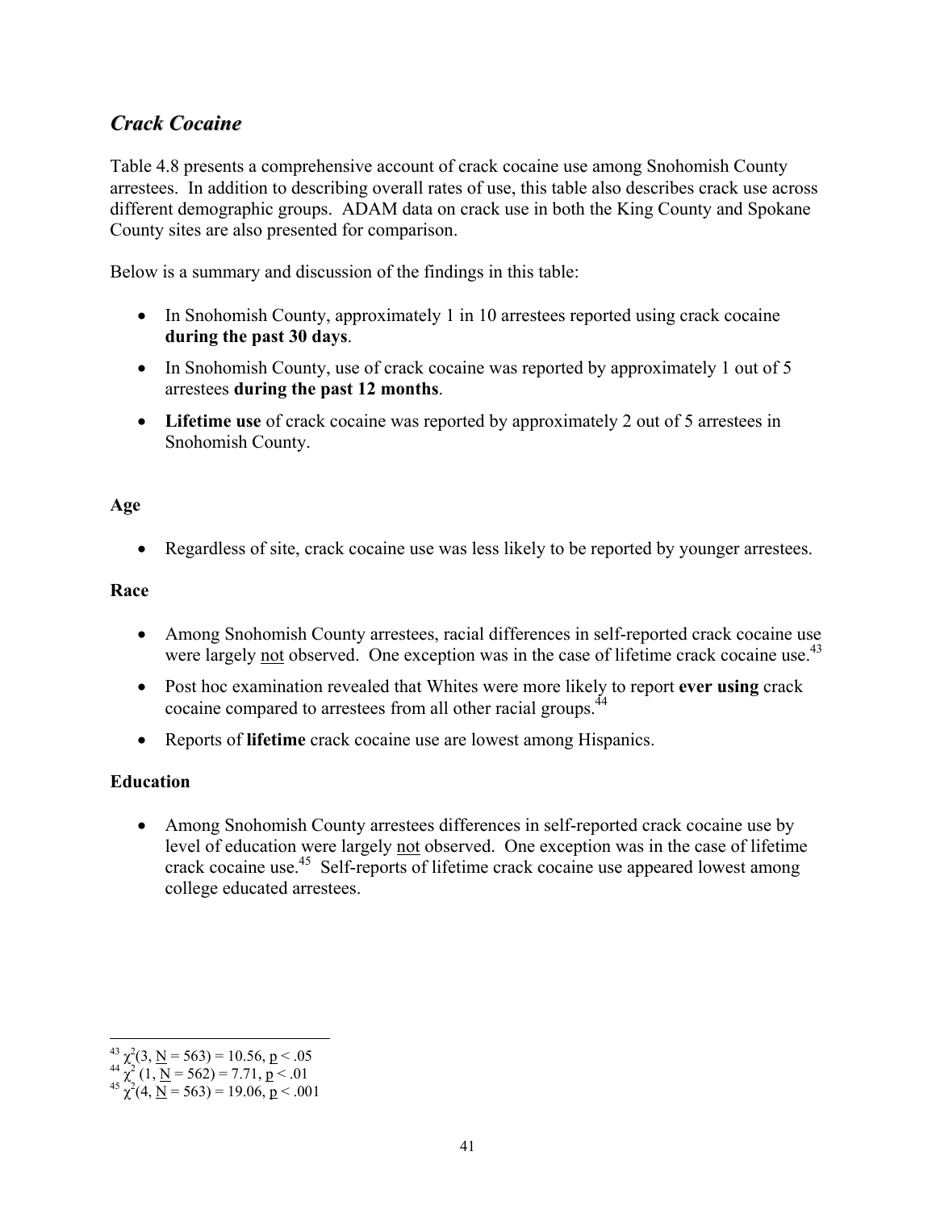## *Crack Cocaine*

Table 4.8 presents a comprehensive account of crack cocaine use among Snohomish County arrestees. In addition to describing overall rates of use, this table also describes crack use across different demographic groups. ADAM data on crack use in both the King County and Spokane County sites are also presented for comparison.

Below is a summary and discussion of the findings in this table:

- In Snohomish County, approximately 1 in 10 arrestees reported using crack cocaine **during the past 30 days**.
- In Snohomish County, use of crack cocaine was reported by approximately 1 out of 5 arrestees **during the past 12 months**.
- **Lifetime use** of crack cocaine was reported by approximately 2 out of 5 arrestees in Snohomish County.

**Age**

- Regardless of site, crack cocaine use was less likely to be reported by younger arrestees.

**Race**

- Among Snohomish County arrestees, racial differences in self-reported crack cocaine use were largely not observed. One exception was in the case of lifetime crack cocaine use.[43]
- Post hoc examination revealed that Whites were more likely to report **ever using** crack cocaine compared to arrestees from all other racial groups.[44]
- Reports of **lifetime** crack cocaine use are lowest among Hispanics.

**Education**

- Among Snohomish County arrestees differences in self-reported crack cocaine use by level of education were largely not observed. One exception was in the case of lifetime crack cocaine use.[45] Self-reports of lifetime crack cocaine use appeared lowest among college educated arrestees.

---

[43] $\chi^2(3, N = 563) = 10.56, p < .05$

[44] $\chi^2(1, N = 562) = 7.71, p < .01$

[45] $\chi^2(4, N = 563) = 19.06, p < .001$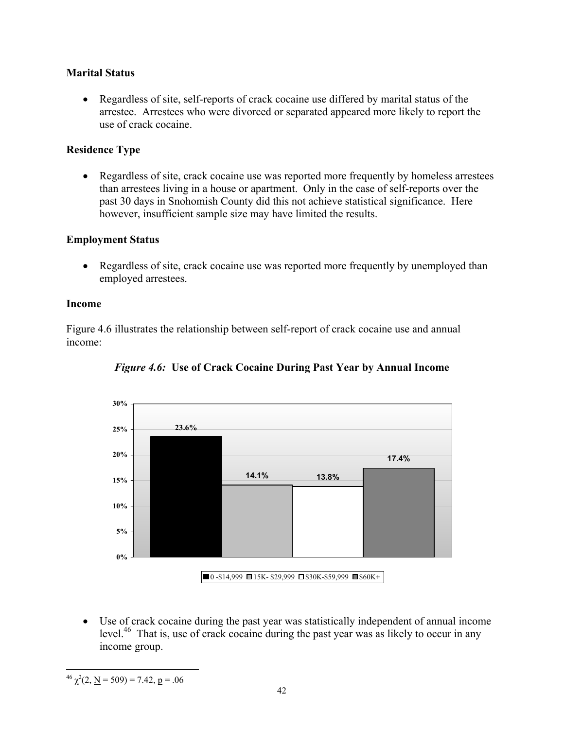### Marital Status

- Regardless of site, self-reports of crack cocaine use differed by marital status of the arrestee. Arrestees who were divorced or separated appeared more likely to report the use of crack cocaine.

### Residence Type

- Regardless of site, crack cocaine use was reported more frequently by homeless arrestees than arrestees living in a house or apartment. Only in the case of self-reports over the past 30 days in Snohomish County did this not achieve statistical significance. Here however, insufficient sample size may have limited the results.

### Employment Status

- Regardless of site, crack cocaine use was reported more frequently by unemployed than employed arrestees.

### Income

Figure 4.6 illustrates the relationship between self-report of crack cocaine use and annual income:

***Figure 4.6:* Use of Crack Cocaine During Past Year by Annual Income**

| Annual Income | Use of Crack Cocaine During Past Year |
| --- | --- |
| 0 -$14,999 | 23.6% |
| 15K- $29,999 | 14.1% |
| $30K-$59,999 | 13.8% |
| $60K+ | 17.4% |

- Use of crack cocaine during the past year was statistically independent of annual income level.[46] That is, use of crack cocaine during the past year was as likely to occur in any income group.

[46] $\chi^2(2, \underline{N} = 509) = 7.42, \underline{p} = .06$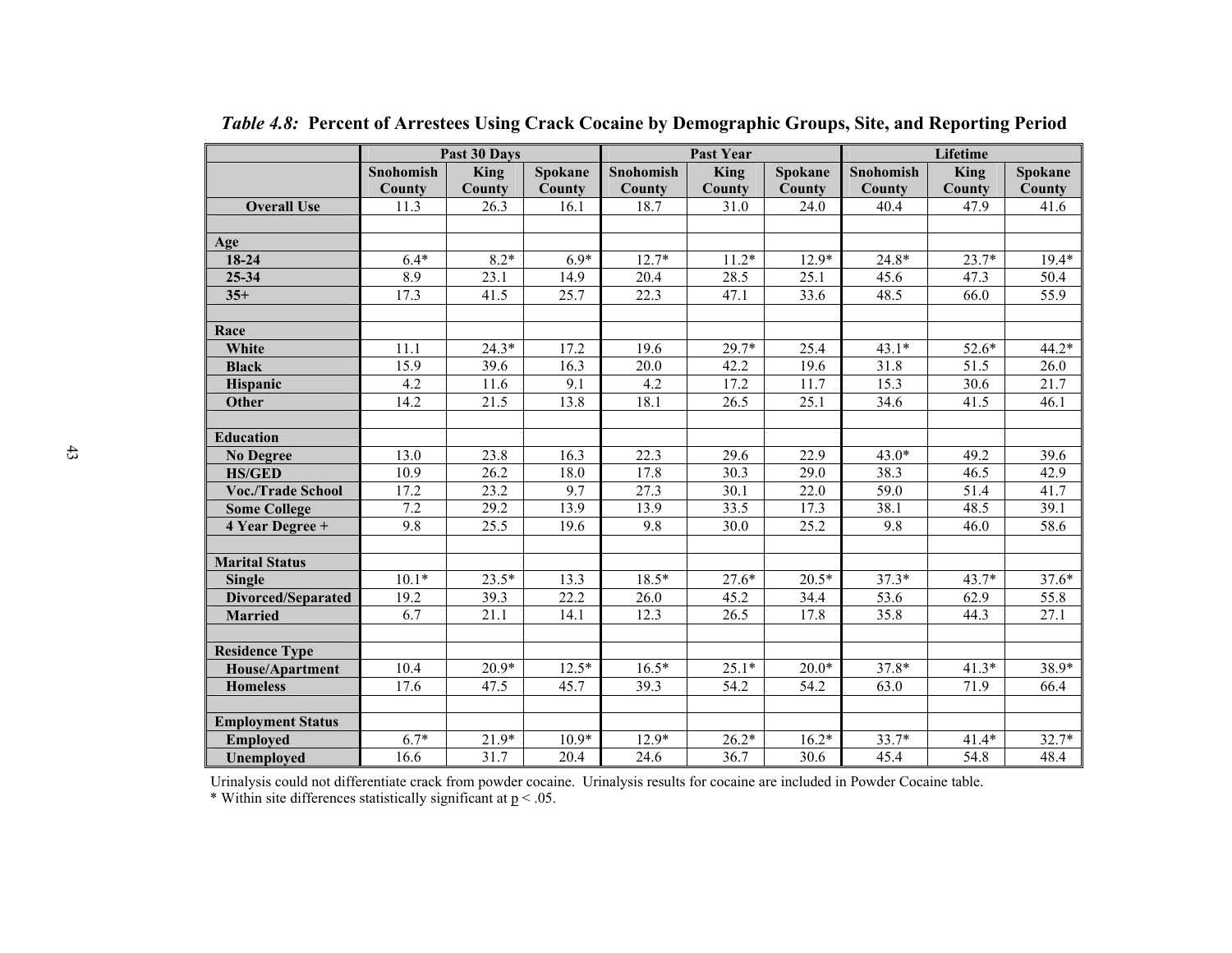*Table 4.8:* **Percent of Arrestees Using Crack Cocaine by Demographic Groups, Site, and Reporting Period**

| | Past 30 Days | | | Past Year | | | Lifetime | | |
|---|---|---|---|---|---|---|---|---|---|
| | Snohomish County | King County | Spokane County | Snohomish County | King County | Spokane County | Snohomish County | King County | Spokane County |
| **Overall Use** | 11.3 | 26.3 | 16.1 | 18.7 | 31.0 | 24.0 | 40.4 | 47.9 | 41.6 |
| | | | | | | | | | |
| **Age** | | | | | | | | | |
| **18-24** | 6.4* | 8.2* | 6.9* | 12.7* | 11.2* | 12.9* | 24.8* | 23.7* | 19.4* |
| **25-34** | 8.9 | 23.1 | 14.9 | 20.4 | 28.5 | 25.1 | 45.6 | 47.3 | 50.4 |
| **35+** | 17.3 | 41.5 | 25.7 | 22.3 | 47.1 | 33.6 | 48.5 | 66.0 | 55.9 |
| | | | | | | | | | |
| **Race** | | | | | | | | | |
| **White** | 11.1 | 24.3* | 17.2 | 19.6 | 29.7* | 25.4 | 43.1* | 52.6* | 44.2* |
| **Black** | 15.9 | 39.6 | 16.3 | 20.0 | 42.2 | 19.6 | 31.8 | 51.5 | 26.0 |
| **Hispanic** | 4.2 | 11.6 | 9.1 | 4.2 | 17.2 | 11.7 | 15.3 | 30.6 | 21.7 |
| **Other** | 14.2 | 21.5 | 13.8 | 18.1 | 26.5 | 25.1 | 34.6 | 41.5 | 46.1 |
| | | | | | | | | | |
| **Education** | | | | | | | | | |
| **No Degree** | 13.0 | 23.8 | 16.3 | 22.3 | 29.6 | 22.9 | 43.0* | 49.2 | 39.6 |
| **HS/GED** | 10.9 | 26.2 | 18.0 | 17.8 | 30.3 | 29.0 | 38.3 | 46.5 | 42.9 |
| **Voc./Trade School** | 17.2 | 23.2 | 9.7 | 27.3 | 30.1 | 22.0 | 59.0 | 51.4 | 41.7 |
| **Some College** | 7.2 | 29.2 | 13.9 | 13.9 | 33.5 | 17.3 | 38.1 | 48.5 | 39.1 |
| **4 Year Degree +** | 9.8 | 25.5 | 19.6 | 9.8 | 30.0 | 25.2 | 9.8 | 46.0 | 58.6 |
| | | | | | | | | | |
| **Marital Status** | | | | | | | | | |
| **Single** | 10.1* | 23.5* | 13.3 | 18.5* | 27.6* | 20.5* | 37.3* | 43.7* | 37.6* |
| **Divorced/Separated** | 19.2 | 39.3 | 22.2 | 26.0 | 45.2 | 34.4 | 53.6 | 62.9 | 55.8 |
| **Married** | 6.7 | 21.1 | 14.1 | 12.3 | 26.5 | 17.8 | 35.8 | 44.3 | 27.1 |
| | | | | | | | | | |
| **Residence Type** | | | | | | | | | |
| **House/Apartment** | 10.4 | 20.9* | 12.5* | 16.5* | 25.1* | 20.0* | 37.8* | 41.3* | 38.9* |
| **Homeless** | 17.6 | 47.5 | 45.7 | 39.3 | 54.2 | 54.2 | 63.0 | 71.9 | 66.4 |
| | | | | | | | | | |
| **Employment Status** | | | | | | | | | |
| **Employed** | 6.7* | 21.9* | 10.9* | 12.9* | 26.2* | 16.2* | 33.7* | 41.4* | 32.7* |
| **Unemployed** | 16.6 | 31.7 | 20.4 | 24.6 | 36.7 | 30.6 | 45.4 | 54.8 | 48.4 |

Urinalysis could not differentiate crack from powder cocaine. Urinalysis results for cocaine are included in Powder Cocaine table.
* Within site differences statistically significant at $p < .05$.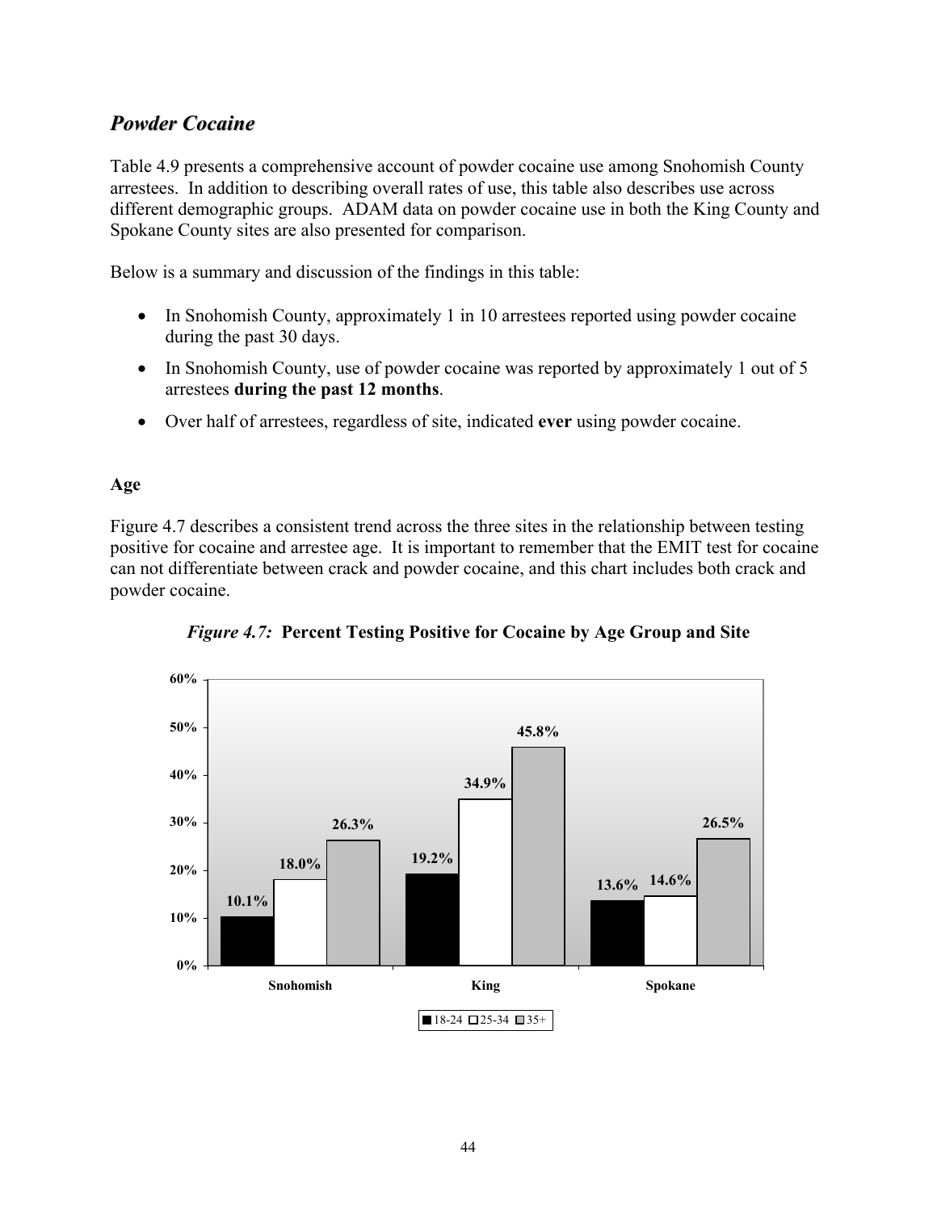## *Powder Cocaine*

Table 4.9 presents a comprehensive account of powder cocaine use among Snohomish County arrestees. In addition to describing overall rates of use, this table also describes use across different demographic groups. ADAM data on powder cocaine use in both the King County and Spokane County sites are also presented for comparison.

Below is a summary and discussion of the findings in this table:

- In Snohomish County, approximately 1 in 10 arrestees reported using powder cocaine during the past 30 days.
- In Snohomish County, use of powder cocaine was reported by approximately 1 out of 5 arrestees **during the past 12 months**.
- Over half of arrestees, regardless of site, indicated **ever** using powder cocaine.

### Age

Figure 4.7 describes a consistent trend across the three sites in the relationship between testing positive for cocaine and arrestee age. It is important to remember that the EMIT test for cocaine can not differentiate between crack and powder cocaine, and this chart includes both crack and powder cocaine.

*Figure 4.7:* **Percent Testing Positive for Cocaine by Age Group and Site**

| Site | 18-24 | 25-34 | 35+ |
|---|---|---|---|
| Snohomish | 10.1% | 18.0% | 26.3% |
| King | 19.2% | 34.9% | 45.8% |
| Spokane | 13.6% | 14.6% | 26.5% |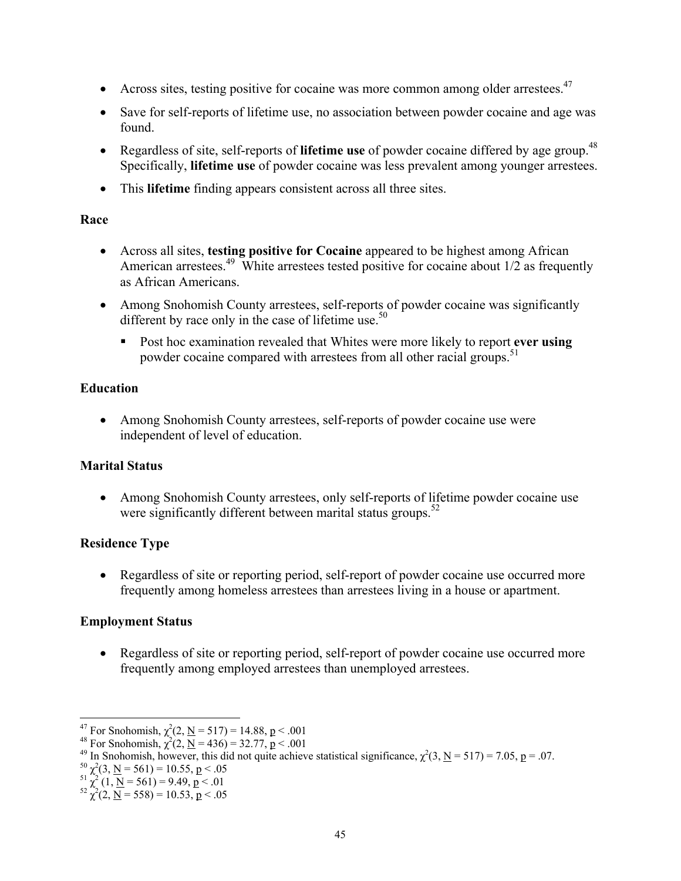- Across sites, testing positive for cocaine was more common among older arrestees.[47]
- Save for self-reports of lifetime use, no association between powder cocaine and age was found.
- Regardless of site, self-reports of **lifetime use** of powder cocaine differed by age group.[48] Specifically, **lifetime use** of powder cocaine was less prevalent among younger arrestees.
- This **lifetime** finding appears consistent across all three sites.

**Race**

- Across all sites, **testing positive for Cocaine** appeared to be highest among African American arrestees.[49] White arrestees tested positive for cocaine about 1/2 as frequently as African Americans.
- Among Snohomish County arrestees, self-reports of powder cocaine was significantly different by race only in the case of lifetime use.[50]
  - Post hoc examination revealed that Whites were more likely to report **ever using** powder cocaine compared with arrestees from all other racial groups.[51]

**Education**

- Among Snohomish County arrestees, self-reports of powder cocaine use were independent of level of education.

**Marital Status**

- Among Snohomish County arrestees, only self-reports of lifetime powder cocaine use were significantly different between marital status groups.[52]

**Residence Type**

- Regardless of site or reporting period, self-report of powder cocaine use occurred more frequently among homeless arrestees than arrestees living in a house or apartment.

**Employment Status**

- Regardless of site or reporting period, self-report of powder cocaine use occurred more frequently among employed arrestees than unemployed arrestees.

---

[47] For Snohomish, $\chi^2(2, \underline{N} = 517) = 14.88$, $\underline{p} < .001$

[48] For Snohomish, $\chi^2(2, \underline{N} = 436) = 32.77$, $\underline{p} < .001$

[49] In Snohomish, however, this did not quite achieve statistical significance, $\chi^2(3, \underline{N} = 517) = 7.05$, $\underline{p} = .07$.

[50] $\chi^2(3, \underline{N} = 561) = 10.55$, $\underline{p} < .05$

[51] $\chi^2(1, \underline{N} = 561) = 9.49$, $\underline{p} < .01$

[52] $\chi^2(2, \underline{N} = 558) = 10.53$, $\underline{p} < .05$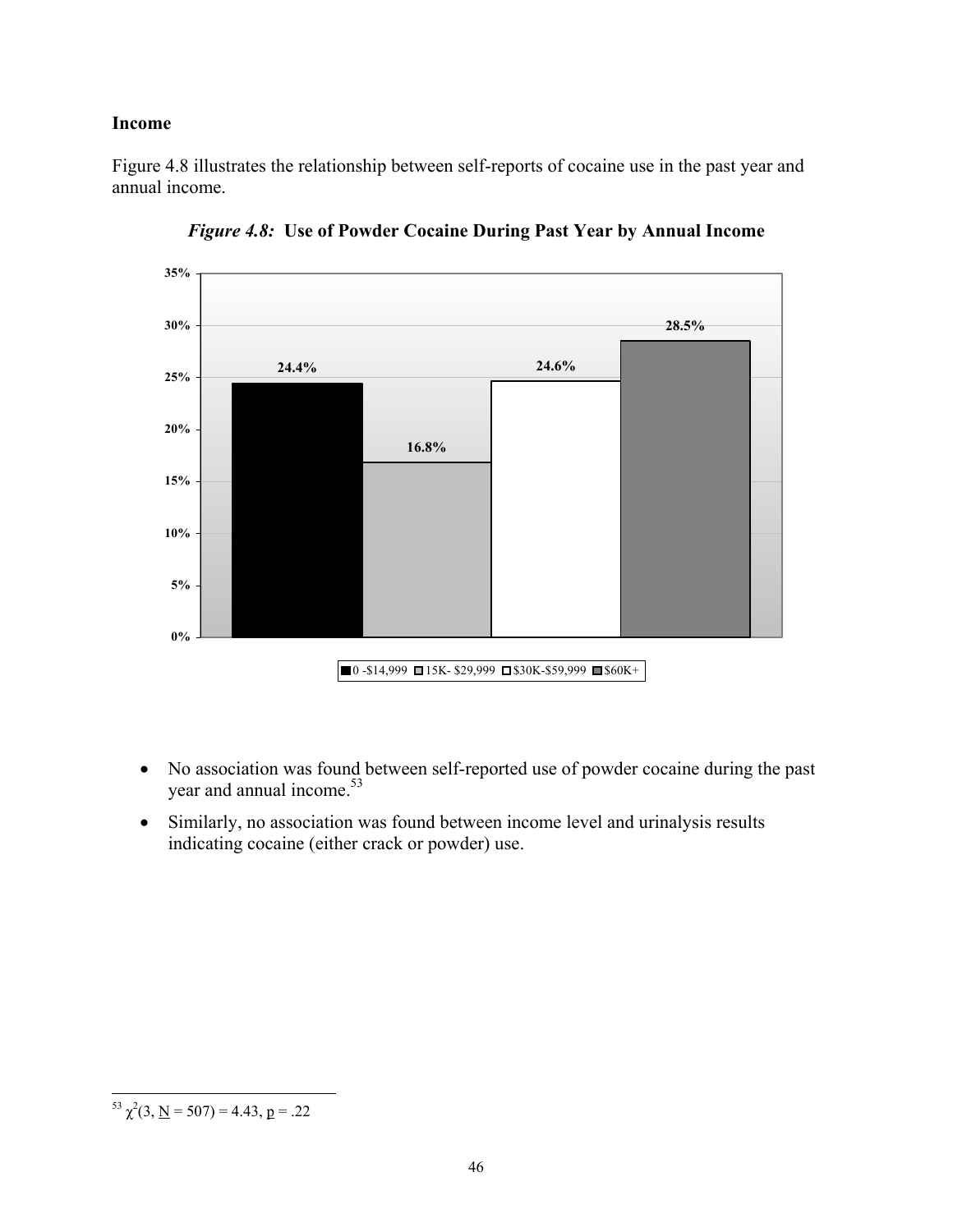## Income

Figure 4.8 illustrates the relationship between self-reports of cocaine use in the past year and annual income.

*Figure 4.8:* **Use of Powder Cocaine During Past Year by Annual Income**

| Annual Income | Percent |
|---|---|
| 0 -$14,999 | 24.4% |
| 15K- $29,999 | 16.8% |
| $30K-$59,999 | 24.6% |
| $60K+ | 28.5% |

- No association was found between self-reported use of powder cocaine during the past year and annual income.[53]
- Similarly, no association was found between income level and urinalysis results indicating cocaine (either crack or powder) use.

---

[53] $\chi^2(3, \underline{N} = 507) = 4.43, \underline{p} = .22$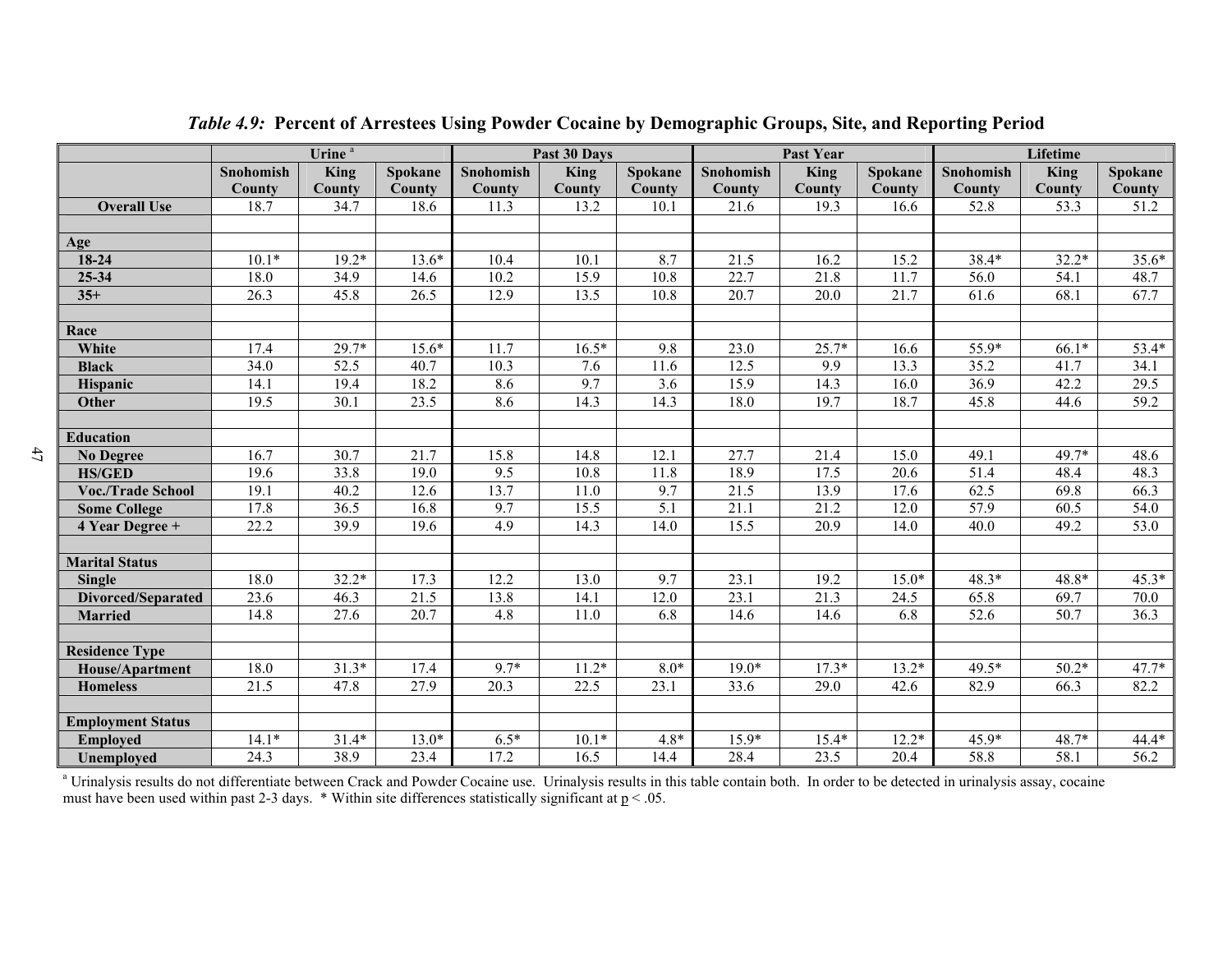*Table 4.9:* **Percent of Arrestees Using Powder Cocaine by Demographic Groups, Site, and Reporting Period**

| | Urine [a] | | | Past 30 Days | | | Past Year | | | Lifetime | | |
|---|---|---|---|---|---|---|---|---|---|---|---|---|
| | Snohomish County | King County | Spokane County | Snohomish County | King County | Spokane County | Snohomish County | King County | Spokane County | Snohomish County | King County | Spokane County |
| **Overall Use** | 18.7 | 34.7 | 18.6 | 11.3 | 13.2 | 10.1 | 21.6 | 19.3 | 16.6 | 52.8 | 53.3 | 51.2 |
| | | | | | | | | | | | | |
| **Age** | | | | | | | | | | | | |
| **18-24** | 10.1* | 19.2* | 13.6* | 10.4 | 10.1 | 8.7 | 21.5 | 16.2 | 15.2 | 38.4* | 32.2* | 35.6* |
| **25-34** | 18.0 | 34.9 | 14.6 | 10.2 | 15.9 | 10.8 | 22.7 | 21.8 | 11.7 | 56.0 | 54.1 | 48.7 |
| **35+** | 26.3 | 45.8 | 26.5 | 12.9 | 13.5 | 10.8 | 20.7 | 20.0 | 21.7 | 61.6 | 68.1 | 67.7 |
| | | | | | | | | | | | | |
| **Race** | | | | | | | | | | | | |
| **White** | 17.4 | 29.7* | 15.6* | 11.7 | 16.5* | 9.8 | 23.0 | 25.7* | 16.6 | 55.9* | 66.1* | 53.4* |
| **Black** | 34.0 | 52.5 | 40.7 | 10.3 | 7.6 | 11.6 | 12.5 | 9.9 | 13.3 | 35.2 | 41.7 | 34.1 |
| **Hispanic** | 14.1 | 19.4 | 18.2 | 8.6 | 9.7 | 3.6 | 15.9 | 14.3 | 16.0 | 36.9 | 42.2 | 29.5 |
| **Other** | 19.5 | 30.1 | 23.5 | 8.6 | 14.3 | 14.3 | 18.0 | 19.7 | 18.7 | 45.8 | 44.6 | 59.2 |
| | | | | | | | | | | | | |
| **Education** | | | | | | | | | | | | |
| **No Degree** | 16.7 | 30.7 | 21.7 | 15.8 | 14.8 | 12.1 | 27.7 | 21.4 | 15.0 | 49.1 | 49.7* | 48.6 |
| **HS/GED** | 19.6 | 33.8 | 19.0 | 9.5 | 10.8 | 11.8 | 18.9 | 17.5 | 20.6 | 51.4 | 48.4 | 48.3 |
| **Voc./Trade School** | 19.1 | 40.2 | 12.6 | 13.7 | 11.0 | 9.7 | 21.5 | 13.9 | 17.6 | 62.5 | 69.8 | 66.3 |
| **Some College** | 17.8 | 36.5 | 16.8 | 9.7 | 15.5 | 5.1 | 21.1 | 21.2 | 12.0 | 57.9 | 60.5 | 54.0 |
| **4 Year Degree +** | 22.2 | 39.9 | 19.6 | 4.9 | 14.3 | 14.0 | 15.5 | 20.9 | 14.0 | 40.0 | 49.2 | 53.0 |
| | | | | | | | | | | | | |
| **Marital Status** | | | | | | | | | | | | |
| **Single** | 18.0 | 32.2* | 17.3 | 12.2 | 13.0 | 9.7 | 23.1 | 19.2 | 15.0* | 48.3* | 48.8* | 45.3* |
| **Divorced/Separated** | 23.6 | 46.3 | 21.5 | 13.8 | 14.1 | 12.0 | 23.1 | 21.3 | 24.5 | 65.8 | 69.7 | 70.0 |
| **Married** | 14.8 | 27.6 | 20.7 | 4.8 | 11.0 | 6.8 | 14.6 | 14.6 | 6.8 | 52.6 | 50.7 | 36.3 |
| | | | | | | | | | | | | |
| **Residence Type** | | | | | | | | | | | | |
| **House/Apartment** | 18.0 | 31.3* | 17.4 | 9.7* | 11.2* | 8.0* | 19.0* | 17.3* | 13.2* | 49.5* | 50.2* | 47.7* |
| **Homeless** | 21.5 | 47.8 | 27.9 | 20.3 | 22.5 | 23.1 | 33.6 | 29.0 | 42.6 | 82.9 | 66.3 | 82.2 |
| | | | | | | | | | | | | |
| **Employment Status** | | | | | | | | | | | | |
| **Employed** | 14.1* | 31.4* | 13.0* | 6.5* | 10.1* | 4.8* | 15.9* | 15.4* | 12.2* | 45.9* | 48.7* | 44.4* |
| **Unemployed** | 24.3 | 38.9 | 23.4 | 17.2 | 16.5 | 14.4 | 28.4 | 23.5 | 20.4 | 58.8 | 58.1 | 56.2 |

[a] Urinalysis results do not differentiate between Crack and Powder Cocaine use. Urinalysis results in this table contain both. In order to be detected in urinalysis assay, cocaine must have been used within past 2-3 days. * Within site differences statistically significant at $p < .05$.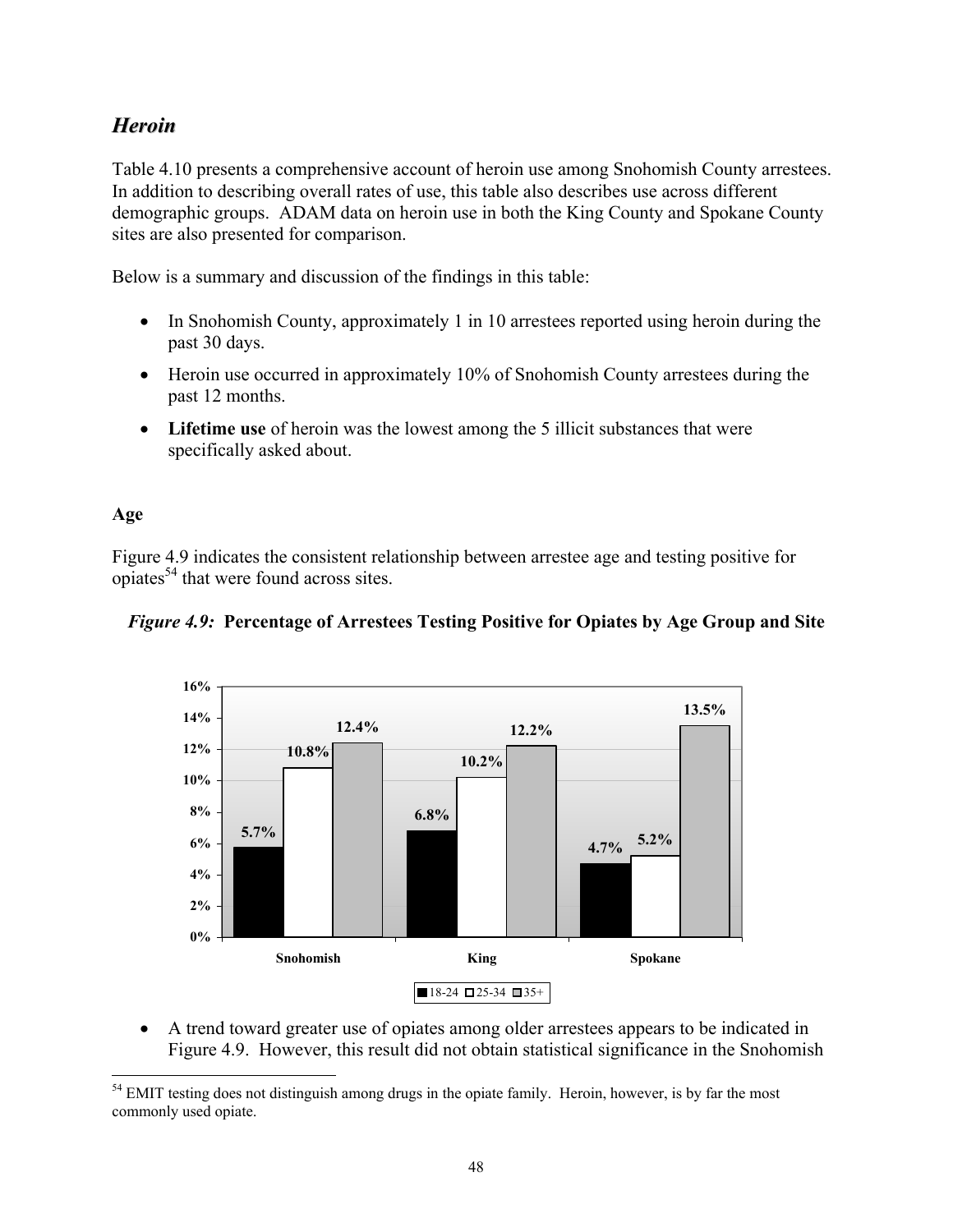## *Heroin*

Table 4.10 presents a comprehensive account of heroin use among Snohomish County arrestees. In addition to describing overall rates of use, this table also describes use across different demographic groups. ADAM data on heroin use in both the King County and Spokane County sites are also presented for comparison.

Below is a summary and discussion of the findings in this table:

- In Snohomish County, approximately 1 in 10 arrestees reported using heroin during the past 30 days.
- Heroin use occurred in approximately 10% of Snohomish County arrestees during the past 12 months.
- **Lifetime use** of heroin was the lowest among the 5 illicit substances that were specifically asked about.

**Age**

Figure 4.9 indicates the consistent relationship between arrestee age and testing positive for opiates[54] that were found across sites.

*Figure 4.9:* **Percentage of Arrestees Testing Positive for Opiates by Age Group and Site**

| | 18-24 | 25-34 | 35+ |
|---|---|---|---|
| Snohomish | 5.7% | 10.8% | 12.4% |
| King | 6.8% | 10.2% | 12.2% |
| Spokane | 4.7% | 5.2% | 13.5% |

- A trend toward greater use of opiates among older arrestees appears to be indicated in Figure 4.9. However, this result did not obtain statistical significance in the Snohomish

[54] EMIT testing does not distinguish among drugs in the opiate family. Heroin, however, is by far the most commonly used opiate.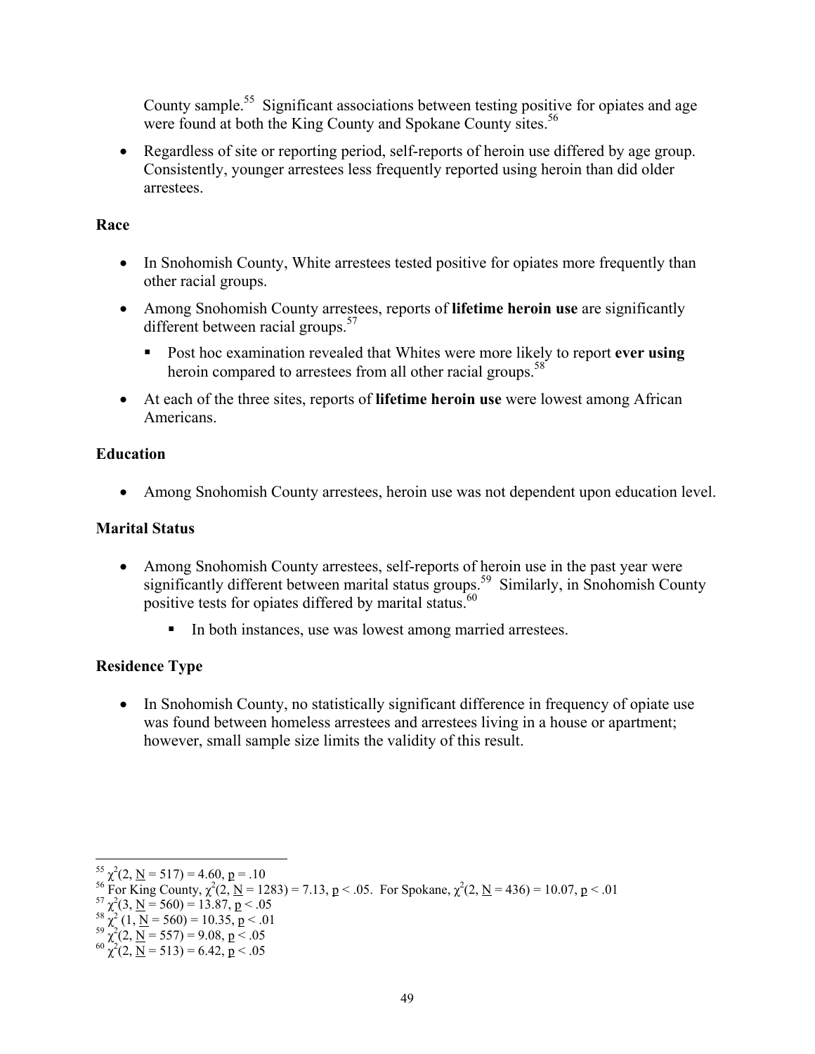County sample.[55] Significant associations between testing positive for opiates and age were found at both the King County and Spokane County sites.[56]

- Regardless of site or reporting period, self-reports of heroin use differed by age group. Consistently, younger arrestees less frequently reported using heroin than did older arrestees.

### Race

- In Snohomish County, White arrestees tested positive for opiates more frequently than other racial groups.
- Among Snohomish County arrestees, reports of **lifetime heroin use** are significantly different between racial groups.[57]
  - Post hoc examination revealed that Whites were more likely to report **ever using** heroin compared to arrestees from all other racial groups.[58]
- At each of the three sites, reports of **lifetime heroin use** were lowest among African Americans.

### Education

- Among Snohomish County arrestees, heroin use was not dependent upon education level.

### Marital Status

- Among Snohomish County arrestees, self-reports of heroin use in the past year were significantly different between marital status groups.[59] Similarly, in Snohomish County positive tests for opiates differed by marital status.[60]
  - In both instances, use was lowest among married arrestees.

### Residence Type

- In Snohomish County, no statistically significant difference in frequency of opiate use was found between homeless arrestees and arrestees living in a house or apartment; however, small sample size limits the validity of this result.

---

[55] $\chi^2(2, \underline{N} = 517) = 4.60$, $\underline{p} = .10$

[56] For King County, $\chi^2(2, \underline{N} = 1283) = 7.13$, $\underline{p} < .05$. For Spokane, $\chi^2(2, \underline{N} = 436) = 10.07$, $\underline{p} < .01$

[57] $\chi^2(3, \underline{N} = 560) = 13.87$, $\underline{p} < .05$

[58] $\chi^2(1, \underline{N} = 560) = 10.35$, $\underline{p} < .01$

[59] $\chi^2(2, \underline{N} = 557) = 9.08$, $\underline{p} < .05$

[60] $\chi^2(2, \underline{N} = 513) = 6.42$, $\underline{p} < .05$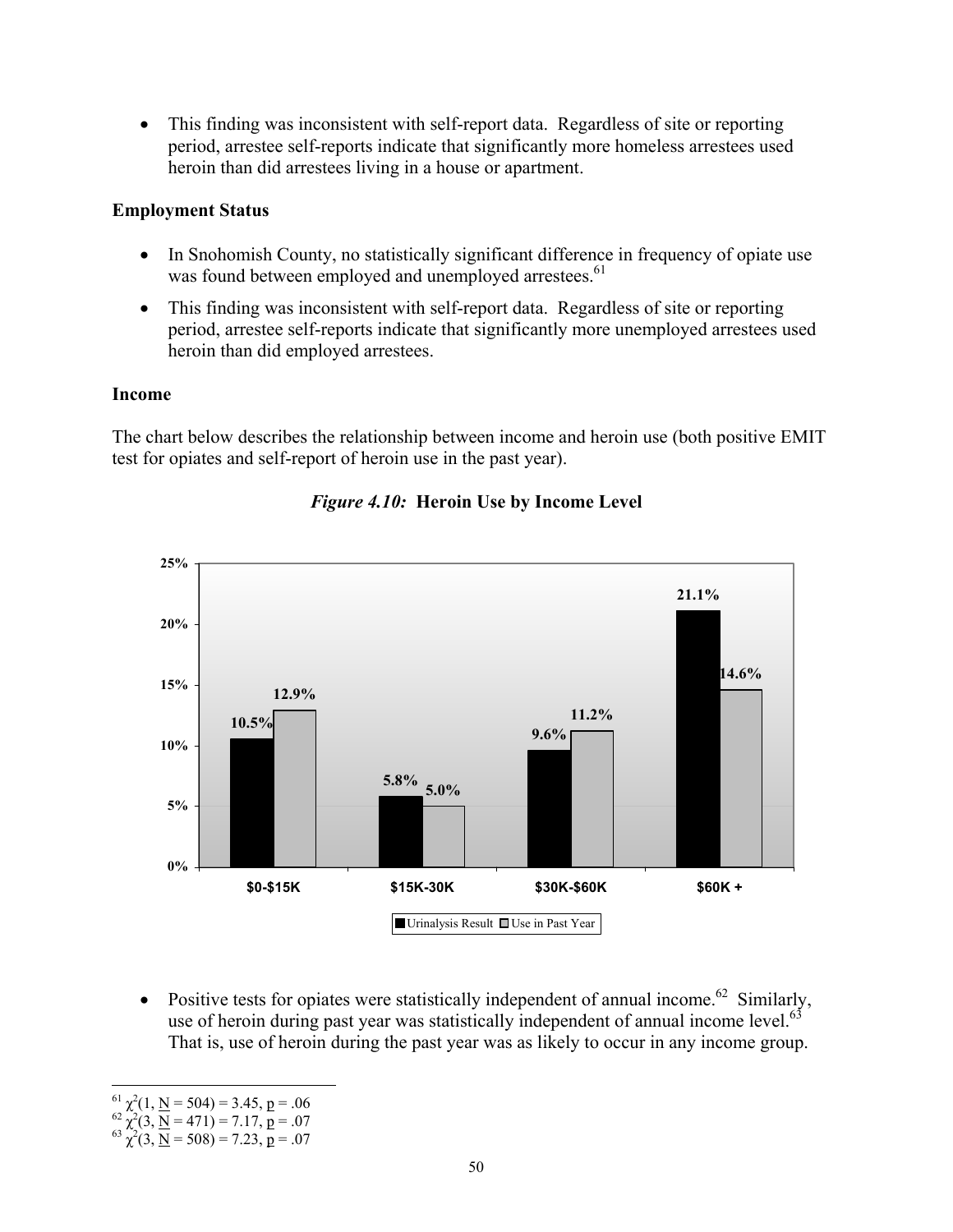- This finding was inconsistent with self-report data. Regardless of site or reporting period, arrestee self-reports indicate that significantly more homeless arrestees used heroin than did arrestees living in a house or apartment.

**Employment Status**

- In Snohomish County, no statistically significant difference in frequency of opiate use was found between employed and unemployed arrestees.[61]
- This finding was inconsistent with self-report data. Regardless of site or reporting period, arrestee self-reports indicate that significantly more unemployed arrestees used heroin than did employed arrestees.

**Income**

The chart below describes the relationship between income and heroin use (both positive EMIT test for opiates and self-report of heroin use in the past year).

***Figure 4.10:*** **Heroin Use by Income Level**

| Income | Urinalysis Result | Use in Past Year |
|---|---|---|
| $0-$15K | 10.5% | 12.9% |
| $15K-30K | 5.8% | 5.0% |
| $30K-$60K | 9.6% | 11.2% |
| $60K + | 21.1% | 14.6% |

- Positive tests for opiates were statistically independent of annual income.[62] Similarly, use of heroin during past year was statistically independent of annual income level.[63] That is, use of heroin during the past year was as likely to occur in any income group.

---

[61] $\chi^2(1, \underline{N} = 504) = 3.45, \underline{p} = .06$

[62] $\chi^2(3, \underline{N} = 471) = 7.17, \underline{p} = .07$

[63] $\chi^2(3, \underline{N} = 508) = 7.23, \underline{p} = .07$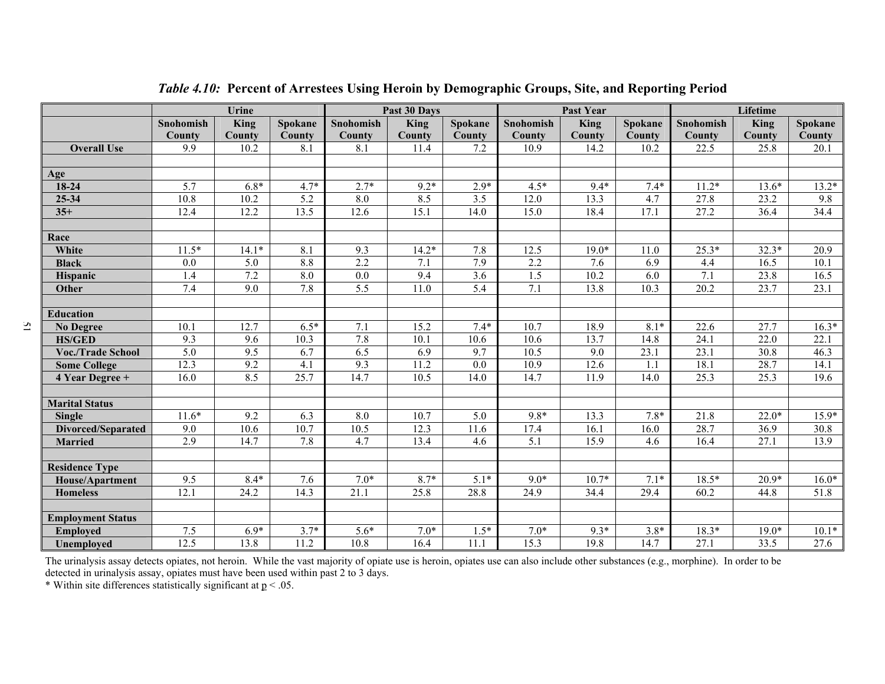*Table 4.10:* **Percent of Arrestees Using Heroin by Demographic Groups, Site, and Reporting Period**

| | Urine | | | Past 30 Days | | | Past Year | | | Lifetime | | |
|---|---|---|---|---|---|---|---|---|---|---|---|---|
| | Snohomish County | King County | Spokane County | Snohomish County | King County | Spokane County | Snohomish County | King County | Spokane County | Snohomish County | King County | Spokane County |
| **Overall Use** | 9.9 | 10.2 | 8.1 | 8.1 | 11.4 | 7.2 | 10.9 | 14.2 | 10.2 | 22.5 | 25.8 | 20.1 |
| | | | | | | | | | | | | |
| **Age** | | | | | | | | | | | | |
| **18-24** | 5.7 | 6.8* | 4.7* | 2.7* | 9.2* | 2.9* | 4.5* | 9.4* | 7.4* | 11.2* | 13.6* | 13.2* |
| **25-34** | 10.8 | 10.2 | 5.2 | 8.0 | 8.5 | 3.5 | 12.0 | 13.3 | 4.7 | 27.8 | 23.2 | 9.8 |
| **35+** | 12.4 | 12.2 | 13.5 | 12.6 | 15.1 | 14.0 | 15.0 | 18.4 | 17.1 | 27.2 | 36.4 | 34.4 |
| | | | | | | | | | | | | |
| **Race** | | | | | | | | | | | | |
| **White** | 11.5* | 14.1* | 8.1 | 9.3 | 14.2* | 7.8 | 12.5 | 19.0* | 11.0 | 25.3* | 32.3* | 20.9 |
| **Black** | 0.0 | 5.0 | 8.8 | 2.2 | 7.1 | 7.9 | 2.2 | 7.6 | 6.9 | 4.4 | 16.5 | 10.1 |
| **Hispanic** | 1.4 | 7.2 | 8.0 | 0.0 | 9.4 | 3.6 | 1.5 | 10.2 | 6.0 | 7.1 | 23.8 | 16.5 |
| **Other** | 7.4 | 9.0 | 7.8 | 5.5 | 11.0 | 5.4 | 7.1 | 13.8 | 10.3 | 20.2 | 23.7 | 23.1 |
| | | | | | | | | | | | | |
| **Education** | | | | | | | | | | | | |
| **No Degree** | 10.1 | 12.7 | 6.5* | 7.1 | 15.2 | 7.4* | 10.7 | 18.9 | 8.1* | 22.6 | 27.7 | 16.3* |
| **HS/GED** | 9.3 | 9.6 | 10.3 | 7.8 | 10.1 | 10.6 | 10.6 | 13.7 | 14.8 | 24.1 | 22.0 | 22.1 |
| **Voc./Trade School** | 5.0 | 9.5 | 6.7 | 6.5 | 6.9 | 9.7 | 10.5 | 9.0 | 23.1 | 23.1 | 30.8 | 46.3 |
| **Some College** | 12.3 | 9.2 | 4.1 | 9.3 | 11.2 | 0.0 | 10.9 | 12.6 | 1.1 | 18.1 | 28.7 | 14.1 |
| **4 Year Degree +** | 16.0 | 8.5 | 25.7 | 14.7 | 10.5 | 14.0 | 14.7 | 11.9 | 14.0 | 25.3 | 25.3 | 19.6 |
| | | | | | | | | | | | | |
| **Marital Status** | | | | | | | | | | | | |
| **Single** | 11.6* | 9.2 | 6.3 | 8.0 | 10.7 | 5.0 | 9.8* | 13.3 | 7.8* | 21.8 | 22.0* | 15.9* |
| **Divorced/Separated** | 9.0 | 10.6 | 10.7 | 10.5 | 12.3 | 11.6 | 17.4 | 16.1 | 16.0 | 28.7 | 36.9 | 30.8 |
| **Married** | 2.9 | 14.7 | 7.8 | 4.7 | 13.4 | 4.6 | 5.1 | 15.9 | 4.6 | 16.4 | 27.1 | 13.9 |
| | | | | | | | | | | | | |
| **Residence Type** | | | | | | | | | | | | |
| **House/Apartment** | 9.5 | 8.4* | 7.6 | 7.0* | 8.7* | 5.1* | 9.0* | 10.7* | 7.1* | 18.5* | 20.9* | 16.0* |
| **Homeless** | 12.1 | 24.2 | 14.3 | 21.1 | 25.8 | 28.8 | 24.9 | 34.4 | 29.4 | 60.2 | 44.8 | 51.8 |
| | | | | | | | | | | | | |
| **Employment Status** | | | | | | | | | | | | |
| **Employed** | 7.5 | 6.9* | 3.7* | 5.6* | 7.0* | 1.5* | 7.0* | 9.3* | 3.8* | 18.3* | 19.0* | 10.1* |
| **Unemployed** | 12.5 | 13.8 | 11.2 | 10.8 | 16.4 | 11.1 | 15.3 | 19.8 | 14.7 | 27.1 | 33.5 | 27.6 |

The urinalysis assay detects opiates, not heroin. While the vast majority of opiate use is heroin, opiates use can also include other substances (e.g., morphine). In order to be detected in urinalysis assay, opiates must have been used within past 2 to 3 days.

\* Within site differences statistically significant at $p < .05$.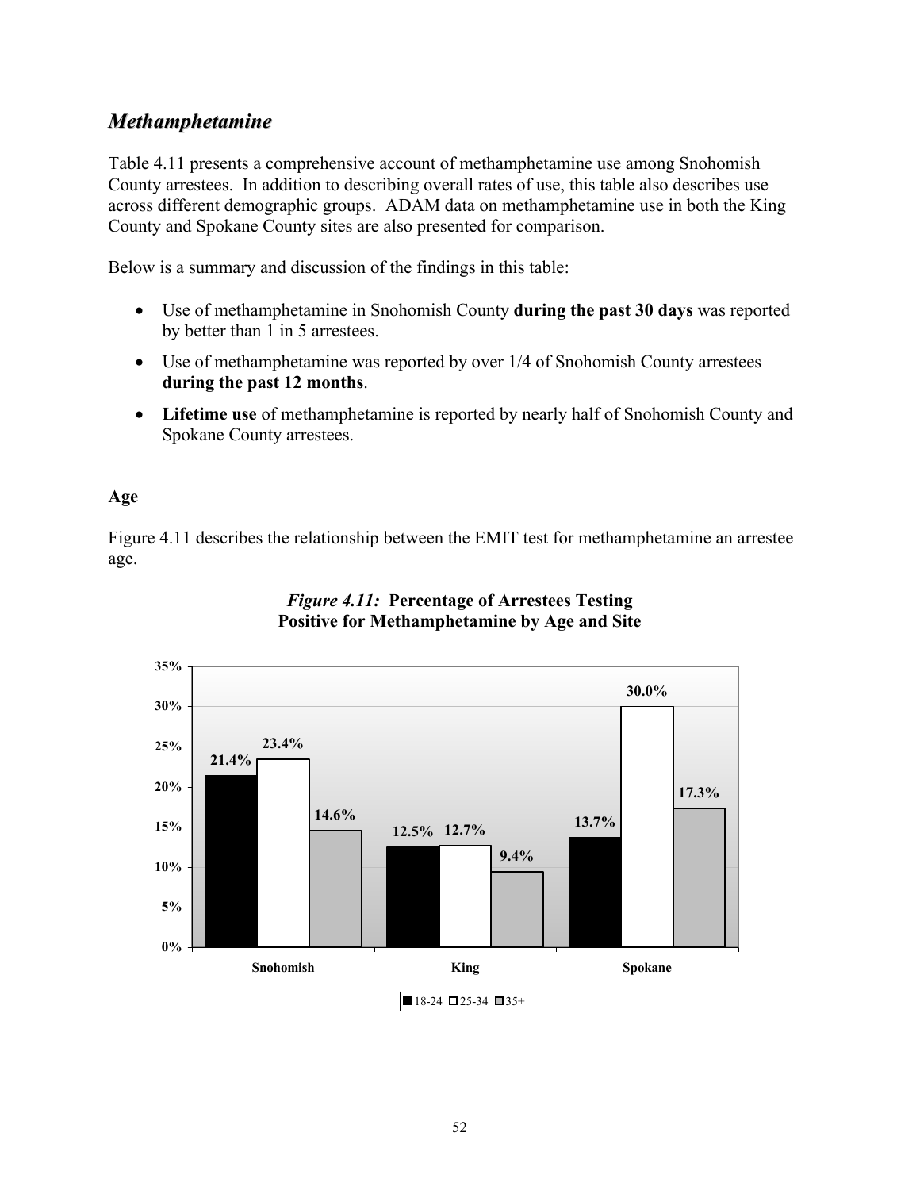## *Methamphetamine*

Table 4.11 presents a comprehensive account of methamphetamine use among Snohomish County arrestees. In addition to describing overall rates of use, this table also describes use across different demographic groups. ADAM data on methamphetamine use in both the King County and Spokane County sites are also presented for comparison.

Below is a summary and discussion of the findings in this table:

- Use of methamphetamine in Snohomish County **during the past 30 days** was reported by better than 1 in 5 arrestees.
- Use of methamphetamine was reported by over 1/4 of Snohomish County arrestees **during the past 12 months**.
- **Lifetime use** of methamphetamine is reported by nearly half of Snohomish County and Spokane County arrestees.

### Age

Figure 4.11 describes the relationship between the EMIT test for methamphetamine an arrestee age.

***Figure 4.11:*** **Percentage of Arrestees Testing Positive for Methamphetamine by Age and Site**

| Site | 18-24 | 25-34 | 35+ |
|---|---|---|---|
| Snohomish | 21.4% | 23.4% | 14.6% |
| King | 12.5% | 12.7% | 9.4% |
| Spokane | 13.7% | 30.0% | 17.3% |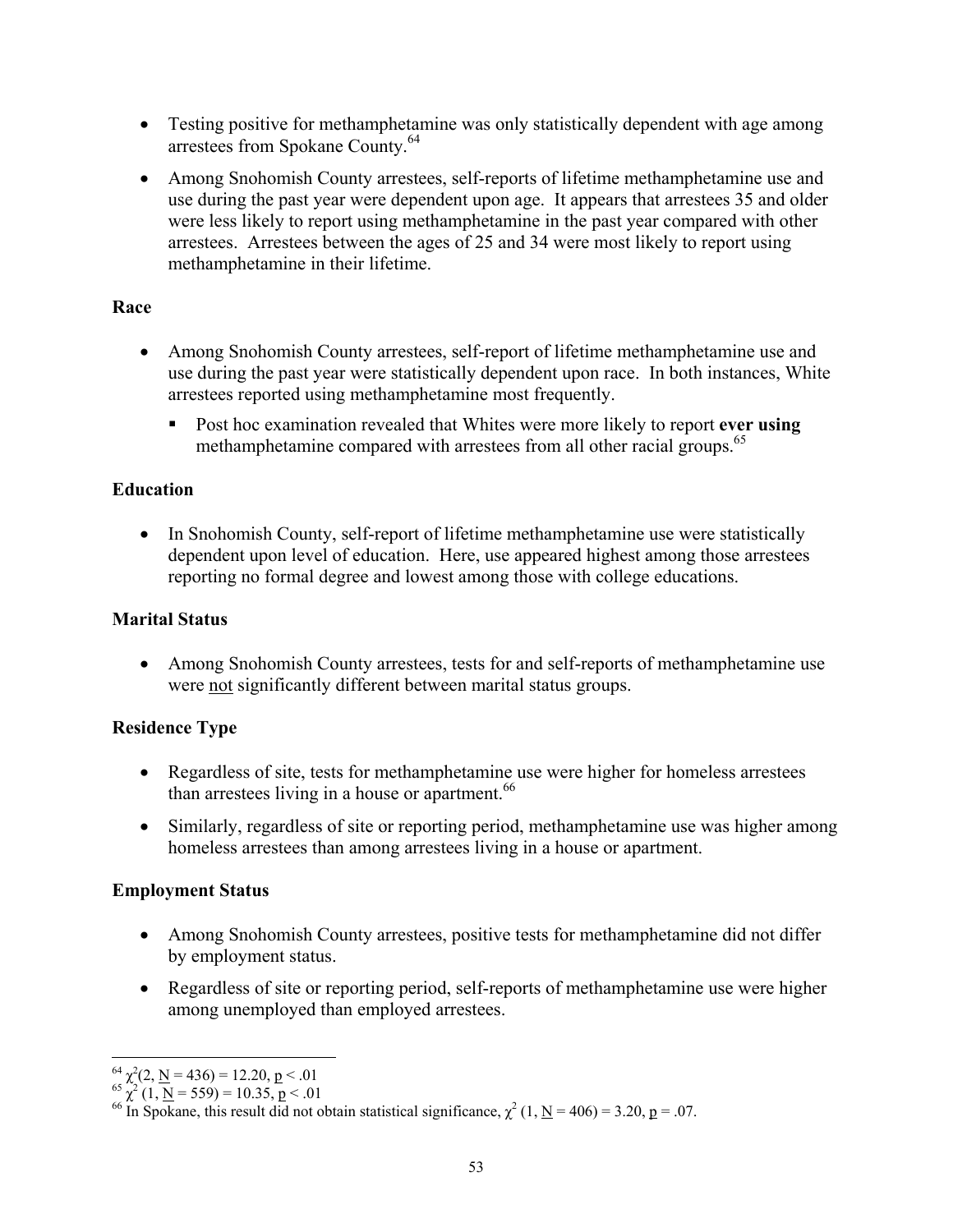- Testing positive for methamphetamine was only statistically dependent with age among arrestees from Spokane County.[64]
- Among Snohomish County arrestees, self-reports of lifetime methamphetamine use and use during the past year were dependent upon age. It appears that arrestees 35 and older were less likely to report using methamphetamine in the past year compared with other arrestees. Arrestees between the ages of 25 and 34 were most likely to report using methamphetamine in their lifetime.

### Race

- Among Snohomish County arrestees, self-report of lifetime methamphetamine use and use during the past year were statistically dependent upon race. In both instances, White arrestees reported using methamphetamine most frequently.
  - Post hoc examination revealed that Whites were more likely to report **ever using** methamphetamine compared with arrestees from all other racial groups.[65]

### Education

- In Snohomish County, self-report of lifetime methamphetamine use were statistically dependent upon level of education. Here, use appeared highest among those arrestees reporting no formal degree and lowest among those with college educations.

### Marital Status

- Among Snohomish County arrestees, tests for and self-reports of methamphetamine use were <u>not</u> significantly different between marital status groups.

### Residence Type

- Regardless of site, tests for methamphetamine use were higher for homeless arrestees than arrestees living in a house or apartment.[66]
- Similarly, regardless of site or reporting period, methamphetamine use was higher among homeless arrestees than among arrestees living in a house or apartment.

### Employment Status

- Among Snohomish County arrestees, positive tests for methamphetamine did not differ by employment status.
- Regardless of site or reporting period, self-reports of methamphetamine use were higher among unemployed than employed arrestees.

---

[64] $\chi^2(2, \underline{N} = 436) = 12.20, \underline{p} < .01$

[65] $\chi^2 (1, \underline{N} = 559) = 10.35, \underline{p} < .01$

[66] In Spokane, this result did not obtain statistical significance, $\chi^2 (1, \underline{N} = 406) = 3.20, \underline{p} = .07$.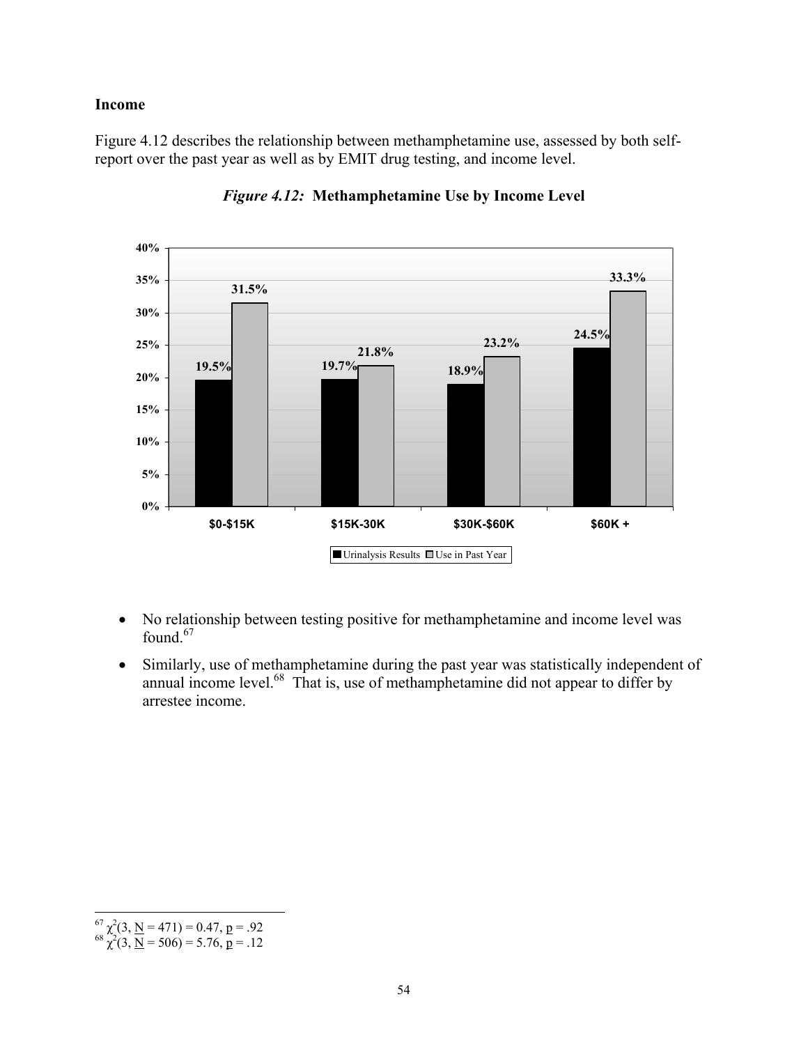### Income

Figure 4.12 describes the relationship between methamphetamine use, assessed by both self-report over the past year as well as by EMIT drug testing, and income level.

***Figure 4.12:*** **Methamphetamine Use by Income Level**

| Income Level | Urinalysis Results | Use in Past Year |
| --- | --- | --- |
| $0-$15K | 19.5% | 31.5% |
| $15K-30K | 19.7% | 21.8% |
| $30K-$60K | 18.9% | 23.2% |
| $60K + | 24.5% | 33.3% |

- No relationship between testing positive for methamphetamine and income level was found.[67]
- Similarly, use of methamphetamine during the past year was statistically independent of annual income level.[68] That is, use of methamphetamine did not appear to differ by arrestee income.

---

[67] $\chi^2(3, \underline{N} = 471) = 0.47, \underline{p} = .92$

[68] $\chi^2(3, \underline{N} = 506) = 5.76, \underline{p} = .12$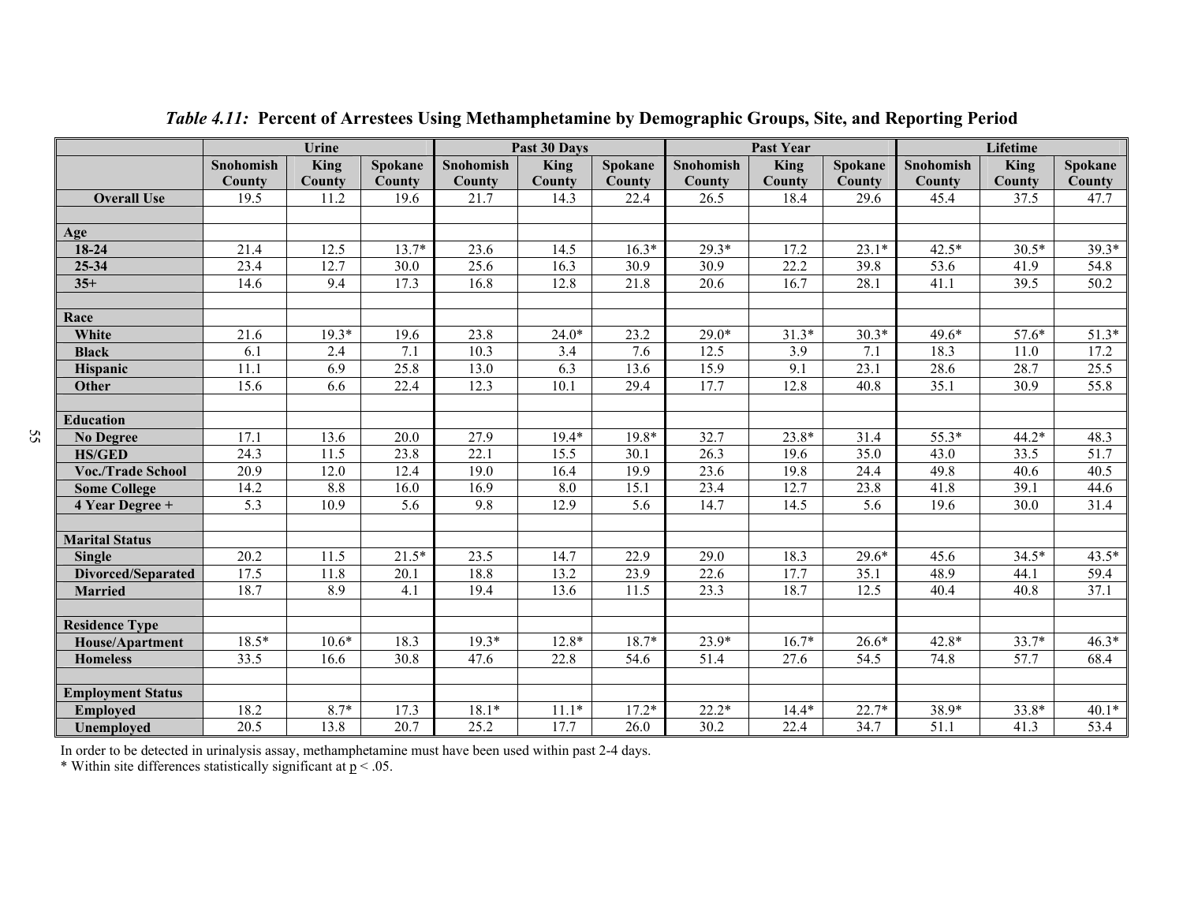*Table 4.11:* **Percent of Arrestees Using Methamphetamine by Demographic Groups, Site, and Reporting Period**

| | Urine | | | Past 30 Days | | | Past Year | | | Lifetime | | |
|---|---|---|---|---|---|---|---|---|---|---|---|---|
| | Snohomish County | King County | Spokane County | Snohomish County | King County | Spokane County | Snohomish County | King County | Spokane County | Snohomish County | King County | Spokane County |
| **Overall Use** | 19.5 | 11.2 | 19.6 | 21.7 | 14.3 | 22.4 | 26.5 | 18.4 | 29.6 | 45.4 | 37.5 | 47.7 |
| | | | | | | | | | | | | |
| **Age** | | | | | | | | | | | | |
| **18-24** | 21.4 | 12.5 | 13.7* | 23.6 | 14.5 | 16.3* | 29.3* | 17.2 | 23.1* | 42.5* | 30.5* | 39.3* |
| **25-34** | 23.4 | 12.7 | 30.0 | 25.6 | 16.3 | 30.9 | 30.9 | 22.2 | 39.8 | 53.6 | 41.9 | 54.8 |
| **35+** | 14.6 | 9.4 | 17.3 | 16.8 | 12.8 | 21.8 | 20.6 | 16.7 | 28.1 | 41.1 | 39.5 | 50.2 |
| | | | | | | | | | | | | |
| **Race** | | | | | | | | | | | | |
| **White** | 21.6 | 19.3* | 19.6 | 23.8 | 24.0* | 23.2 | 29.0* | 31.3* | 30.3* | 49.6* | 57.6* | 51.3* |
| **Black** | 6.1 | 2.4 | 7.1 | 10.3 | 3.4 | 7.6 | 12.5 | 3.9 | 7.1 | 18.3 | 11.0 | 17.2 |
| **Hispanic** | 11.1 | 6.9 | 25.8 | 13.0 | 6.3 | 13.6 | 15.9 | 9.1 | 23.1 | 28.6 | 28.7 | 25.5 |
| **Other** | 15.6 | 6.6 | 22.4 | 12.3 | 10.1 | 29.4 | 17.7 | 12.8 | 40.8 | 35.1 | 30.9 | 55.8 |
| | | | | | | | | | | | | |
| **Education** | | | | | | | | | | | | |
| **No Degree** | 17.1 | 13.6 | 20.0 | 27.9 | 19.4* | 19.8* | 32.7 | 23.8* | 31.4 | 55.3* | 44.2* | 48.3 |
| **HS/GED** | 24.3 | 11.5 | 23.8 | 22.1 | 15.5 | 30.1 | 26.3 | 19.6 | 35.0 | 43.0 | 33.5 | 51.7 |
| **Voc./Trade School** | 20.9 | 12.0 | 12.4 | 19.0 | 16.4 | 19.9 | 23.6 | 19.8 | 24.4 | 49.8 | 40.6 | 40.5 |
| **Some College** | 14.2 | 8.8 | 16.0 | 16.9 | 8.0 | 15.1 | 23.4 | 12.7 | 23.8 | 41.8 | 39.1 | 44.6 |
| **4 Year Degree +** | 5.3 | 10.9 | 5.6 | 9.8 | 12.9 | 5.6 | 14.7 | 14.5 | 5.6 | 19.6 | 30.0 | 31.4 |
| | | | | | | | | | | | | |
| **Marital Status** | | | | | | | | | | | | |
| **Single** | 20.2 | 11.5 | 21.5* | 23.5 | 14.7 | 22.9 | 29.0 | 18.3 | 29.6* | 45.6 | 34.5* | 43.5* |
| **Divorced/Separated** | 17.5 | 11.8 | 20.1 | 18.8 | 13.2 | 23.9 | 22.6 | 17.7 | 35.1 | 48.9 | 44.1 | 59.4 |
| **Married** | 18.7 | 8.9 | 4.1 | 19.4 | 13.6 | 11.5 | 23.3 | 18.7 | 12.5 | 40.4 | 40.8 | 37.1 |
| | | | | | | | | | | | | |
| **Residence Type** | | | | | | | | | | | | |
| **House/Apartment** | 18.5* | 10.6* | 18.3 | 19.3* | 12.8* | 18.7* | 23.9* | 16.7* | 26.6* | 42.8* | 33.7* | 46.3* |
| **Homeless** | 33.5 | 16.6 | 30.8 | 47.6 | 22.8 | 54.6 | 51.4 | 27.6 | 54.5 | 74.8 | 57.7 | 68.4 |
| | | | | | | | | | | | | |
| **Employment Status** | | | | | | | | | | | | |
| **Employed** | 18.2 | 8.7* | 17.3 | 18.1* | 11.1* | 17.2* | 22.2* | 14.4* | 22.7* | 38.9* | 33.8* | 40.1* |
| **Unemployed** | 20.5 | 13.8 | 20.7 | 25.2 | 17.7 | 26.0 | 30.2 | 22.4 | 34.7 | 51.1 | 41.3 | 53.4 |

In order to be detected in urinalysis assay, methamphetamine must have been used within past 2-4 days.

* Within site differences statistically significant at $p < .05$.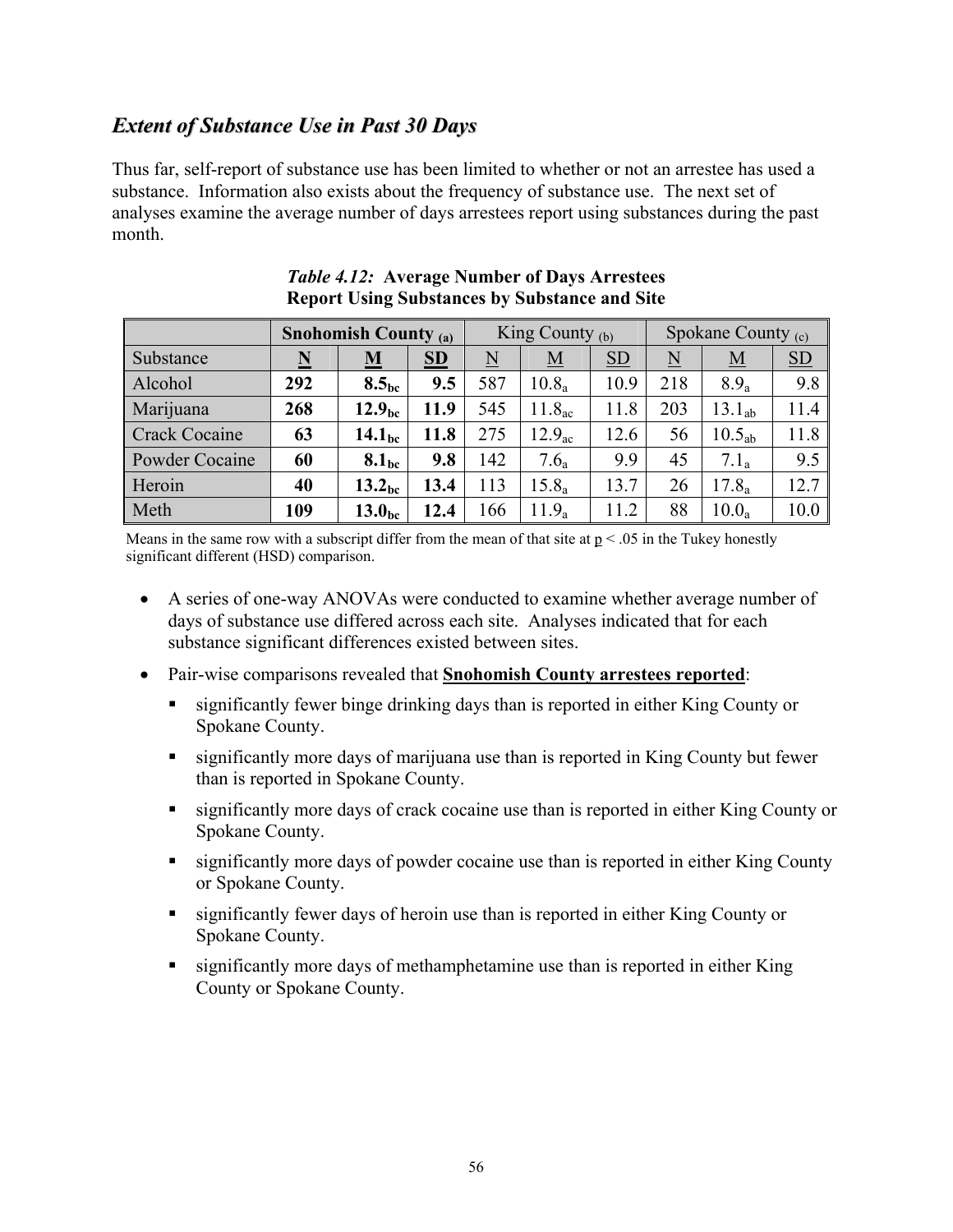## *Extent of Substance Use in Past 30 Days*

Thus far, self-report of substance use has been limited to whether or not an arrestee has used a substance. Information also exists about the frequency of substance use. The next set of analyses examine the average number of days arrestees report using substances during the past month.

***Table 4.12:*** **Average Number of Days Arrestees Report Using Substances by Substance and Site**

| | **Snohomish County $_{(a)}$** | | | King County $_{(b)}$ | | | Spokane County $_{(c)}$ | | |
|---|---|---|---|---|---|---|---|---|---|
| Substance | **N** | **M** | **SD** | N | M | SD | N | M | SD |
| Alcohol | **292** | **$8.5_{bc}$** | **9.5** | 587 | $10.8_{a}$ | 10.9 | 218 | $8.9_{a}$ | 9.8 |
| Marijuana | **268** | **$12.9_{bc}$** | **11.9** | 545 | $11.8_{ac}$ | 11.8 | 203 | $13.1_{ab}$ | 11.4 |
| Crack Cocaine | **63** | **$14.1_{bc}$** | **11.8** | 275 | $12.9_{ac}$ | 12.6 | 56 | $10.5_{ab}$ | 11.8 |
| Powder Cocaine | **60** | **$8.1_{bc}$** | **9.8** | 142 | $7.6_{a}$ | 9.9 | 45 | $7.1_{a}$ | 9.5 |
| Heroin | **40** | **$13.2_{bc}$** | **13.4** | 113 | $15.8_{a}$ | 13.7 | 26 | $17.8_{a}$ | 12.7 |
| Meth | **109** | **$13.0_{bc}$** | **12.4** | 166 | $11.9_{a}$ | 11.2 | 88 | $10.0_{a}$ | 10.0 |

Means in the same row with a subscript differ from the mean of that site at $p < .05$ in the Tukey honestly significant different (HSD) comparison.

- A series of one-way ANOVAs were conducted to examine whether average number of days of substance use differed across each site. Analyses indicated that for each substance significant differences existed between sites.
- Pair-wise comparisons revealed that **Snohomish County arrestees reported**:
  - significantly fewer binge drinking days than is reported in either King County or Spokane County.
  - significantly more days of marijuana use than is reported in King County but fewer than is reported in Spokane County.
  - significantly more days of crack cocaine use than is reported in either King County or Spokane County.
  - significantly more days of powder cocaine use than is reported in either King County or Spokane County.
  - significantly fewer days of heroin use than is reported in either King County or Spokane County.
  - significantly more days of methamphetamine use than is reported in either King County or Spokane County.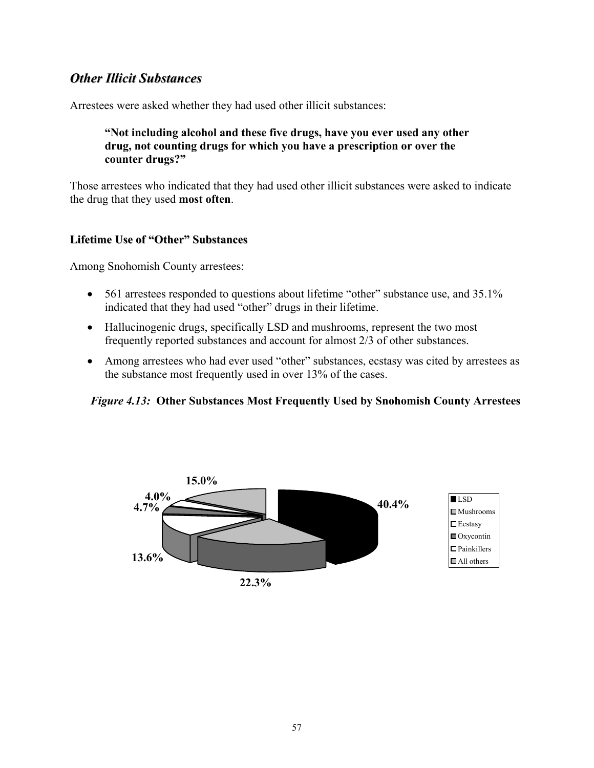## *Other Illicit Substances*

Arrestees were asked whether they had used other illicit substances:

> **"Not including alcohol and these five drugs, have you ever used any other drug, not counting drugs for which you have a prescription or over the counter drugs?"**

Those arrestees who indicated that they had used other illicit substances were asked to indicate the drug that they used **most often**.

### Lifetime Use of "Other" Substances

Among Snohomish County arrestees:

- 561 arrestees responded to questions about lifetime "other" substance use, and 35.1% indicated that they had used "other" drugs in their lifetime.
- Hallucinogenic drugs, specifically LSD and mushrooms, represent the two most frequently reported substances and account for almost 2/3 of other substances.
- Among arrestees who had ever used "other" substances, ecstasy was cited by arrestees as the substance most frequently used in over 13% of the cases.

*Figure 4.13:* **Other Substances Most Frequently Used by Snohomish County Arrestees**

| Substance | Percent |
|---|---|
| LSD | 40.4% |
| Mushrooms | 22.3% |
| Ecstasy | 13.6% |
| Oxycontin | 4.7% |
| Painkillers | 4.0% |
| All others | 15.0% |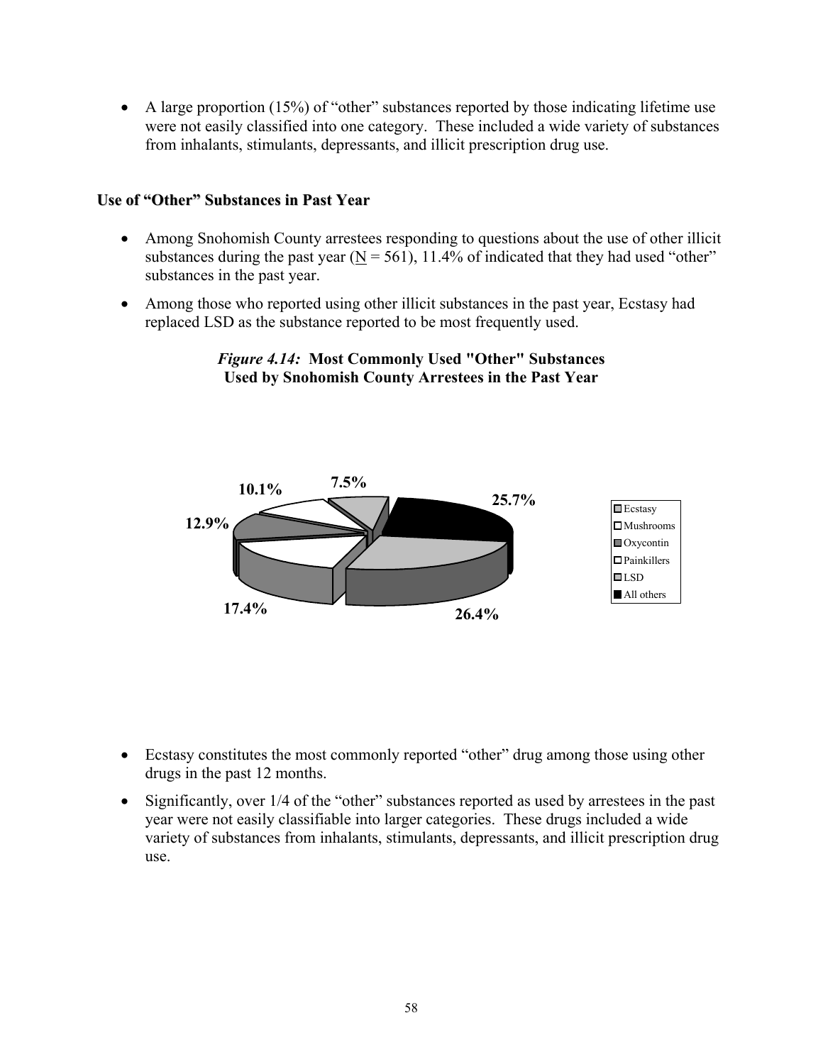- A large proportion (15%) of "other" substances reported by those indicating lifetime use were not easily classified into one category. These included a wide variety of substances from inhalants, stimulants, depressants, and illicit prescription drug use.

## Use of "Other" Substances in Past Year

- Among Snohomish County arrestees responding to questions about the use of other illicit substances during the past year (N = 561), 11.4% of indicated that they had used "other" substances in the past year.
- Among those who reported using other illicit substances in the past year, Ecstasy had replaced LSD as the substance reported to be most frequently used.

***Figure 4.14:*** **Most Commonly Used "Other" Substances Used by Snohomish County Arrestees in the Past Year**

| Substance | Percent |
|---|---|
| Ecstasy | 26.4% |
| Mushrooms | 17.4% |
| Oxycontin | 12.9% |
| Painkillers | 10.1% |
| LSD | 7.5% |
| All others | 25.7% |

- Ecstasy constitutes the most commonly reported "other" drug among those using other drugs in the past 12 months.
- Significantly, over 1/4 of the "other" substances reported as used by arrestees in the past year were not easily classifiable into larger categories. These drugs included a wide variety of substances from inhalants, stimulants, depressants, and illicit prescription drug use.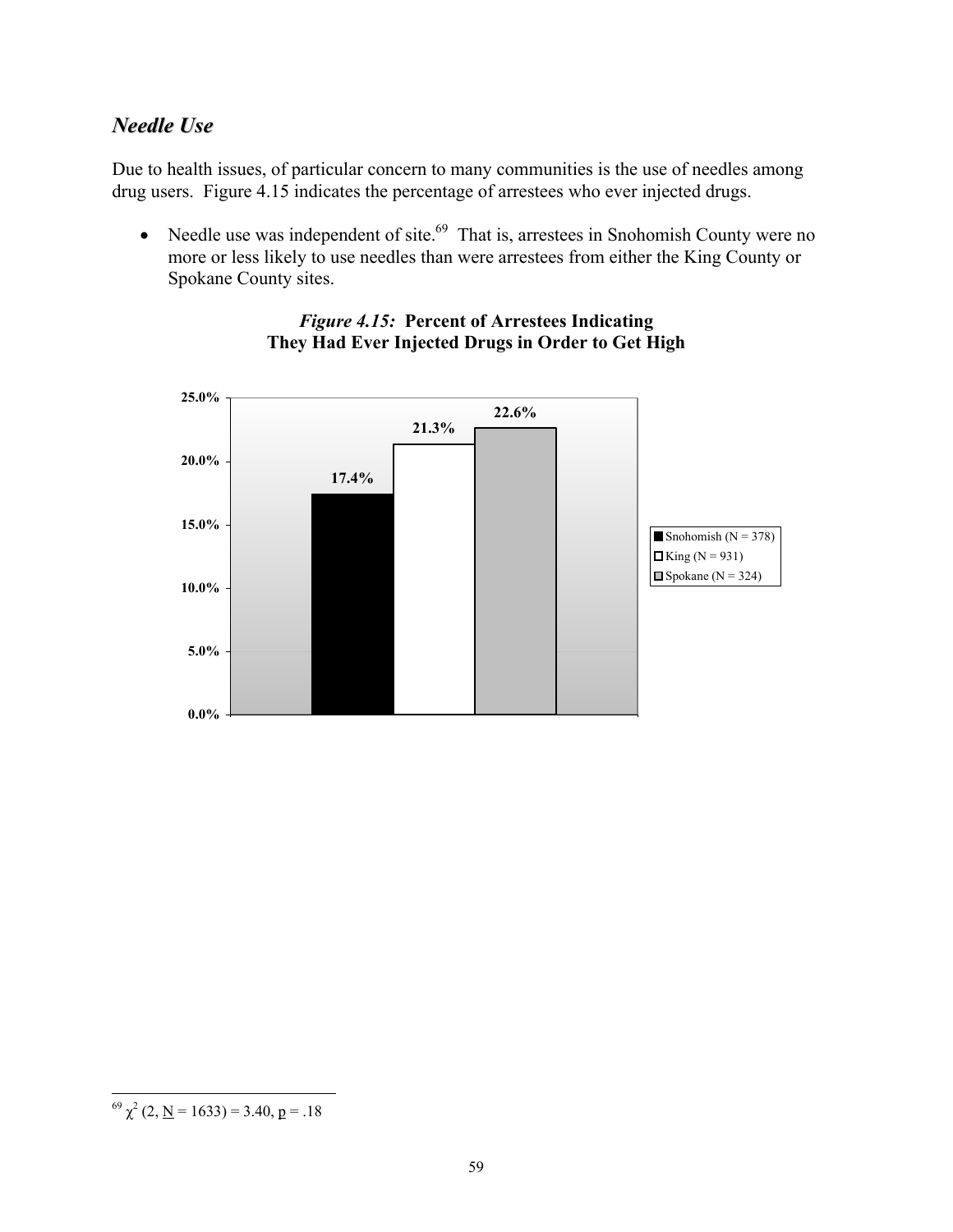## *Needle Use*

Due to health issues, of particular concern to many communities is the use of needles among drug users. Figure 4.15 indicates the percentage of arrestees who ever injected drugs.

- Needle use was independent of site.[69] That is, arrestees in Snohomish County were no more or less likely to use needles than were arrestees from either the King County or Spokane County sites.

***Figure 4.15:*** **Percent of Arrestees Indicating They Had Ever Injected Drugs in Order to Get High**

| Site | Percent |
|---|---|
| Snohomish (N = 378) | 17.4% |
| King (N = 931) | 21.3% |
| Spokane (N = 324) | 22.6% |

[69] $\chi^2$ (2, N = 1633) = 3.40, p = .18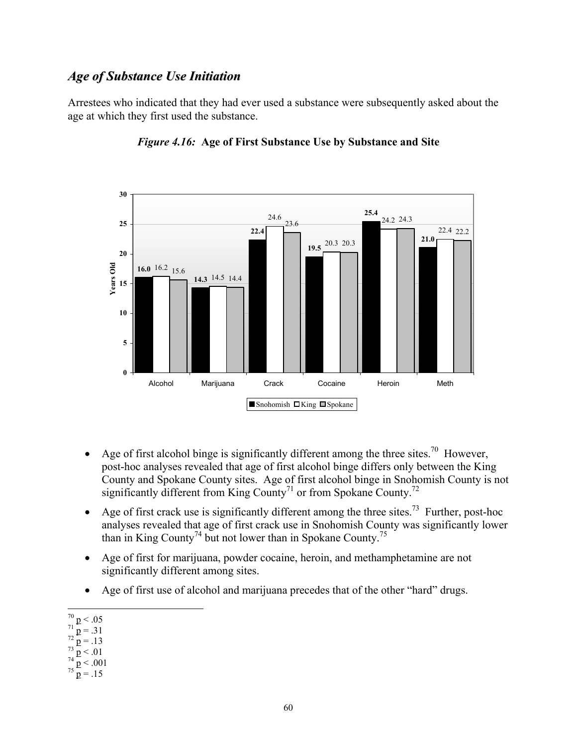## *Age of Substance Use Initiation*

Arrestees who indicated that they had ever used a substance were subsequently asked about the age at which they first used the substance.

*Figure 4.16:* **Age of First Substance Use by Substance and Site**

| Years Old | Alcohol | Marijuana | Crack | Cocaine | Heroin | Meth |
|---|---|---|---|---|---|---|
| Snohomish | 16.0 | 14.3 | 22.4 | 19.5 | 25.4 | 21.0 |
| King | 16.2 | 14.5 | 24.6 | 20.3 | 24.2 | 22.4 |
| Spokane | 15.6 | 14.4 | 23.6 | 20.3 | 24.3 | 22.2 |

- Age of first alcohol binge is significantly different among the three sites.[70] However, post-hoc analyses revealed that age of first alcohol binge differs only between the King County and Spokane County sites. Age of first alcohol binge in Snohomish County is not significantly different from King County[71] or from Spokane County.[72]
- Age of first crack use is significantly different among the three sites.[73] Further, post-hoc analyses revealed that age of first crack use in Snohomish County was significantly lower than in King County[74] but not lower than in Spokane County.[75]
- Age of first for marijuana, powder cocaine, heroin, and methamphetamine are not significantly different among sites.
- Age of first use of alcohol and marijuana precedes that of the other "hard" drugs.

---

[70] $p < .05$
[71] $p = .31$
[72] $p = .13$
[73] $p < .01$
[74] $p < .001$
[75] $p = .15$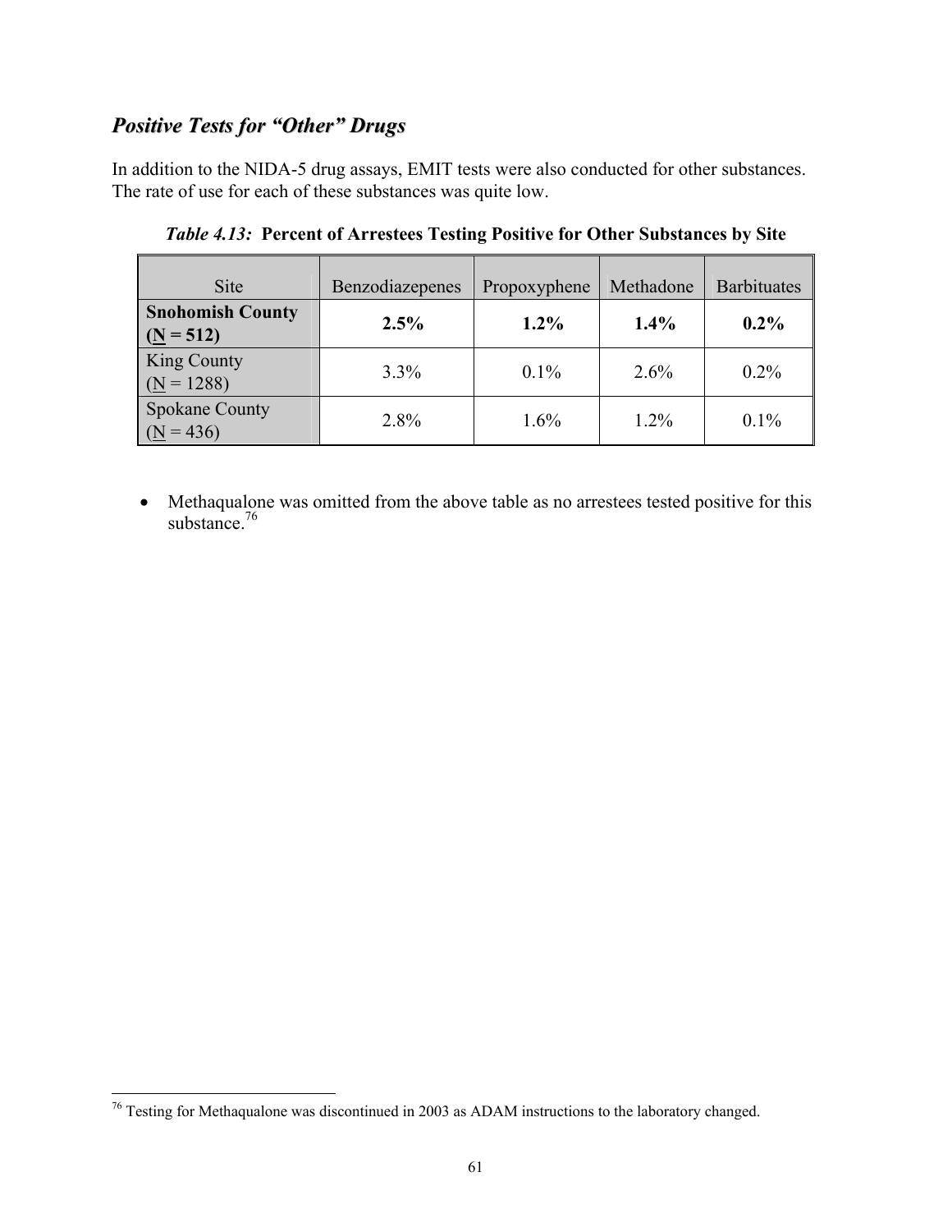## ***Positive Tests for "Other" Drugs***

In addition to the NIDA-5 drug assays, EMIT tests were also conducted for other substances. The rate of use for each of these substances was quite low.

***Table 4.13:* Percent of Arrestees Testing Positive for Other Substances by Site**

| Site | Benzodiazepenes | Propoxyphene | Methadone | Barbituates |
|---|---|---|---|---|
| **Snohomish County (N = 512)** | **2.5%** | **1.2%** | **1.4%** | **0.2%** |
| King County (N = 1288) | 3.3% | 0.1% | 2.6% | 0.2% |
| Spokane County (N = 436) | 2.8% | 1.6% | 1.2% | 0.1% |

- Methaqualone was omitted from the above table as no arrestees tested positive for this substance.[76]

[76] Testing for Methaqualone was discontinued in 2003 as ADAM instructions to the laboratory changed.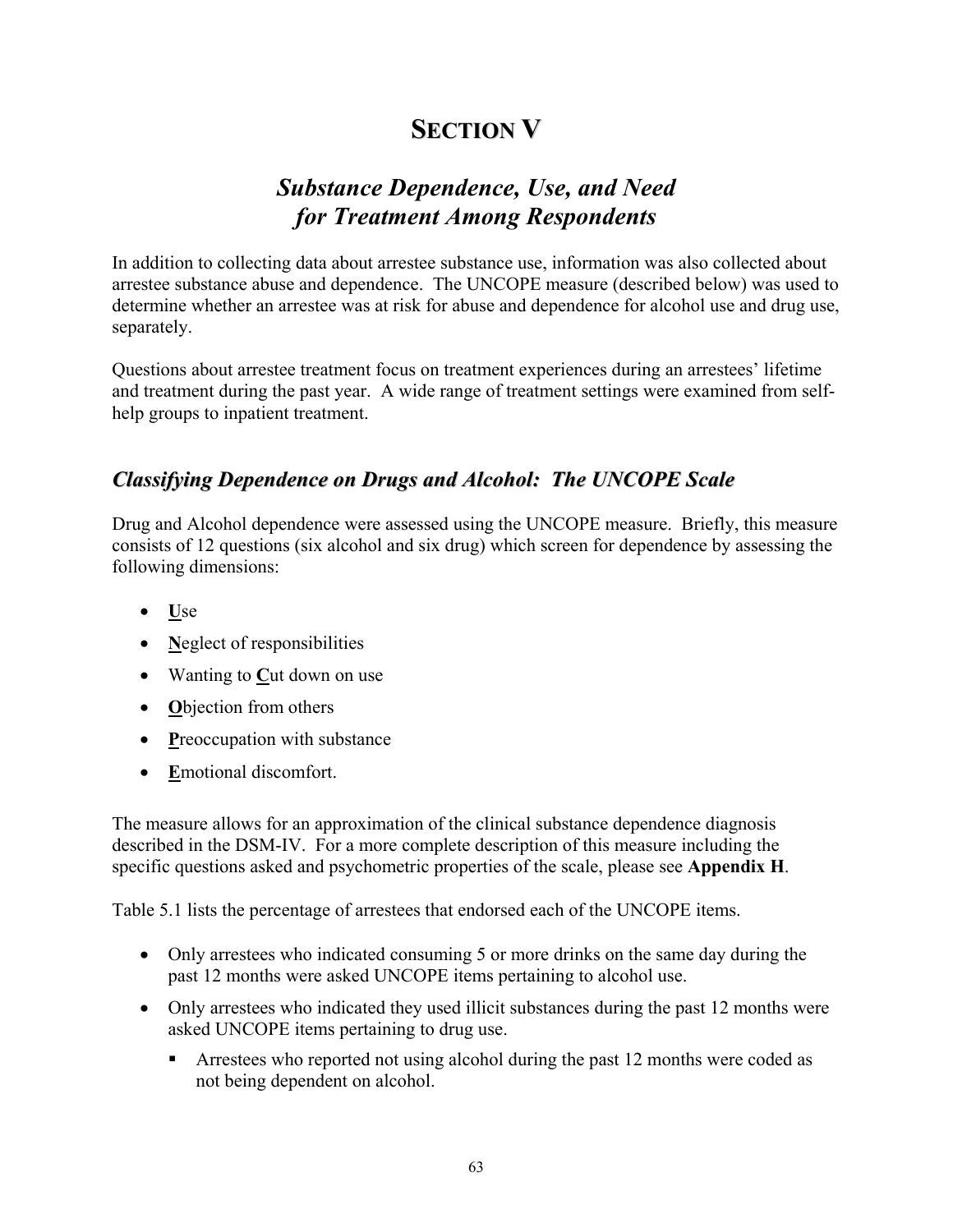# SECTION V

## *Substance Dependence, Use, and Need for Treatment Among Respondents*

In addition to collecting data about arrestee substance use, information was also collected about arrestee substance abuse and dependence. The UNCOPE measure (described below) was used to determine whether an arrestee was at risk for abuse and dependence for alcohol use and drug use, separately.

Questions about arrestee treatment focus on treatment experiences during an arrestees' lifetime and treatment during the past year. A wide range of treatment settings were examined from self-help groups to inpatient treatment.

### *Classifying Dependence on Drugs and Alcohol: The UNCOPE Scale*

Drug and Alcohol dependence were assessed using the UNCOPE measure. Briefly, this measure consists of 12 questions (six alcohol and six drug) which screen for dependence by assessing the following dimensions:

- **U**se
- **N**eglect of responsibilities
- Wanting to **C**ut down on use
- **O**bjection from others
- **P**reoccupation with substance
- **E**motional discomfort.

The measure allows for an approximation of the clinical substance dependence diagnosis described in the DSM-IV. For a more complete description of this measure including the specific questions asked and psychometric properties of the scale, please see **Appendix H**.

Table 5.1 lists the percentage of arrestees that endorsed each of the UNCOPE items.

- Only arrestees who indicated consuming 5 or more drinks on the same day during the past 12 months were asked UNCOPE items pertaining to alcohol use.
- Only arrestees who indicated they used illicit substances during the past 12 months were asked UNCOPE items pertaining to drug use.
  - Arrestees who reported not using alcohol during the past 12 months were coded as not being dependent on alcohol.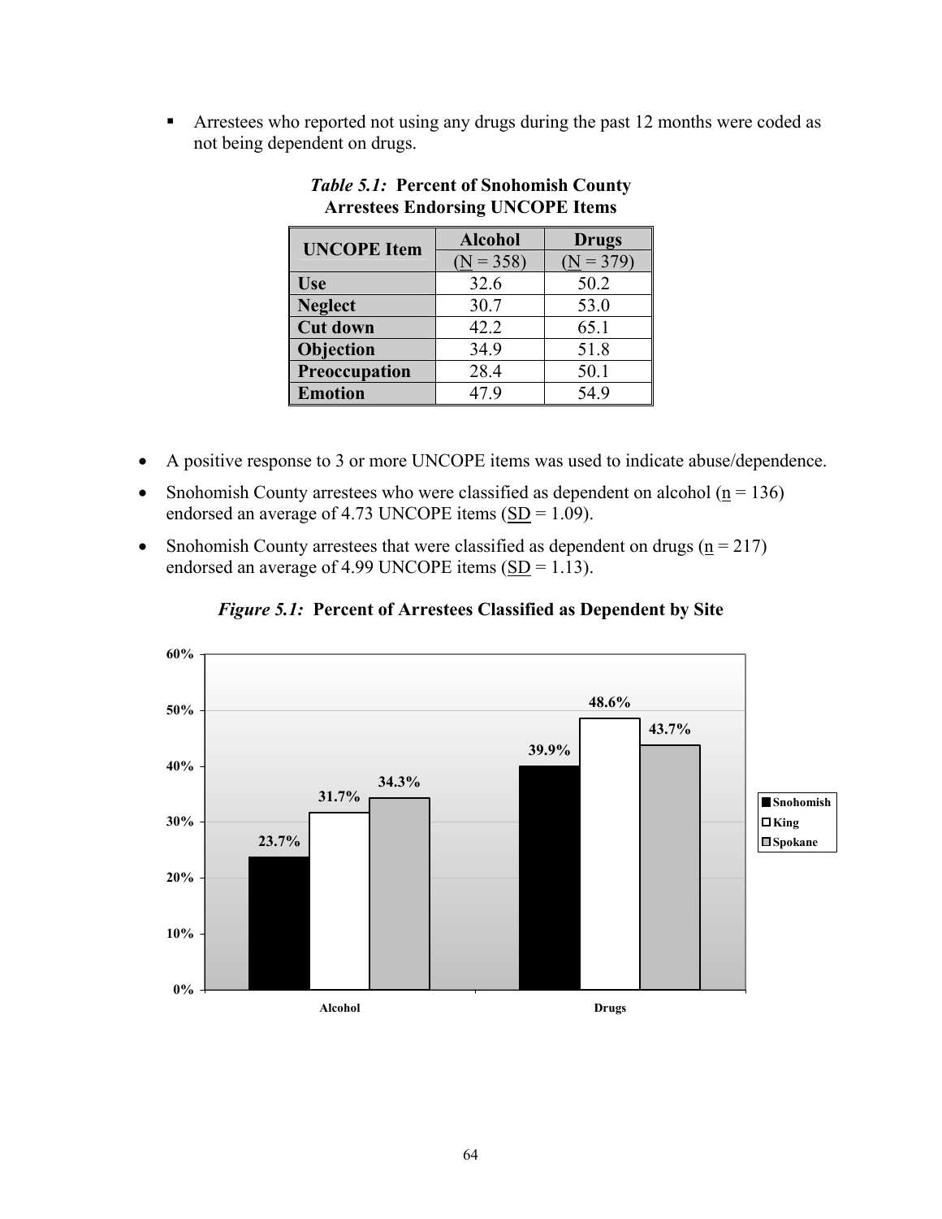- Arrestees who reported not using any drugs during the past 12 months were coded as not being dependent on drugs.

***Table 5.1:* Percent of Snohomish County Arrestees Endorsing UNCOPE Items**

| UNCOPE Item | Alcohol | Drugs |
|---|---|---|
| | (N = 358) | (N = 379) |
| **Use** | 32.6 | 50.2 |
| **Neglect** | 30.7 | 53.0 |
| **Cut down** | 42.2 | 65.1 |
| **Objection** | 34.9 | 51.8 |
| **Preoccupation** | 28.4 | 50.1 |
| **Emotion** | 47.9 | 54.9 |

- A positive response to 3 or more UNCOPE items was used to indicate abuse/dependence.
- Snohomish County arrestees who were classified as dependent on alcohol (n = 136) endorsed an average of 4.73 UNCOPE items (SD = 1.09).
- Snohomish County arrestees that were classified as dependent on drugs (n = 217) endorsed an average of 4.99 UNCOPE items (SD = 1.13).

***Figure 5.1:* Percent of Arrestees Classified as Dependent by Site**

| | Snohomish | King | Spokane |
|---|---|---|---|
| Alcohol | 23.7% | 31.7% | 34.3% |
| Drugs | 39.9% | 48.6% | 43.7% |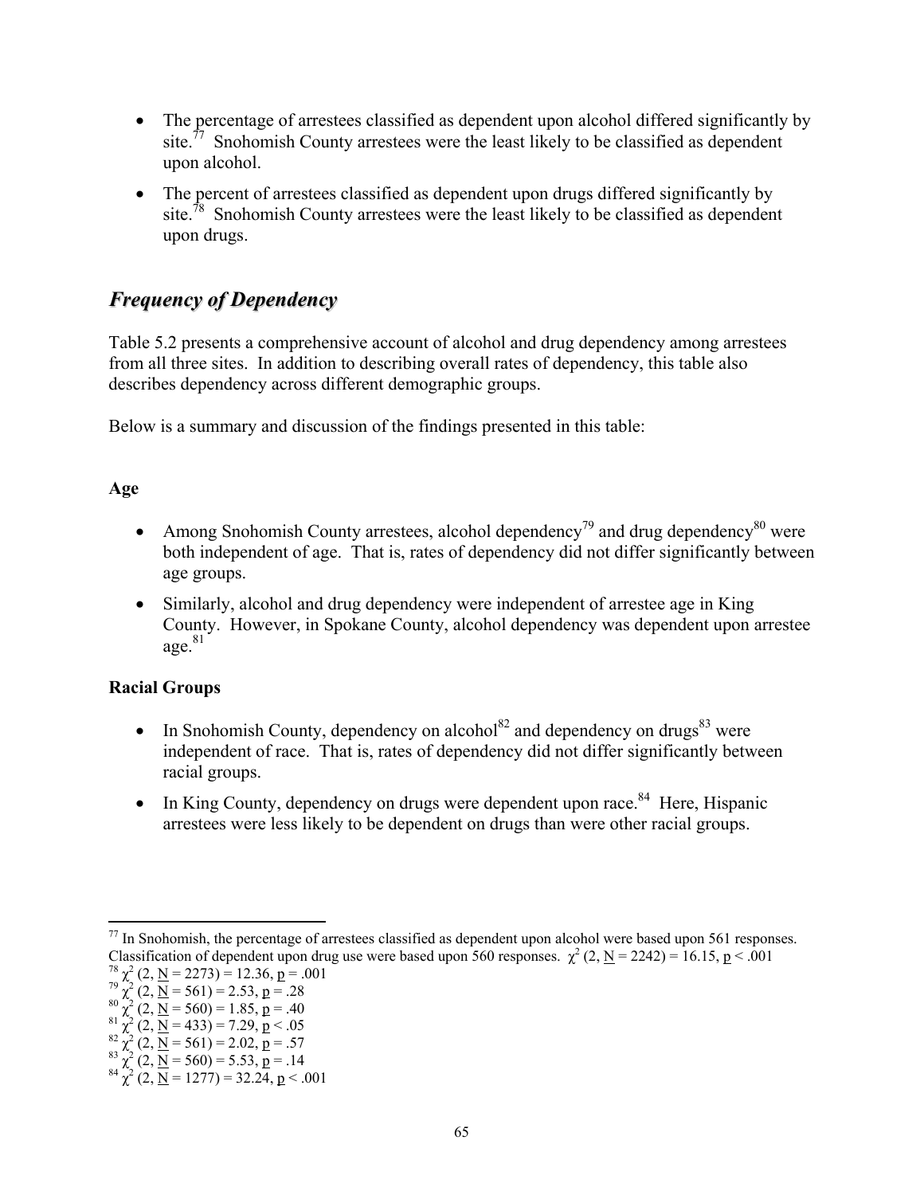- The percentage of arrestees classified as dependent upon alcohol differed significantly by site.[77] Snohomish County arrestees were the least likely to be classified as dependent upon alcohol.
- The percent of arrestees classified as dependent upon drugs differed significantly by site.[78] Snohomish County arrestees were the least likely to be classified as dependent upon drugs.

## *Frequency of Dependency*

Table 5.2 presents a comprehensive account of alcohol and drug dependency among arrestees from all three sites. In addition to describing overall rates of dependency, this table also describes dependency across different demographic groups.

Below is a summary and discussion of the findings presented in this table:

**Age**

- Among Snohomish County arrestees, alcohol dependency[79] and drug dependency[80] were both independent of age. That is, rates of dependency did not differ significantly between age groups.
- Similarly, alcohol and drug dependency were independent of arrestee age in King County. However, in Spokane County, alcohol dependency was dependent upon arrestee age.[81]

**Racial Groups**

- In Snohomish County, dependency on alcohol[82] and dependency on drugs[83] were independent of race. That is, rates of dependency did not differ significantly between racial groups.
- In King County, dependency on drugs were dependent upon race.[84] Here, Hispanic arrestees were less likely to be dependent on drugs than were other racial groups.

---

[77] In Snohomish, the percentage of arrestees classified as dependent upon alcohol were based upon 561 responses. Classification of dependent upon drug use were based upon 560 responses. $\chi^2$ (2, N = 2242) = 16.15, $p < .001$

[78] $\chi^2$ (2, N = 2273) = 12.36, $p = .001$

[79] $\chi^2$ (2, N = 561) = 2.53, $p = .28$

[80] $\chi^2$ (2, N = 560) = 1.85, $p = .40$

[81] $\chi^2$ (2, N = 433) = 7.29, $p < .05$

[82] $\chi^2$ (2, N = 561) = 2.02, $p = .57$

[83] $\chi^2$ (2, N = 560) = 5.53, $p = .14$

[84] $\chi^2$ (2, N = 1277) = 32.24, $p < .001$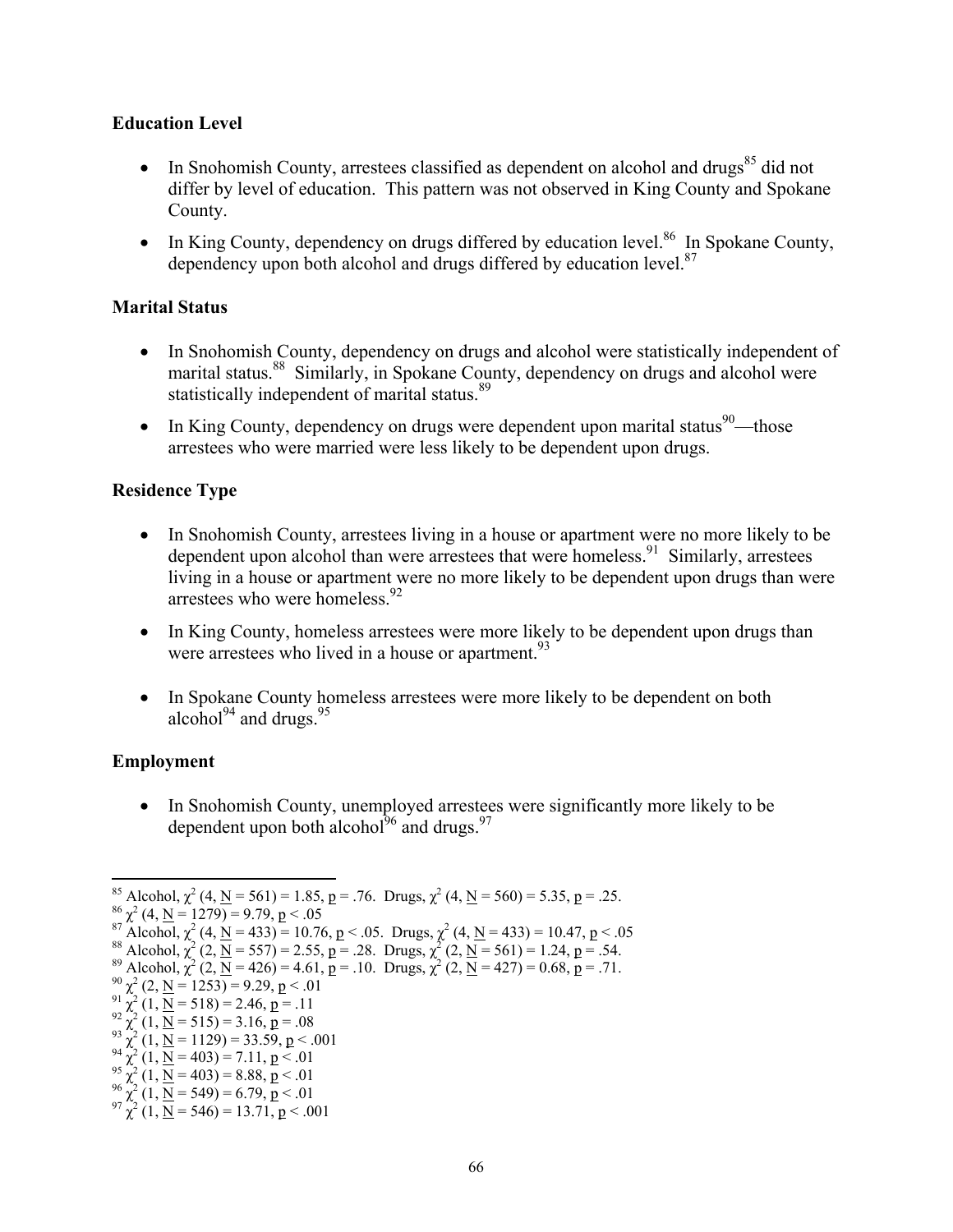### Education Level

- In Snohomish County, arrestees classified as dependent on alcohol and drugs[85] did not differ by level of education. This pattern was not observed in King County and Spokane County.
- In King County, dependency on drugs differed by education level.[86] In Spokane County, dependency upon both alcohol and drugs differed by education level.[87]

### Marital Status

- In Snohomish County, dependency on drugs and alcohol were statistically independent of marital status.[88] Similarly, in Spokane County, dependency on drugs and alcohol were statistically independent of marital status.[89]
- In King County, dependency on drugs were dependent upon marital status[90]—those arrestees who were married were less likely to be dependent upon drugs.

### Residence Type

- In Snohomish County, arrestees living in a house or apartment were no more likely to be dependent upon alcohol than were arrestees that were homeless.[91] Similarly, arrestees living in a house or apartment were no more likely to be dependent upon drugs than were arrestees who were homeless.[92]
- In King County, homeless arrestees were more likely to be dependent upon drugs than were arrestees who lived in a house or apartment.[93]
- In Spokane County homeless arrestees were more likely to be dependent on both alcohol[94] and drugs.[95]

### Employment

- In Snohomish County, unemployed arrestees were significantly more likely to be dependent upon both alcohol[96] and drugs.[97]

---

[85] Alcohol, $\chi^2$ (4, $\underline{N}$ = 561) = 1.85, $\underline{p}$ = .76. Drugs, $\chi^2$ (4, $\underline{N}$ = 560) = 5.35, $\underline{p}$ = .25.
[86] $\chi^2$ (4, $\underline{N}$ = 1279) = 9.79, $\underline{p}$ < .05
[87] Alcohol, $\chi^2$ (4, $\underline{N}$ = 433) = 10.76, $\underline{p}$ < .05. Drugs, $\chi^2$ (4, $\underline{N}$ = 433) = 10.47, $\underline{p}$ < .05
[88] Alcohol, $\chi^2$ (2, $\underline{N}$ = 557) = 2.55, $\underline{p}$ = .28. Drugs, $\chi^2$ (2, $\underline{N}$ = 561) = 1.24, $\underline{p}$ = .54.
[89] Alcohol, $\chi^2$ (2, $\underline{N}$ = 426) = 4.61, $\underline{p}$ = .10. Drugs, $\chi^2$ (2, $\underline{N}$ = 427) = 0.68, $\underline{p}$ = .71.
[90] $\chi^2$ (2, $\underline{N}$ = 1253) = 9.29, $\underline{p}$ < .01
[91] $\chi^2$ (1, $\underline{N}$ = 518) = 2.46, $\underline{p}$ = .11
[92] $\chi^2$ (1, $\underline{N}$ = 515) = 3.16, $\underline{p}$ = .08
[93] $\chi^2$ (1, $\underline{N}$ = 1129) = 33.59, $\underline{p}$ < .001
[94] $\chi^2$ (1, $\underline{N}$ = 403) = 7.11, $\underline{p}$ < .01
[95] $\chi^2$ (1, $\underline{N}$ = 403) = 8.88, $\underline{p}$ < .01
[96] $\chi^2$ (1, $\underline{N}$ = 549) = 6.79, $\underline{p}$ < .01
[97] $\chi^2$ (1, $\underline{N}$ = 546) = 13.71, $\underline{p}$ < .001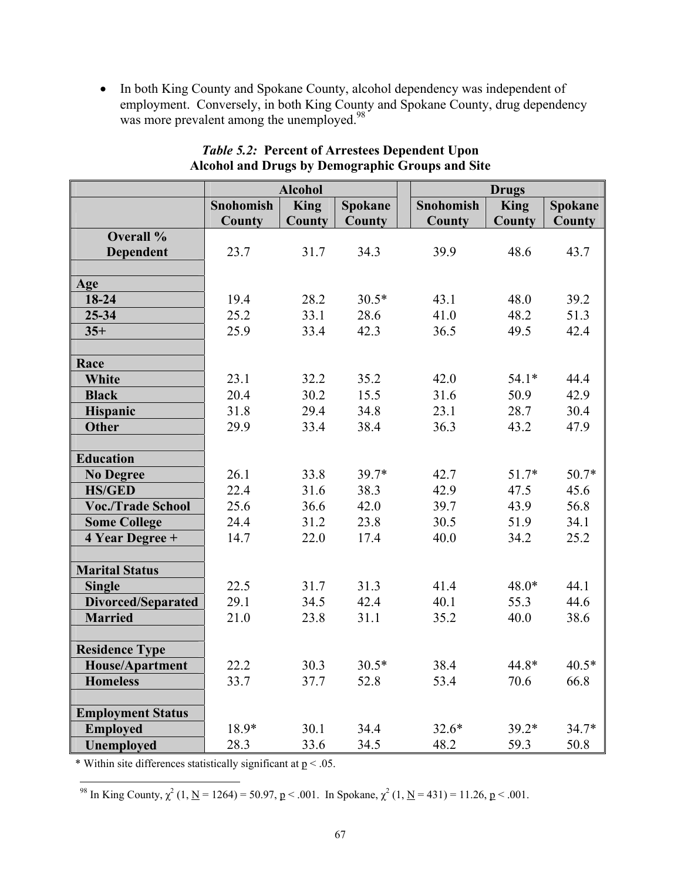- In both King County and Spokane County, alcohol dependency was independent of employment. Conversely, in both King County and Spokane County, drug dependency was more prevalent among the unemployed.[98]

***Table 5.2:*** **Percent of Arrestees Dependent Upon Alcohol and Drugs by Demographic Groups and Site**

| | Alcohol | | | Drugs | | |
|---|---|---|---|---|---|---|
| | Snohomish County | King County | Spokane County | Snohomish County | King County | Spokane County |
| **Overall % Dependent** | 23.7 | 31.7 | 34.3 | 39.9 | 48.6 | 43.7 |
| **Age** | | | | | | |
| **18-24** | 19.4 | 28.2 | 30.5* | 43.1 | 48.0 | 39.2 |
| **25-34** | 25.2 | 33.1 | 28.6 | 41.0 | 48.2 | 51.3 |
| **35+** | 25.9 | 33.4 | 42.3 | 36.5 | 49.5 | 42.4 |
| **Race** | | | | | | |
| **White** | 23.1 | 32.2 | 35.2 | 42.0 | 54.1* | 44.4 |
| **Black** | 20.4 | 30.2 | 15.5 | 31.6 | 50.9 | 42.9 |
| **Hispanic** | 31.8 | 29.4 | 34.8 | 23.1 | 28.7 | 30.4 |
| **Other** | 29.9 | 33.4 | 38.4 | 36.3 | 43.2 | 47.9 |
| **Education** | | | | | | |
| **No Degree** | 26.1 | 33.8 | 39.7* | 42.7 | 51.7* | 50.7* |
| **HS/GED** | 22.4 | 31.6 | 38.3 | 42.9 | 47.5 | 45.6 |
| **Voc./Trade School** | 25.6 | 36.6 | 42.0 | 39.7 | 43.9 | 56.8 |
| **Some College** | 24.4 | 31.2 | 23.8 | 30.5 | 51.9 | 34.1 |
| **4 Year Degree +** | 14.7 | 22.0 | 17.4 | 40.0 | 34.2 | 25.2 |
| **Marital Status** | | | | | | |
| **Single** | 22.5 | 31.7 | 31.3 | 41.4 | 48.0* | 44.1 |
| **Divorced/Separated** | 29.1 | 34.5 | 42.4 | 40.1 | 55.3 | 44.6 |
| **Married** | 21.0 | 23.8 | 31.1 | 35.2 | 40.0 | 38.6 |
| **Residence Type** | | | | | | |
| **House/Apartment** | 22.2 | 30.3 | 30.5* | 38.4 | 44.8* | 40.5* |
| **Homeless** | 33.7 | 37.7 | 52.8 | 53.4 | 70.6 | 66.8 |
| **Employment Status** | | | | | | |
| **Employed** | 18.9* | 30.1 | 34.4 | 32.6* | 39.2* | 34.7* |
| **Unemployed** | 28.3 | 33.6 | 34.5 | 48.2 | 59.3 | 50.8 |

\* Within site differences statistically significant at $\underline{p} < .05$.

[98] In King County, $\chi^2$ (1, $\underline{N}$ = 1264) = 50.97, $\underline{p} < .001$. In Spokane, $\chi^2$ (1, $\underline{N}$ = 431) = 11.26, $\underline{p} < .001$.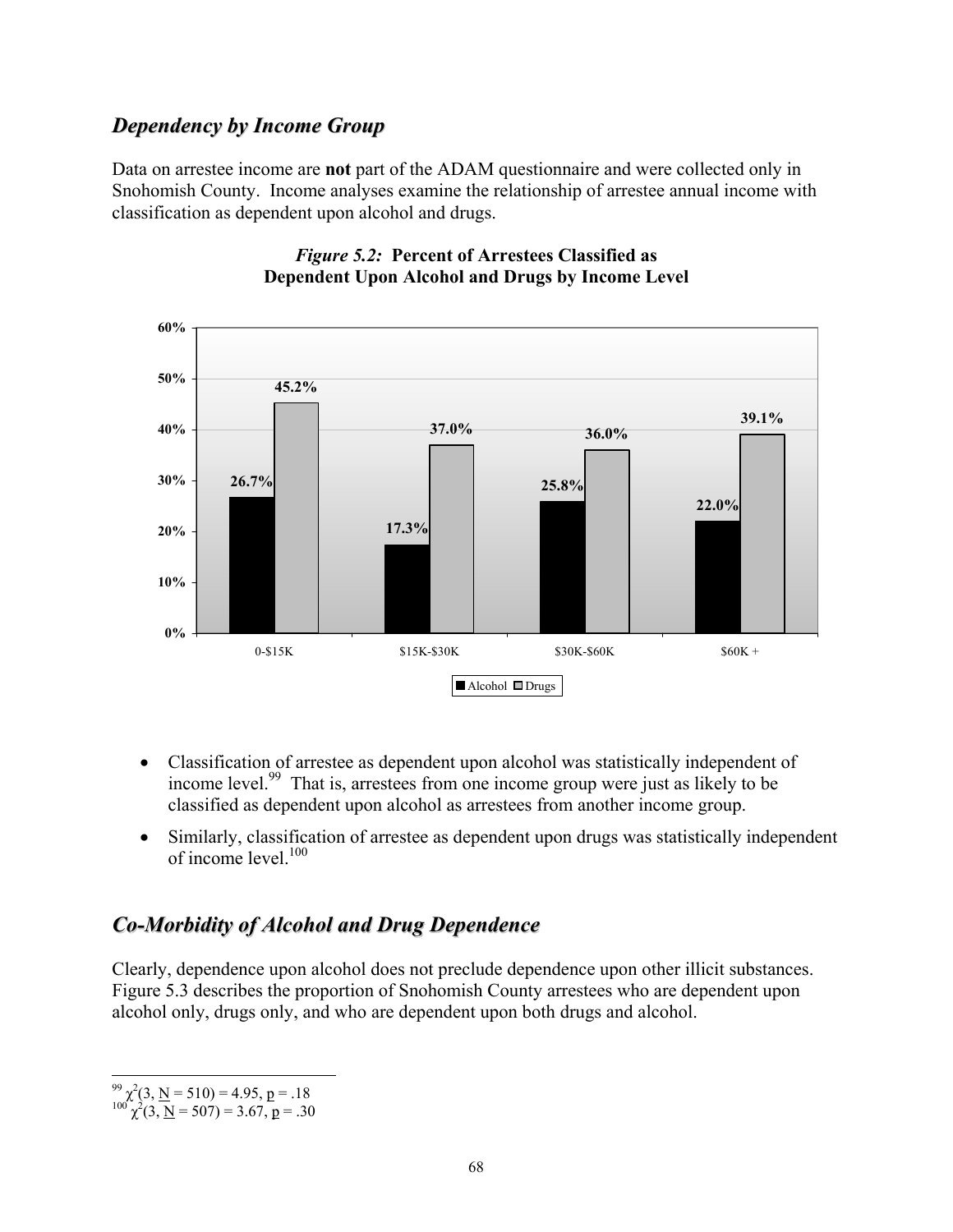## *Dependency by Income Group*

Data on arrestee income are **not** part of the ADAM questionnaire and were collected only in Snohomish County. Income analyses examine the relationship of arrestee annual income with classification as dependent upon alcohol and drugs.

***Figure 5.2:*** **Percent of Arrestees Classified as Dependent Upon Alcohol and Drugs by Income Level**

| Income Level | Alcohol | Drugs |
|---|---|---|
| 0-$15K | 26.7% | 45.2% |
| $15K-$30K | 17.3% | 37.0% |
| $30K-$60K | 25.8% | 36.0% |
| $60K + | 22.0% | 39.1% |

- Classification of arrestee as dependent upon alcohol was statistically independent of income level.[99] That is, arrestees from one income group were just as likely to be classified as dependent upon alcohol as arrestees from another income group.
- Similarly, classification of arrestee as dependent upon drugs was statistically independent of income level.[100]

## *Co-Morbidity of Alcohol and Drug Dependence*

Clearly, dependence upon alcohol does not preclude dependence upon other illicit substances. Figure 5.3 describes the proportion of Snohomish County arrestees who are dependent upon alcohol only, drugs only, and who are dependent upon both drugs and alcohol.

---

[99] $\chi^2(3, \underline{N} = 510) = 4.95, \underline{p} = .18$

[100] $\chi^2(3, \underline{N} = 507) = 3.67, \underline{p} = .30$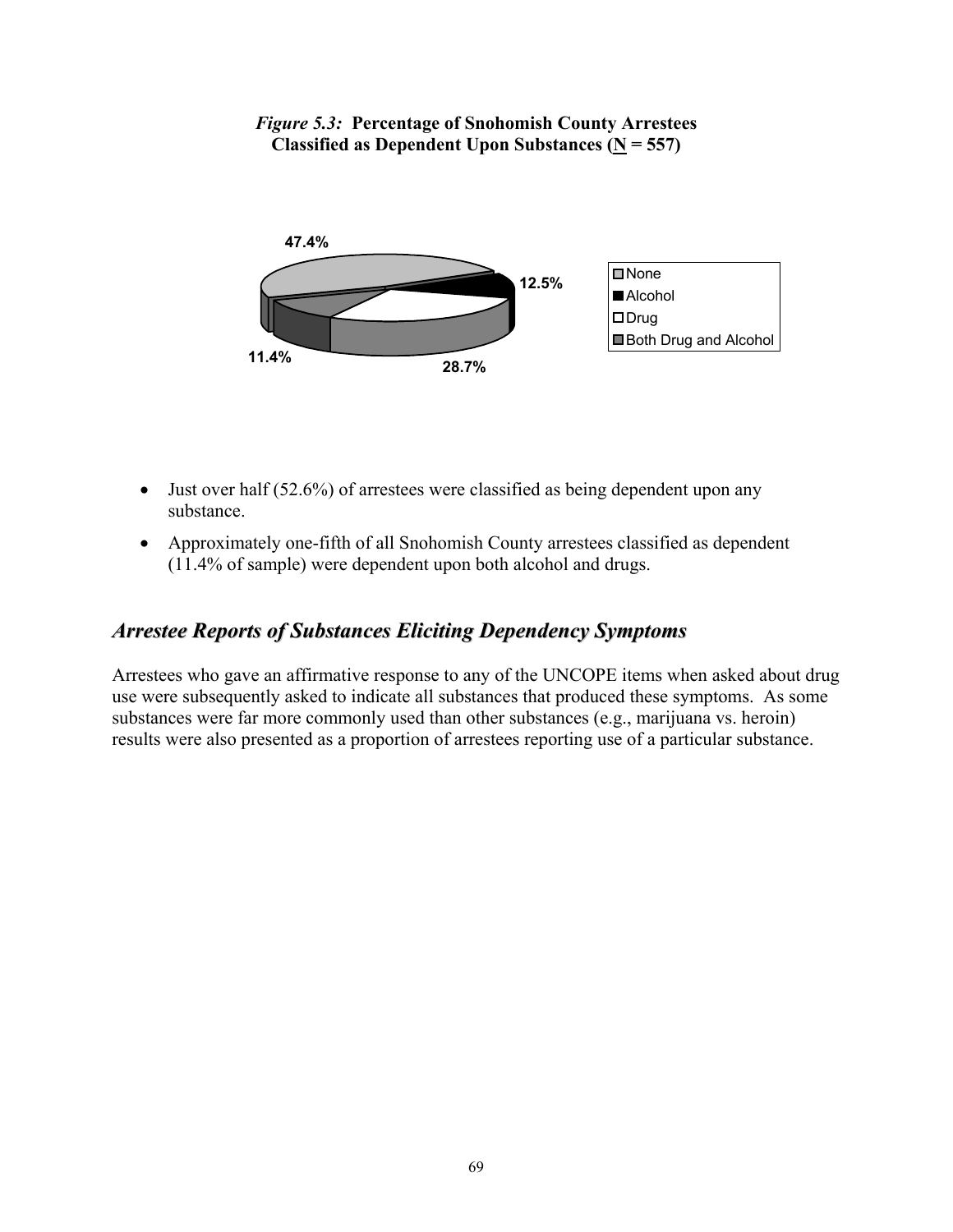*Figure 5.3:* **Percentage of Snohomish County Arrestees Classified as Dependent Upon Substances (N = 557)**

- Just over half (52.6%) of arrestees were classified as being dependent upon any substance.
- Approximately one-fifth of all Snohomish County arrestees classified as dependent (11.4% of sample) were dependent upon both alcohol and drugs.

## *Arrestee Reports of Substances Eliciting Dependency Symptoms*

Arrestees who gave an affirmative response to any of the UNCOPE items when asked about drug use were subsequently asked to indicate all substances that produced these symptoms. As some substances were far more commonly used than other substances (e.g., marijuana vs. heroin) results were also presented as a proportion of arrestees reporting use of a particular substance.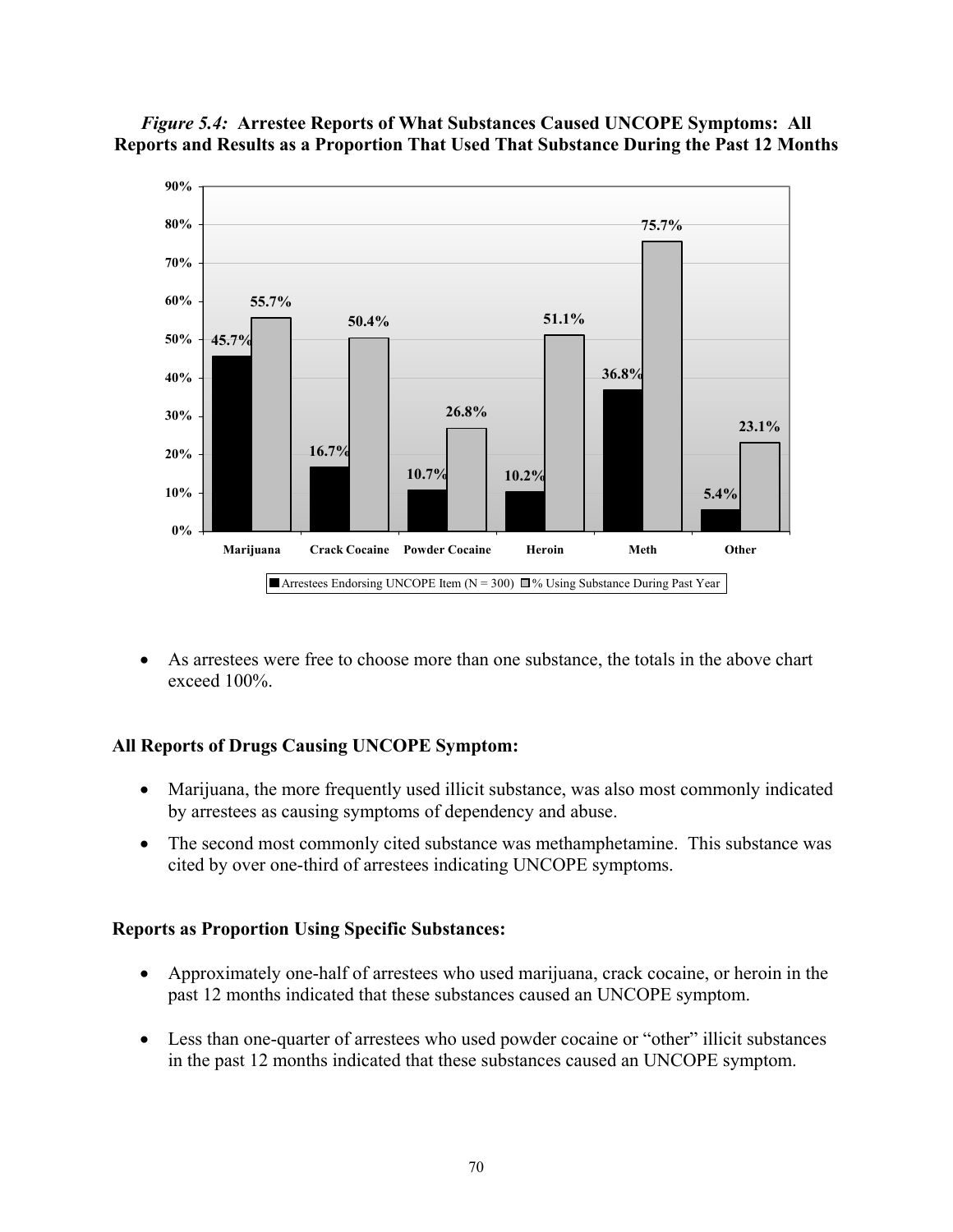*Figure 5.4:* **Arrestee Reports of What Substances Caused UNCOPE Symptoms: All Reports and Results as a Proportion That Used That Substance During the Past 12 Months**

| | Marijuana | Crack Cocaine | Powder Cocaine | Heroin | Meth | Other |
|---|---|---|---|---|---|---|
| Arrestees Endorsing UNCOPE Item (N = 300) | 45.7% | 16.7% | 10.7% | 10.2% | 36.8% | 5.4% |
| % Using Substance During Past Year | 55.7% | 50.4% | 26.8% | 51.1% | 75.7% | 23.1% |

- As arrestees were free to choose more than one substance, the totals in the above chart exceed 100%.

**All Reports of Drugs Causing UNCOPE Symptom:**

- Marijuana, the more frequently used illicit substance, was also most commonly indicated by arrestees as causing symptoms of dependency and abuse.
- The second most commonly cited substance was methamphetamine. This substance was cited by over one-third of arrestees indicating UNCOPE symptoms.

**Reports as Proportion Using Specific Substances:**

- Approximately one-half of arrestees who used marijuana, crack cocaine, or heroin in the past 12 months indicated that these substances caused an UNCOPE symptom.
- Less than one-quarter of arrestees who used powder cocaine or "other" illicit substances in the past 12 months indicated that these substances caused an UNCOPE symptom.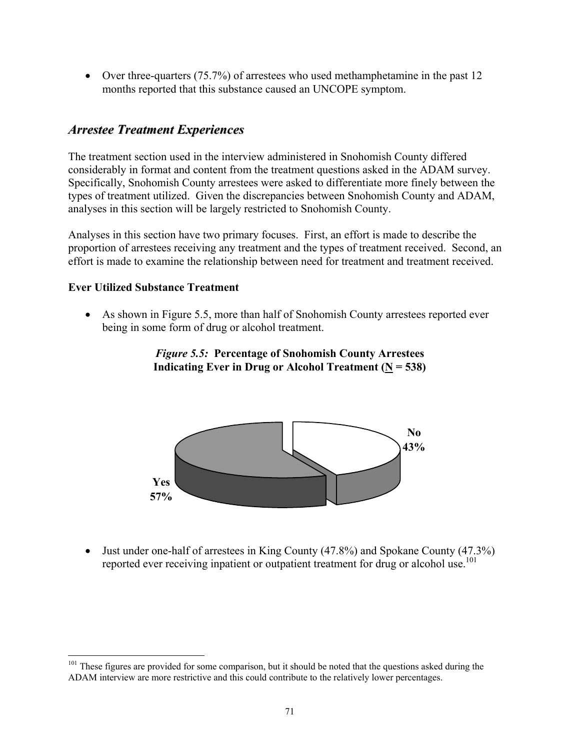- Over three-quarters (75.7%) of arrestees who used methamphetamine in the past 12 months reported that this substance caused an UNCOPE symptom.

## *Arrestee Treatment Experiences*

The treatment section used in the interview administered in Snohomish County differed considerably in format and content from the treatment questions asked in the ADAM survey. Specifically, Snohomish County arrestees were asked to differentiate more finely between the types of treatment utilized. Given the discrepancies between Snohomish County and ADAM, analyses in this section will be largely restricted to Snohomish County.

Analyses in this section have two primary focuses. First, an effort is made to describe the proportion of arrestees receiving any treatment and the types of treatment received. Second, an effort is made to examine the relationship between need for treatment and treatment received.

### Ever Utilized Substance Treatment

- As shown in Figure 5.5, more than half of Snohomish County arrestees reported ever being in some form of drug or alcohol treatment.

***Figure 5.5:*** **Percentage of Snohomish County Arrestees Indicating Ever in Drug or Alcohol Treatment (N = 538)**

No 43%

Yes 57%

- Just under one-half of arrestees in King County (47.8%) and Spokane County (47.3%) reported ever receiving inpatient or outpatient treatment for drug or alcohol use.[101]

[101] These figures are provided for some comparison, but it should be noted that the questions asked during the ADAM interview are more restrictive and this could contribute to the relatively lower percentages.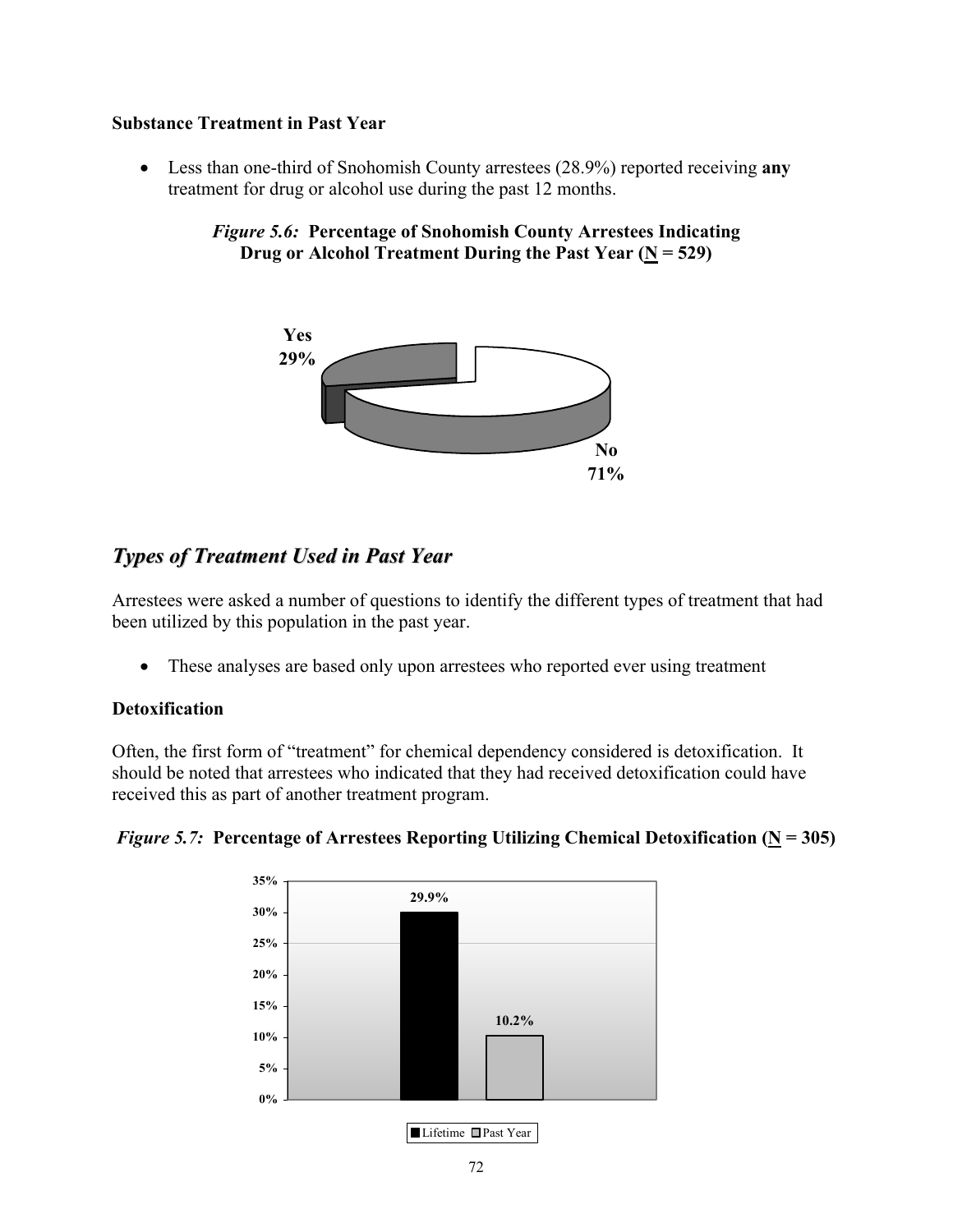**Substance Treatment in Past Year**

- Less than one-third of Snohomish County arrestees (28.9%) reported receiving **any** treatment for drug or alcohol use during the past 12 months.

*Figure 5.6:* **Percentage of Snohomish County Arrestees Indicating Drug or Alcohol Treatment During the Past Year (N = 529)**

Yes 29%

No 71%

## *Types of Treatment Used in Past Year*

Arrestees were asked a number of questions to identify the different types of treatment that had been utilized by this population in the past year.

- These analyses are based only upon arrestees who reported ever using treatment

**Detoxification**

Often, the first form of "treatment" for chemical dependency considered is detoxification. It should be noted that arrestees who indicated that they had received detoxification could have received this as part of another treatment program.

*Figure 5.7:* **Percentage of Arrestees Reporting Utilizing Chemical Detoxification (N = 305)**

| | Lifetime | Past Year |
|---|---|---|
| Detoxification | 29.9% | 10.2% |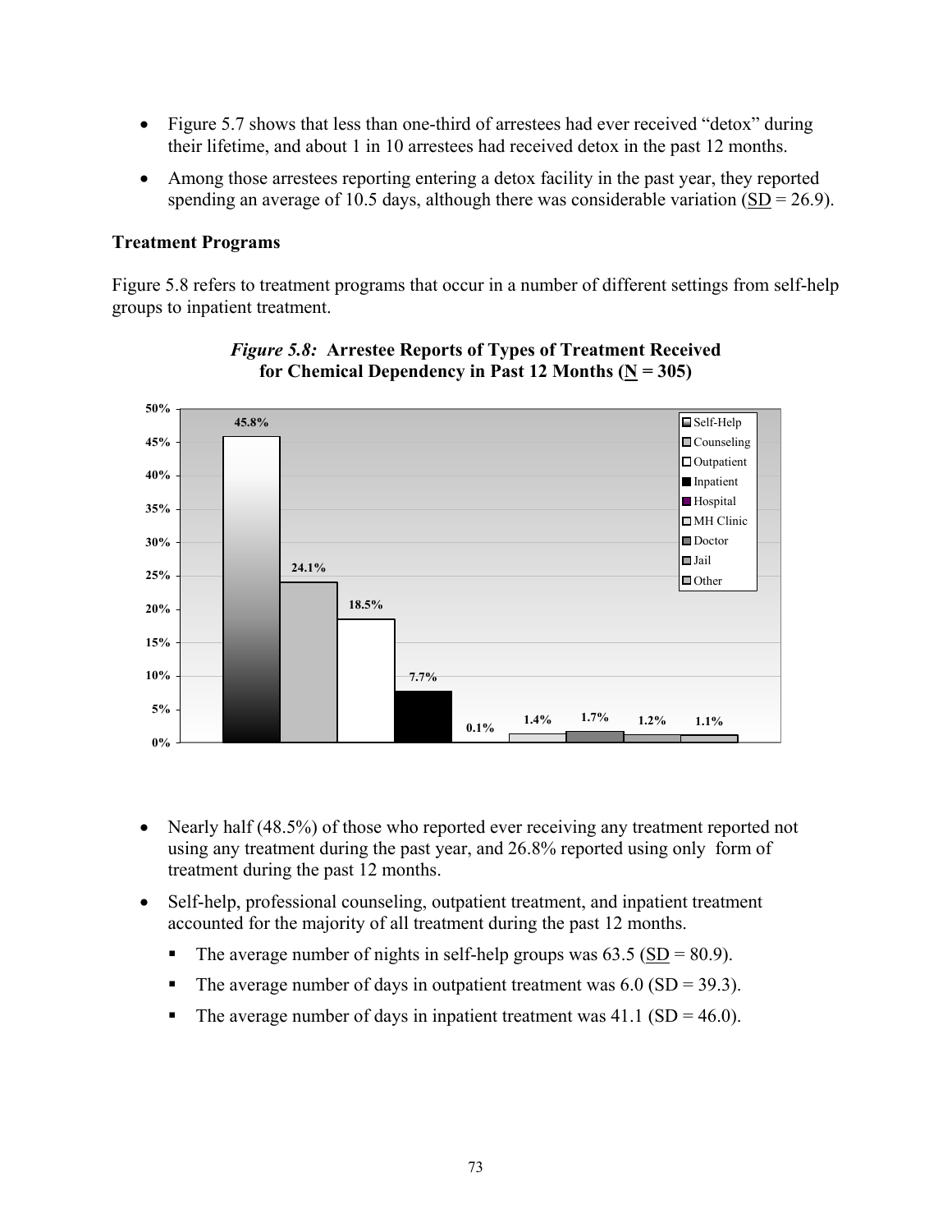- Figure 5.7 shows that less than one-third of arrestees had ever received "detox" during their lifetime, and about 1 in 10 arrestees had received detox in the past 12 months.
- Among those arrestees reporting entering a detox facility in the past year, they reported spending an average of 10.5 days, although there was considerable variation (SD = 26.9).

### Treatment Programs

Figure 5.8 refers to treatment programs that occur in a number of different settings from self-help groups to inpatient treatment.

***Figure 5.8:*** **Arrestee Reports of Types of Treatment Received for Chemical Dependency in Past 12 Months (N = 305)**

| Treatment Type | Percent |
|---|---|
| Self-Help | 45.8% |
| Counseling | 24.1% |
| Outpatient | 18.5% |
| Inpatient | 7.7% |
| Hospital | 0.1% |
| MH Clinic | 1.4% |
| Doctor | 1.7% |
| Jail | 1.2% |
| Other | 1.1% |

- Nearly half (48.5%) of those who reported ever receiving any treatment reported not using any treatment during the past year, and 26.8% reported using only  form of treatment during the past 12 months.
- Self-help, professional counseling, outpatient treatment, and inpatient treatment accounted for the majority of all treatment during the past 12 months.
  - The average number of nights in self-help groups was 63.5 (SD = 80.9).
  - The average number of days in outpatient treatment was 6.0 (SD = 39.3).
  - The average number of days in inpatient treatment was 41.1 (SD = 46.0).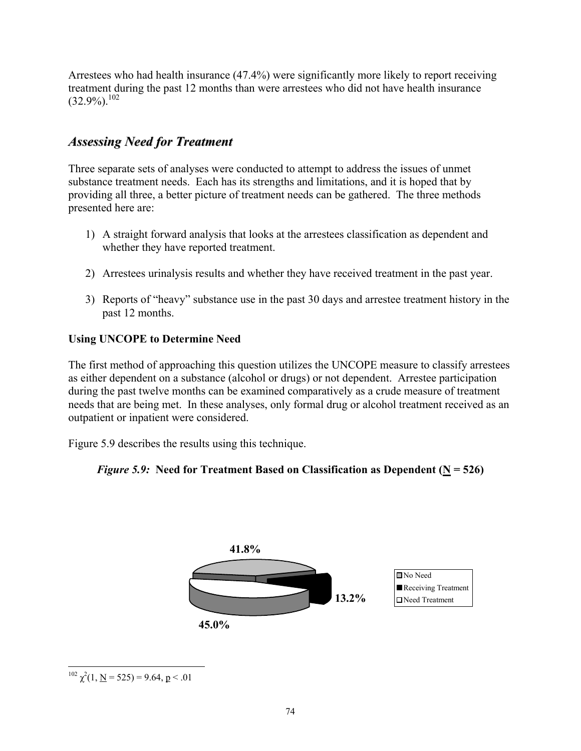Arrestees who had health insurance (47.4%) were significantly more likely to report receiving treatment during the past 12 months than were arrestees who did not have health insurance (32.9%).[102]

## *Assessing Need for Treatment*

Three separate sets of analyses were conducted to attempt to address the issues of unmet substance treatment needs. Each has its strengths and limitations, and it is hoped that by providing all three, a better picture of treatment needs can be gathered. The three methods presented here are:

1) A straight forward analysis that looks at the arrestees classification as dependent and whether they have reported treatment.

2) Arrestees urinalysis results and whether they have received treatment in the past year.

3) Reports of "heavy" substance use in the past 30 days and arrestee treatment history in the past 12 months.

**Using UNCOPE to Determine Need**

The first method of approaching this question utilizes the UNCOPE measure to classify arrestees as either dependent on a substance (alcohol or drugs) or not dependent. Arrestee participation during the past twelve months can be examined comparatively as a crude measure of treatment needs that are being met. In these analyses, only formal drug or alcohol treatment received as an outpatient or inpatient were considered.

Figure 5.9 describes the results using this technique.

***Figure 5.9:*** **Need for Treatment Based on Classification as Dependent (N = 526)**

41.8%

13.2%

45.0%

- No Need
- Receiving Treatment
- Need Treatment

---

[102] $\chi^2(1, N = 525) = 9.64, p < .01$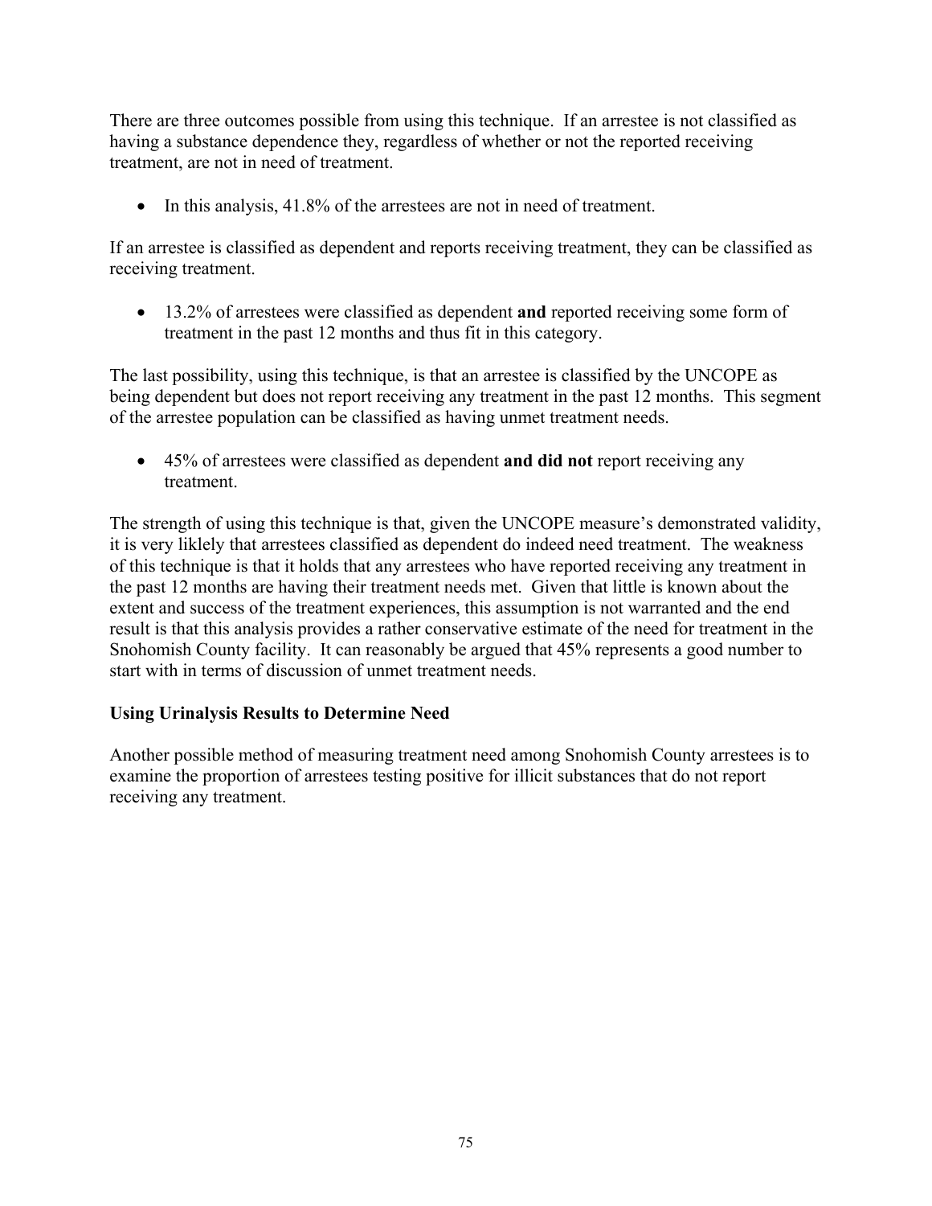There are three outcomes possible from using this technique. If an arrestee is not classified as having a substance dependence they, regardless of whether or not the reported receiving treatment, are not in need of treatment.

- In this analysis, 41.8% of the arrestees are not in need of treatment.

If an arrestee is classified as dependent and reports receiving treatment, they can be classified as receiving treatment.

- 13.2% of arrestees were classified as dependent **and** reported receiving some form of treatment in the past 12 months and thus fit in this category.

The last possibility, using this technique, is that an arrestee is classified by the UNCOPE as being dependent but does not report receiving any treatment in the past 12 months. This segment of the arrestee population can be classified as having unmet treatment needs.

- 45% of arrestees were classified as dependent **and did not** report receiving any treatment.

The strength of using this technique is that, given the UNCOPE measure's demonstrated validity, it is very liklely that arrestees classified as dependent do indeed need treatment. The weakness of this technique is that it holds that any arrestees who have reported receiving any treatment in the past 12 months are having their treatment needs met. Given that little is known about the extent and success of the treatment experiences, this assumption is not warranted and the end result is that this analysis provides a rather conservative estimate of the need for treatment in the Snohomish County facility. It can reasonably be argued that 45% represents a good number to start with in terms of discussion of unmet treatment needs.

**Using Urinalysis Results to Determine Need**

Another possible method of measuring treatment need among Snohomish County arrestees is to examine the proportion of arrestees testing positive for illicit substances that do not report receiving any treatment.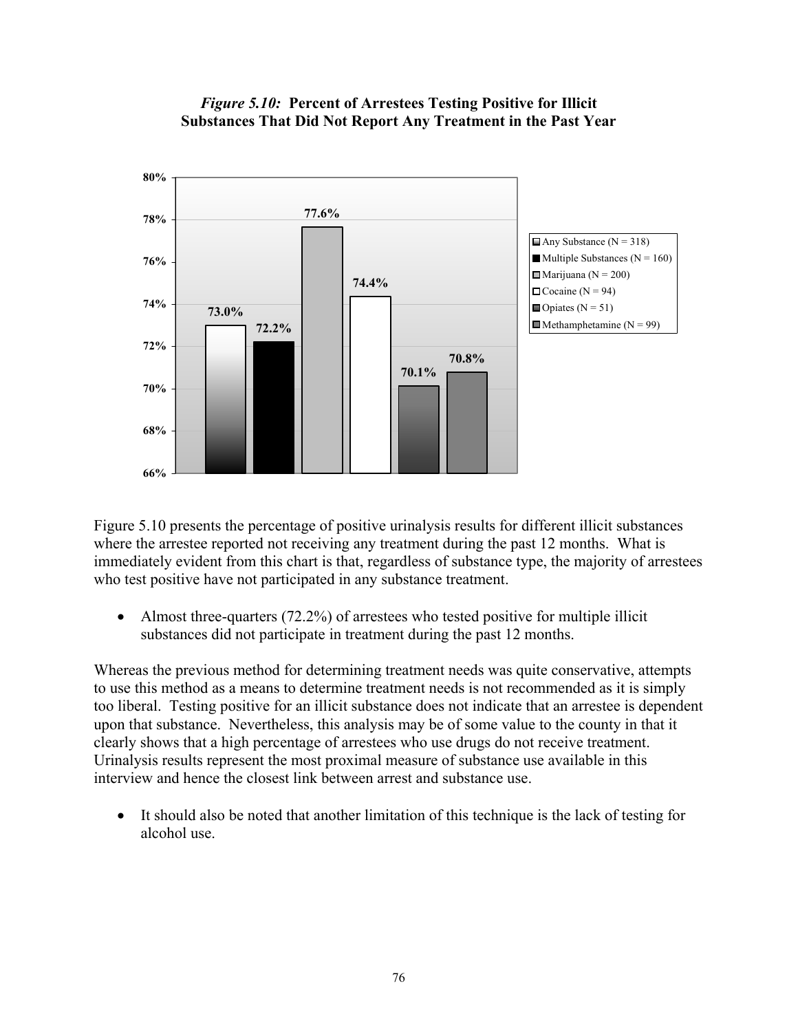*Figure 5.10:* **Percent of Arrestees Testing Positive for Illicit Substances That Did Not Report Any Treatment in the Past Year**

| Substance | Percent |
| --- | --- |
| Any Substance (N = 318) | 73.0% |
| Multiple Substances (N = 160) | 72.2% |
| Marijuana (N = 200) | 77.6% |
| Cocaine (N = 94) | 74.4% |
| Opiates (N = 51) | 70.1% |
| Methamphetamine (N = 99) | 70.8% |

Figure 5.10 presents the percentage of positive urinalysis results for different illicit substances where the arrestee reported not receiving any treatment during the past 12 months. What is immediately evident from this chart is that, regardless of substance type, the majority of arrestees who test positive have not participated in any substance treatment.

- Almost three-quarters (72.2%) of arrestees who tested positive for multiple illicit substances did not participate in treatment during the past 12 months.

Whereas the previous method for determining treatment needs was quite conservative, attempts to use this method as a means to determine treatment needs is not recommended as it is simply too liberal. Testing positive for an illicit substance does not indicate that an arrestee is dependent upon that substance. Nevertheless, this analysis may be of some value to the county in that it clearly shows that a high percentage of arrestees who use drugs do not receive treatment. Urinalysis results represent the most proximal measure of substance use available in this interview and hence the closest link between arrest and substance use.

- It should also be noted that another limitation of this technique is the lack of testing for alcohol use.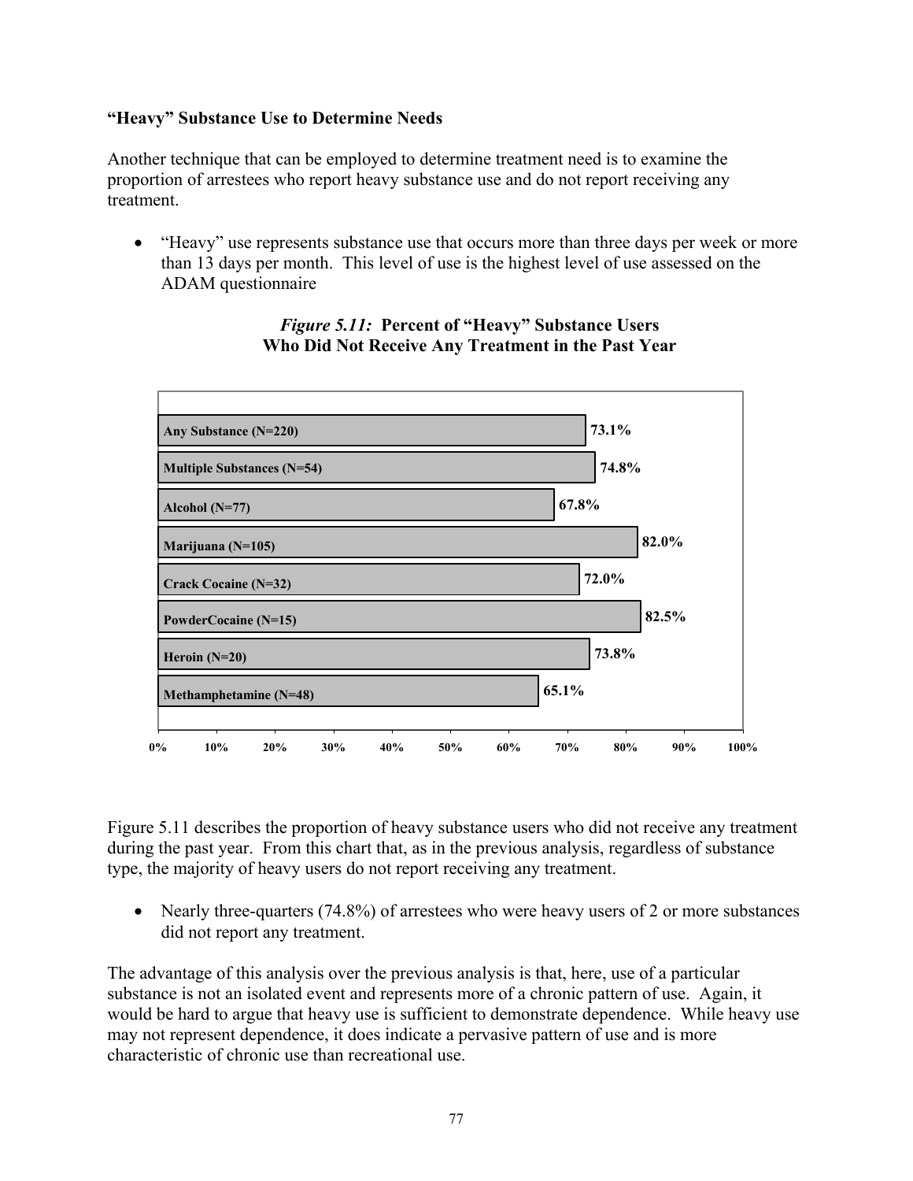**"Heavy" Substance Use to Determine Needs**

Another technique that can be employed to determine treatment need is to examine the proportion of arrestees who report heavy substance use and do not report receiving any treatment.

- "Heavy" use represents substance use that occurs more than three days per week or more than 13 days per month. This level of use is the highest level of use assessed on the ADAM questionnaire

***Figure 5.11:*** **Percent of "Heavy" Substance Users Who Did Not Receive Any Treatment in the Past Year**

| Substance | Percent |
|---|---|
| Any Substance (N=220) | 73.1% |
| Multiple Substances (N=54) | 74.8% |
| Alcohol (N=77) | 67.8% |
| Marijuana (N=105) | 82.0% |
| Crack Cocaine (N=32) | 72.0% |
| PowderCocaine (N=15) | 82.5% |
| Heroin (N=20) | 73.8% |
| Methamphetamine (N=48) | 65.1% |

Figure 5.11 describes the proportion of heavy substance users who did not receive any treatment during the past year. From this chart that, as in the previous analysis, regardless of substance type, the majority of heavy users do not report receiving any treatment.

- Nearly three-quarters (74.8%) of arrestees who were heavy users of 2 or more substances did not report any treatment.

The advantage of this analysis over the previous analysis is that, here, use of a particular substance is not an isolated event and represents more of a chronic pattern of use. Again, it would be hard to argue that heavy use is sufficient to demonstrate dependence. While heavy use may not represent dependence, it does indicate a pervasive pattern of use and is more characteristic of chronic use than recreational use.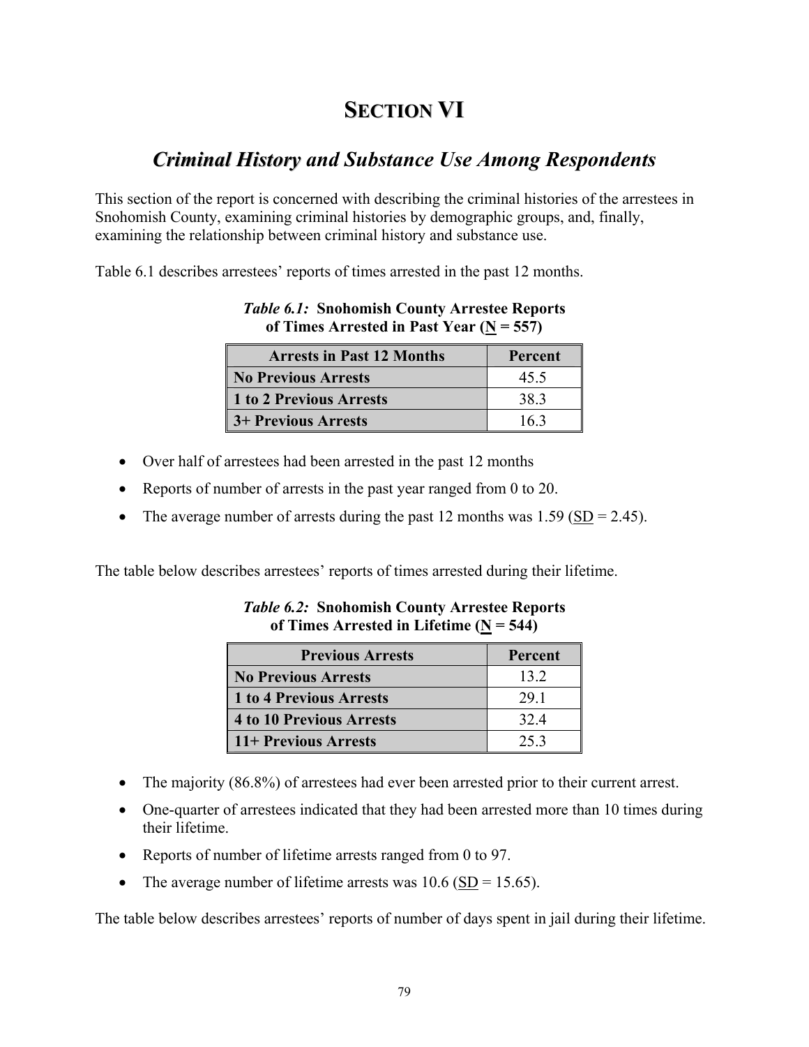# SECTION VI

## *Criminal History and Substance Use Among Respondents*

This section of the report is concerned with describing the criminal histories of the arrestees in Snohomish County, examining criminal histories by demographic groups, and, finally, examining the relationship between criminal history and substance use.

Table 6.1 describes arrestees' reports of times arrested in the past 12 months.

***Table 6.1:*** **Snohomish County Arrestee Reports of Times Arrested in Past Year (N = 557)**

| Arrests in Past 12 Months | Percent |
|---|---|
| **No Previous Arrests** | 45.5 |
| **1 to 2 Previous Arrests** | 38.3 |
| **3+ Previous Arrests** | 16.3 |

- Over half of arrestees had been arrested in the past 12 months
- Reports of number of arrests in the past year ranged from 0 to 20.
- The average number of arrests during the past 12 months was 1.59 (SD = 2.45).

The table below describes arrestees' reports of times arrested during their lifetime.

***Table 6.2:*** **Snohomish County Arrestee Reports of Times Arrested in Lifetime (N = 544)**

| Previous Arrests | Percent |
|---|---|
| **No Previous Arrests** | 13.2 |
| **1 to 4 Previous Arrests** | 29.1 |
| **4 to 10 Previous Arrests** | 32.4 |
| **11+ Previous Arrests** | 25.3 |

- The majority (86.8%) of arrestees had ever been arrested prior to their current arrest.
- One-quarter of arrestees indicated that they had been arrested more than 10 times during their lifetime.
- Reports of number of lifetime arrests ranged from 0 to 97.
- The average number of lifetime arrests was 10.6 (SD = 15.65).

The table below describes arrestees' reports of number of days spent in jail during their lifetime.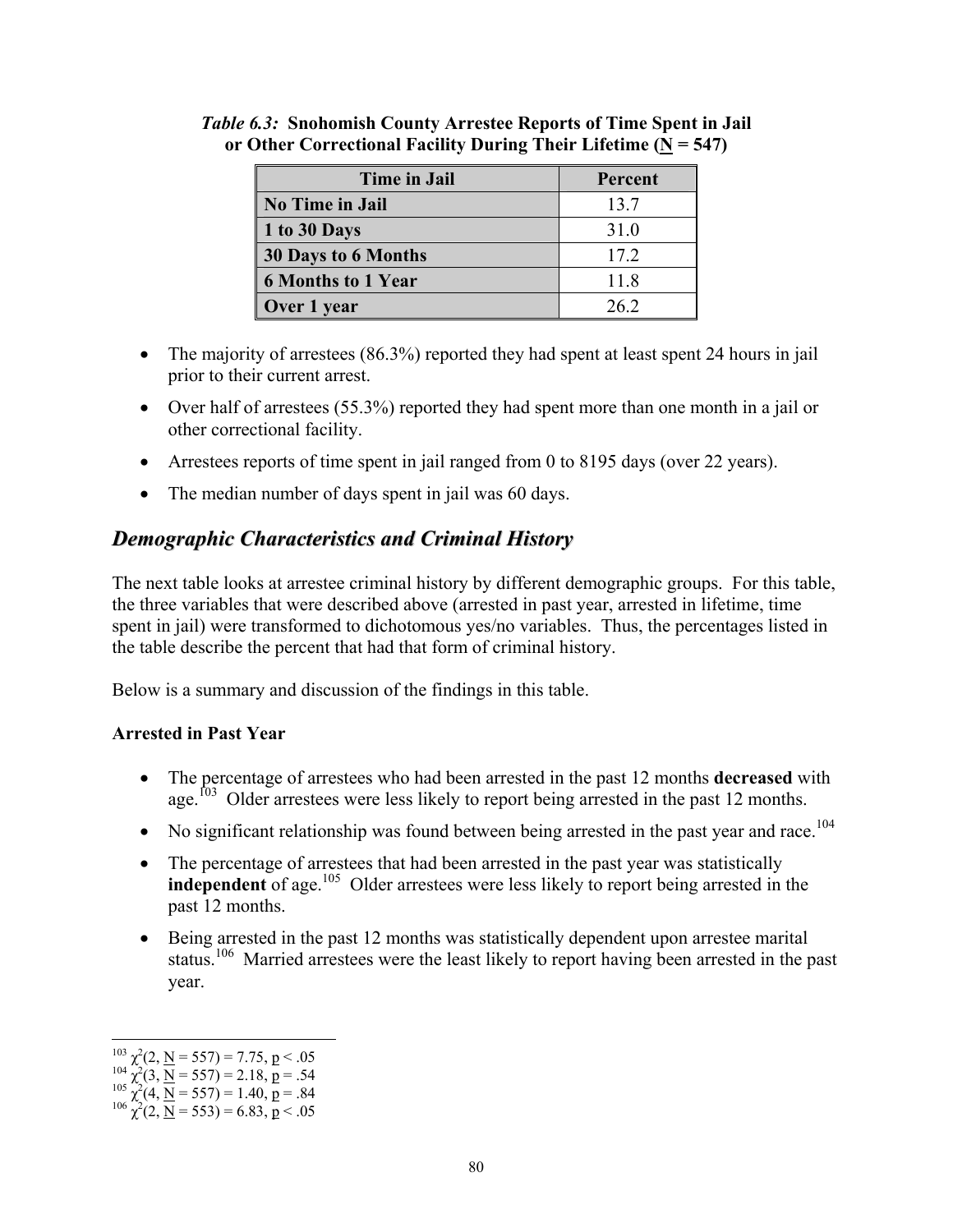*Table 6.3:* **Snohomish County Arrestee Reports of Time Spent in Jail or Other Correctional Facility During Their Lifetime (N = 547)**

| Time in Jail | Percent |
|---|---|
| **No Time in Jail** | 13.7 |
| **1 to 30 Days** | 31.0 |
| **30 Days to 6 Months** | 17.2 |
| **6 Months to 1 Year** | 11.8 |
| **Over 1 year** | 26.2 |

- The majority of arrestees (86.3%) reported they had spent at least spent 24 hours in jail prior to their current arrest.
- Over half of arrestees (55.3%) reported they had spent more than one month in a jail or other correctional facility.
- Arrestees reports of time spent in jail ranged from 0 to 8195 days (over 22 years).
- The median number of days spent in jail was 60 days.

## *Demographic Characteristics and Criminal History*

The next table looks at arrestee criminal history by different demographic groups. For this table, the three variables that were described above (arrested in past year, arrested in lifetime, time spent in jail) were transformed to dichotomous yes/no variables. Thus, the percentages listed in the table describe the percent that had that form of criminal history.

Below is a summary and discussion of the findings in this table.

**Arrested in Past Year**

- The percentage of arrestees who had been arrested in the past 12 months **decreased** with age.[103] Older arrestees were less likely to report being arrested in the past 12 months.
- No significant relationship was found between being arrested in the past year and race.[104]
- The percentage of arrestees that had been arrested in the past year was statistically **independent** of age.[105] Older arrestees were less likely to report being arrested in the past 12 months.
- Being arrested in the past 12 months was statistically dependent upon arrestee marital status.[106] Married arrestees were the least likely to report having been arrested in the past year.

---

[103] $\chi^2(2, N = 557) = 7.75, p < .05$
[104] $\chi^2(3, N = 557) = 2.18, p = .54$
[105] $\chi^2(4, N = 557) = 1.40, p = .84$
[106] $\chi^2(2, N = 553) = 6.83, p < .05$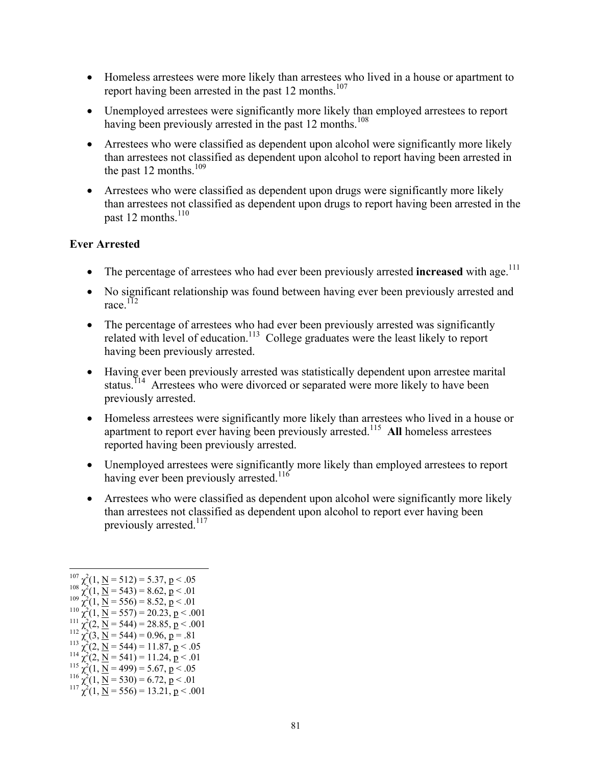- Homeless arrestees were more likely than arrestees who lived in a house or apartment to report having been arrested in the past 12 months.[107]
- Unemployed arrestees were significantly more likely than employed arrestees to report having been previously arrested in the past 12 months.[108]
- Arrestees who were classified as dependent upon alcohol were significantly more likely than arrestees not classified as dependent upon alcohol to report having been arrested in the past 12 months.[109]
- Arrestees who were classified as dependent upon drugs were significantly more likely than arrestees not classified as dependent upon drugs to report having been arrested in the past 12 months.[110]

### Ever Arrested

- The percentage of arrestees who had ever been previously arrested **increased** with age.[111]
- No significant relationship was found between having ever been previously arrested and race.[112]
- The percentage of arrestees who had ever been previously arrested was significantly related with level of education.[113] College graduates were the least likely to report having been previously arrested.
- Having ever been previously arrested was statistically dependent upon arrestee marital status.[114] Arrestees who were divorced or separated were more likely to have been previously arrested.
- Homeless arrestees were significantly more likely than arrestees who lived in a house or apartment to report ever having been previously arrested.[115] **All** homeless arrestees reported having been previously arrested.
- Unemployed arrestees were significantly more likely than employed arrestees to report having ever been previously arrested.[116]
- Arrestees who were classified as dependent upon alcohol were significantly more likely than arrestees not classified as dependent upon alcohol to report ever having been previously arrested.[117]

---

[107] $\chi^2(1, \underline{N} = 512) = 5.37, \underline{p} < .05$
[108] $\chi^2(1, \underline{N} = 543) = 8.62, \underline{p} < .01$
[109] $\chi^2(1, \underline{N} = 556) = 8.52, \underline{p} < .01$
[110] $\chi^2(1, \underline{N} = 557) = 20.23, \underline{p} < .001$
[111] $\chi^2(2, \underline{N} = 544) = 28.85, \underline{p} < .001$
[112] $\chi^2(3, \underline{N} = 544) = 0.96, \underline{p} = .81$
[113] $\chi^2(2, \underline{N} = 544) = 11.87, \underline{p} < .05$
[114] $\chi^2(2, \underline{N} = 541) = 11.24, \underline{p} < .01$
[115] $\chi^2(1, \underline{N} = 499) = 5.67, \underline{p} < .05$
[116] $\chi^2(1, \underline{N} = 530) = 6.72, \underline{p} < .01$
[117] $\chi^2(1, \underline{N} = 556) = 13.21, \underline{p} < .001$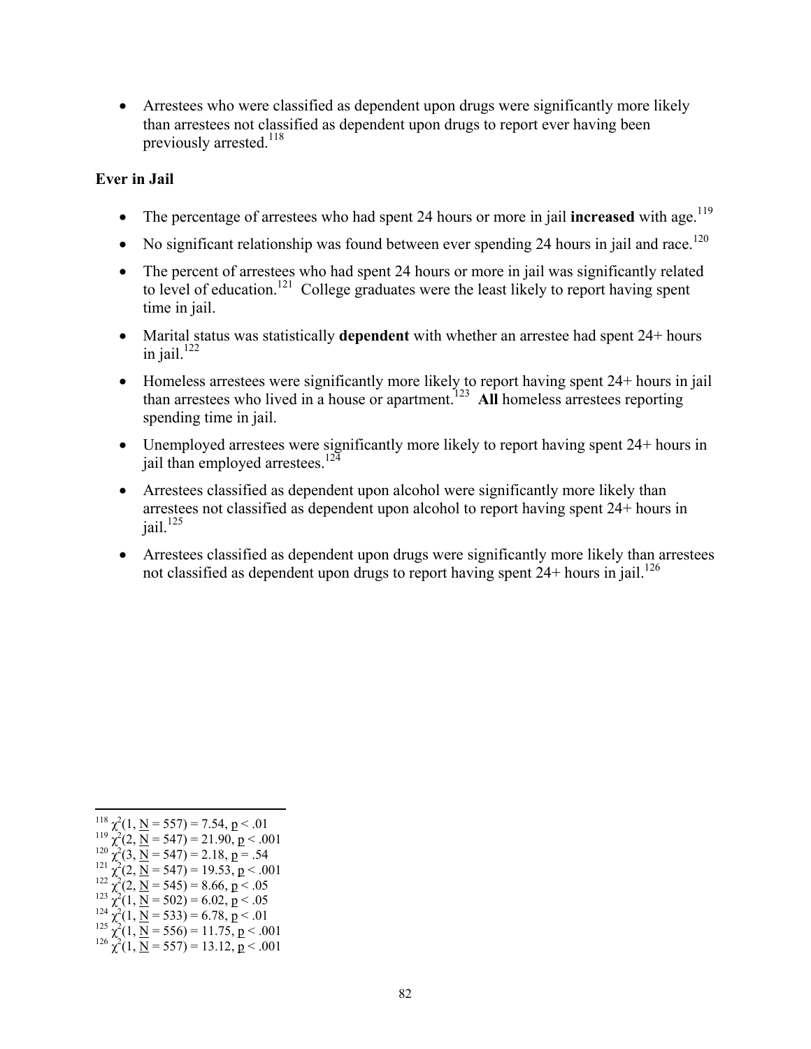- Arrestees who were classified as dependent upon drugs were significantly more likely than arrestees not classified as dependent upon drugs to report ever having been previously arrested.[118]

**Ever in Jail**

- The percentage of arrestees who had spent 24 hours or more in jail **increased** with age.[119]
- No significant relationship was found between ever spending 24 hours in jail and race.[120]
- The percent of arrestees who had spent 24 hours or more in jail was significantly related to level of education.[121] College graduates were the least likely to report having spent time in jail.
- Marital status was statistically **dependent** with whether an arrestee had spent 24+ hours in jail.[122]
- Homeless arrestees were significantly more likely to report having spent 24+ hours in jail than arrestees who lived in a house or apartment.[123] **All** homeless arrestees reporting spending time in jail.
- Unemployed arrestees were significantly more likely to report having spent 24+ hours in jail than employed arrestees.[124]
- Arrestees classified as dependent upon alcohol were significantly more likely than arrestees not classified as dependent upon alcohol to report having spent 24+ hours in jail.[125]
- Arrestees classified as dependent upon drugs were significantly more likely than arrestees not classified as dependent upon drugs to report having spent 24+ hours in jail.[126]

---

[118] $\chi^2(1, \underline{N} = 557) = 7.54, \underline{p} < .01$
[119] $\chi^2(2, \underline{N} = 547) = 21.90, \underline{p} < .001$
[120] $\chi^2(3, \underline{N} = 547) = 2.18, \underline{p} = .54$
[121] $\chi^2(2, \underline{N} = 547) = 19.53, \underline{p} < .001$
[122] $\chi^2(2, \underline{N} = 545) = 8.66, \underline{p} < .05$
[123] $\chi^2(1, \underline{N} = 502) = 6.02, \underline{p} < .05$
[124] $\chi^2(1, \underline{N} = 533) = 6.78, \underline{p} < .01$
[125] $\chi^2(1, \underline{N} = 556) = 11.75, \underline{p} < .001$
[126] $\chi^2(1, \underline{N} = 557) = 13.12, \underline{p} < .001$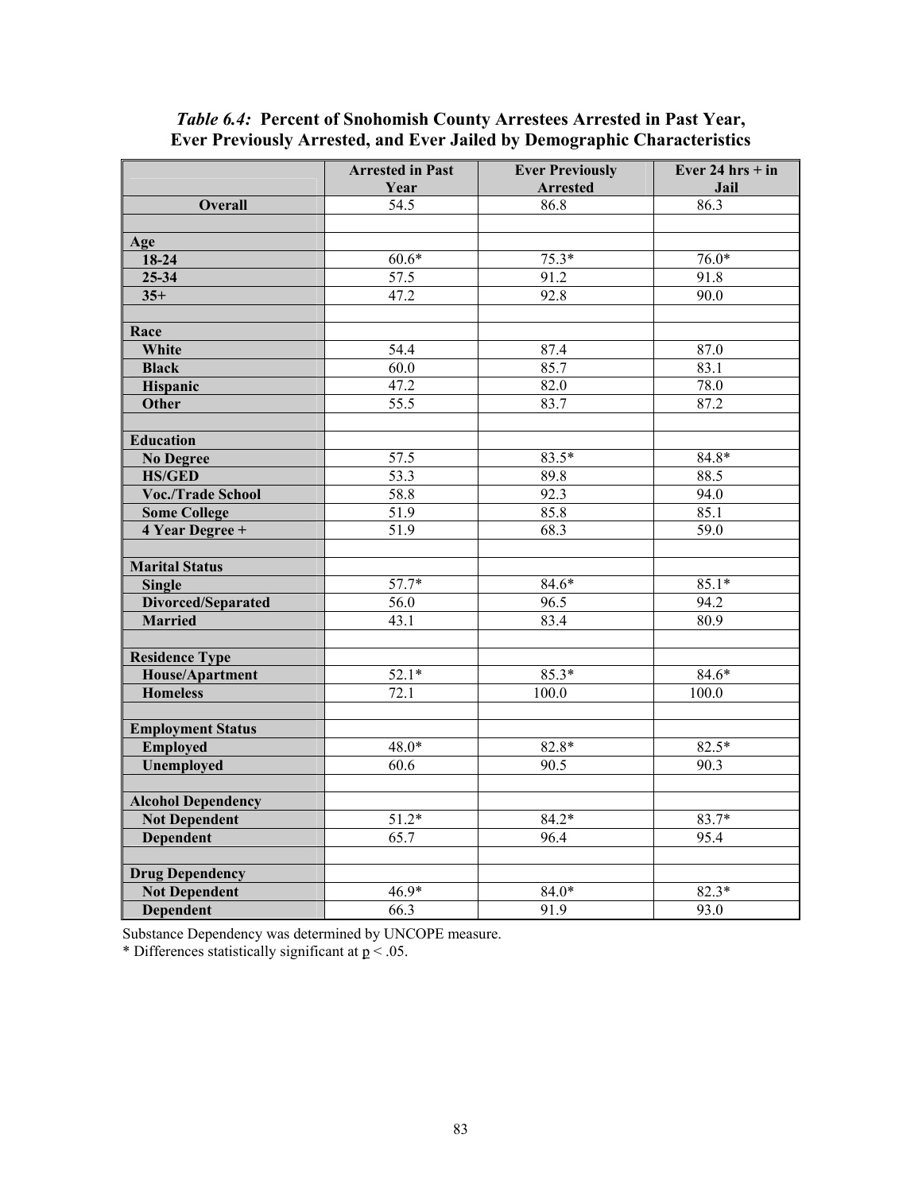*Table 6.4:* **Percent of Snohomish County Arrestees Arrested in Past Year, Ever Previously Arrested, and Ever Jailed by Demographic Characteristics**

| | Arrested in Past Year | Ever Previously Arrested | Ever 24 hrs + in Jail |
|---|---|---|---|
| **Overall** | 54.5 | 86.8 | 86.3 |
| | | | |
| **Age** | | | |
| **18-24** | 60.6* | 75.3* | 76.0* |
| **25-34** | 57.5 | 91.2 | 91.8 |
| **35+** | 47.2 | 92.8 | 90.0 |
| | | | |
| **Race** | | | |
| **White** | 54.4 | 87.4 | 87.0 |
| **Black** | 60.0 | 85.7 | 83.1 |
| **Hispanic** | 47.2 | 82.0 | 78.0 |
| **Other** | 55.5 | 83.7 | 87.2 |
| | | | |
| **Education** | | | |
| **No Degree** | 57.5 | 83.5* | 84.8* |
| **HS/GED** | 53.3 | 89.8 | 88.5 |
| **Voc./Trade School** | 58.8 | 92.3 | 94.0 |
| **Some College** | 51.9 | 85.8 | 85.1 |
| **4 Year Degree +** | 51.9 | 68.3 | 59.0 |
| | | | |
| **Marital Status** | | | |
| **Single** | 57.7* | 84.6* | 85.1* |
| **Divorced/Separated** | 56.0 | 96.5 | 94.2 |
| **Married** | 43.1 | 83.4 | 80.9 |
| | | | |
| **Residence Type** | | | |
| **House/Apartment** | 52.1* | 85.3* | 84.6* |
| **Homeless** | 72.1 | 100.0 | 100.0 |
| | | | |
| **Employment Status** | | | |
| **Employed** | 48.0* | 82.8* | 82.5* |
| **Unemployed** | 60.6 | 90.5 | 90.3 |
| | | | |
| **Alcohol Dependency** | | | |
| **Not Dependent** | 51.2* | 84.2* | 83.7* |
| **Dependent** | 65.7 | 96.4 | 95.4 |
| | | | |
| **Drug Dependency** | | | |
| **Not Dependent** | 46.9* | 84.0* | 82.3* |
| **Dependent** | 66.3 | 91.9 | 93.0 |

Substance Dependency was determined by UNCOPE measure.
* Differences statistically significant at $p < .05$.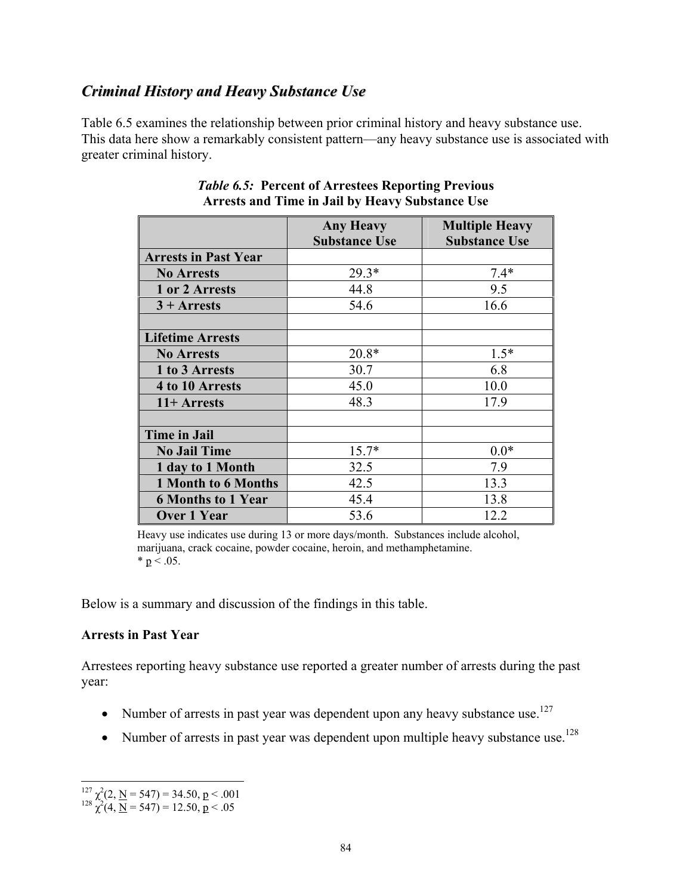## *Criminal History and Heavy Substance Use*

Table 6.5 examines the relationship between prior criminal history and heavy substance use. This data here show a remarkably consistent pattern—any heavy substance use is associated with greater criminal history.

***Table 6.5:*** **Percent of Arrestees Reporting Previous Arrests and Time in Jail by Heavy Substance Use**

| | Any Heavy Substance Use | Multiple Heavy Substance Use |
|---|---|---|
| **Arrests in Past Year** | | |
| **No Arrests** | 29.3* | 7.4* |
| **1 or 2 Arrests** | 44.8 | 9.5 |
| **3 + Arrests** | 54.6 | 16.6 |
| | | |
| **Lifetime Arrests** | | |
| **No Arrests** | 20.8* | 1.5* |
| **1 to 3 Arrests** | 30.7 | 6.8 |
| **4 to 10 Arrests** | 45.0 | 10.0 |
| **11+ Arrests** | 48.3 | 17.9 |
| | | |
| **Time in Jail** | | |
| **No Jail Time** | 15.7* | 0.0* |
| **1 day to 1 Month** | 32.5 | 7.9 |
| **1 Month to 6 Months** | 42.5 | 13.3 |
| **6 Months to 1 Year** | 45.4 | 13.8 |
| **Over 1 Year** | 53.6 | 12.2 |

Heavy use indicates use during 13 or more days/month. Substances include alcohol, marijuana, crack cocaine, powder cocaine, heroin, and methamphetamine.
* $p < .05$.

Below is a summary and discussion of the findings in this table.

**Arrests in Past Year**

Arrestees reporting heavy substance use reported a greater number of arrests during the past year:

- Number of arrests in past year was dependent upon any heavy substance use.[127]
- Number of arrests in past year was dependent upon multiple heavy substance use.[128]

---

[127] $\chi^2(2, N = 547) = 34.50, p < .001$
[128] $\chi^2(4, N = 547) = 12.50, p < .05$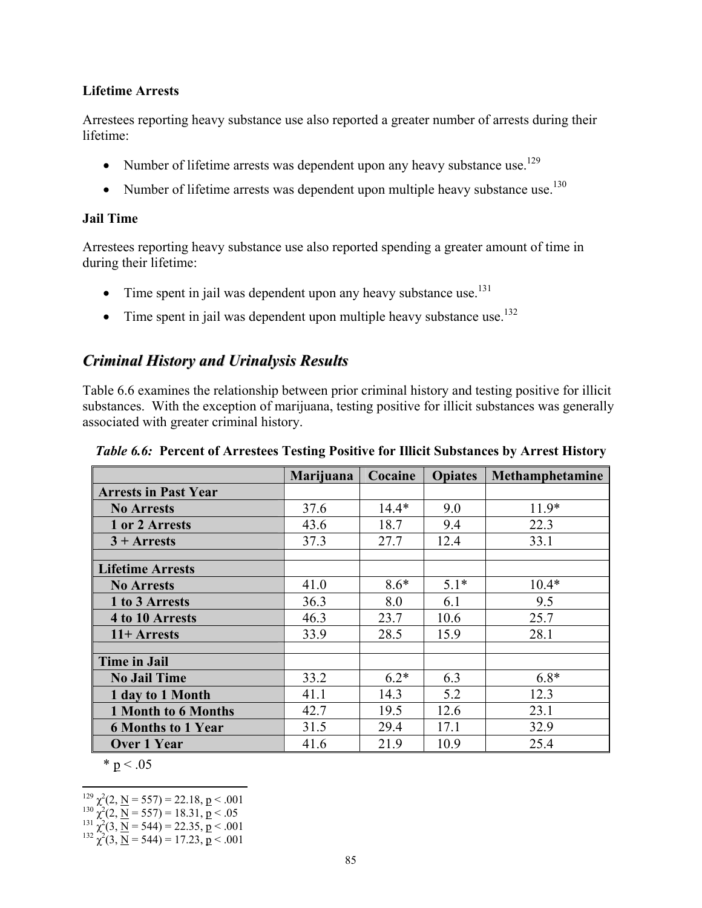**Lifetime Arrests**

Arrestees reporting heavy substance use also reported a greater number of arrests during their lifetime:

- Number of lifetime arrests was dependent upon any heavy substance use.[129]
- Number of lifetime arrests was dependent upon multiple heavy substance use.[130]

**Jail Time**

Arrestees reporting heavy substance use also reported spending a greater amount of time in during their lifetime:

- Time spent in jail was dependent upon any heavy substance use.[131]
- Time spent in jail was dependent upon multiple heavy substance use.[132]

## *Criminal History and Urinalysis Results*

Table 6.6 examines the relationship between prior criminal history and testing positive for illicit substances. With the exception of marijuana, testing positive for illicit substances was generally associated with greater criminal history.

***Table 6.6:* Percent of Arrestees Testing Positive for Illicit Substances by Arrest History**

| | Marijuana | Cocaine | Opiates | Methamphetamine |
|---|---|---|---|---|
| **Arrests in Past Year** | | | | |
| **No Arrests** | 37.6 | 14.4* | 9.0 | 11.9* |
| **1 or 2 Arrests** | 43.6 | 18.7 | 9.4 | 22.3 |
| **3 + Arrests** | 37.3 | 27.7 | 12.4 | 33.1 |
| | | | | |
| **Lifetime Arrests** | | | | |
| **No Arrests** | 41.0 | 8.6* | 5.1* | 10.4* |
| **1 to 3 Arrests** | 36.3 | 8.0 | 6.1 | 9.5 |
| **4 to 10 Arrests** | 46.3 | 23.7 | 10.6 | 25.7 |
| **11+ Arrests** | 33.9 | 28.5 | 15.9 | 28.1 |
| | | | | |
| **Time in Jail** | | | | |
| **No Jail Time** | 33.2 | 6.2* | 6.3 | 6.8* |
| **1 day to 1 Month** | 41.1 | 14.3 | 5.2 | 12.3 |
| **1 Month to 6 Months** | 42.7 | 19.5 | 12.6 | 23.1 |
| **6 Months to 1 Year** | 31.5 | 29.4 | 17.1 | 32.9 |
| **Over 1 Year** | 41.6 | 21.9 | 10.9 | 25.4 |

* $\underline{p} < .05$

---

[129] $\chi^2(2, \underline{N} = 557) = 22.18, \underline{p} < .001$

[130] $\chi^2(2, \underline{N} = 557) = 18.31, \underline{p} < .05$

[131] $\chi^2(3, \underline{N} = 544) = 22.35, \underline{p} < .001$

[132] $\chi^2(3, \underline{N} = 544) = 17.23, \underline{p} < .001$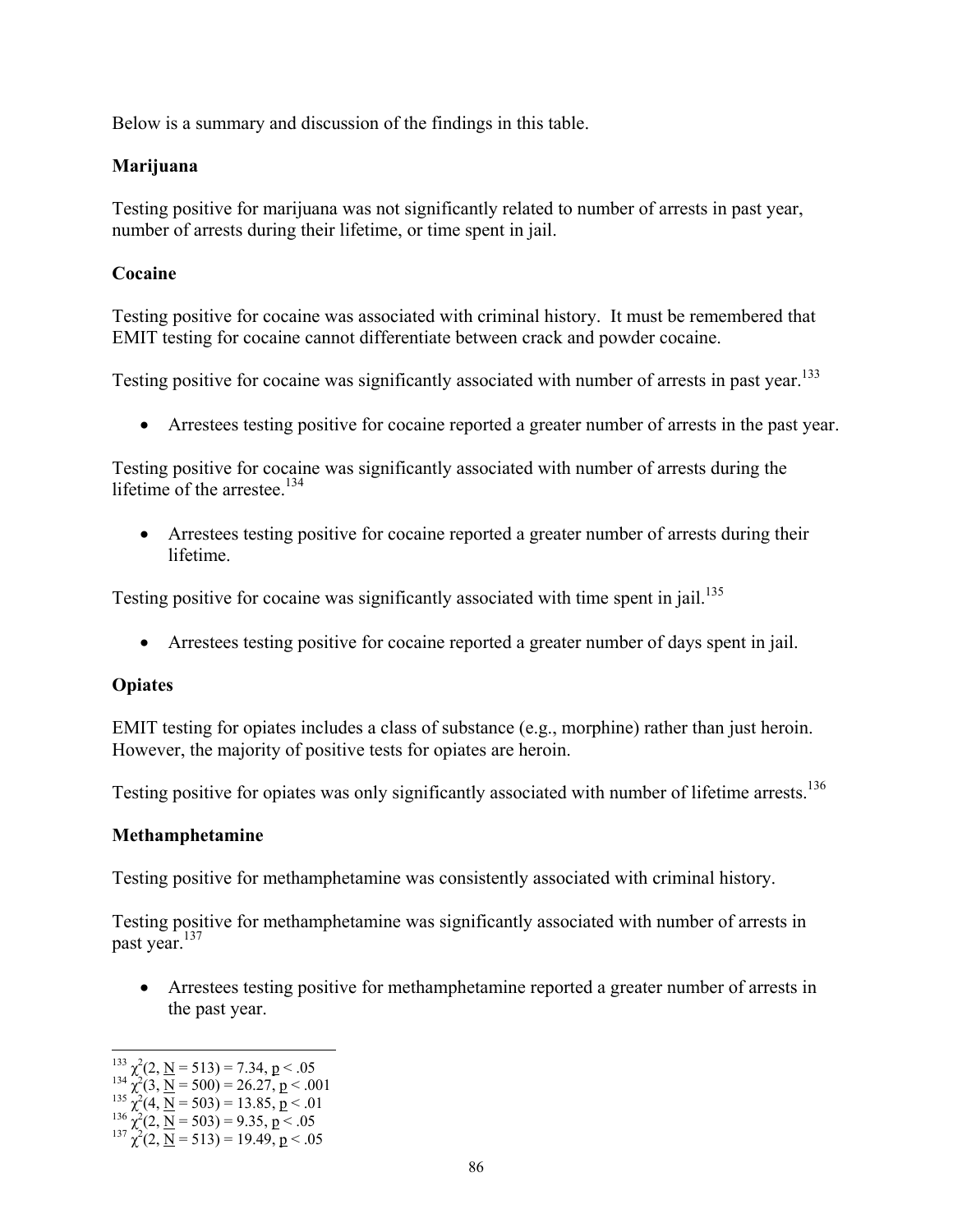Below is a summary and discussion of the findings in this table.

**Marijuana**

Testing positive for marijuana was not significantly related to number of arrests in past year, number of arrests during their lifetime, or time spent in jail.

**Cocaine**

Testing positive for cocaine was associated with criminal history. It must be remembered that EMIT testing for cocaine cannot differentiate between crack and powder cocaine.

Testing positive for cocaine was significantly associated with number of arrests in past year.[133]

- Arrestees testing positive for cocaine reported a greater number of arrests in the past year.

Testing positive for cocaine was significantly associated with number of arrests during the lifetime of the arrestee.[134]

- Arrestees testing positive for cocaine reported a greater number of arrests during their lifetime.

Testing positive for cocaine was significantly associated with time spent in jail.[135]

- Arrestees testing positive for cocaine reported a greater number of days spent in jail.

**Opiates**

EMIT testing for opiates includes a class of substance (e.g., morphine) rather than just heroin. However, the majority of positive tests for opiates are heroin.

Testing positive for opiates was only significantly associated with number of lifetime arrests.[136]

**Methamphetamine**

Testing positive for methamphetamine was consistently associated with criminal history.

Testing positive for methamphetamine was significantly associated with number of arrests in past year.[137]

- Arrestees testing positive for methamphetamine reported a greater number of arrests in the past year.

---

[133] $\chi^2(2, \underline{N} = 513) = 7.34, \underline{p} < .05$
[134] $\chi^2(3, \underline{N} = 500) = 26.27, \underline{p} < .001$
[135] $\chi^2(4, \underline{N} = 503) = 13.85, \underline{p} < .01$
[136] $\chi^2(2, \underline{N} = 503) = 9.35, \underline{p} < .05$
[137] $\chi^2(2, \underline{N} = 513) = 19.49, \underline{p} < .05$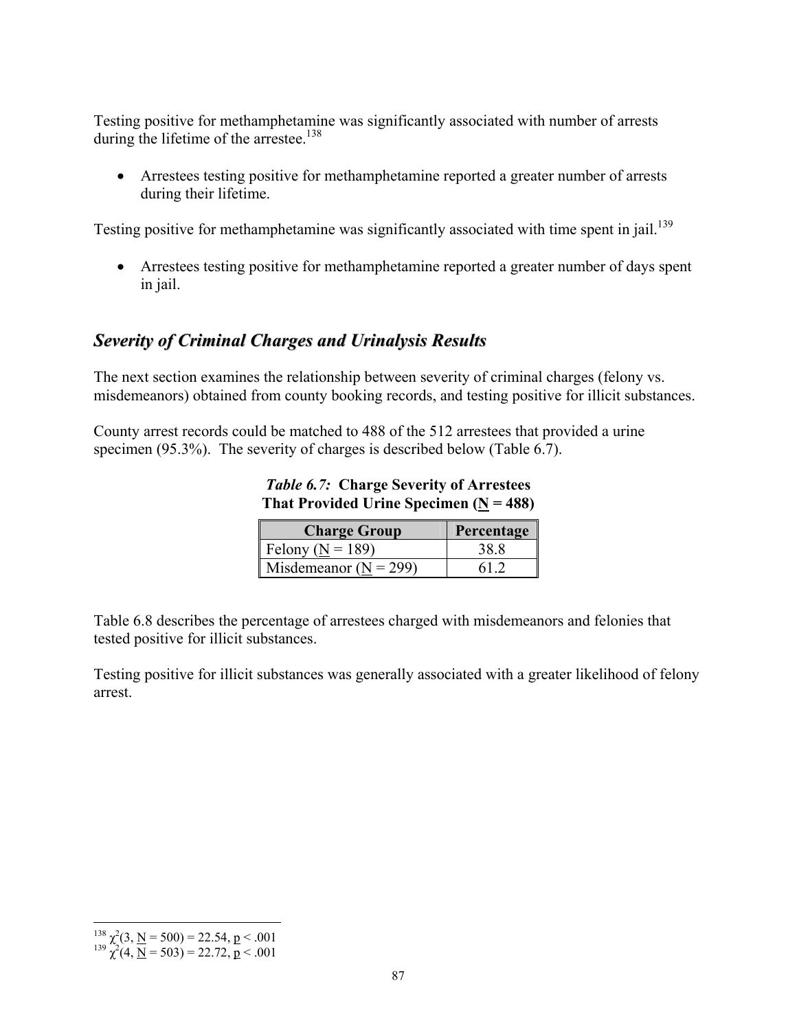Testing positive for methamphetamine was significantly associated with number of arrests during the lifetime of the arrestee.[138]

- Arrestees testing positive for methamphetamine reported a greater number of arrests during their lifetime.

Testing positive for methamphetamine was significantly associated with time spent in jail.[139]

- Arrestees testing positive for methamphetamine reported a greater number of days spent in jail.

## *Severity of Criminal Charges and Urinalysis Results*

The next section examines the relationship between severity of criminal charges (felony vs. misdemeanors) obtained from county booking records, and testing positive for illicit substances.

County arrest records could be matched to 488 of the 512 arrestees that provided a urine specimen (95.3%). The severity of charges is described below (Table 6.7).

***Table 6.7:*** **Charge Severity of Arrestees That Provided Urine Specimen ($\underline{N}$ = 488)**

| Charge Group | Percentage |
|---|---|
| Felony ($\underline{N}$ = 189) | 38.8 |
| Misdemeanor ($\underline{N}$ = 299) | 61.2 |

Table 6.8 describes the percentage of arrestees charged with misdemeanors and felonies that tested positive for illicit substances.

Testing positive for illicit substances was generally associated with a greater likelihood of felony arrest.

---

[138] $\chi^2(3, \underline{N} = 500) = 22.54, \underline{p} < .001$

[139] $\chi^2(4, \underline{N} = 503) = 22.72, \underline{p} < .001$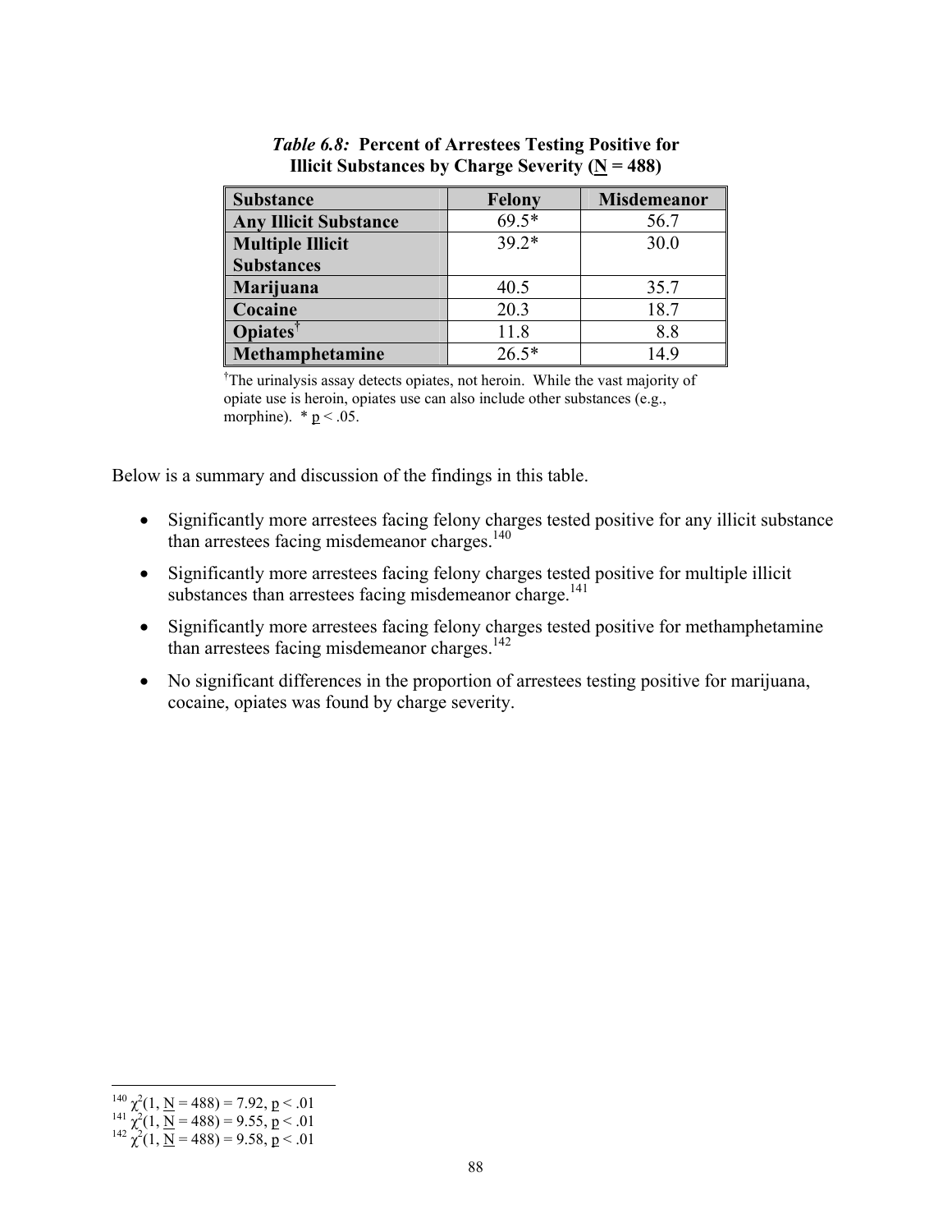***Table 6.8:* Percent of Arrestees Testing Positive for Illicit Substances by Charge Severity (N = 488)**

| Substance | Felony | Misdemeanor |
|---|---|---|
| **Any Illicit Substance** | 69.5* | 56.7 |
| **Multiple Illicit Substances** | 39.2* | 30.0 |
| **Marijuana** | 40.5 | 35.7 |
| **Cocaine** | 20.3 | 18.7 |
| **Opiates†** | 11.8 | 8.8 |
| **Methamphetamine** | 26.5* | 14.9 |

†The urinalysis assay detects opiates, not heroin. While the vast majority of opiate use is heroin, opiates use can also include other substances (e.g., morphine). * $p < .05$.

Below is a summary and discussion of the findings in this table.

- Significantly more arrestees facing felony charges tested positive for any illicit substance than arrestees facing misdemeanor charges.[140]
- Significantly more arrestees facing felony charges tested positive for multiple illicit substances than arrestees facing misdemeanor charge.[141]
- Significantly more arrestees facing felony charges tested positive for methamphetamine than arrestees facing misdemeanor charges.[142]
- No significant differences in the proportion of arrestees testing positive for marijuana, cocaine, opiates was found by charge severity.

---

[140] $\chi^2(1, N = 488) = 7.92, p < .01$

[141] $\chi^2(1, N = 488) = 9.55, p < .01$

[142] $\chi^2(1, N = 488) = 9.58, p < .01$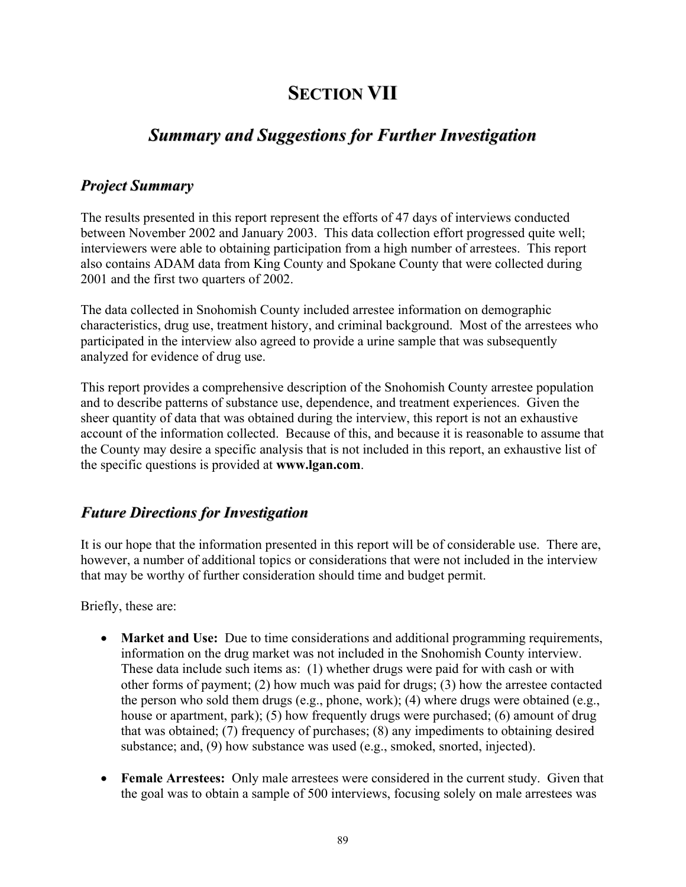# SECTION VII

## *Summary and Suggestions for Further Investigation*

### *Project Summary*

The results presented in this report represent the efforts of 47 days of interviews conducted between November 2002 and January 2003. This data collection effort progressed quite well; interviewers were able to obtaining participation from a high number of arrestees. This report also contains ADAM data from King County and Spokane County that were collected during 2001 and the first two quarters of 2002.

The data collected in Snohomish County included arrestee information on demographic characteristics, drug use, treatment history, and criminal background. Most of the arrestees who participated in the interview also agreed to provide a urine sample that was subsequently analyzed for evidence of drug use.

This report provides a comprehensive description of the Snohomish County arrestee population and to describe patterns of substance use, dependence, and treatment experiences. Given the sheer quantity of data that was obtained during the interview, this report is not an exhaustive account of the information collected. Because of this, and because it is reasonable to assume that the County may desire a specific analysis that is not included in this report, an exhaustive list of the specific questions is provided at **www.lgan.com**.

### *Future Directions for Investigation*

It is our hope that the information presented in this report will be of considerable use. There are, however, a number of additional topics or considerations that were not included in the interview that may be worthy of further consideration should time and budget permit.

Briefly, these are:

- **Market and Use:** Due to time considerations and additional programming requirements, information on the drug market was not included in the Snohomish County interview. These data include such items as: (1) whether drugs were paid for with cash or with other forms of payment; (2) how much was paid for drugs; (3) how the arrestee contacted the person who sold them drugs (e.g., phone, work); (4) where drugs were obtained (e.g., house or apartment, park); (5) how frequently drugs were purchased; (6) amount of drug that was obtained; (7) frequency of purchases; (8) any impediments to obtaining desired substance; and, (9) how substance was used (e.g., smoked, snorted, injected).
- **Female Arrestees:** Only male arrestees were considered in the current study. Given that the goal was to obtain a sample of 500 interviews, focusing solely on male arrestees was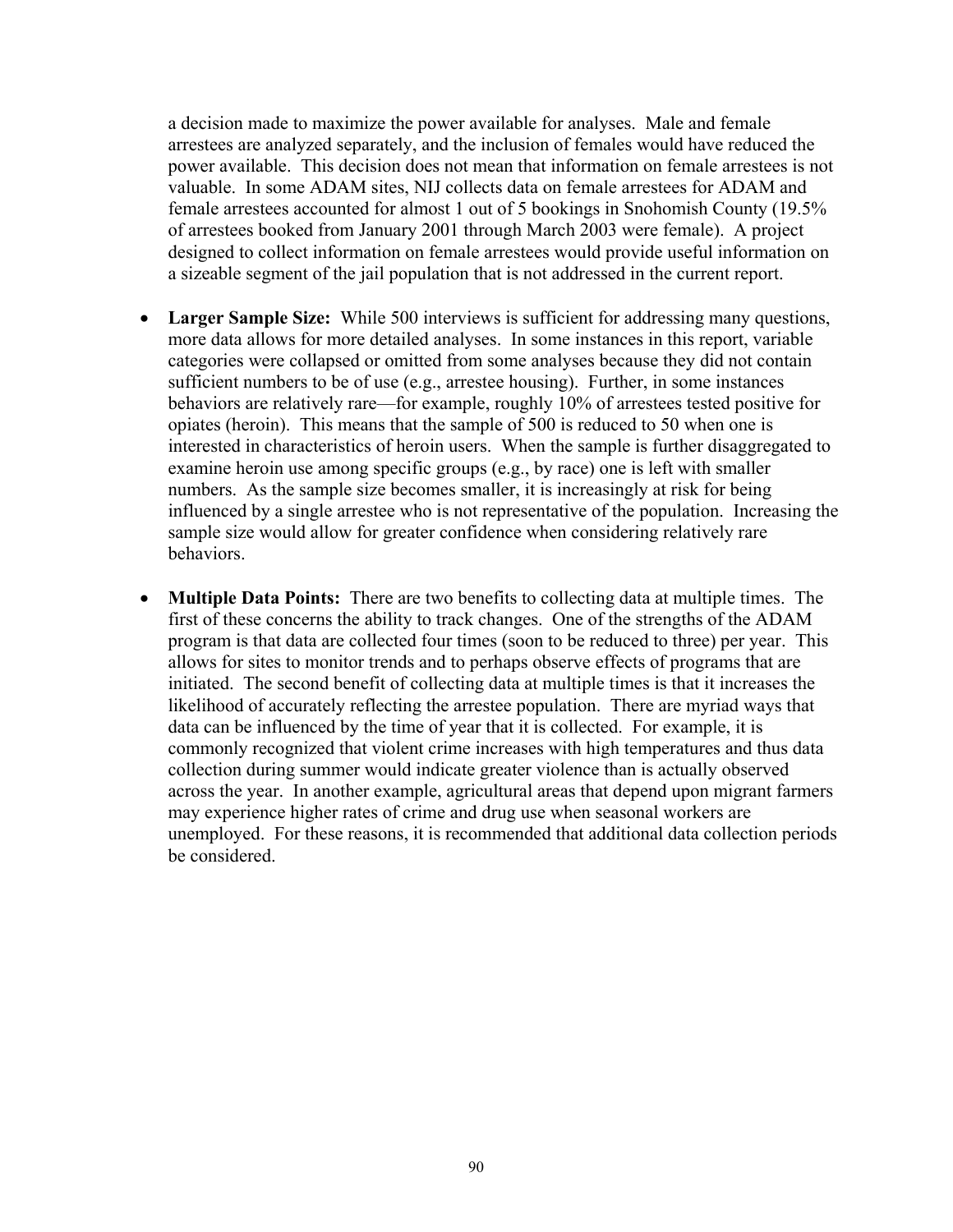a decision made to maximize the power available for analyses. Male and female arrestees are analyzed separately, and the inclusion of females would have reduced the power available. This decision does not mean that information on female arrestees is not valuable. In some ADAM sites, NIJ collects data on female arrestees for ADAM and female arrestees accounted for almost 1 out of 5 bookings in Snohomish County (19.5% of arrestees booked from January 2001 through March 2003 were female). A project designed to collect information on female arrestees would provide useful information on a sizeable segment of the jail population that is not addressed in the current report.

- **Larger Sample Size:** While 500 interviews is sufficient for addressing many questions, more data allows for more detailed analyses. In some instances in this report, variable categories were collapsed or omitted from some analyses because they did not contain sufficient numbers to be of use (e.g., arrestee housing). Further, in some instances behaviors are relatively rare—for example, roughly 10% of arrestees tested positive for opiates (heroin). This means that the sample of 500 is reduced to 50 when one is interested in characteristics of heroin users. When the sample is further disaggregated to examine heroin use among specific groups (e.g., by race) one is left with smaller numbers. As the sample size becomes smaller, it is increasingly at risk for being influenced by a single arrestee who is not representative of the population. Increasing the sample size would allow for greater confidence when considering relatively rare behaviors.

- **Multiple Data Points:** There are two benefits to collecting data at multiple times. The first of these concerns the ability to track changes. One of the strengths of the ADAM program is that data are collected four times (soon to be reduced to three) per year. This allows for sites to monitor trends and to perhaps observe effects of programs that are initiated. The second benefit of collecting data at multiple times is that it increases the likelihood of accurately reflecting the arrestee population. There are myriad ways that data can be influenced by the time of year that it is collected. For example, it is commonly recognized that violent crime increases with high temperatures and thus data collection during summer would indicate greater violence than is actually observed across the year. In another example, agricultural areas that depend upon migrant farmers may experience higher rates of crime and drug use when seasonal workers are unemployed. For these reasons, it is recommended that additional data collection periods be considered.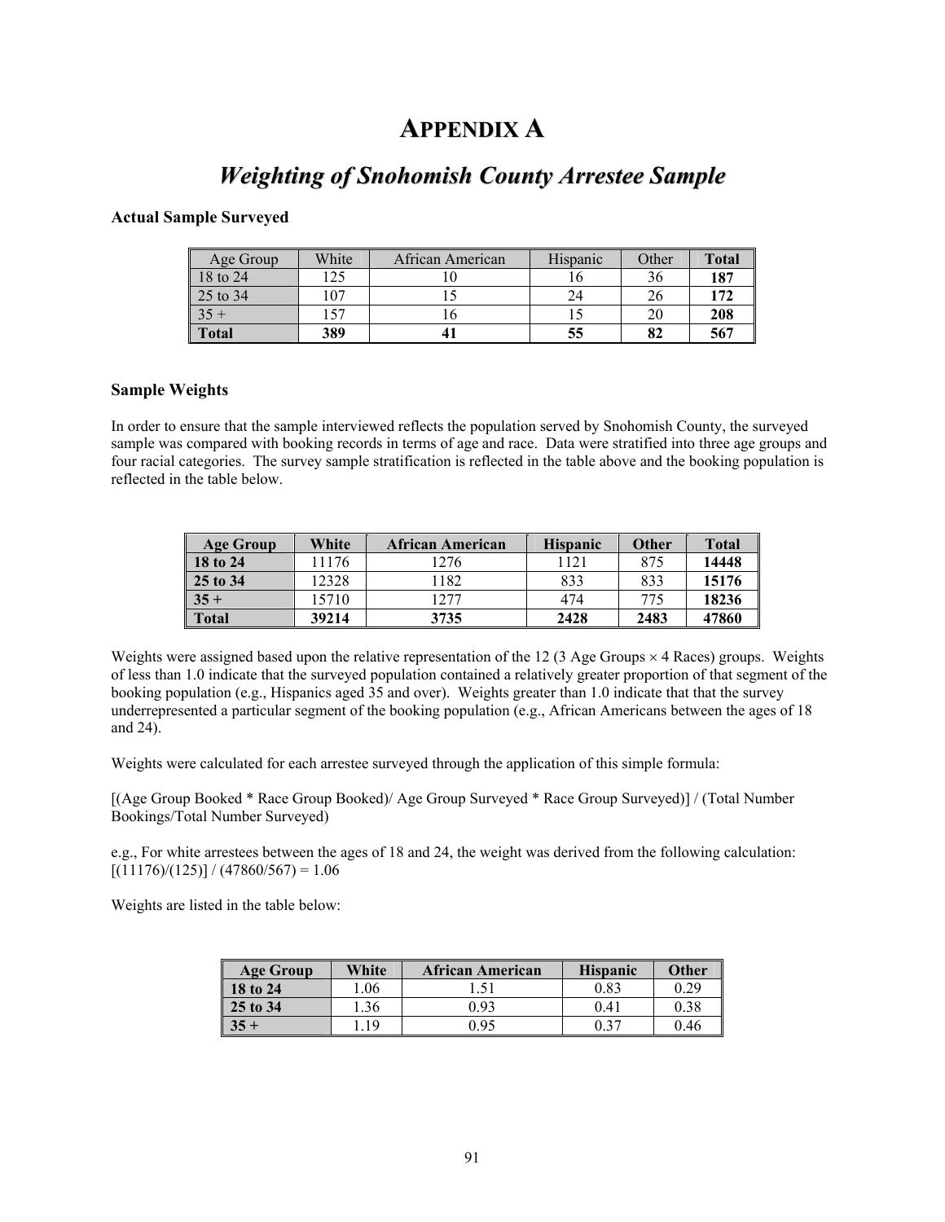# APPENDIX A

## *Weighting of Snohomish County Arrestee Sample*

### Actual Sample Surveyed

| Age Group | White | African American | Hispanic | Other | **Total** |
|---|---|---|---|---|---|
| 18 to 24 | 125 | 10 | 16 | 36 | **187** |
| 25 to 34 | 107 | 15 | 24 | 26 | **172** |
| 35 + | 157 | 16 | 15 | 20 | **208** |
| **Total** | **389** | **41** | **55** | **82** | **567** |

### Sample Weights

In order to ensure that the sample interviewed reflects the population served by Snohomish County, the surveyed sample was compared with booking records in terms of age and race. Data were stratified into three age groups and four racial categories. The survey sample stratification is reflected in the table above and the booking population is reflected in the table below.

| **Age Group** | **White** | **African American** | **Hispanic** | **Other** | **Total** |
|---|---|---|---|---|---|
| **18 to 24** | 11176 | 1276 | 1121 | 875 | **14448** |
| **25 to 34** | 12328 | 1182 | 833 | 833 | **15176** |
| **35 +** | 15710 | 1277 | 474 | 775 | **18236** |
| **Total** | **39214** | **3735** | **2428** | **2483** | **47860** |

Weights were assigned based upon the relative representation of the 12 (3 Age Groups × 4 Races) groups. Weights of less than 1.0 indicate that the surveyed population contained a relatively greater proportion of that segment of the booking population (e.g., Hispanics aged 35 and over). Weights greater than 1.0 indicate that that the survey underrepresented a particular segment of the booking population (e.g., African Americans between the ages of 18 and 24).

Weights were calculated for each arrestee surveyed through the application of this simple formula:

[(Age Group Booked * Race Group Booked)/ Age Group Surveyed * Race Group Surveyed)] / (Total Number Bookings/Total Number Surveyed)

e.g., For white arrestees between the ages of 18 and 24, the weight was derived from the following calculation: [(11176)/(125)] / (47860/567) = 1.06

Weights are listed in the table below:

| **Age Group** | **White** | **African American** | **Hispanic** | **Other** |
|---|---|---|---|---|
| **18 to 24** | 1.06 | 1.51 | 0.83 | 0.29 |
| **25 to 34** | 1.36 | 0.93 | 0.41 | 0.38 |
| **35 +** | 1.19 | 0.95 | 0.37 | 0.46 |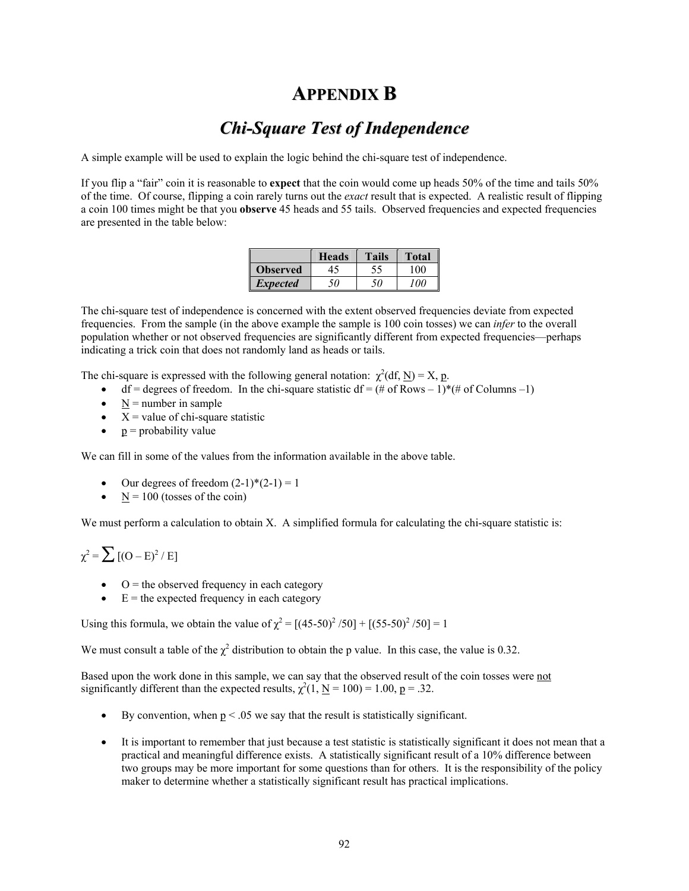# APPENDIX B

## *Chi-Square Test of Independence*

A simple example will be used to explain the logic behind the chi-square test of independence.

If you flip a "fair" coin it is reasonable to **expect** that the coin would come up heads 50% of the time and tails 50% of the time. Of course, flipping a coin rarely turns out the *exact* result that is expected. A realistic result of flipping a coin 100 times might be that you **observe** 45 heads and 55 tails. Observed frequencies and expected frequencies are presented in the table below:

| | **Heads** | **Tails** | **Total** |
|---|---|---|---|
| **Observed** | 45 | 55 | 100 |
| ***Expected*** | *50* | *50* | *100* |

The chi-square test of independence is concerned with the extent observed frequencies deviate from expected frequencies. From the sample (in the above example the sample is 100 coin tosses) we can *infer* to the overall population whether or not observed frequencies are significantly different from expected frequencies—perhaps indicating a trick coin that does not randomly land as heads or tails.

The chi-square is expressed with the following general notation: $\chi^2(\text{df}, \underline{N}) = X, \underline{p}$.

- df = degrees of freedom. In the chi-square statistic df = (# of Rows – 1)*(# of Columns –1)
- $\underline{N}$ = number in sample
- X = value of chi-square statistic
- $\underline{p}$ = probability value

We can fill in some of the values from the information available in the above table.

- Our degrees of freedom (2-1)*(2-1) = 1
- $\underline{N}$ = 100 (tosses of the coin)

We must perform a calculation to obtain X. A simplified formula for calculating the chi-square statistic is:

$$\chi^2 = \sum [(O - E)^2 / E]$$

- O = the observed frequency in each category
- E = the expected frequency in each category

Using this formula, we obtain the value of $\chi^2 = [(45\text{-}50)^2 / 50] + [(55\text{-}50)^2 / 50] = 1$

We must consult a table of the $\chi^2$ distribution to obtain the p value. In this case, the value is 0.32.

Based upon the work done in this sample, we can say that the observed result of the coin tosses were not significantly different than the expected results, $\chi^2(1, \underline{N} = 100) = 1.00$, $\underline{p} = .32$.

- By convention, when $\underline{p} < .05$ we say that the result is statistically significant.
- It is important to remember that just because a test statistic is statistically significant it does not mean that a practical and meaningful difference exists. A statistically significant result of a 10% difference between two groups may be more important for some questions than for others. It is the responsibility of the policy maker to determine whether a statistically significant result has practical implications.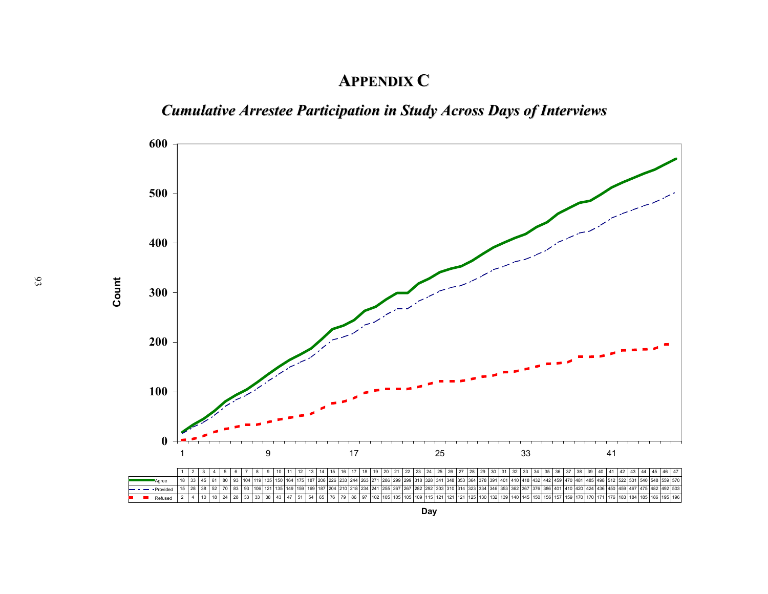# APPENDIX C

## *Cumulative Arrestee Participation in Study Across Days of Interviews*

| | 1 | 2 | 3 | 4 | 5 | 6 | 7 | 8 | 9 | 10 | 11 | 12 | 13 | 14 | 15 | 16 | 17 | 18 | 19 | 20 | 21 | 22 | 23 | 24 | 25 | 26 | 27 | 28 | 29 | 30 | 31 | 32 | 33 | 34 | 35 | 36 | 37 | 38 | 39 | 40 | 41 | 42 | 43 | 44 | 45 | 46 | 47 |
|---|---|---|---|---|---|---|---|---|---|---|---|---|---|---|---|---|---|---|---|---|---|---|---|---|---|---|---|---|---|---|---|---|---|---|---|---|---|---|---|---|---|---|---|---|---|---|---|
| Agree | 18 | 33 | 45 | 61 | 80 | 93 | 104 | 119 | 135 | 150 | 164 | 175 | 187 | 206 | 226 | 233 | 244 | 263 | 271 | 286 | 299 | 299 | 318 | 328 | 341 | 348 | 353 | 364 | 378 | 391 | 401 | 410 | 418 | 432 | 442 | 459 | 470 | 481 | 485 | 498 | 512 | 522 | 531 | 540 | 548 | 559 | 570 |
| Provided | 15 | 28 | 38 | 52 | 70 | 83 | 93 | 106 | 121 | 135 | 149 | 159 | 169 | 187 | 204 | 210 | 218 | 234 | 241 | 255 | 267 | 267 | 282 | 292 | 303 | 310 | 314 | 323 | 334 | 346 | 353 | 362 | 367 | 376 | 386 | 401 | 410 | 420 | 424 | 436 | 450 | 459 | 467 | 475 | 482 | 492 | 503 |
| Refused | 2 | 4 | 10 | 18 | 24 | 28 | 33 | 33 | 38 | 43 | 47 | 51 | 54 | 65 | 76 | 79 | 86 | 97 | 102 | 105 | 105 | 105 | 109 | 115 | 121 | 121 | 121 | 125 | 130 | 132 | 139 | 140 | 145 | 150 | 156 | 157 | 159 | 170 | 170 | 171 | 176 | 183 | 184 | 185 | 186 | 195 | 196 |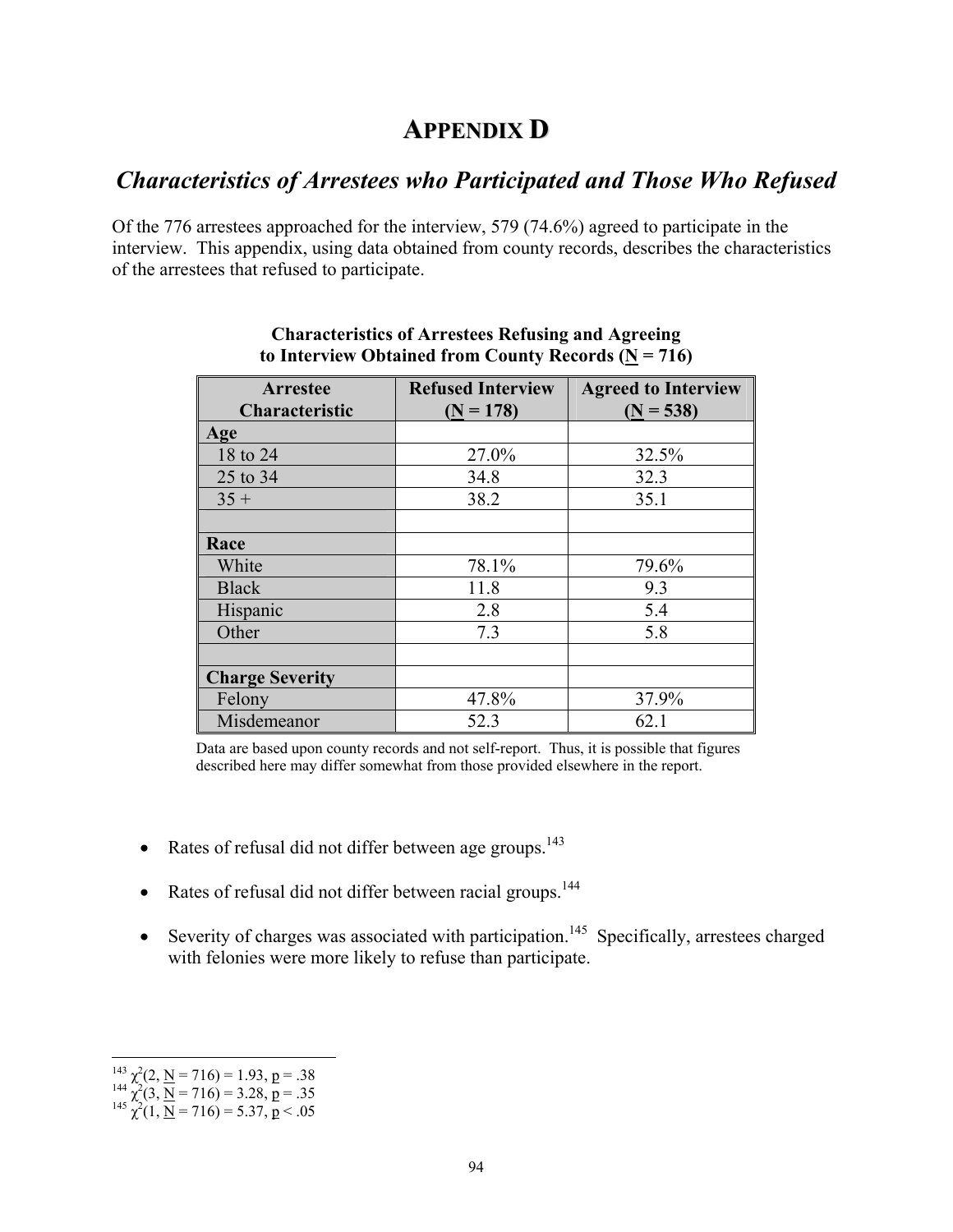# APPENDIX D

## *Characteristics of Arrestees who Participated and Those Who Refused*

Of the 776 arrestees approached for the interview, 579 (74.6%) agreed to participate in the interview. This appendix, using data obtained from county records, describes the characteristics of the arrestees that refused to participate.

**Characteristics of Arrestees Refusing and Agreeing to Interview Obtained from County Records (N = 716)**

| Arrestee Characteristic | Refused Interview (N = 178) | Agreed to Interview (N = 538) |
|---|---|---|
| **Age** | | |
| 18 to 24 | 27.0% | 32.5% |
| 25 to 34 | 34.8 | 32.3 |
| 35 + | 38.2 | 35.1 |
| | | |
| **Race** | | |
| White | 78.1% | 79.6% |
| Black | 11.8 | 9.3 |
| Hispanic | 2.8 | 5.4 |
| Other | 7.3 | 5.8 |
| | | |
| **Charge Severity** | | |
| Felony | 47.8% | 37.9% |
| Misdemeanor | 52.3 | 62.1 |

Data are based upon county records and not self-report. Thus, it is possible that figures described here may differ somewhat from those provided elsewhere in the report.

- Rates of refusal did not differ between age groups.[143]
- Rates of refusal did not differ between racial groups.[144]
- Severity of charges was associated with participation.[145] Specifically, arrestees charged with felonies were more likely to refuse than participate.

[143] $\chi^2(2, N = 716) = 1.93, p = .38$

[144] $\chi^2(3, N = 716) = 3.28, p = .35$

[145] $\chi^2(1, N = 716) = 5.37, p < .05$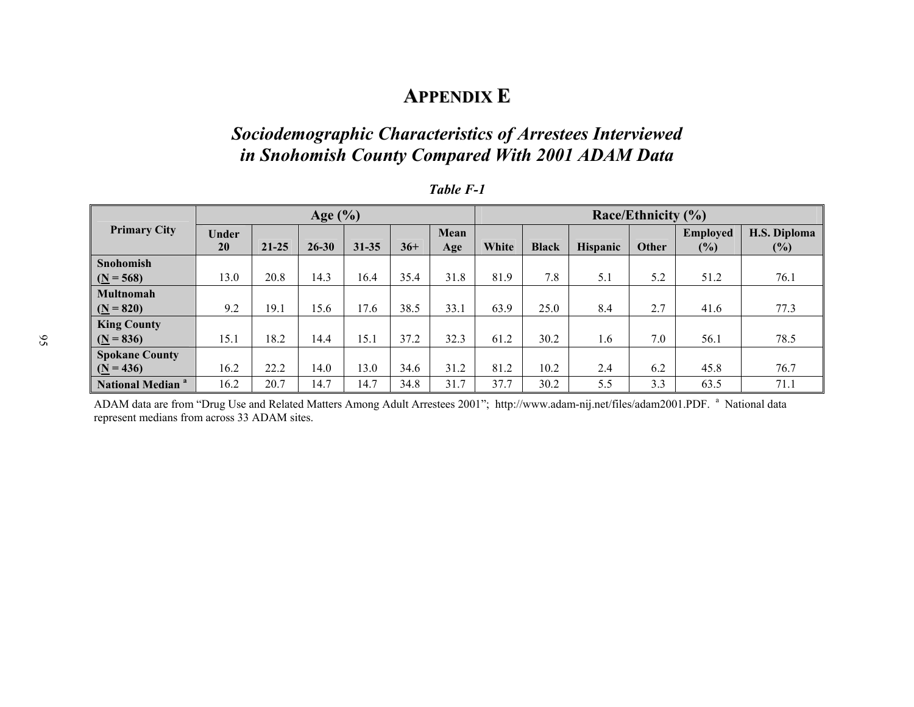# APPENDIX E

## *Sociodemographic Characteristics of Arrestees Interviewed in Snohomish County Compared With 2001 ADAM Data*

***Table F-1***

| Primary City | Age (%) | | | | | | Race/Ethnicity (%) | | | | | |
|---|---|---|---|---|---|---|---|---|---|---|---|---|
| | Under 20 | 21-25 | 26-30 | 31-35 | 36+ | Mean Age | White | Black | Hispanic | Other | Employed (%) | H.S. Diploma (%) |
| **Snohomish (N = 568)** | 13.0 | 20.8 | 14.3 | 16.4 | 35.4 | 31.8 | 81.9 | 7.8 | 5.1 | 5.2 | 51.2 | 76.1 |
| **Multnomah (N = 820)** | 9.2 | 19.1 | 15.6 | 17.6 | 38.5 | 33.1 | 63.9 | 25.0 | 8.4 | 2.7 | 41.6 | 77.3 |
| **King County (N = 836)** | 15.1 | 18.2 | 14.4 | 15.1 | 37.2 | 32.3 | 61.2 | 30.2 | 1.6 | 7.0 | 56.1 | 78.5 |
| **Spokane County (N = 436)** | 16.2 | 22.2 | 14.0 | 13.0 | 34.6 | 31.2 | 81.2 | 10.2 | 2.4 | 6.2 | 45.8 | 76.7 |
| **National Median [a]** | 16.2 | 20.7 | 14.7 | 14.7 | 34.8 | 31.7 | 37.7 | 30.2 | 5.5 | 3.3 | 63.5 | 71.1 |

ADAM data are from "Drug Use and Related Matters Among Adult Arrestees 2001"; http://www.adam-nij.net/files/adam2001.PDF. [a] National data represent medians from across 33 ADAM sites.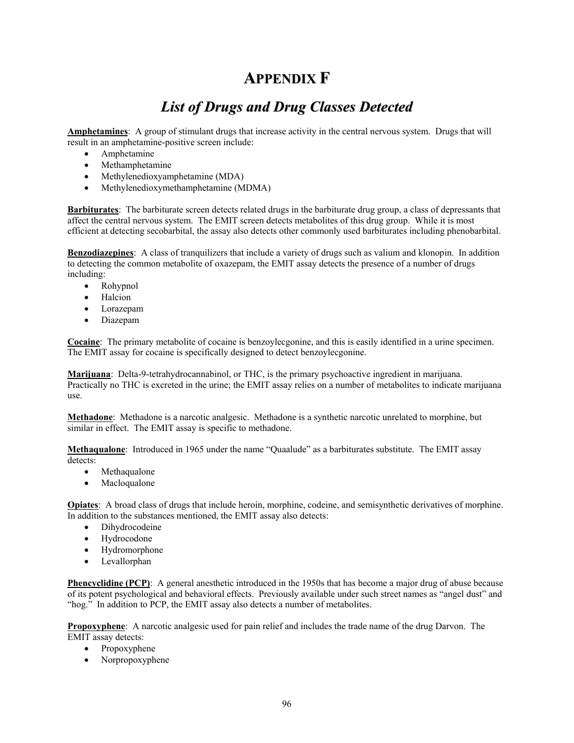# APPENDIX F

## *List of Drugs and Drug Classes Detected*

**Amphetamines**: A group of stimulant drugs that increase activity in the central nervous system. Drugs that will result in an amphetamine-positive screen include:

- Amphetamine
- Methamphetamine
- Methylenedioxyamphetamine (MDA)
- Methylenedioxymethamphetamine (MDMA)

**Barbiturates**: The barbiturate screen detects related drugs in the barbiturate drug group, a class of depressants that affect the central nervous system. The EMIT screen detects metabolites of this drug group. While it is most efficient at detecting secobarbital, the assay also detects other commonly used barbiturates including phenobarbital.

**Benzodiazepines**: A class of tranquilizers that include a variety of drugs such as valium and klonopin. In addition to detecting the common metabolite of oxazepam, the EMIT assay detects the presence of a number of drugs including:

- Rohypnol
- Halcion
- Lorazepam
- Diazepam

**Cocaine**: The primary metabolite of cocaine is benzoylecgonine, and this is easily identified in a urine specimen. The EMIT assay for cocaine is specifically designed to detect benzoylecgonine.

**Marijuana**: Delta-9-tetrahydrocannabinol, or THC, is the primary psychoactive ingredient in marijuana. Practically no THC is excreted in the urine; the EMIT assay relies on a number of metabolites to indicate marijuana use.

**Methadone**: Methadone is a narcotic analgesic. Methadone is a synthetic narcotic unrelated to morphine, but similar in effect. The EMIT assay is specific to methadone.

**Methaqualone**: Introduced in 1965 under the name "Quaalude" as a barbiturates substitute. The EMIT assay detects:

- Methaqualone
- Macloqualone

**Opiates**: A broad class of drugs that include heroin, morphine, codeine, and semisynthetic derivatives of morphine. In addition to the substances mentioned, the EMIT assay also detects:

- Dihydrocodeine
- Hydrocodone
- Hydromorphone
- Levallorphan

**Phencyclidine (PCP)**: A general anesthetic introduced in the 1950s that has become a major drug of abuse because of its potent psychological and behavioral effects. Previously available under such street names as "angel dust" and "hog." In addition to PCP, the EMIT assay also detects a number of metabolites.

**Propoxyphene**: A narcotic analgesic used for pain relief and includes the trade name of the drug Darvon. The EMIT assay detects:

- Propoxyphene
- Norpropoxyphene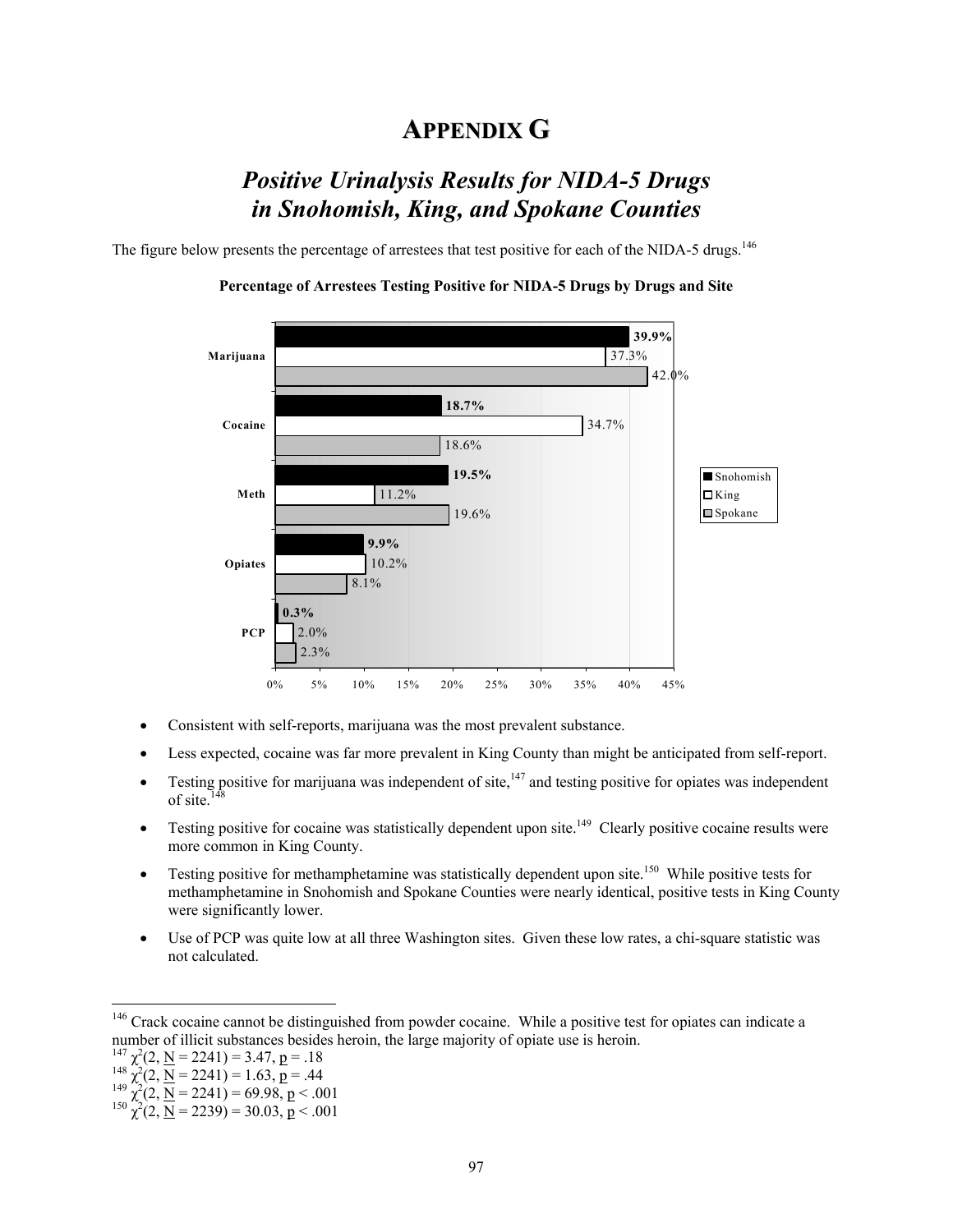# APPENDIX G

## *Positive Urinalysis Results for NIDA-5 Drugs in Snohomish, King, and Spokane Counties*

The figure below presents the percentage of arrestees that test positive for each of the NIDA-5 drugs.[146]

**Percentage of Arrestees Testing Positive for NIDA-5 Drugs by Drugs and Site**

| Drug | Snohomish | King | Spokane |
|---|---|---|---|
| Marijuana | 39.9% | 37.3% | 42.0% |
| Cocaine | 18.7% | 34.7% | 18.6% |
| Meth | 19.5% | 11.2% | 19.6% |
| Opiates | 9.9% | 10.2% | 8.1% |
| PCP | 0.3% | 2.0% | 2.3% |

- Consistent with self-reports, marijuana was the most prevalent substance.
- Less expected, cocaine was far more prevalent in King County than might be anticipated from self-report.
- Testing positive for marijuana was independent of site,[147] and testing positive for opiates was independent of site.[148]
- Testing positive for cocaine was statistically dependent upon site.[149] Clearly positive cocaine results were more common in King County.
- Testing positive for methamphetamine was statistically dependent upon site.[150] While positive tests for methamphetamine in Snohomish and Spokane Counties were nearly identical, positive tests in King County were significantly lower.
- Use of PCP was quite low at all three Washington sites. Given these low rates, a chi-square statistic was not calculated.

---

[146] Crack cocaine cannot be distinguished from powder cocaine. While a positive test for opiates can indicate a number of illicit substances besides heroin, the large majority of opiate use is heroin.

[147] $\chi^2(2, N = 2241) = 3.47, p = .18$

[148] $\chi^2(2, N = 2241) = 1.63, p = .44$

[149] $\chi^2(2, N = 2241) = 69.98, p < .001$

[150] $\chi^2(2, N = 2239) = 30.03, p < .001$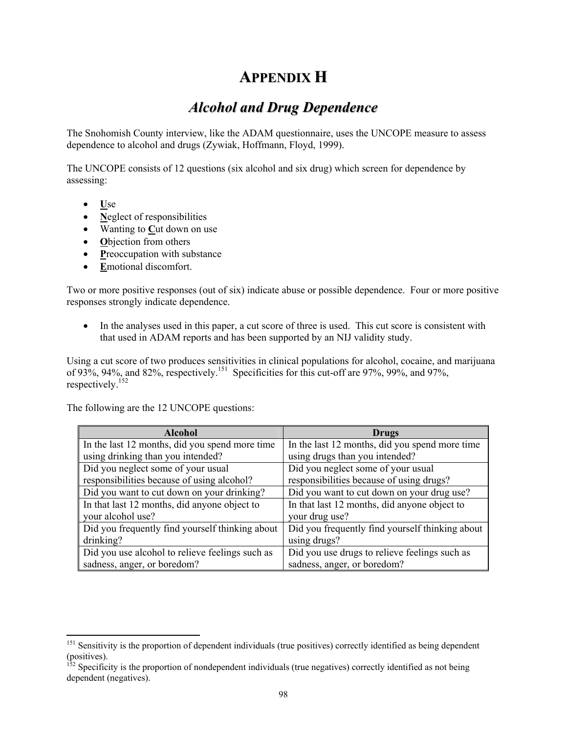# APPENDIX H

## *Alcohol and Drug Dependence*

The Snohomish County interview, like the ADAM questionnaire, uses the UNCOPE measure to assess dependence to alcohol and drugs (Zywiak, Hoffmann, Floyd, 1999).

The UNCOPE consists of 12 questions (six alcohol and six drug) which screen for dependence by assessing:

- **U**se
- **N**eglect of responsibilities
- Wanting to **C**ut down on use
- **O**bjection from others
- **P**reoccupation with substance
- **E**motional discomfort.

Two or more positive responses (out of six) indicate abuse or possible dependence. Four or more positive responses strongly indicate dependence.

- In the analyses used in this paper, a cut score of three is used. This cut score is consistent with that used in ADAM reports and has been supported by an NIJ validity study.

Using a cut score of two produces sensitivities in clinical populations for alcohol, cocaine, and marijuana of 93%, 94%, and 82%, respectively.[151] Specificities for this cut-off are 97%, 99%, and 97%, respectively.[152]

The following are the 12 UNCOPE questions:

| Alcohol | Drugs |
|---|---|
| In the last 12 months, did you spend more time using drinking than you intended? | In the last 12 months, did you spend more time using drugs than you intended? |
| Did you neglect some of your usual responsibilities because of using alcohol? | Did you neglect some of your usual responsibilities because of using drugs? |
| Did you want to cut down on your drinking? | Did you want to cut down on your drug use? |
| In that last 12 months, did anyone object to your alcohol use? | In that last 12 months, did anyone object to your drug use? |
| Did you frequently find yourself thinking about drinking? | Did you frequently find yourself thinking about using drugs? |
| Did you use alcohol to relieve feelings such as sadness, anger, or boredom? | Did you use drugs to relieve feelings such as sadness, anger, or boredom? |

[151] Sensitivity is the proportion of dependent individuals (true positives) correctly identified as being dependent (positives).

[152] Specificity is the proportion of nondependent individuals (true negatives) correctly identified as not being dependent (negatives).